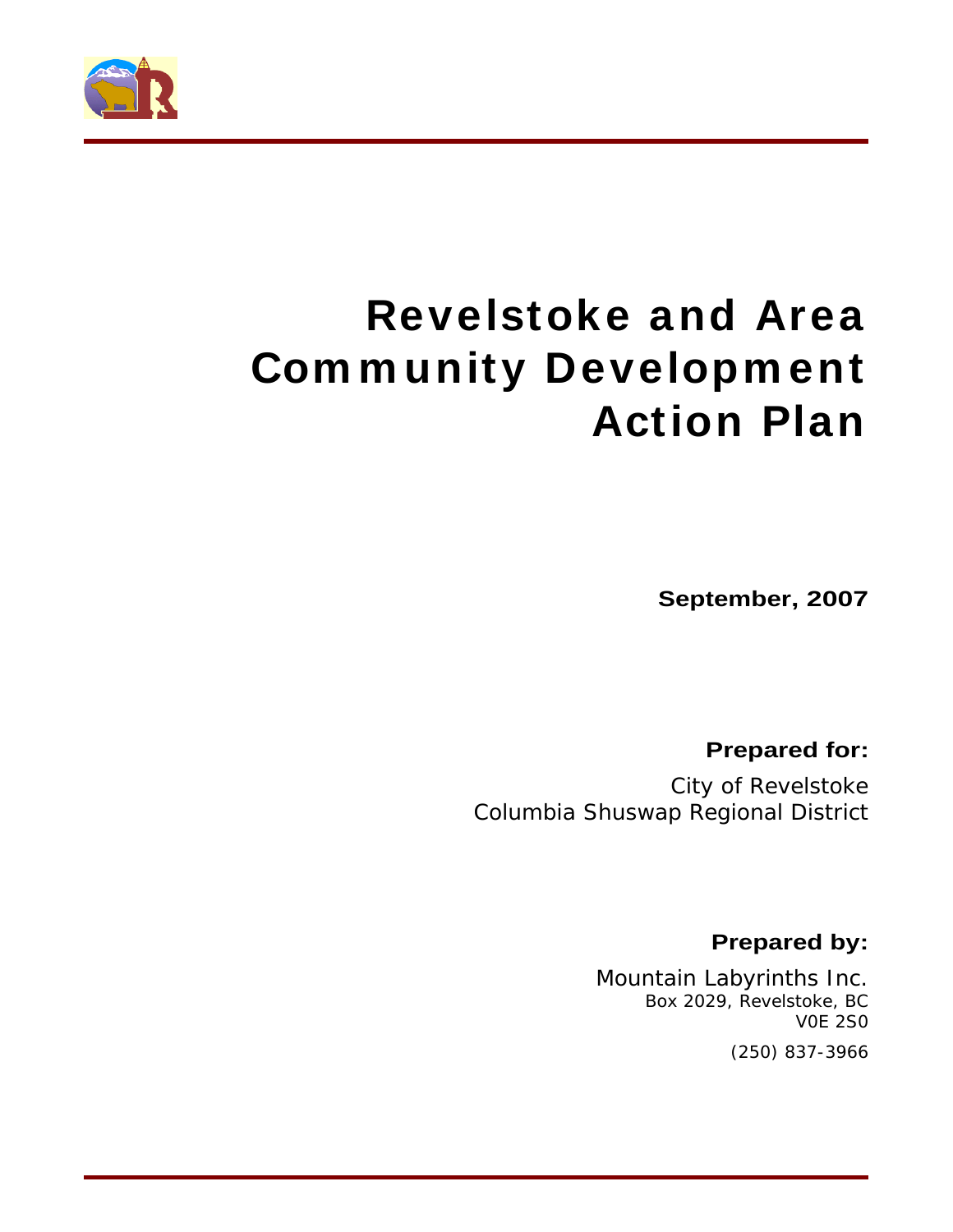# Revelstoke and Area Community Development Action Plan

**September, 2007**

**Prepared for:**

City of Revelstoke
Columbia Shuswap Regional District

**Prepared by:**

Mountain Labyrinths Inc.
Box 2029, Revelstoke, BC
V0E 2S0

(250) 837-3966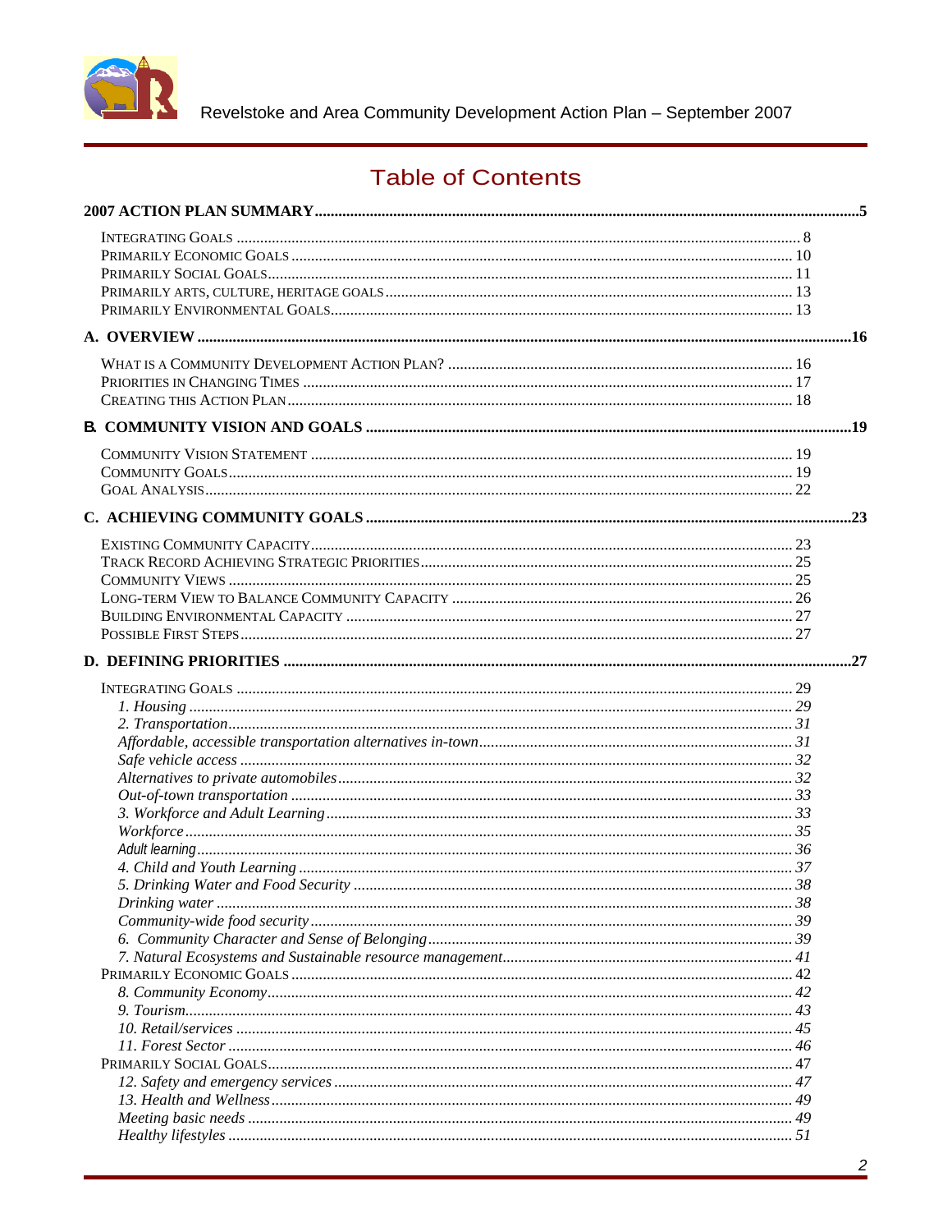# Table of Contents

**2007 ACTION PLAN SUMMARY** ..... 5

- Integrating Goals ..... 8
- Primarily Economic Goals ..... 10
- Primarily Social Goals ..... 11
- Primarily arts, culture, heritage goals ..... 13
- Primarily Environmental Goals ..... 13

**A. OVERVIEW** ..... 16

- What is a Community Development Action Plan? ..... 16
- Priorities in Changing Times ..... 17
- Creating this Action Plan ..... 18

**B. COMMUNITY VISION AND GOALS** ..... 19

- Community Vision Statement ..... 19
- Community Goals ..... 19
- Goal Analysis ..... 22

**C. ACHIEVING COMMUNITY GOALS** ..... 23

- Existing Community Capacity ..... 23
- Track Record Achieving Strategic Priorities ..... 25
- Community Views ..... 25
- Long-term View to Balance Community Capacity ..... 26
- Building Environmental Capacity ..... 27
- Possible First Steps ..... 27

**D. DEFINING PRIORITIES** ..... 27

- Integrating Goals ..... 29
  - *1. Housing* ..... 29
  - *2. Transportation* ..... 31
  - *Affordable, accessible transportation alternatives in-town* ..... 31
  - *Safe vehicle access* ..... 32
  - *Alternatives to private automobiles* ..... 32
  - *Out-of-town transportation* ..... 33
  - *3. Workforce and Adult Learning* ..... 33
  - *Workforce* ..... 35
  - *Adult learning* ..... 36
  - *4. Child and Youth Learning* ..... 37
  - *5. Drinking Water and Food Security* ..... 38
  - *Drinking water* ..... 38
  - *Community-wide food security* ..... 39
  - *6. Community Character and Sense of Belonging* ..... 39
  - *7. Natural Ecosystems and Sustainable resource management* ..... 41
- Primarily Economic Goals ..... 42
  - *8. Community Economy* ..... 42
  - *9. Tourism* ..... 43
  - *10. Retail/services* ..... 45
  - *11. Forest Sector* ..... 46
- Primarily Social Goals ..... 47
  - *12. Safety and emergency services* ..... 47
  - *13. Health and Wellness* ..... 49
  - *Meeting basic needs* ..... 49
  - *Healthy lifestyles* ..... 51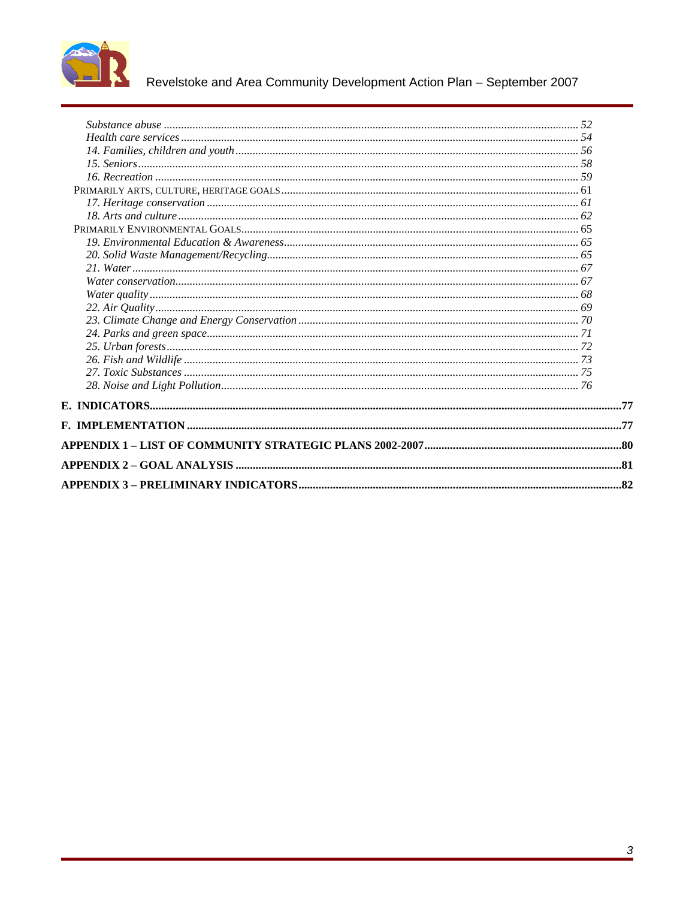*Substance abuse* ........ *52*
*Health care services* ........ *54*
*14. Families, children and youth* ........ *56*
*15. Seniors* ........ *58*
*16. Recreation* ........ *59*
PRIMARILY ARTS, CULTURE, HERITAGE GOALS ........ 61
*17. Heritage conservation* ........ *61*
*18. Arts and culture* ........ *62*
PRIMARILY ENVIRONMENTAL GOALS ........ 65
*19. Environmental Education & Awareness* ........ *65*
*20. Solid Waste Management/Recycling* ........ *65*
*21. Water* ........ *67*
*Water conservation* ........ *67*
*Water quality* ........ *68*
*22. Air Quality* ........ *69*
*23. Climate Change and Energy Conservation* ........ *70*
*24. Parks and green space* ........ *71*
*25. Urban forests* ........ *72*
*26. Fish and Wildlife* ........ *73*
*27. Toxic Substances* ........ *75*
*28. Noise and Light Pollution* ........ *76*

**E. INDICATORS** ........ **77**

**F. IMPLEMENTATION** ........ **77**

**APPENDIX 1 – LIST OF COMMUNITY STRATEGIC PLANS 2002-2007** ........ **80**

**APPENDIX 2 – GOAL ANALYSIS** ........ **81**

**APPENDIX 3 – PRELIMINARY INDICATORS** ........ **82**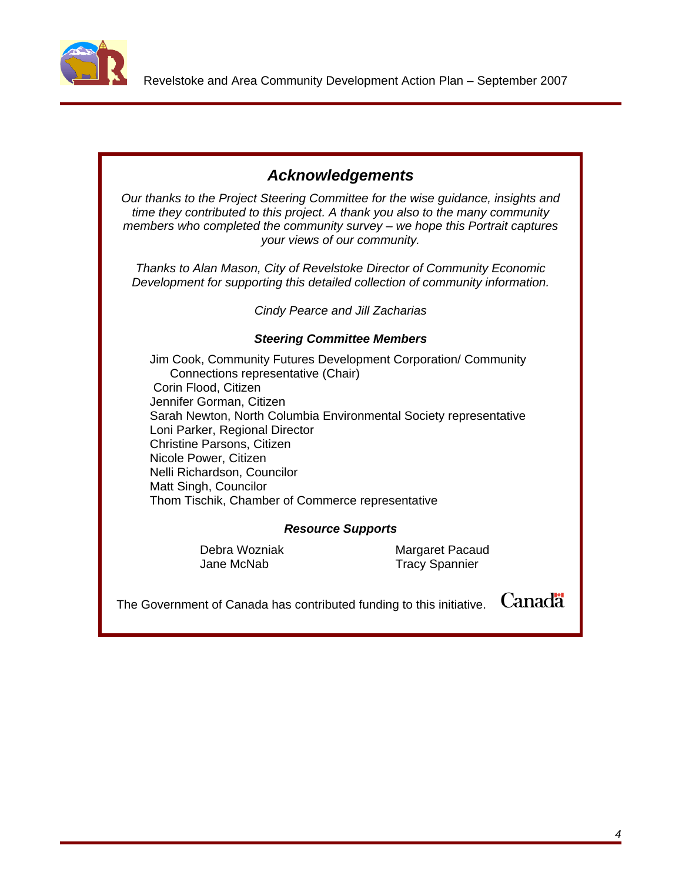## *Acknowledgements*

*Our thanks to the Project Steering Committee for the wise guidance, insights and time they contributed to this project. A thank you also to the many community members who completed the community survey – we hope this Portrait captures your views of our community.*

*Thanks to Alan Mason, City of Revelstoke Director of Community Economic Development for supporting this detailed collection of community information.*

*Cindy Pearce and Jill Zacharias*

### *Steering Committee Members*

Jim Cook, Community Futures Development Corporation/ Community Connections representative (Chair)
Corin Flood, Citizen
Jennifer Gorman, Citizen
Sarah Newton, North Columbia Environmental Society representative
Loni Parker, Regional Director
Christine Parsons, Citizen
Nicole Power, Citizen
Nelli Richardson, Councilor
Matt Singh, Councilor
Thom Tischik, Chamber of Commerce representative

### *Resource Supports*

Debra Wozniak
Jane McNab
Margaret Pacaud
Tracy Spannier

The Government of Canada has contributed funding to this initiative. Canada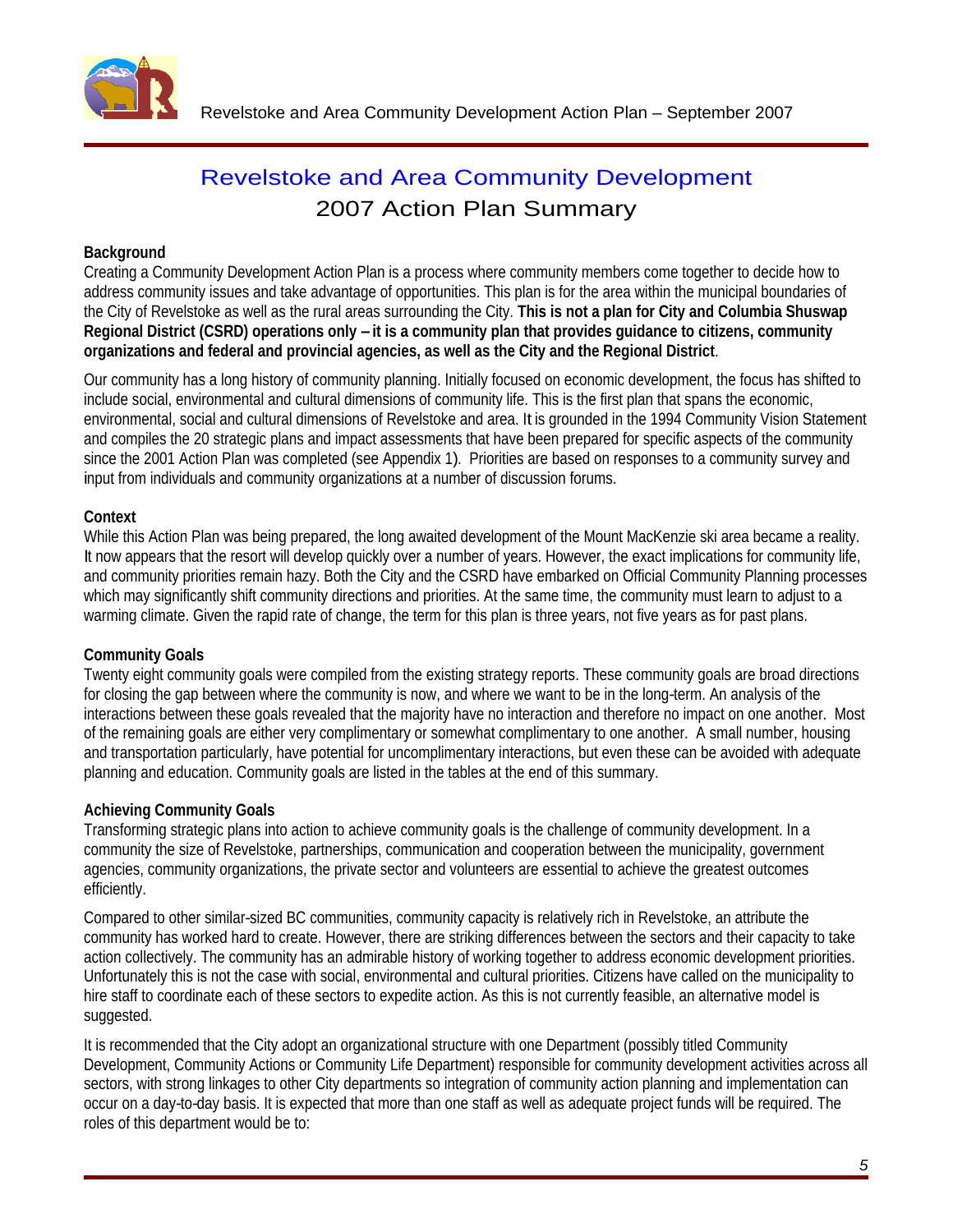# Revelstoke and Area Community Development
## 2007 Action Plan Summary

**Background**

Creating a Community Development Action Plan is a process where community members come together to decide how to address community issues and take advantage of opportunities. This plan is for the area within the municipal boundaries of the City of Revelstoke as well as the rural areas surrounding the City. **This is not a plan for City and Columbia Shuswap Regional District (CSRD) operations only – it is a community plan that provides guidance to citizens, community organizations and federal and provincial agencies, as well as the City and the Regional District**.

Our community has a long history of community planning. Initially focused on economic development, the focus has shifted to include social, environmental and cultural dimensions of community life. This is the first plan that spans the economic, environmental, social and cultural dimensions of Revelstoke and area. It is grounded in the 1994 Community Vision Statement and compiles the 20 strategic plans and impact assessments that have been prepared for specific aspects of the community since the 2001 Action Plan was completed (see Appendix 1). Priorities are based on responses to a community survey and input from individuals and community organizations at a number of discussion forums.

**Context**

While this Action Plan was being prepared, the long awaited development of the Mount MacKenzie ski area became a reality. It now appears that the resort will develop quickly over a number of years. However, the exact implications for community life, and community priorities remain hazy. Both the City and the CSRD have embarked on Official Community Planning processes which may significantly shift community directions and priorities. At the same time, the community must learn to adjust to a warming climate. Given the rapid rate of change, the term for this plan is three years, not five years as for past plans.

**Community Goals**

Twenty eight community goals were compiled from the existing strategy reports. These community goals are broad directions for closing the gap between where the community is now, and where we want to be in the long-term. An analysis of the interactions between these goals revealed that the majority have no interaction and therefore no impact on one another. Most of the remaining goals are either very complimentary or somewhat complimentary to one another. A small number, housing and transportation particularly, have potential for uncomplimentary interactions, but even these can be avoided with adequate planning and education. Community goals are listed in the tables at the end of this summary.

**Achieving Community Goals**

Transforming strategic plans into action to achieve community goals is the challenge of community development. In a community the size of Revelstoke, partnerships, communication and cooperation between the municipality, government agencies, community organizations, the private sector and volunteers are essential to achieve the greatest outcomes efficiently.

Compared to other similar-sized BC communities, community capacity is relatively rich in Revelstoke, an attribute the community has worked hard to create. However, there are striking differences between the sectors and their capacity to take action collectively. The community has an admirable history of working together to address economic development priorities. Unfortunately this is not the case with social, environmental and cultural priorities. Citizens have called on the municipality to hire staff to coordinate each of these sectors to expedite action. As this is not currently feasible, an alternative model is suggested.

It is recommended that the City adopt an organizational structure with one Department (possibly titled Community Development, Community Actions or Community Life Department) responsible for community development activities across all sectors, with strong linkages to other City departments so integration of community action planning and implementation can occur on a day-to-day basis. It is expected that more than one staff as well as adequate project funds will be required. The roles of this department would be to: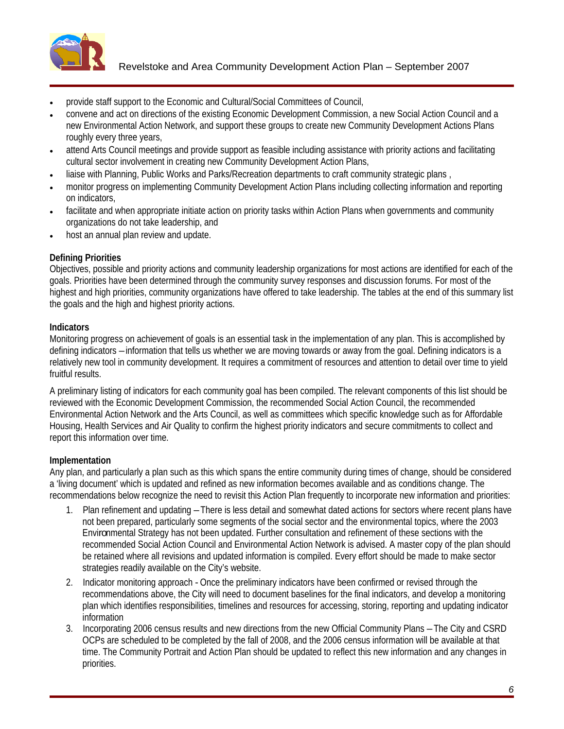- provide staff support to the Economic and Cultural/Social Committees of Council,
- convene and act on directions of the existing Economic Development Commission, a new Social Action Council and a new Environmental Action Network, and support these groups to create new Community Development Actions Plans roughly every three years,
- attend Arts Council meetings and provide support as feasible including assistance with priority actions and facilitating cultural sector involvement in creating new Community Development Action Plans,
- liaise with Planning, Public Works and Parks/Recreation departments to craft community strategic plans ,
- monitor progress on implementing Community Development Action Plans including collecting information and reporting on indicators,
- facilitate and when appropriate initiate action on priority tasks within Action Plans when governments and community organizations do not take leadership, and
- host an annual plan review and update.

**Defining Priorities**

Objectives, possible and priority actions and community leadership organizations for most actions are identified for each of the goals. Priorities have been determined through the community survey responses and discussion forums. For most of the highest and high priorities, community organizations have offered to take leadership. The tables at the end of this summary list the goals and the high and highest priority actions.

**Indicators**

Monitoring progress on achievement of goals is an essential task in the implementation of any plan. This is accomplished by defining indicators – information that tells us whether we are moving towards or away from the goal. Defining indicators is a relatively new tool in community development. It requires a commitment of resources and attention to detail over time to yield fruitful results.

A preliminary listing of indicators for each community goal has been compiled. The relevant components of this list should be reviewed with the Economic Development Commission, the recommended Social Action Council, the recommended Environmental Action Network and the Arts Council, as well as committees which specific knowledge such as for Affordable Housing, Health Services and Air Quality to confirm the highest priority indicators and secure commitments to collect and report this information over time.

**Implementation**

Any plan, and particularly a plan such as this which spans the entire community during times of change, should be considered a 'living document' which is updated and refined as new information becomes available and as conditions change. The recommendations below recognize the need to revisit this Action Plan frequently to incorporate new information and priorities:

1. Plan refinement and updating – There is less detail and somewhat dated actions for sectors where recent plans have not been prepared, particularly some segments of the social sector and the environmental topics, where the 2003 Environmental Strategy has not been updated. Further consultation and refinement of these sections with the recommended Social Action Council and Environmental Action Network is advised. A master copy of the plan should be retained where all revisions and updated information is compiled. Every effort should be made to make sector strategies readily available on the City's website.
2. Indicator monitoring approach - Once the preliminary indicators have been confirmed or revised through the recommendations above, the City will need to document baselines for the final indicators, and develop a monitoring plan which identifies responsibilities, timelines and resources for accessing, storing, reporting and updating indicator information
3. Incorporating 2006 census results and new directions from the new Official Community Plans – The City and CSRD OCPs are scheduled to be completed by the fall of 2008, and the 2006 census information will be available at that time. The Community Portrait and Action Plan should be updated to reflect this new information and any changes in priorities.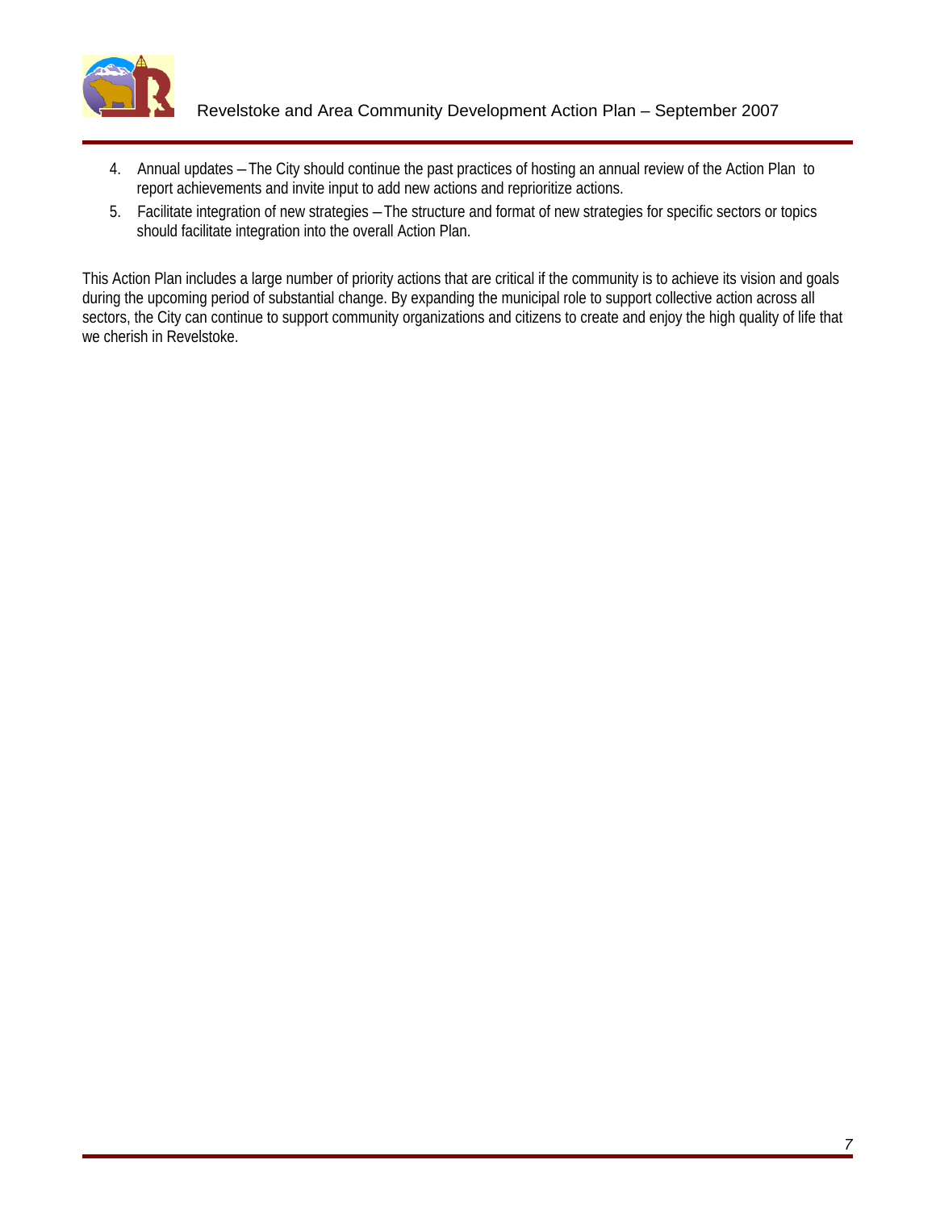4. Annual updates – The City should continue the past practices of hosting an annual review of the Action Plan to report achievements and invite input to add new actions and reprioritize actions.
5. Facilitate integration of new strategies – The structure and format of new strategies for specific sectors or topics should facilitate integration into the overall Action Plan.

This Action Plan includes a large number of priority actions that are critical if the community is to achieve its vision and goals during the upcoming period of substantial change. By expanding the municipal role to support collective action across all sectors, the City can continue to support community organizations and citizens to create and enjoy the high quality of life that we cherish in Revelstoke.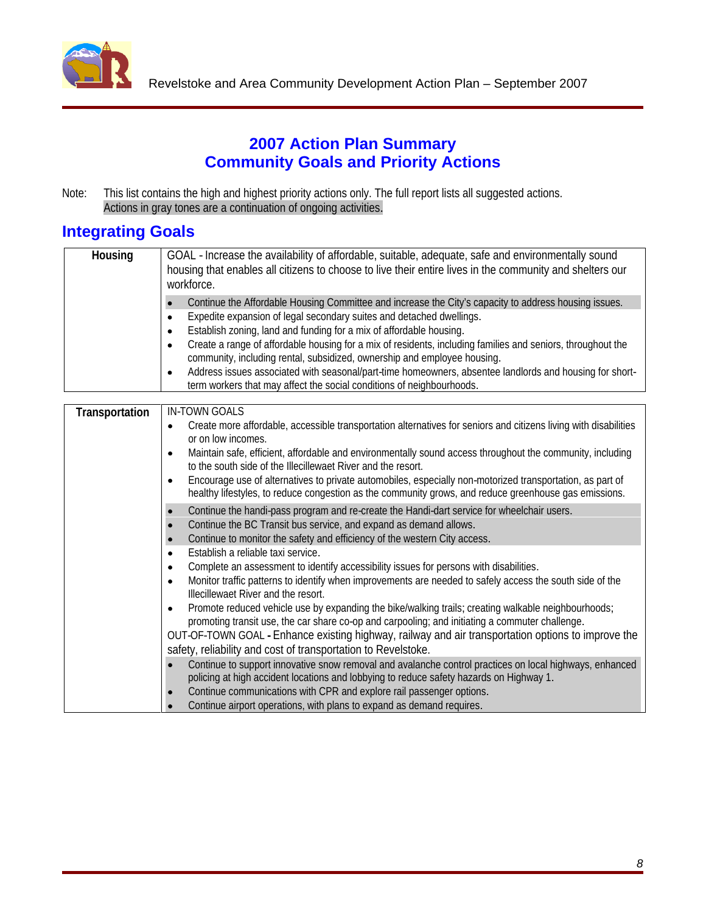## 2007 Action Plan Summary
## Community Goals and Priority Actions

Note: This list contains the high and highest priority actions only. The full report lists all suggested actions.
Actions in gray tones are a continuation of ongoing activities.

## Integrating Goals

| **Housing** | GOAL - Increase the availability of affordable, suitable, adequate, safe and environmentally sound housing that enables all citizens to choose to live their entire lives in the community and shelters our workforce.<br>• Continue the Affordable Housing Committee and increase the City's capacity to address housing issues.<br>• Expedite expansion of legal secondary suites and detached dwellings.<br>• Establish zoning, land and funding for a mix of affordable housing.<br>• Create a range of affordable housing for a mix of residents, including families and seniors, throughout the community, including rental, subsidized, ownership and employee housing.<br>• Address issues associated with seasonal/part-time homeowners, absentee landlords and housing for short-term workers that may affect the social conditions of neighbourhoods. |
|---|---|

| **Transportation** | IN-TOWN GOALS<br>• Create more affordable, accessible transportation alternatives for seniors and citizens living with disabilities or on low incomes.<br>• Maintain safe, efficient, affordable and environmentally sound access throughout the community, including to the south side of the Illecillewaet River and the resort.<br>• Encourage use of alternatives to private automobiles, especially non-motorized transportation, as part of healthy lifestyles, to reduce congestion as the community grows, and reduce greenhouse gas emissions.<br>• Continue the handi-pass program and re-create the Handi-dart service for wheelchair users.<br>• Continue the BC Transit bus service, and expand as demand allows.<br>• Continue to monitor the safety and efficiency of the western City access.<br>• Establish a reliable taxi service.<br>• Complete an assessment to identify accessibility issues for persons with disabilities.<br>• Monitor traffic patterns to identify when improvements are needed to safely access the south side of the Illecillewaet River and the resort.<br>• Promote reduced vehicle use by expanding the bike/walking trails; creating walkable neighbourhoods; promoting transit use, the car share co-op and carpooling; and initiating a commuter challenge.<br>OUT-OF-TOWN GOAL **-** Enhance existing highway, railway and air transportation options to improve the safety, reliability and cost of transportation to Revelstoke.<br>• Continue to support innovative snow removal and avalanche control practices on local highways, enhanced policing at high accident locations and lobbying to reduce safety hazards on Highway 1.<br>• Continue communications with CPR and explore rail passenger options.<br>• Continue airport operations, with plans to expand as demand requires. |
|---|---|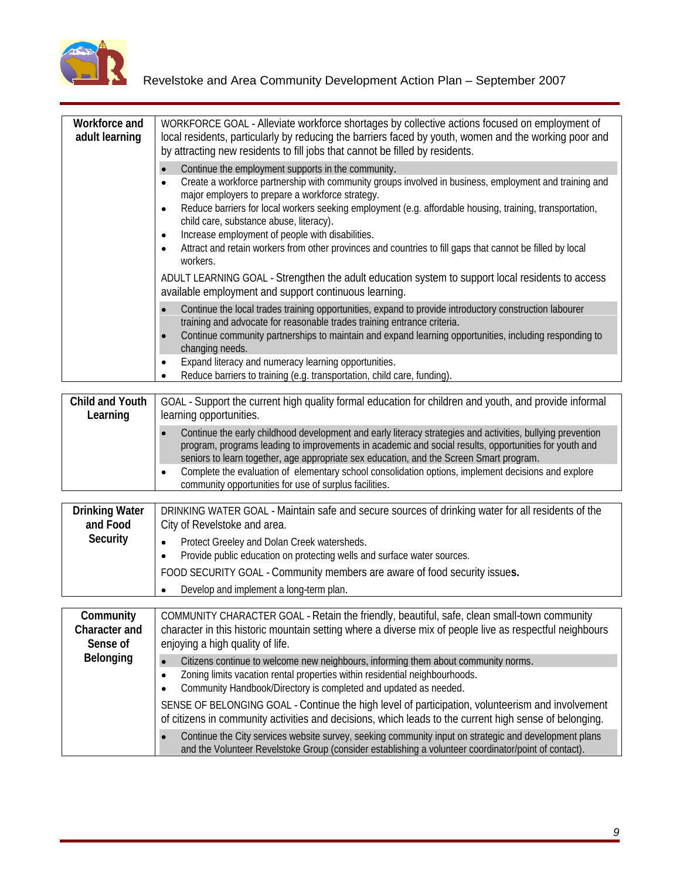| Workforce and adult learning | WORKFORCE GOAL - Alleviate workforce shortages by collective actions focused on employment of local residents, particularly by reducing the barriers faced by youth, women and the working poor and by attracting new residents to fill jobs that cannot be filled by residents.<br><br>• Continue the employment supports in the community.<br>• Create a workforce partnership with community groups involved in business, employment and training and major employers to prepare a workforce strategy.<br>• Reduce barriers for local workers seeking employment (e.g. affordable housing, training, transportation, child care, substance abuse, literacy).<br>• Increase employment of people with disabilities.<br>• Attract and retain workers from other provinces and countries to fill gaps that cannot be filled by local workers.<br><br>ADULT LEARNING GOAL - Strengthen the adult education system to support local residents to access available employment and support continuous learning.<br><br>• Continue the local trades training opportunities, expand to provide introductory construction labourer training and advocate for reasonable trades training entrance criteria.<br>• Continue community partnerships to maintain and expand learning opportunities, including responding to changing needs.<br>• Expand literacy and numeracy learning opportunities.<br>• Reduce barriers to training (e.g. transportation, child care, funding). |
|---|---|
| **Child and Youth Learning** | GOAL - Support the current high quality formal education for children and youth, and provide informal learning opportunities.<br><br>• Continue the early childhood development and early literacy strategies and activities, bullying prevention program, programs leading to improvements in academic and social results, opportunities for youth and seniors to learn together, age appropriate sex education, and the Screen Smart program.<br>• Complete the evaluation of elementary school consolidation options, implement decisions and explore community opportunities for use of surplus facilities. |
| **Drinking Water and Food Security** | DRINKING WATER GOAL - Maintain safe and secure sources of drinking water for all residents of the City of Revelstoke and area.<br><br>• Protect Greeley and Dolan Creek watersheds.<br>• Provide public education on protecting wells and surface water sources.<br><br>FOOD SECURITY GOAL - Community members are aware of food security issues.<br><br>• Develop and implement a long-term plan. |
| **Community Character and Sense of Belonging** | COMMUNITY CHARACTER GOAL - Retain the friendly, beautiful, safe, clean small-town community character in this historic mountain setting where a diverse mix of people live as respectful neighbours enjoying a high quality of life.<br><br>• Citizens continue to welcome new neighbours, informing them about community norms.<br>• Zoning limits vacation rental properties within residential neighbourhoods.<br>• Community Handbook/Directory is completed and updated as needed.<br><br>SENSE OF BELONGING GOAL - Continue the high level of participation, volunteerism and involvement of citizens in community activities and decisions, which leads to the current high sense of belonging.<br><br>• Continue the City services website survey, seeking community input on strategic and development plans and the Volunteer Revelstoke Group (consider establishing a volunteer coordinator/point of contact). |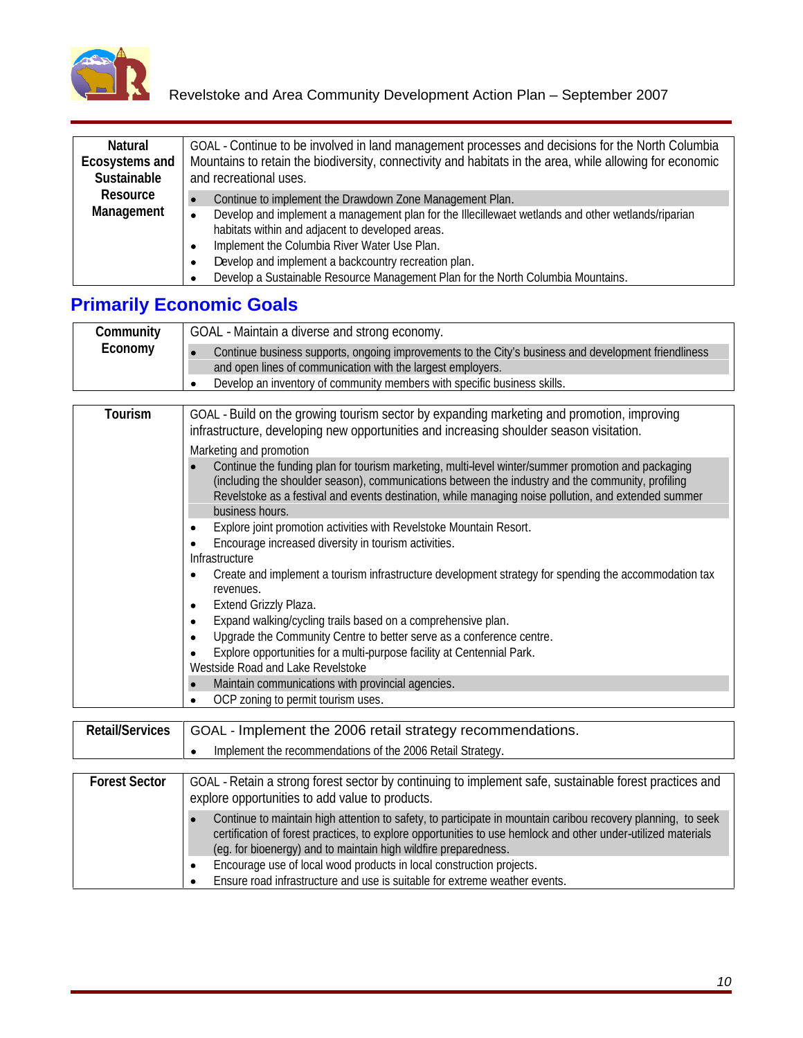| Natural Ecosystems and Sustainable Resource Management | GOAL - Continue to be involved in land management processes and decisions for the North Columbia Mountains to retain the biodiversity, connectivity and habitats in the area, while allowing for economic and recreational uses.<br>• Continue to implement the Drawdown Zone Management Plan.<br>• Develop and implement a management plan for the Illecillewaet wetlands and other wetlands/riparian habitats within and adjacent to developed areas.<br>• Implement the Columbia River Water Use Plan.<br>• Develop and implement a backcountry recreation plan.<br>• Develop a Sustainable Resource Management Plan for the North Columbia Mountains. |
|---|---|

## Primarily Economic Goals

| Community Economy | GOAL - Maintain a diverse and strong economy.<br>• Continue business supports, ongoing improvements to the City's business and development friendliness and open lines of communication with the largest employers.<br>• Develop an inventory of community members with specific business skills. |
|---|---|

| Tourism | GOAL - Build on the growing tourism sector by expanding marketing and promotion, improving infrastructure, developing new opportunities and increasing shoulder season visitation.<br>Marketing and promotion<br>• Continue the funding plan for tourism marketing, multi-level winter/summer promotion and packaging (including the shoulder season), communications between the industry and the community, profiling Revelstoke as a festival and events destination, while managing noise pollution, and extended summer business hours.<br>• Explore joint promotion activities with Revelstoke Mountain Resort.<br>• Encourage increased diversity in tourism activities.<br>Infrastructure<br>• Create and implement a tourism infrastructure development strategy for spending the accommodation tax revenues.<br>• Extend Grizzly Plaza.<br>• Expand walking/cycling trails based on a comprehensive plan.<br>• Upgrade the Community Centre to better serve as a conference centre.<br>• Explore opportunities for a multi-purpose facility at Centennial Park.<br>Westside Road and Lake Revelstoke<br>• Maintain communications with provincial agencies.<br>• OCP zoning to permit tourism uses. |
|---|---|

| Retail/Services | GOAL - Implement the 2006 retail strategy recommendations.<br>• Implement the recommendations of the 2006 Retail Strategy. |
|---|---|

| Forest Sector | GOAL - Retain a strong forest sector by continuing to implement safe, sustainable forest practices and explore opportunities to add value to products.<br>• Continue to maintain high attention to safety, to participate in mountain caribou recovery planning, to seek certification of forest practices, to explore opportunities to use hemlock and other under-utilized materials (eg. for bioenergy) and to maintain high wildfire preparedness.<br>• Encourage use of local wood products in local construction projects.<br>• Ensure road infrastructure and use is suitable for extreme weather events. |
|---|---|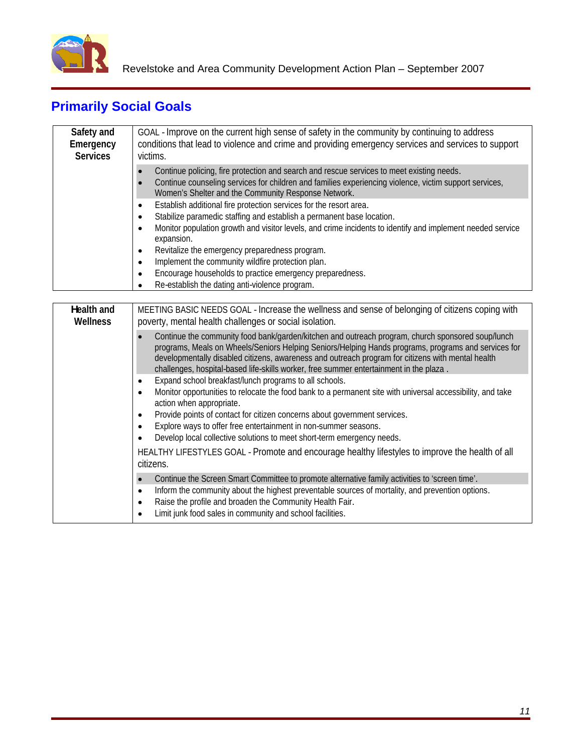## Primarily Social Goals

| Safety and Emergency Services | GOAL - Improve on the current high sense of safety in the community by continuing to address conditions that lead to violence and crime and providing emergency services and services to support victims.<br>• Continue policing, fire protection and search and rescue services to meet existing needs.<br>• Continue counseling services for children and families experiencing violence, victim support services, Women's Shelter and the Community Response Network.<br>• Establish additional fire protection services for the resort area.<br>• Stabilize paramedic staffing and establish a permanent base location.<br>• Monitor population growth and visitor levels, and crime incidents to identify and implement needed service expansion.<br>• Revitalize the emergency preparedness program.<br>• Implement the community wildfire protection plan.<br>• Encourage households to practice emergency preparedness.<br>• Re-establish the dating anti-violence program. |
|---|---|

| Health and Wellness | MEETING BASIC NEEDS GOAL - Increase the wellness and sense of belonging of citizens coping with poverty, mental health challenges or social isolation.<br>• Continue the community food bank/garden/kitchen and outreach program, church sponsored soup/lunch programs, Meals on Wheels/Seniors Helping Seniors/Helping Hands programs, programs and services for developmentally disabled citizens, awareness and outreach program for citizens with mental health challenges, hospital-based life-skills worker, free summer entertainment in the plaza .<br>• Expand school breakfast/lunch programs to all schools.<br>• Monitor opportunities to relocate the food bank to a permanent site with universal accessibility, and take action when appropriate.<br>• Provide points of contact for citizen concerns about government services.<br>• Explore ways to offer free entertainment in non-summer seasons.<br>• Develop local collective solutions to meet short-term emergency needs.<br>HEALTHY LIFESTYLES GOAL - Promote and encourage healthy lifestyles to improve the health of all citizens.<br>• Continue the Screen Smart Committee to promote alternative family activities to 'screen time'.<br>• Inform the community about the highest preventable sources of mortality, and prevention options.<br>• Raise the profile and broaden the Community Health Fair.<br>• Limit junk food sales in community and school facilities. |
|---|---|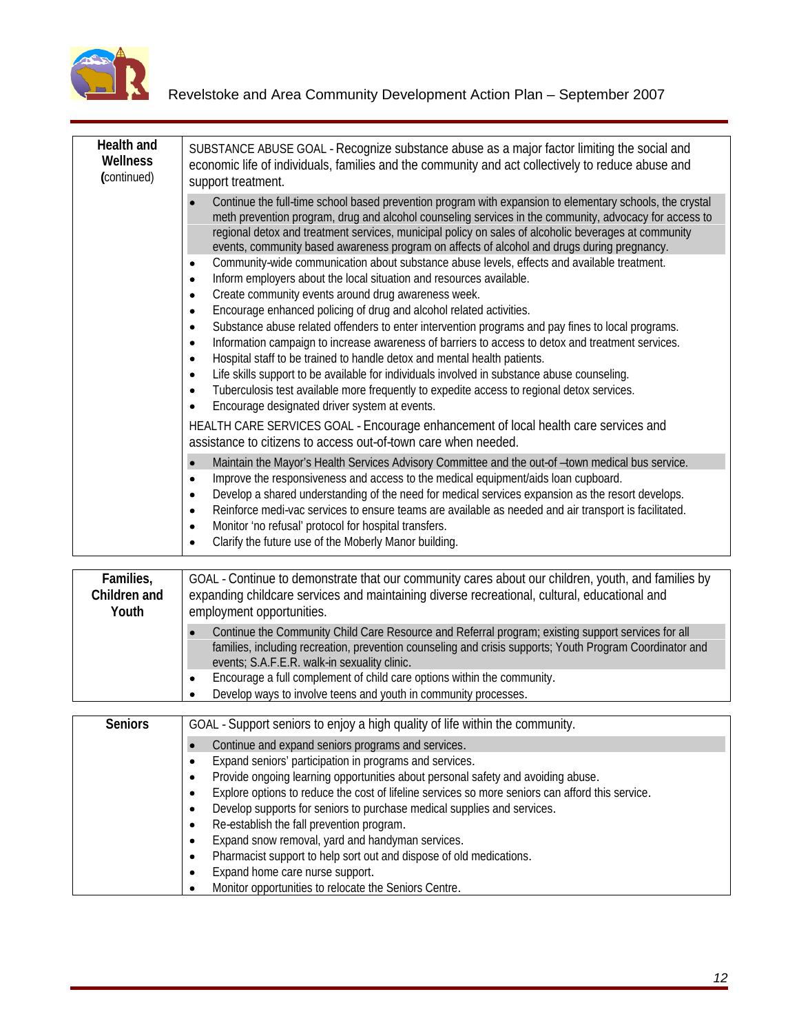| Health and Wellness (continued) | SUBSTANCE ABUSE GOAL - Recognize substance abuse as a major factor limiting the social and economic life of individuals, families and the community and act collectively to reduce abuse and support treatment.<br>• Continue the full-time school based prevention program with expansion to elementary schools, the crystal meth prevention program, drug and alcohol counseling services in the community, advocacy for access to regional detox and treatment services, municipal policy on sales of alcoholic beverages at community events, community based awareness program on affects of alcohol and drugs during pregnancy.<br>• Community-wide communication about substance abuse levels, effects and available treatment.<br>• Inform employers about the local situation and resources available.<br>• Create community events around drug awareness week.<br>• Encourage enhanced policing of drug and alcohol related activities.<br>• Substance abuse related offenders to enter intervention programs and pay fines to local programs.<br>• Information campaign to increase awareness of barriers to access to detox and treatment services.<br>• Hospital staff to be trained to handle detox and mental health patients.<br>• Life skills support to be available for individuals involved in substance abuse counseling.<br>• Tuberculosis test available more frequently to expedite access to regional detox services.<br>• Encourage designated driver system at events.<br>HEALTH CARE SERVICES GOAL - Encourage enhancement of local health care services and assistance to citizens to access out-of-town care when needed.<br>• Maintain the Mayor's Health Services Advisory Committee and the out-of –town medical bus service.<br>• Improve the responsiveness and access to the medical equipment/aids loan cupboard.<br>• Develop a shared understanding of the need for medical services expansion as the resort develops.<br>• Reinforce medi-vac services to ensure teams are available as needed and air transport is facilitated.<br>• Monitor 'no refusal' protocol for hospital transfers.<br>• Clarify the future use of the Moberly Manor building. |
|---|---|

| Families, Children and Youth | GOAL - Continue to demonstrate that our community cares about our children, youth, and families by expanding childcare services and maintaining diverse recreational, cultural, educational and employment opportunities.<br>• Continue the Community Child Care Resource and Referral program; existing support services for all families, including recreation, prevention counseling and crisis supports; Youth Program Coordinator and events; S.A.F.E.R. walk-in sexuality clinic.<br>• Encourage a full complement of child care options within the community.<br>• Develop ways to involve teens and youth in community processes. |
|---|---|

| Seniors | GOAL - Support seniors to enjoy a high quality of life within the community.<br>• Continue and expand seniors programs and services.<br>• Expand seniors' participation in programs and services.<br>• Provide ongoing learning opportunities about personal safety and avoiding abuse.<br>• Explore options to reduce the cost of lifeline services so more seniors can afford this service.<br>• Develop supports for seniors to purchase medical supplies and services.<br>• Re-establish the fall prevention program.<br>• Expand snow removal, yard and handyman services.<br>• Pharmacist support to help sort out and dispose of old medications.<br>• Expand home care nurse support.<br>• Monitor opportunities to relocate the Seniors Centre. |
|---|---|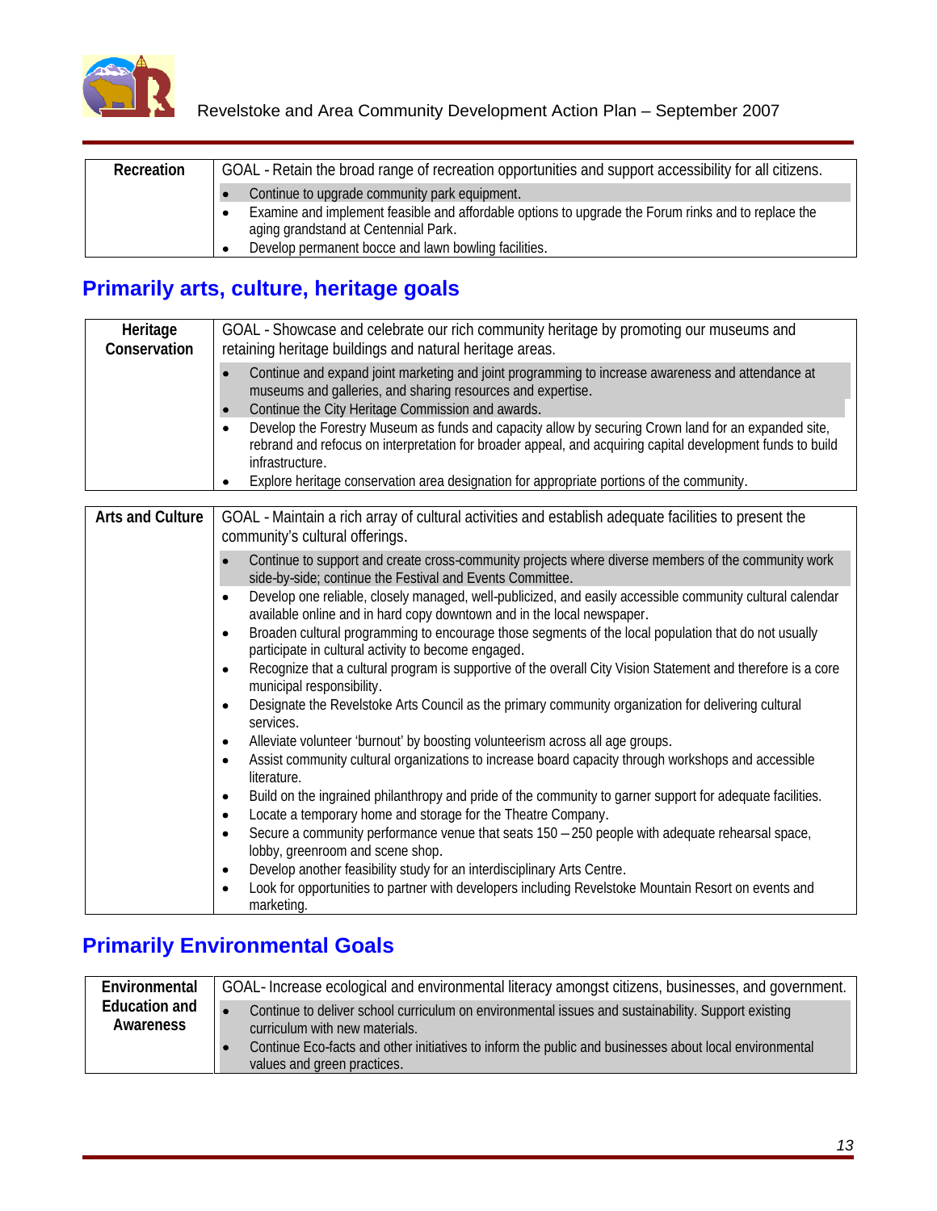| Recreation | GOAL - Retain the broad range of recreation opportunities and support accessibility for all citizens. |
|---|---|
| | • Continue to upgrade community park equipment.<br>• Examine and implement feasible and affordable options to upgrade the Forum rinks and to replace the aging grandstand at Centennial Park.<br>• Develop permanent bocce and lawn bowling facilities. |

## Primarily arts, culture, heritage goals

| Heritage Conservation | GOAL - Showcase and celebrate our rich community heritage by promoting our museums and retaining heritage buildings and natural heritage areas. |
|---|---|
| | • Continue and expand joint marketing and joint programming to increase awareness and attendance at museums and galleries, and sharing resources and expertise.<br>• Continue the City Heritage Commission and awards.<br>• Develop the Forestry Museum as funds and capacity allow by securing Crown land for an expanded site, rebrand and refocus on interpretation for broader appeal, and acquiring capital development funds to build infrastructure.<br>• Explore heritage conservation area designation for appropriate portions of the community. |

| Arts and Culture | GOAL - Maintain a rich array of cultural activities and establish adequate facilities to present the community's cultural offerings. |
|---|---|
| | • Continue to support and create cross-community projects where diverse members of the community work side-by-side; continue the Festival and Events Committee.<br>• Develop one reliable, closely managed, well-publicized, and easily accessible community cultural calendar available online and in hard copy downtown and in the local newspaper.<br>• Broaden cultural programming to encourage those segments of the local population that do not usually participate in cultural activity to become engaged.<br>• Recognize that a cultural program is supportive of the overall City Vision Statement and therefore is a core municipal responsibility.<br>• Designate the Revelstoke Arts Council as the primary community organization for delivering cultural services.<br>• Alleviate volunteer 'burnout' by boosting volunteerism across all age groups.<br>• Assist community cultural organizations to increase board capacity through workshops and accessible literature.<br>• Build on the ingrained philanthropy and pride of the community to garner support for adequate facilities.<br>• Locate a temporary home and storage for the Theatre Company.<br>• Secure a community performance venue that seats 150 – 250 people with adequate rehearsal space, lobby, greenroom and scene shop.<br>• Develop another feasibility study for an interdisciplinary Arts Centre.<br>• Look for opportunities to partner with developers including Revelstoke Mountain Resort on events and marketing. |

## Primarily Environmental Goals

| Environmental Education and Awareness | GOAL- Increase ecological and environmental literacy amongst citizens, businesses, and government. |
|---|---|
| | • Continue to deliver school curriculum on environmental issues and sustainability. Support existing curriculum with new materials.<br>• Continue Eco-facts and other initiatives to inform the public and businesses about local environmental values and green practices. |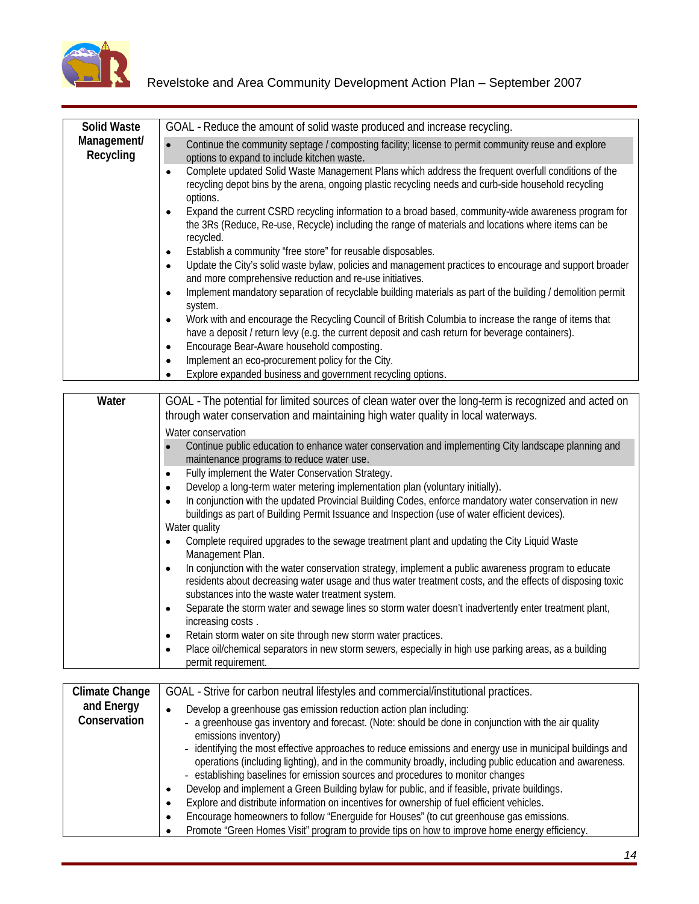| Solid Waste Management/ Recycling | GOAL - Reduce the amount of solid waste produced and increase recycling. |
|---|---|
| | • Continue the community septage / composting facility; license to permit community reuse and explore options to expand to include kitchen waste.<br>• Complete updated Solid Waste Management Plans which address the frequent overfull conditions of the recycling depot bins by the arena, ongoing plastic recycling needs and curb-side household recycling options.<br>• Expand the current CSRD recycling information to a broad based, community-wide awareness program for the 3Rs (Reduce, Re-use, Recycle) including the range of materials and locations where items can be recycled.<br>• Establish a community "free store" for reusable disposables.<br>• Update the City's solid waste bylaw, policies and management practices to encourage and support broader and more comprehensive reduction and re-use initiatives.<br>• Implement mandatory separation of recyclable building materials as part of the building / demolition permit system.<br>• Work with and encourage the Recycling Council of British Columbia to increase the range of items that have a deposit / return levy (e.g. the current deposit and cash return for beverage containers).<br>• Encourage Bear-Aware household composting.<br>• Implement an eco-procurement policy for the City.<br>• Explore expanded business and government recycling options. |

| Water | GOAL - The potential for limited sources of clean water over the long-term is recognized and acted on through water conservation and maintaining high water quality in local waterways. |
|---|---|
| | Water conservation<br>• Continue public education to enhance water conservation and implementing City landscape planning and maintenance programs to reduce water use.<br>• Fully implement the Water Conservation Strategy.<br>• Develop a long-term water metering implementation plan (voluntary initially).<br>• In conjunction with the updated Provincial Building Codes, enforce mandatory water conservation in new buildings as part of Building Permit Issuance and Inspection (use of water efficient devices).<br>Water quality<br>• Complete required upgrades to the sewage treatment plant and updating the City Liquid Waste Management Plan.<br>• In conjunction with the water conservation strategy, implement a public awareness program to educate residents about decreasing water usage and thus water treatment costs, and the effects of disposing toxic substances into the waste water treatment system.<br>• Separate the storm water and sewage lines so storm water doesn't inadvertently enter treatment plant, increasing costs .<br>• Retain storm water on site through new storm water practices.<br>• Place oil/chemical separators in new storm sewers, especially in high use parking areas, as a building permit requirement. |

| Climate Change and Energy Conservation | GOAL - Strive for carbon neutral lifestyles and commercial/institutional practices. |
|---|---|
| | • Develop a greenhouse gas emission reduction action plan including:<br>  - a greenhouse gas inventory and forecast. (Note: should be done in conjunction with the air quality emissions inventory)<br>  - identifying the most effective approaches to reduce emissions and energy use in municipal buildings and operations (including lighting), and in the community broadly, including public education and awareness.<br>  - establishing baselines for emission sources and procedures to monitor changes<br>• Develop and implement a Green Building bylaw for public, and if feasible, private buildings.<br>• Explore and distribute information on incentives for ownership of fuel efficient vehicles.<br>• Encourage homeowners to follow "Energuide for Houses" (to cut greenhouse gas emissions.<br>• Promote "Green Homes Visit" program to provide tips on how to improve home energy efficiency. |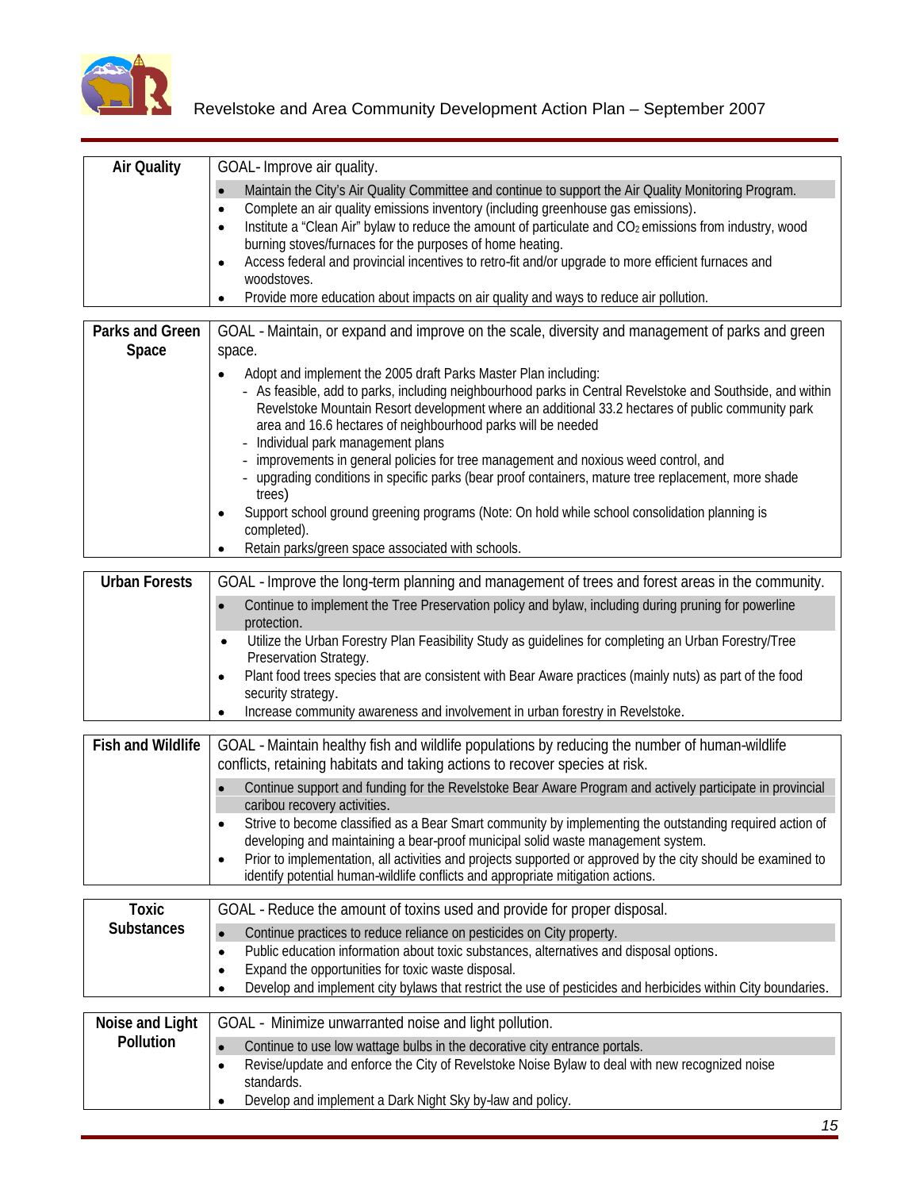| Air Quality | GOAL- Improve air quality.<br>• Maintain the City's Air Quality Committee and continue to support the Air Quality Monitoring Program.<br>• Complete an air quality emissions inventory (including greenhouse gas emissions).<br>• Institute a "Clean Air" bylaw to reduce the amount of particulate and $CO_2$ emissions from industry, wood burning stoves/furnaces for the purposes of home heating.<br>• Access federal and provincial incentives to retro-fit and/or upgrade to more efficient furnaces and woodstoves.<br>• Provide more education about impacts on air quality and ways to reduce air pollution. |
|---|---|

| Parks and Green Space | GOAL - Maintain, or expand and improve on the scale, diversity and management of parks and green space.<br>• Adopt and implement the 2005 draft Parks Master Plan including:<br>  - As feasible, add to parks, including neighbourhood parks in Central Revelstoke and Southside, and within Revelstoke Mountain Resort development where an additional 33.2 hectares of public community park area and 16.6 hectares of neighbourhood parks will be needed<br>  - Individual park management plans<br>  - improvements in general policies for tree management and noxious weed control, and<br>  - upgrading conditions in specific parks (bear proof containers, mature tree replacement, more shade trees)<br>• Support school ground greening programs (Note: On hold while school consolidation planning is completed).<br>• Retain parks/green space associated with schools. |
|---|---|

| Urban Forests | GOAL - Improve the long-term planning and management of trees and forest areas in the community.<br>• Continue to implement the Tree Preservation policy and bylaw, including during pruning for powerline protection.<br>• Utilize the Urban Forestry Plan Feasibility Study as guidelines for completing an Urban Forestry/Tree Preservation Strategy.<br>• Plant food trees species that are consistent with Bear Aware practices (mainly nuts) as part of the food security strategy.<br>• Increase community awareness and involvement in urban forestry in Revelstoke. |
|---|---|

| Fish and Wildlife | GOAL - Maintain healthy fish and wildlife populations by reducing the number of human-wildlife conflicts, retaining habitats and taking actions to recover species at risk.<br>• Continue support and funding for the Revelstoke Bear Aware Program and actively participate in provincial caribou recovery activities.<br>• Strive to become classified as a Bear Smart community by implementing the outstanding required action of developing and maintaining a bear-proof municipal solid waste management system.<br>• Prior to implementation, all activities and projects supported or approved by the city should be examined to identify potential human-wildlife conflicts and appropriate mitigation actions. |
|---|---|

| Toxic Substances | GOAL - Reduce the amount of toxins used and provide for proper disposal.<br>• Continue practices to reduce reliance on pesticides on City property.<br>• Public education information about toxic substances, alternatives and disposal options.<br>• Expand the opportunities for toxic waste disposal.<br>• Develop and implement city bylaws that restrict the use of pesticides and herbicides within City boundaries. |
|---|---|

| Noise and Light Pollution | GOAL - Minimize unwarranted noise and light pollution.<br>• Continue to use low wattage bulbs in the decorative city entrance portals.<br>• Revise/update and enforce the City of Revelstoke Noise Bylaw to deal with new recognized noise standards.<br>• Develop and implement a Dark Night Sky by-law and policy. |
|---|---|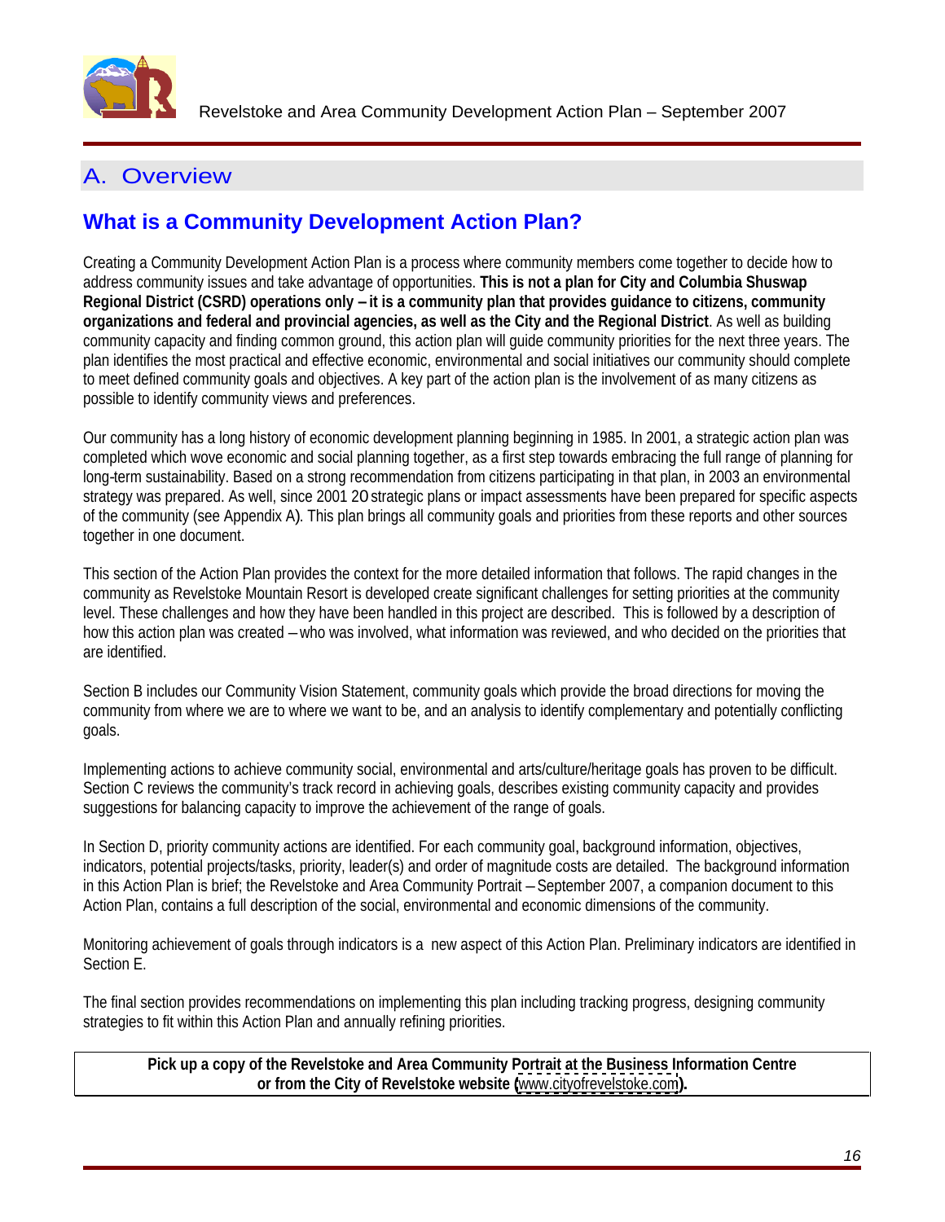# A. Overview

## What is a Community Development Action Plan?

Creating a Community Development Action Plan is a process where community members come together to decide how to address community issues and take advantage of opportunities. **This is not a plan for City and Columbia Shuswap Regional District (CSRD) operations only – it is a community plan that provides guidance to citizens, community organizations and federal and provincial agencies, as well as the City and the Regional District**. As well as building community capacity and finding common ground, this action plan will guide community priorities for the next three years. The plan identifies the most practical and effective economic, environmental and social initiatives our community should complete to meet defined community goals and objectives. A key part of the action plan is the involvement of as many citizens as possible to identify community views and preferences.

Our community has a long history of economic development planning beginning in 1985. In 2001, a strategic action plan was completed which wove economic and social planning together, as a first step towards embracing the full range of planning for long-term sustainability. Based on a strong recommendation from citizens participating in that plan, in 2003 an environmental strategy was prepared. As well, since 2001 20 strategic plans or impact assessments have been prepared for specific aspects of the community (see Appendix A). This plan brings all community goals and priorities from these reports and other sources together in one document.

This section of the Action Plan provides the context for the more detailed information that follows. The rapid changes in the community as Revelstoke Mountain Resort is developed create significant challenges for setting priorities at the community level. These challenges and how they have been handled in this project are described. This is followed by a description of how this action plan was created – who was involved, what information was reviewed, and who decided on the priorities that are identified.

Section B includes our Community Vision Statement, community goals which provide the broad directions for moving the community from where we are to where we want to be, and an analysis to identify complementary and potentially conflicting goals.

Implementing actions to achieve community social, environmental and arts/culture/heritage goals has proven to be difficult. Section C reviews the community's track record in achieving goals, describes existing community capacity and provides suggestions for balancing capacity to improve the achievement of the range of goals.

In Section D, priority community actions are identified. For each community goal, background information, objectives, indicators, potential projects/tasks, priority, leader(s) and order of magnitude costs are detailed. The background information in this Action Plan is brief; the Revelstoke and Area Community Portrait – September 2007, a companion document to this Action Plan, contains a full description of the social, environmental and economic dimensions of the community.

Monitoring achievement of goals through indicators is a new aspect of this Action Plan. Preliminary indicators are identified in Section E.

The final section provides recommendations on implementing this plan including tracking progress, designing community strategies to fit within this Action Plan and annually refining priorities.

**Pick up a copy of the Revelstoke and Area Community Portrait at the Business Information Centre or from the City of Revelstoke website (www.cityofrevelstoke.com).**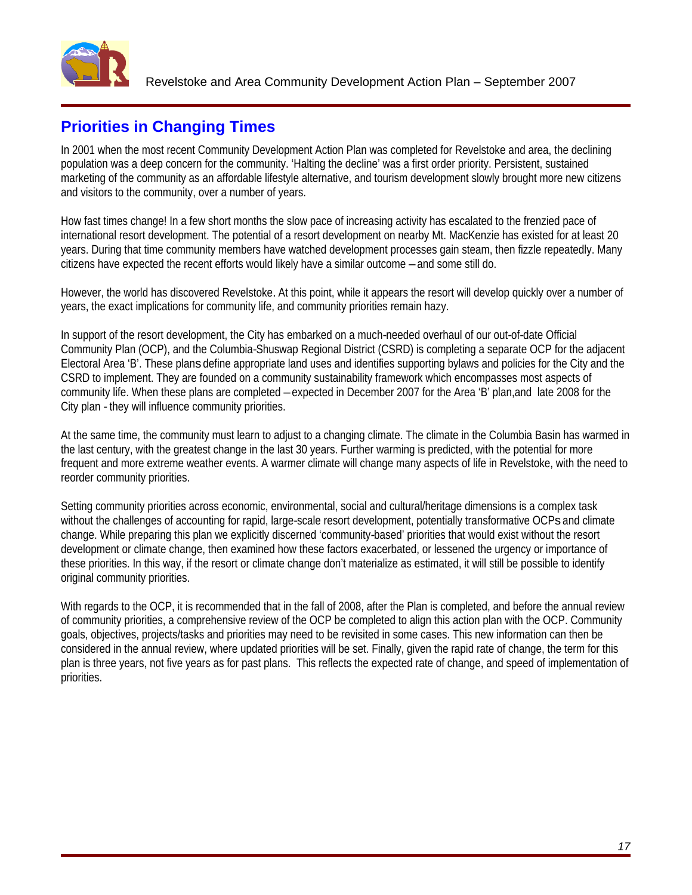## Priorities in Changing Times

In 2001 when the most recent Community Development Action Plan was completed for Revelstoke and area, the declining population was a deep concern for the community. 'Halting the decline' was a first order priority. Persistent, sustained marketing of the community as an affordable lifestyle alternative, and tourism development slowly brought more new citizens and visitors to the community, over a number of years.

How fast times change! In a few short months the slow pace of increasing activity has escalated to the frenzied pace of international resort development. The potential of a resort development on nearby Mt. MacKenzie has existed for at least 20 years. During that time community members have watched development processes gain steam, then fizzle repeatedly. Many citizens have expected the recent efforts would likely have a similar outcome – and some still do.

However, the world has discovered Revelstoke. At this point, while it appears the resort will develop quickly over a number of years, the exact implications for community life, and community priorities remain hazy.

In support of the resort development, the City has embarked on a much-needed overhaul of our out-of-date Official Community Plan (OCP), and the Columbia-Shuswap Regional District (CSRD) is completing a separate OCP for the adjacent Electoral Area 'B'. These plans define appropriate land uses and identifies supporting bylaws and policies for the City and the CSRD to implement. They are founded on a community sustainability framework which encompasses most aspects of community life. When these plans are completed – expected in December 2007 for the Area 'B' plan, and late 2008 for the City plan - they will influence community priorities.

At the same time, the community must learn to adjust to a changing climate. The climate in the Columbia Basin has warmed in the last century, with the greatest change in the last 30 years. Further warming is predicted, with the potential for more frequent and more extreme weather events. A warmer climate will change many aspects of life in Revelstoke, with the need to reorder community priorities.

Setting community priorities across economic, environmental, social and cultural/heritage dimensions is a complex task without the challenges of accounting for rapid, large-scale resort development, potentially transformative OCPs and climate change. While preparing this plan we explicitly discerned 'community-based' priorities that would exist without the resort development or climate change, then examined how these factors exacerbated, or lessened the urgency or importance of these priorities. In this way, if the resort or climate change don't materialize as estimated, it will still be possible to identify original community priorities.

With regards to the OCP, it is recommended that in the fall of 2008, after the Plan is completed, and before the annual review of community priorities, a comprehensive review of the OCP be completed to align this action plan with the OCP. Community goals, objectives, projects/tasks and priorities may need to be revisited in some cases. This new information can then be considered in the annual review, where updated priorities will be set. Finally, given the rapid rate of change, the term for this plan is three years, not five years as for past plans. This reflects the expected rate of change, and speed of implementation of priorities.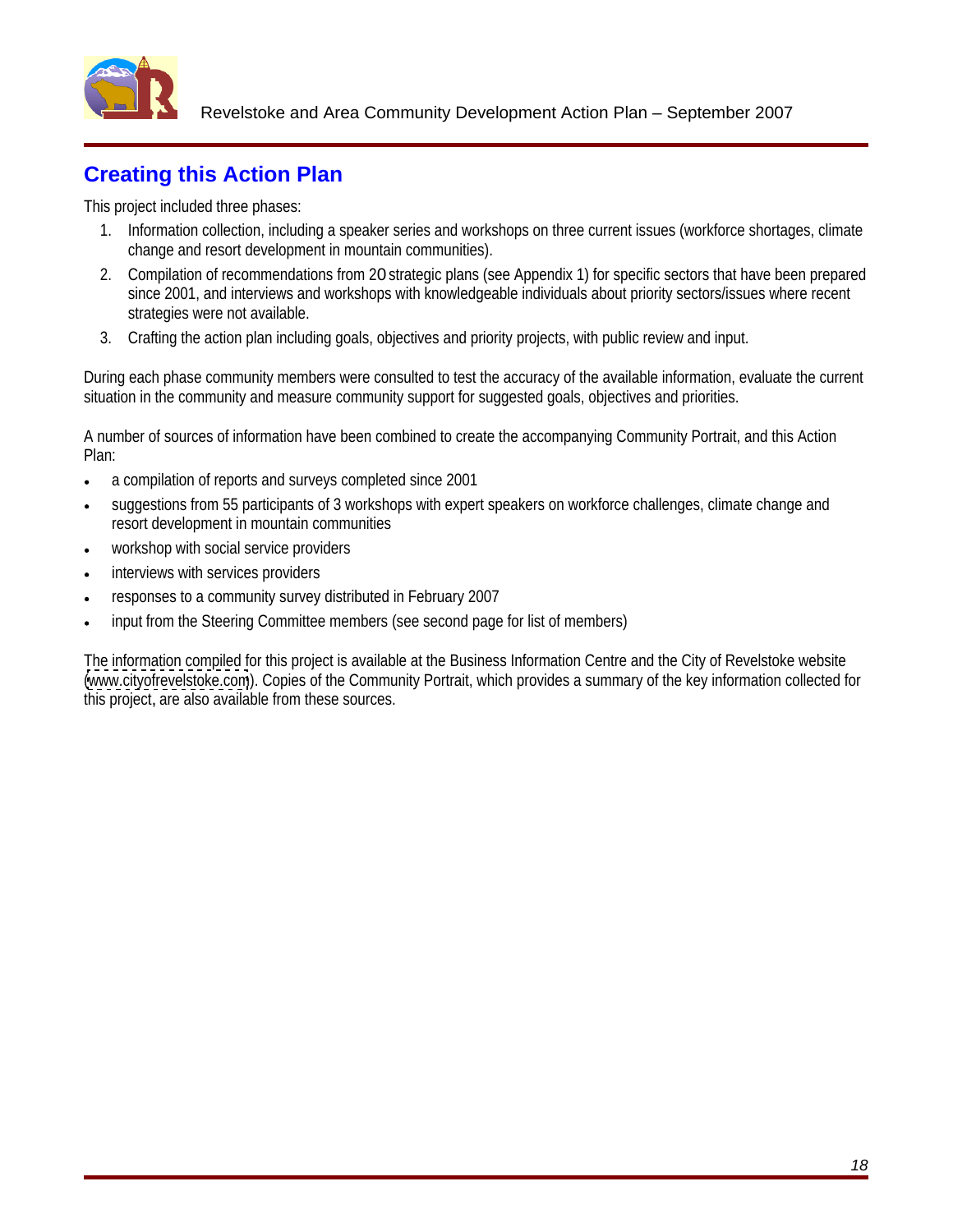## Creating this Action Plan

This project included three phases:

1. Information collection, including a speaker series and workshops on three current issues (workforce shortages, climate change and resort development in mountain communities).
2. Compilation of recommendations from 20 strategic plans (see Appendix 1) for specific sectors that have been prepared since 2001, and interviews and workshops with knowledgeable individuals about priority sectors/issues where recent strategies were not available.
3. Crafting the action plan including goals, objectives and priority projects, with public review and input.

During each phase community members were consulted to test the accuracy of the available information, evaluate the current situation in the community and measure community support for suggested goals, objectives and priorities.

A number of sources of information have been combined to create the accompanying Community Portrait, and this Action Plan:

- a compilation of reports and surveys completed since 2001
- suggestions from 55 participants of 3 workshops with expert speakers on workforce challenges, climate change and resort development in mountain communities
- workshop with social service providers
- interviews with services providers
- responses to a community survey distributed in February 2007
- input from the Steering Committee members (see second page for list of members)

The information compiled for this project is available at the Business Information Centre and the City of Revelstoke website (www.cityofrevelstoke.com). Copies of the Community Portrait, which provides a summary of the key information collected for this project, are also available from these sources.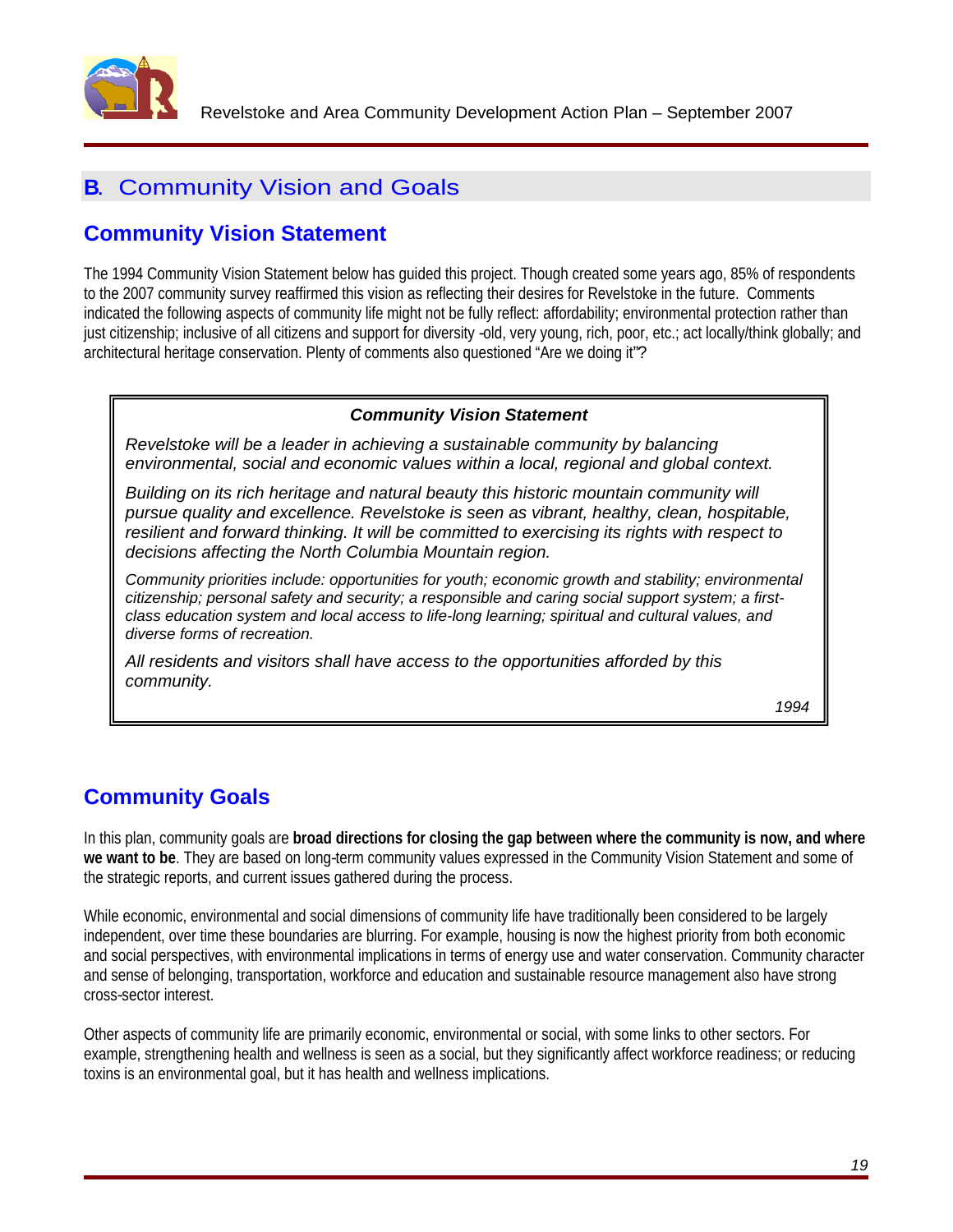# B. Community Vision and Goals

## Community Vision Statement

The 1994 Community Vision Statement below has guided this project. Though created some years ago, 85% of respondents to the 2007 community survey reaffirmed this vision as reflecting their desires for Revelstoke in the future. Comments indicated the following aspects of community life might not be fully reflect: affordability; environmental protection rather than just citizenship; inclusive of all citizens and support for diversity -old, very young, rich, poor, etc.; act locally/think globally; and architectural heritage conservation. Plenty of comments also questioned "Are we doing it"?

> ***Community Vision Statement***
>
> *Revelstoke will be a leader in achieving a sustainable community by balancing environmental, social and economic values within a local, regional and global context.*
>
> *Building on its rich heritage and natural beauty this historic mountain community will pursue quality and excellence. Revelstoke is seen as vibrant, healthy, clean, hospitable, resilient and forward thinking. It will be committed to exercising its rights with respect to decisions affecting the North Columbia Mountain region.*
>
> *Community priorities include: opportunities for youth; economic growth and stability; environmental citizenship; personal safety and security; a responsible and caring social support system; a first-class education system and local access to life-long learning; spiritual and cultural values, and diverse forms of recreation.*
>
> *All residents and visitors shall have access to the opportunities afforded by this community.*
>
> *1994*

## Community Goals

In this plan, community goals are **broad directions for closing the gap between where the community is now, and where we want to be**. They are based on long-term community values expressed in the Community Vision Statement and some of the strategic reports, and current issues gathered during the process.

While economic, environmental and social dimensions of community life have traditionally been considered to be largely independent, over time these boundaries are blurring. For example, housing is now the highest priority from both economic and social perspectives, with environmental implications in terms of energy use and water conservation. Community character and sense of belonging, transportation, workforce and education and sustainable resource management also have strong cross-sector interest.

Other aspects of community life are primarily economic, environmental or social, with some links to other sectors. For example, strengthening health and wellness is seen as a social, but they significantly affect workforce readiness; or reducing toxins is an environmental goal, but it has health and wellness implications.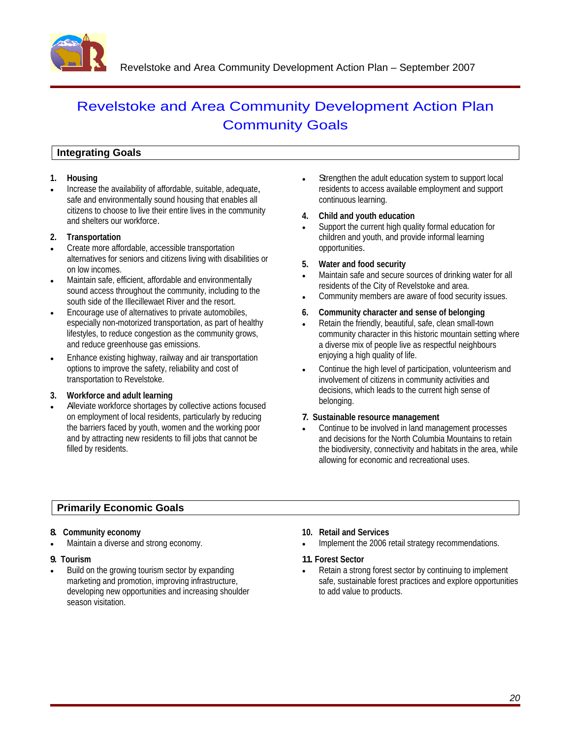# Revelstoke and Area Community Development Action Plan
# Community Goals

## Integrating Goals

**1. Housing**

- Increase the availability of affordable, suitable, adequate, safe and environmentally sound housing that enables all citizens to choose to live their entire lives in the community and shelters our workforce.

**2. Transportation**

- Create more affordable, accessible transportation alternatives for seniors and citizens living with disabilities or on low incomes.
- Maintain safe, efficient, affordable and environmentally sound access throughout the community, including to the south side of the Illecillewaet River and the resort.
- Encourage use of alternatives to private automobiles, especially non-motorized transportation, as part of healthy lifestyles, to reduce congestion as the community grows, and reduce greenhouse gas emissions.
- Enhance existing highway, railway and air transportation options to improve the safety, reliability and cost of transportation to Revelstoke.

**3. Workforce and adult learning**

- Alleviate workforce shortages by collective actions focused on employment of local residents, particularly by reducing the barriers faced by youth, women and the working poor and by attracting new residents to fill jobs that cannot be filled by residents.
- Strengthen the adult education system to support local residents to access available employment and support continuous learning.

**4. Child and youth education**

- Support the current high quality formal education for children and youth, and provide informal learning opportunities.

**5. Water and food security**

- Maintain safe and secure sources of drinking water for all residents of the City of Revelstoke and area.
- Community members are aware of food security issues.

**6. Community character and sense of belonging**

- Retain the friendly, beautiful, safe, clean small-town community character in this historic mountain setting where a diverse mix of people live as respectful neighbours enjoying a high quality of life.
- Continue the high level of participation, volunteerism and involvement of citizens in community activities and decisions, which leads to the current high sense of belonging.

**7. Sustainable resource management**

- Continue to be involved in land management processes and decisions for the North Columbia Mountains to retain the biodiversity, connectivity and habitats in the area, while allowing for economic and recreational uses.

## Primarily Economic Goals

**8. Community economy**

- Maintain a diverse and strong economy.

**9. Tourism**

- Build on the growing tourism sector by expanding marketing and promotion, improving infrastructure, developing new opportunities and increasing shoulder season visitation.

**10. Retail and Services**

- Implement the 2006 retail strategy recommendations.

**11. Forest Sector**

- Retain a strong forest sector by continuing to implement safe, sustainable forest practices and explore opportunities to add value to products.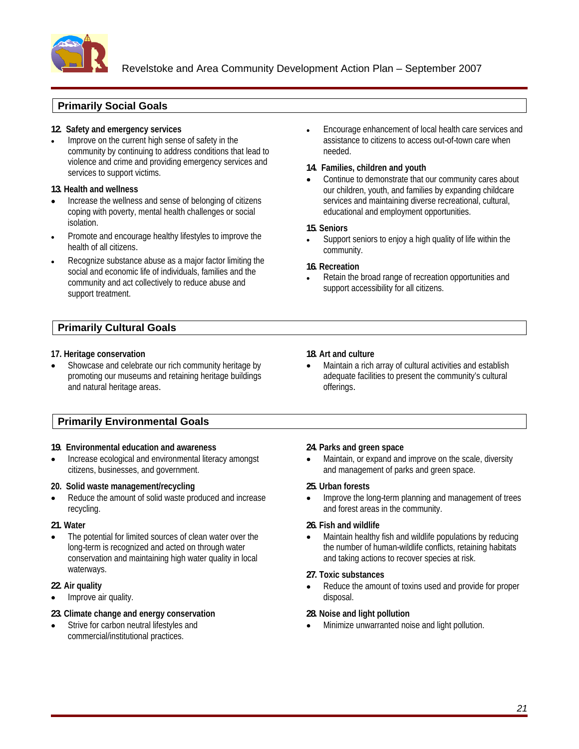## Primarily Social Goals

**12. Safety and emergency services**

- Improve on the current high sense of safety in the community by continuing to address conditions that lead to violence and crime and providing emergency services and services to support victims.

**13. Health and wellness**

- Increase the wellness and sense of belonging of citizens coping with poverty, mental health challenges or social isolation.
- Promote and encourage healthy lifestyles to improve the health of all citizens.
- Recognize substance abuse as a major factor limiting the social and economic life of individuals, families and the community and act collectively to reduce abuse and support treatment.
- Encourage enhancement of local health care services and assistance to citizens to access out-of-town care when needed.

**14. Families, children and youth**

- Continue to demonstrate that our community cares about our children, youth, and families by expanding childcare services and maintaining diverse recreational, cultural, educational and employment opportunities.

**15. Seniors**

- Support seniors to enjoy a high quality of life within the community.

**16. Recreation**

- Retain the broad range of recreation opportunities and support accessibility for all citizens.

## Primarily Cultural Goals

**17. Heritage conservation**

- Showcase and celebrate our rich community heritage by promoting our museums and retaining heritage buildings and natural heritage areas.

**18. Art and culture**

- Maintain a rich array of cultural activities and establish adequate facilities to present the community's cultural offerings.

## Primarily Environmental Goals

**19. Environmental education and awareness**

- Increase ecological and environmental literacy amongst citizens, businesses, and government.

**20. Solid waste management/recycling**

- Reduce the amount of solid waste produced and increase recycling.

**21. Water**

- The potential for limited sources of clean water over the long-term is recognized and acted on through water conservation and maintaining high water quality in local waterways.

**22. Air quality**

- Improve air quality.

**23. Climate change and energy conservation**

- Strive for carbon neutral lifestyles and commercial/institutional practices.

**24. Parks and green space**

- Maintain, or expand and improve on the scale, diversity and management of parks and green space.

**25. Urban forests**

- Improve the long-term planning and management of trees and forest areas in the community.

**26. Fish and wildlife**

- Maintain healthy fish and wildlife populations by reducing the number of human-wildlife conflicts, retaining habitats and taking actions to recover species at risk.

**27. Toxic substances**

- Reduce the amount of toxins used and provide for proper disposal.

**28. Noise and light pollution**

- Minimize unwarranted noise and light pollution.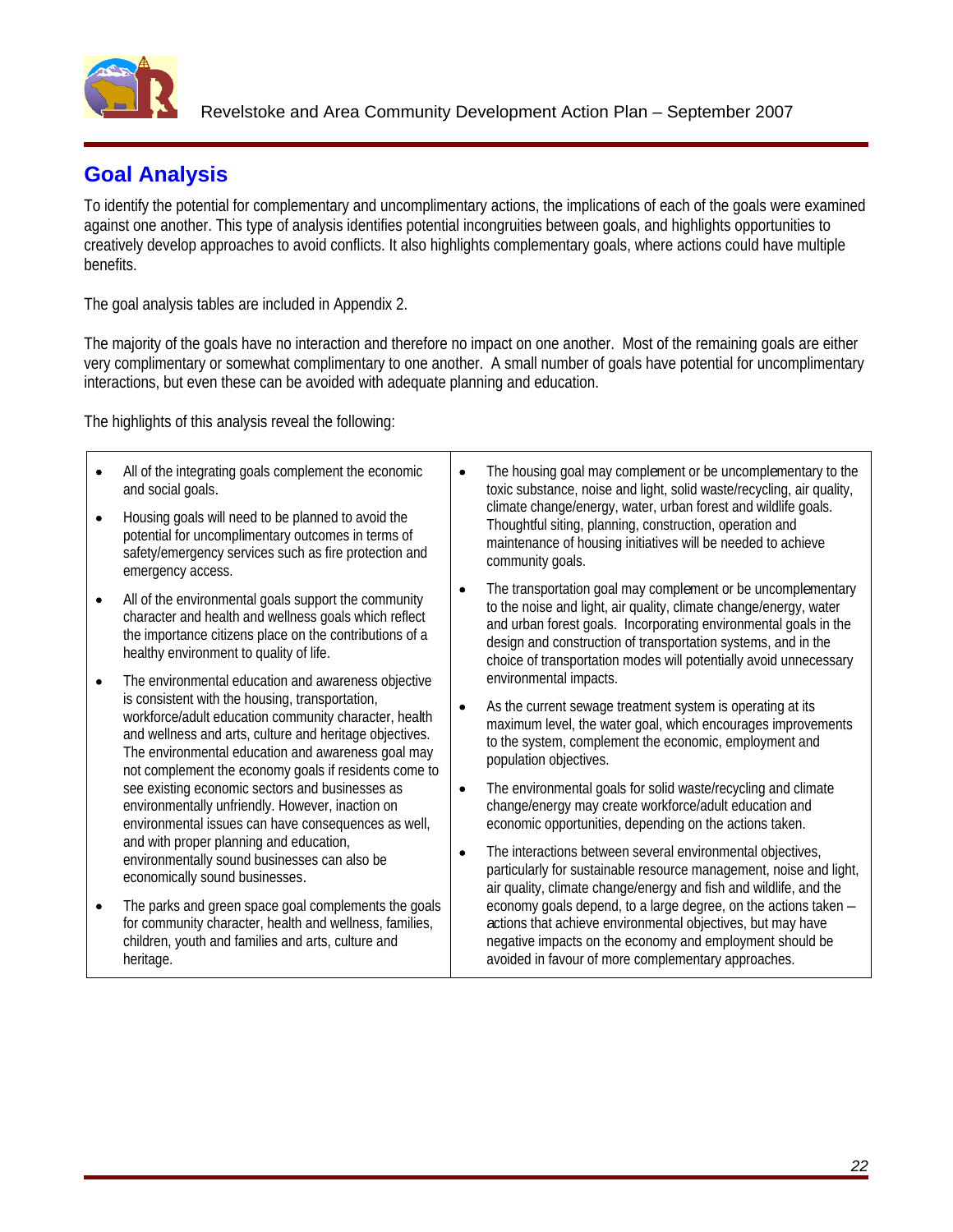## Goal Analysis

To identify the potential for complementary and uncomplimentary actions, the implications of each of the goals were examined against one another. This type of analysis identifies potential incongruities between goals, and highlights opportunities to creatively develop approaches to avoid conflicts. It also highlights complementary goals, where actions could have multiple benefits.

The goal analysis tables are included in Appendix 2.

The majority of the goals have no interaction and therefore no impact on one another. Most of the remaining goals are either very complimentary or somewhat complimentary to one another. A small number of goals have potential for uncomplimentary interactions, but even these can be avoided with adequate planning and education.

The highlights of this analysis reveal the following:

- All of the integrating goals complement the economic and social goals.
- Housing goals will need to be planned to avoid the potential for uncomplimentary outcomes in terms of safety/emergency services such as fire protection and emergency access.
- All of the environmental goals support the community character and health and wellness goals which reflect the importance citizens place on the contributions of a healthy environment to quality of life.
- The environmental education and awareness objective is consistent with the housing, transportation, workforce/adult education community character, health and wellness and arts, culture and heritage objectives. The environmental education and awareness goal may not complement the economy goals if residents come to see existing economic sectors and businesses as environmentally unfriendly. However, inaction on environmental issues can have consequences as well, and with proper planning and education, environmentally sound businesses can also be economically sound businesses.
- The parks and green space goal complements the goals for community character, health and wellness, families, children, youth and families and arts, culture and heritage.
- The housing goal may complement or be uncomplementary to the toxic substance, noise and light, solid waste/recycling, air quality, climate change/energy, water, urban forest and wildlife goals. Thoughtful siting, planning, construction, operation and maintenance of housing initiatives will be needed to achieve community goals.
- The transportation goal may complement or be uncomplementary to the noise and light, air quality, climate change/energy, water and urban forest goals. Incorporating environmental goals in the design and construction of transportation systems, and in the choice of transportation modes will potentially avoid unnecessary environmental impacts.
- As the current sewage treatment system is operating at its maximum level, the water goal, which encourages improvements to the system, complement the economic, employment and population objectives.
- The environmental goals for solid waste/recycling and climate change/energy may create workforce/adult education and economic opportunities, depending on the actions taken.
- The interactions between several environmental objectives, particularly for sustainable resource management, noise and light, air quality, climate change/energy and fish and wildlife, and the economy goals depend, to a large degree, on the actions taken – actions that achieve environmental objectives, but may have negative impacts on the economy and employment should be avoided in favour of more complementary approaches.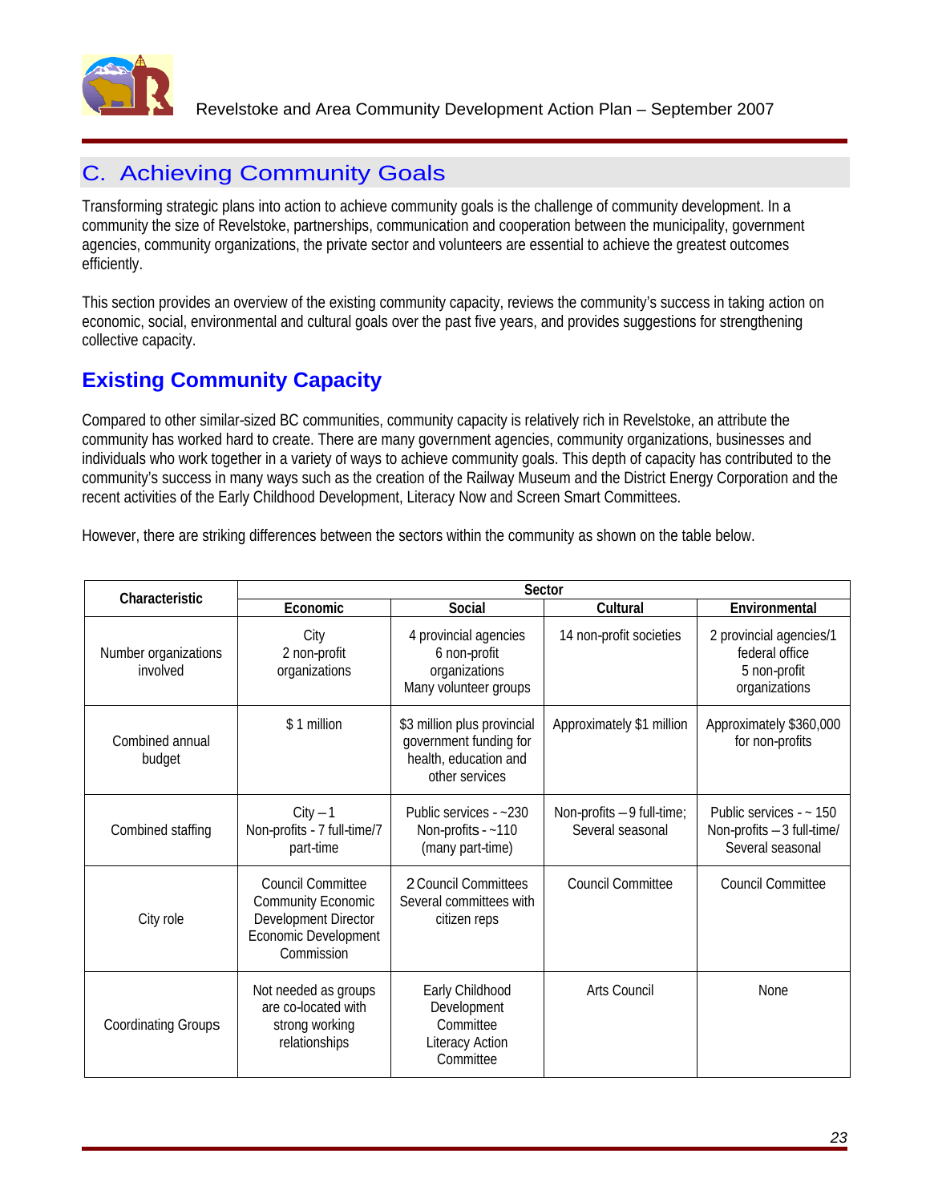## C. Achieving Community Goals

Transforming strategic plans into action to achieve community goals is the challenge of community development. In a community the size of Revelstoke, partnerships, communication and cooperation between the municipality, government agencies, community organizations, the private sector and volunteers are essential to achieve the greatest outcomes efficiently.

This section provides an overview of the existing community capacity, reviews the community's success in taking action on economic, social, environmental and cultural goals over the past five years, and provides suggestions for strengthening collective capacity.

### Existing Community Capacity

Compared to other similar-sized BC communities, community capacity is relatively rich in Revelstoke, an attribute the community has worked hard to create. There are many government agencies, community organizations, businesses and individuals who work together in a variety of ways to achieve community goals. This depth of capacity has contributed to the community's success in many ways such as the creation of the Railway Museum and the District Energy Corporation and the recent activities of the Early Childhood Development, Literacy Now and Screen Smart Committees.

However, there are striking differences between the sectors within the community as shown on the table below.

| Characteristic | Sector | | | |
|---|---|---|---|---|
| | Economic | Social | Cultural | Environmental |
| Number organizations involved | City<br>2 non-profit organizations | 4 provincial agencies<br>6 non-profit organizations<br>Many volunteer groups | 14 non-profit societies | 2 provincial agencies/1 federal office<br>5 non-profit organizations |
| Combined annual budget | $ 1 million | $3 million plus provincial government funding for health, education and other services | Approximately $1 million | Approximately $360,000 for non-profits |
| Combined staffing | City – 1<br>Non-profits - 7 full-time/7 part-time | Public services - ~230<br>Non-profits - ~110 (many part-time) | Non-profits – 9 full-time; Several seasonal | Public services - ~ 150<br>Non-profits – 3 full-time/ Several seasonal |
| City role | Council Committee<br>Community Economic Development Director<br>Economic Development Commission | 2 Council Committees<br>Several committees with citizen reps | Council Committee | Council Committee |
| Coordinating Groups | Not needed as groups are co-located with strong working relationships | Early Childhood Development Committee<br>Literacy Action Committee | Arts Council | None |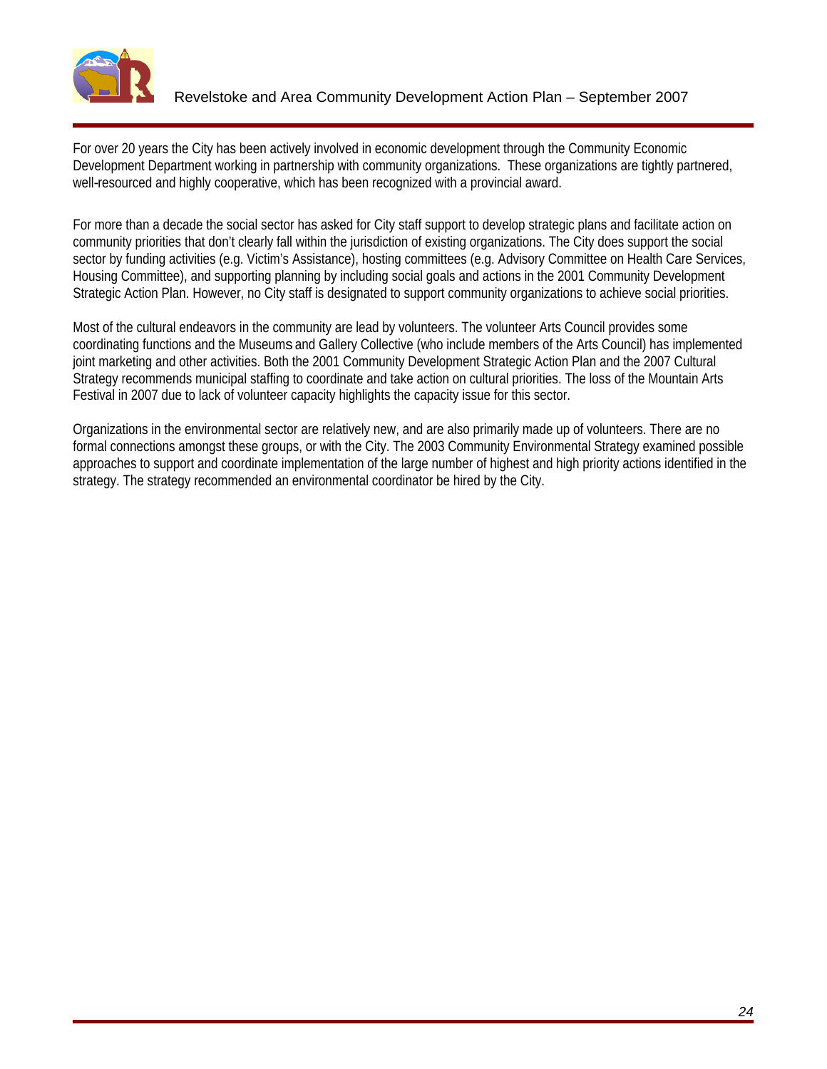For over 20 years the City has been actively involved in economic development through the Community Economic Development Department working in partnership with community organizations. These organizations are tightly partnered, well-resourced and highly cooperative, which has been recognized with a provincial award.

For more than a decade the social sector has asked for City staff support to develop strategic plans and facilitate action on community priorities that don't clearly fall within the jurisdiction of existing organizations. The City does support the social sector by funding activities (e.g. Victim's Assistance), hosting committees (e.g. Advisory Committee on Health Care Services, Housing Committee), and supporting planning by including social goals and actions in the 2001 Community Development Strategic Action Plan. However, no City staff is designated to support community organizations to achieve social priorities.

Most of the cultural endeavors in the community are lead by volunteers. The volunteer Arts Council provides some coordinating functions and the Museums and Gallery Collective (who include members of the Arts Council) has implemented joint marketing and other activities. Both the 2001 Community Development Strategic Action Plan and the 2007 Cultural Strategy recommends municipal staffing to coordinate and take action on cultural priorities. The loss of the Mountain Arts Festival in 2007 due to lack of volunteer capacity highlights the capacity issue for this sector.

Organizations in the environmental sector are relatively new, and are also primarily made up of volunteers. There are no formal connections amongst these groups, or with the City. The 2003 Community Environmental Strategy examined possible approaches to support and coordinate implementation of the large number of highest and high priority actions identified in the strategy. The strategy recommended an environmental coordinator be hired by the City.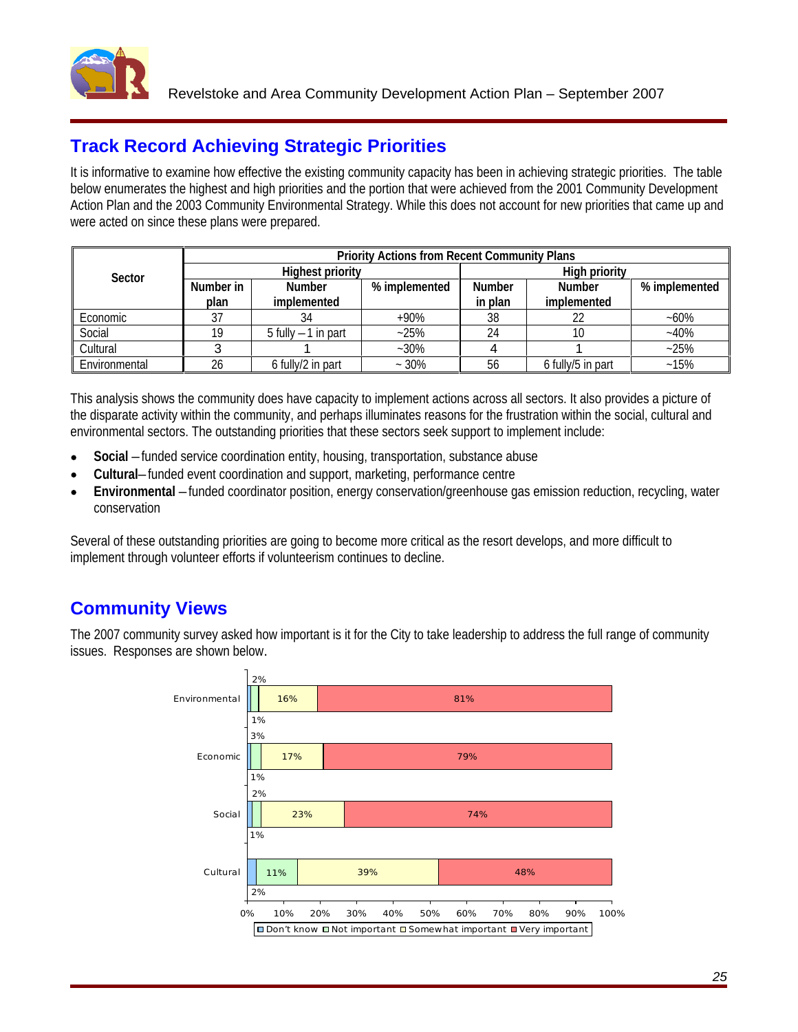## Track Record Achieving Strategic Priorities

It is informative to examine how effective the existing community capacity has been in achieving strategic priorities. The table below enumerates the highest and high priorities and the portion that were achieved from the 2001 Community Development Action Plan and the 2003 Community Environmental Strategy. While this does not account for new priorities that came up and were acted on since these plans were prepared.

| Sector | Priority Actions from Recent Community Plans | | | | | |
|---|---|---|---|---|---|---|
| | Highest priority | | | High priority | | |
| | Number in plan | Number implemented | % implemented | Number in plan | Number implemented | % implemented |
| Economic | 37 | 34 | +90% | 38 | 22 | ~60% |
| Social | 19 | 5 fully – 1 in part | ~25% | 24 | 10 | ~40% |
| Cultural | 3 | 1 | ~30% | 4 | 1 | ~25% |
| Environmental | 26 | 6 fully/2 in part | ~ 30% | 56 | 6 fully/5 in part | ~15% |

This analysis shows the community does have capacity to implement actions across all sectors. It also provides a picture of the disparate activity within the community, and perhaps illuminates reasons for the frustration within the social, cultural and environmental sectors. The outstanding priorities that these sectors seek support to implement include:

- **Social** – funded service coordination entity, housing, transportation, substance abuse
- **Cultural**– funded event coordination and support, marketing, performance centre
- **Environmental** – funded coordinator position, energy conservation/greenhouse gas emission reduction, recycling, water conservation

Several of these outstanding priorities are going to become more critical as the resort develops, and more difficult to implement through volunteer efforts if volunteerism continues to decline.

## Community Views

The 2007 community survey asked how important is it for the City to take leadership to address the full range of community issues. Responses are shown below.

| | Don't know | Not important | Somewhat important | Very important |
|---|---|---|---|---|
| Environmental | 1% | 2% | 16% | 81% |
| Economic | 1% | 3% | 17% | 79% |
| Social | 1% | 2% | 23% | 74% |
| Cultural | 2% | 11% | 39% | 48% |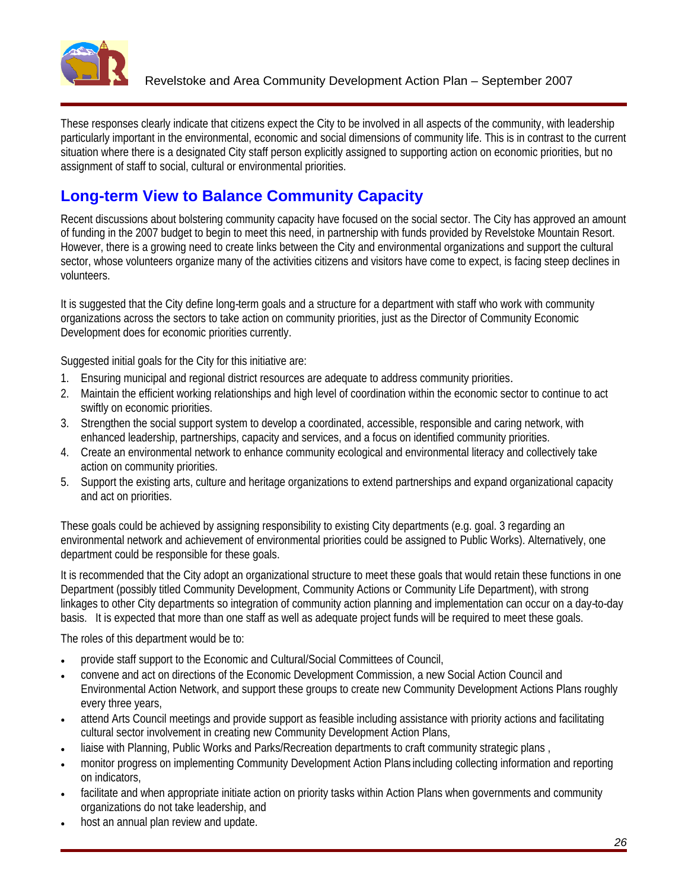These responses clearly indicate that citizens expect the City to be involved in all aspects of the community, with leadership particularly important in the environmental, economic and social dimensions of community life. This is in contrast to the current situation where there is a designated City staff person explicitly assigned to supporting action on economic priorities, but no assignment of staff to social, cultural or environmental priorities.

## Long-term View to Balance Community Capacity

Recent discussions about bolstering community capacity have focused on the social sector. The City has approved an amount of funding in the 2007 budget to begin to meet this need, in partnership with funds provided by Revelstoke Mountain Resort. However, there is a growing need to create links between the City and environmental organizations and support the cultural sector, whose volunteers organize many of the activities citizens and visitors have come to expect, is facing steep declines in volunteers.

It is suggested that the City define long-term goals and a structure for a department with staff who work with community organizations across the sectors to take action on community priorities, just as the Director of Community Economic Development does for economic priorities currently.

Suggested initial goals for the City for this initiative are:

1. Ensuring municipal and regional district resources are adequate to address community priorities.
2. Maintain the efficient working relationships and high level of coordination within the economic sector to continue to act swiftly on economic priorities.
3. Strengthen the social support system to develop a coordinated, accessible, responsible and caring network, with enhanced leadership, partnerships, capacity and services, and a focus on identified community priorities.
4. Create an environmental network to enhance community ecological and environmental literacy and collectively take action on community priorities.
5. Support the existing arts, culture and heritage organizations to extend partnerships and expand organizational capacity and act on priorities.

These goals could be achieved by assigning responsibility to existing City departments (e.g. goal. 3 regarding an environmental network and achievement of environmental priorities could be assigned to Public Works). Alternatively, one department could be responsible for these goals.

It is recommended that the City adopt an organizational structure to meet these goals that would retain these functions in one Department (possibly titled Community Development, Community Actions or Community Life Department), with strong linkages to other City departments so integration of community action planning and implementation can occur on a day-to-day basis. It is expected that more than one staff as well as adequate project funds will be required to meet these goals.

The roles of this department would be to:

- provide staff support to the Economic and Cultural/Social Committees of Council,
- convene and act on directions of the Economic Development Commission, a new Social Action Council and Environmental Action Network, and support these groups to create new Community Development Actions Plans roughly every three years,
- attend Arts Council meetings and provide support as feasible including assistance with priority actions and facilitating cultural sector involvement in creating new Community Development Action Plans,
- liaise with Planning, Public Works and Parks/Recreation departments to craft community strategic plans ,
- monitor progress on implementing Community Development Action Plans including collecting information and reporting on indicators,
- facilitate and when appropriate initiate action on priority tasks within Action Plans when governments and community organizations do not take leadership, and
- host an annual plan review and update.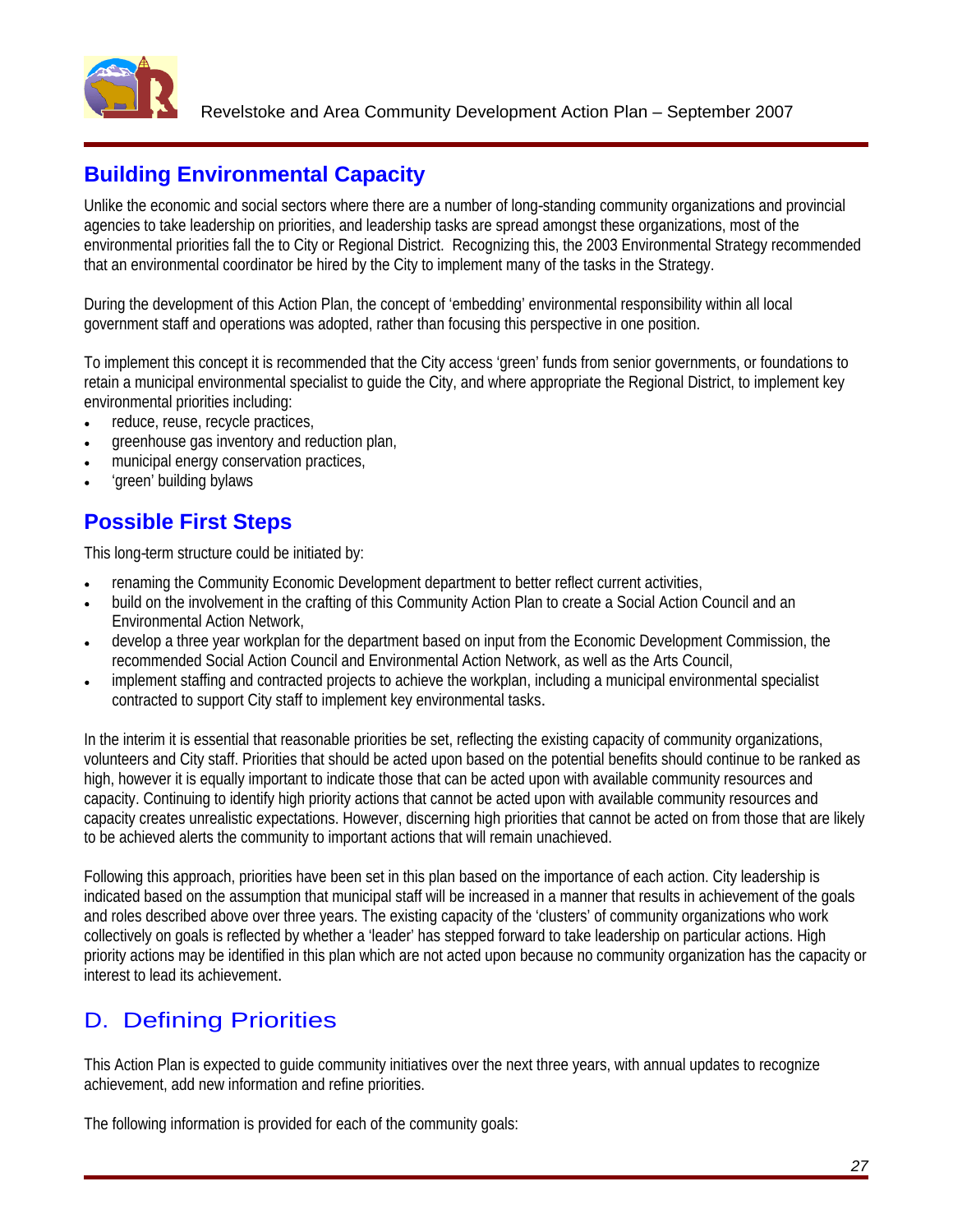## Building Environmental Capacity

Unlike the economic and social sectors where there are a number of long-standing community organizations and provincial agencies to take leadership on priorities, and leadership tasks are spread amongst these organizations, most of the environmental priorities fall the to City or Regional District. Recognizing this, the 2003 Environmental Strategy recommended that an environmental coordinator be hired by the City to implement many of the tasks in the Strategy.

During the development of this Action Plan, the concept of 'embedding' environmental responsibility within all local government staff and operations was adopted, rather than focusing this perspective in one position.

To implement this concept it is recommended that the City access 'green' funds from senior governments, or foundations to retain a municipal environmental specialist to guide the City, and where appropriate the Regional District, to implement key environmental priorities including:

- reduce, reuse, recycle practices,
- greenhouse gas inventory and reduction plan,
- municipal energy conservation practices,
- 'green' building bylaws

## Possible First Steps

This long-term structure could be initiated by:

- renaming the Community Economic Development department to better reflect current activities,
- build on the involvement in the crafting of this Community Action Plan to create a Social Action Council and an Environmental Action Network,
- develop a three year workplan for the department based on input from the Economic Development Commission, the recommended Social Action Council and Environmental Action Network, as well as the Arts Council,
- implement staffing and contracted projects to achieve the workplan, including a municipal environmental specialist contracted to support City staff to implement key environmental tasks.

In the interim it is essential that reasonable priorities be set, reflecting the existing capacity of community organizations, volunteers and City staff. Priorities that should be acted upon based on the potential benefits should continue to be ranked as high, however it is equally important to indicate those that can be acted upon with available community resources and capacity. Continuing to identify high priority actions that cannot be acted upon with available community resources and capacity creates unrealistic expectations. However, discerning high priorities that cannot be acted on from those that are likely to be achieved alerts the community to important actions that will remain unachieved.

Following this approach, priorities have been set in this plan based on the importance of each action. City leadership is indicated based on the assumption that municipal staff will be increased in a manner that results in achievement of the goals and roles described above over three years. The existing capacity of the 'clusters' of community organizations who work collectively on goals is reflected by whether a 'leader' has stepped forward to take leadership on particular actions. High priority actions may be identified in this plan which are not acted upon because no community organization has the capacity or interest to lead its achievement.

## D. Defining Priorities

This Action Plan is expected to guide community initiatives over the next three years, with annual updates to recognize achievement, add new information and refine priorities.

The following information is provided for each of the community goals: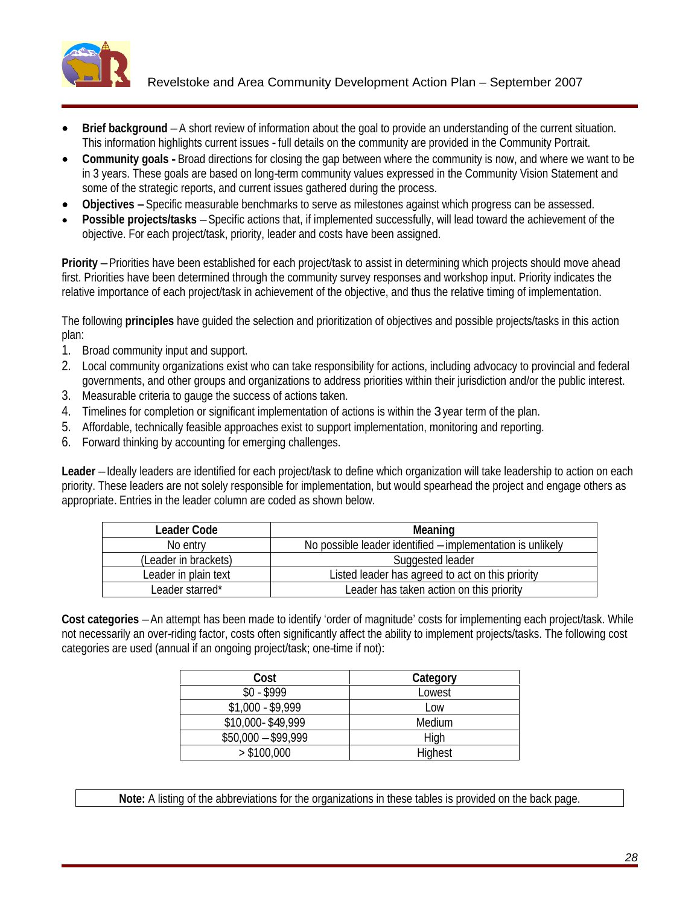- **Brief background** – A short review of information about the goal to provide an understanding of the current situation. This information highlights current issues - full details on the community are provided in the Community Portrait.
- **Community goals -** Broad directions for closing the gap between where the community is now, and where we want to be in 3 years. These goals are based on long-term community values expressed in the Community Vision Statement and some of the strategic reports, and current issues gathered during the process.
- **Objectives –** Specific measurable benchmarks to serve as milestones against which progress can be assessed.
- **Possible projects/tasks** – Specific actions that, if implemented successfully, will lead toward the achievement of the objective. For each project/task, priority, leader and costs have been assigned.

**Priority** – Priorities have been established for each project/task to assist in determining which projects should move ahead first. Priorities have been determined through the community survey responses and workshop input. Priority indicates the relative importance of each project/task in achievement of the objective, and thus the relative timing of implementation.

The following **principles** have guided the selection and prioritization of objectives and possible projects/tasks in this action plan:

1. Broad community input and support.
2. Local community organizations exist who can take responsibility for actions, including advocacy to provincial and federal governments, and other groups and organizations to address priorities within their jurisdiction and/or the public interest.
3. Measurable criteria to gauge the success of actions taken.
4. Timelines for completion or significant implementation of actions is within the 3 year term of the plan.
5. Affordable, technically feasible approaches exist to support implementation, monitoring and reporting.
6. Forward thinking by accounting for emerging challenges.

**Leader** – Ideally leaders are identified for each project/task to define which organization will take leadership to action on each priority. These leaders are not solely responsible for implementation, but would spearhead the project and engage others as appropriate. Entries in the leader column are coded as shown below.

| Leader Code | Meaning |
|---|---|
| No entry | No possible leader identified – implementation is unlikely |
| (Leader in brackets) | Suggested leader |
| Leader in plain text | Listed leader has agreed to act on this priority |
| Leader starred* | Leader has taken action on this priority |

**Cost categories** – An attempt has been made to identify 'order of magnitude' costs for implementing each project/task. While not necessarily an over-riding factor, costs often significantly affect the ability to implement projects/tasks. The following cost categories are used (annual if an ongoing project/task; one-time if not):

| Cost | Category |
|---|---|
| $0 - $999 | Lowest |
| $1,000 - $9,999 | Low |
| $10,000- $49,999 | Medium |
| $50,000 – $99,999 | High |
| > $100,000 | Highest |

**Note:** A listing of the abbreviations for the organizations in these tables is provided on the back page.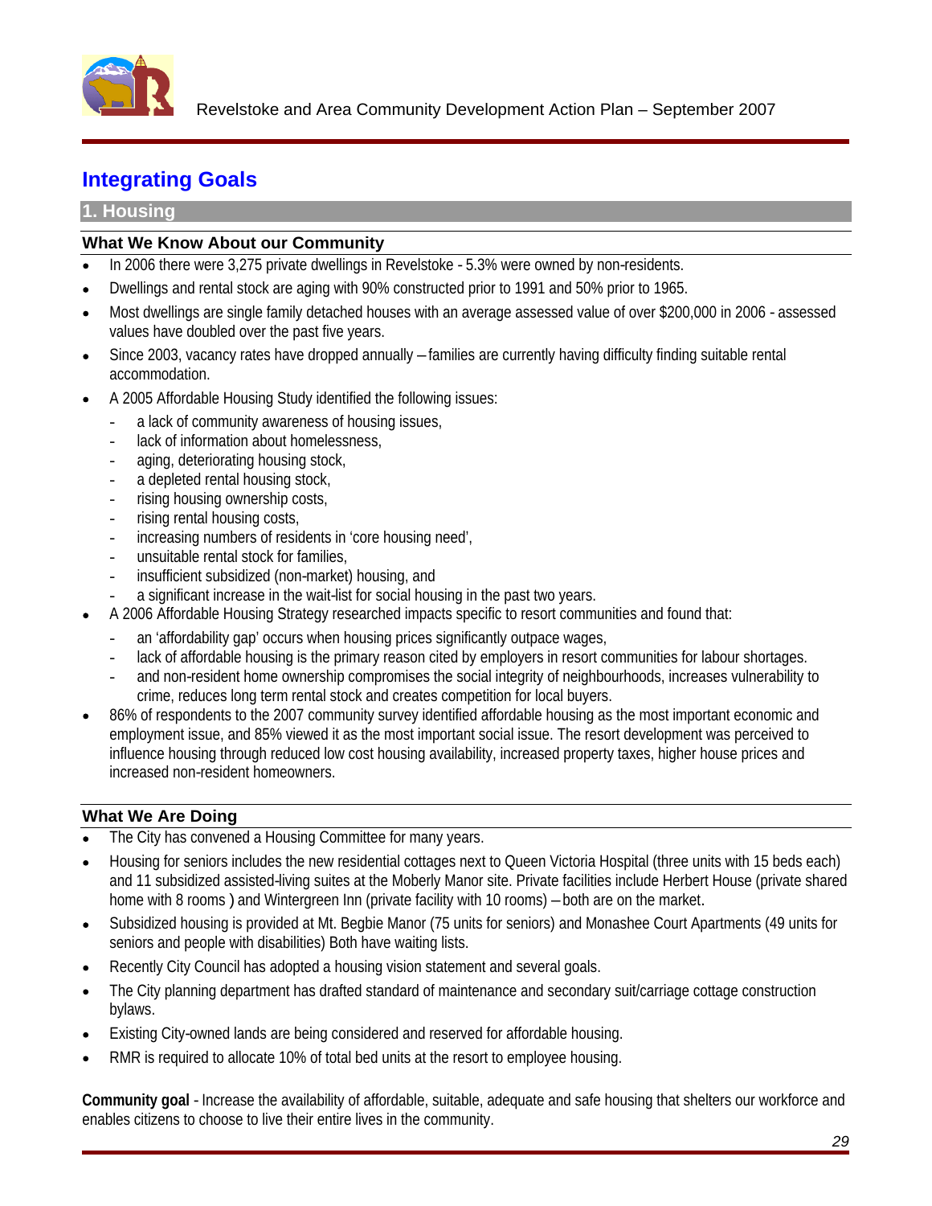# Integrating Goals

## 1. Housing

### What We Know About our Community

- In 2006 there were 3,275 private dwellings in Revelstoke - 5.3% were owned by non-residents.
- Dwellings and rental stock are aging with 90% constructed prior to 1991 and 50% prior to 1965.
- Most dwellings are single family detached houses with an average assessed value of over $200,000 in 2006 - assessed values have doubled over the past five years.
- Since 2003, vacancy rates have dropped annually – families are currently having difficulty finding suitable rental accommodation.
- A 2005 Affordable Housing Study identified the following issues:
  - a lack of community awareness of housing issues,
  - lack of information about homelessness,
  - aging, deteriorating housing stock,
  - a depleted rental housing stock,
  - rising housing ownership costs,
  - rising rental housing costs,
  - increasing numbers of residents in 'core housing need',
  - unsuitable rental stock for families,
  - insufficient subsidized (non-market) housing, and
  - a significant increase in the wait-list for social housing in the past two years.
- A 2006 Affordable Housing Strategy researched impacts specific to resort communities and found that:
  - an 'affordability gap' occurs when housing prices significantly outpace wages,
  - lack of affordable housing is the primary reason cited by employers in resort communities for labour shortages.
  - and non-resident home ownership compromises the social integrity of neighbourhoods, increases vulnerability to crime, reduces long term rental stock and creates competition for local buyers.
- 86% of respondents to the 2007 community survey identified affordable housing as the most important economic and employment issue, and 85% viewed it as the most important social issue. The resort development was perceived to influence housing through reduced low cost housing availability, increased property taxes, higher house prices and increased non-resident homeowners.

### What We Are Doing

- The City has convened a Housing Committee for many years.
- Housing for seniors includes the new residential cottages next to Queen Victoria Hospital (three units with 15 beds each) and 11 subsidized assisted-living suites at the Moberly Manor site. Private facilities include Herbert House (private shared home with 8 rooms ) and Wintergreen Inn (private facility with 10 rooms) – both are on the market.
- Subsidized housing is provided at Mt. Begbie Manor (75 units for seniors) and Monashee Court Apartments (49 units for seniors and people with disabilities) Both have waiting lists.
- Recently City Council has adopted a housing vision statement and several goals.
- The City planning department has drafted standard of maintenance and secondary suit/carriage cottage construction bylaws.
- Existing City-owned lands are being considered and reserved for affordable housing.
- RMR is required to allocate 10% of total bed units at the resort to employee housing.

**Community goal** - Increase the availability of affordable, suitable, adequate and safe housing that shelters our workforce and enables citizens to choose to live their entire lives in the community.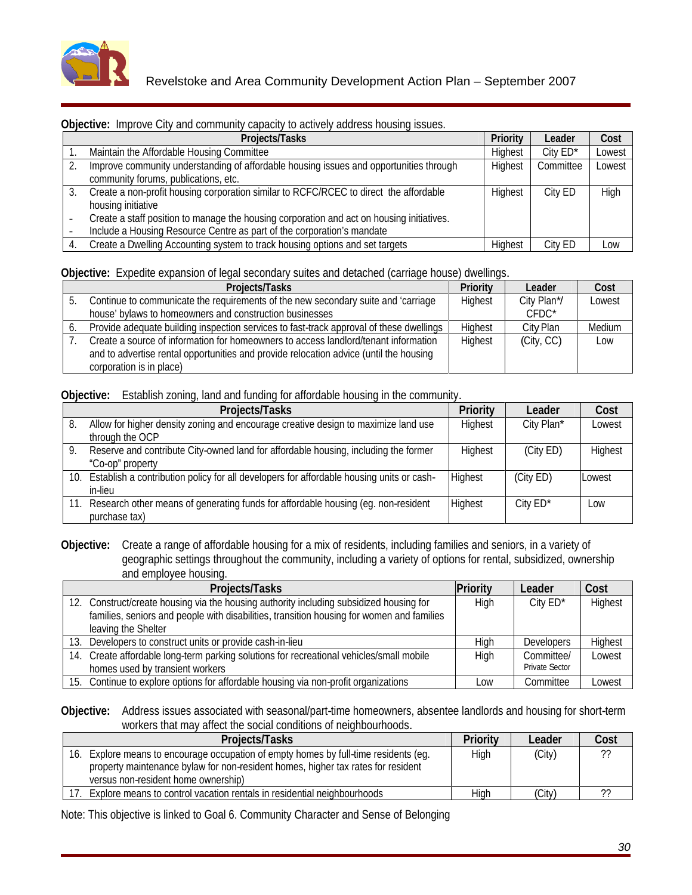**Objective:** Improve City and community capacity to actively address housing issues.

| | Projects/Tasks | Priority | Leader | Cost |
|---|---|---|---|---|
| 1. | Maintain the Affordable Housing Committee | Highest | City ED* | Lowest |
| 2. | Improve community understanding of affordable housing issues and opportunities through community forums, publications, etc. | Highest | Committee | Lowest |
| 3. | Create a non-profit housing corporation similar to RCFC/RCEC to direct the affordable housing initiative<br>- Create a staff position to manage the housing corporation and act on housing initiatives.<br>- Include a Housing Resource Centre as part of the corporation's mandate | Highest | City ED | High |
| 4. | Create a Dwelling Accounting system to track housing options and set targets | Highest | City ED | Low |

**Objective:** Expedite expansion of legal secondary suites and detached (carriage house) dwellings.

| | Projects/Tasks | Priority | Leader | Cost |
|---|---|---|---|---|
| 5. | Continue to communicate the requirements of the new secondary suite and 'carriage house' bylaws to homeowners and construction businesses | Highest | City Plan*/ CFDC* | Lowest |
| 6. | Provide adequate building inspection services to fast-track approval of these dwellings | Highest | City Plan | Medium |
| 7. | Create a source of information for homeowners to access landlord/tenant information and to advertise rental opportunities and provide relocation advice (until the housing corporation is in place) | Highest | (City, CC) | Low |

**Objective:** Establish zoning, land and funding for affordable housing in the community.

| | Projects/Tasks | Priority | Leader | Cost |
|---|---|---|---|---|
| 8. | Allow for higher density zoning and encourage creative design to maximize land use through the OCP | Highest | City Plan* | Lowest |
| 9. | Reserve and contribute City-owned land for affordable housing, including the former "Co-op" property | Highest | (City ED) | Highest |
| 10. | Establish a contribution policy for all developers for affordable housing units or cash-in-lieu | Highest | (City ED) | Lowest |
| 11. | Research other means of generating funds for affordable housing (eg. non-resident purchase tax) | Highest | City ED* | Low |

**Objective:** Create a range of affordable housing for a mix of residents, including families and seniors, in a variety of geographic settings throughout the community, including a variety of options for rental, subsidized, ownership and employee housing.

| | Projects/Tasks | Priority | Leader | Cost |
|---|---|---|---|---|
| 12. | Construct/create housing via the housing authority including subsidized housing for families, seniors and people with disabilities, transition housing for women and families leaving the Shelter | High | City ED* | Highest |
| 13. | Developers to construct units or provide cash-in-lieu | High | Developers | Highest |
| 14. | Create affordable long-term parking solutions for recreational vehicles/small mobile homes used by transient workers | High | Committee/ Private Sector | Lowest |
| 15. | Continue to explore options for affordable housing via non-profit organizations | Low | Committee | Lowest |

**Objective:** Address issues associated with seasonal/part-time homeowners, absentee landlords and housing for short-term workers that may affect the social conditions of neighbourhoods.

| | Projects/Tasks | Priority | Leader | Cost |
|---|---|---|---|---|
| 16. | Explore means to encourage occupation of empty homes by full-time residents (eg. property maintenance bylaw for non-resident homes, higher tax rates for resident versus non-resident home ownership) | High | (City) | ?? |
| 17. | Explore means to control vacation rentals in residential neighbourhoods | High | (City) | ?? |

Note: This objective is linked to Goal 6. Community Character and Sense of Belonging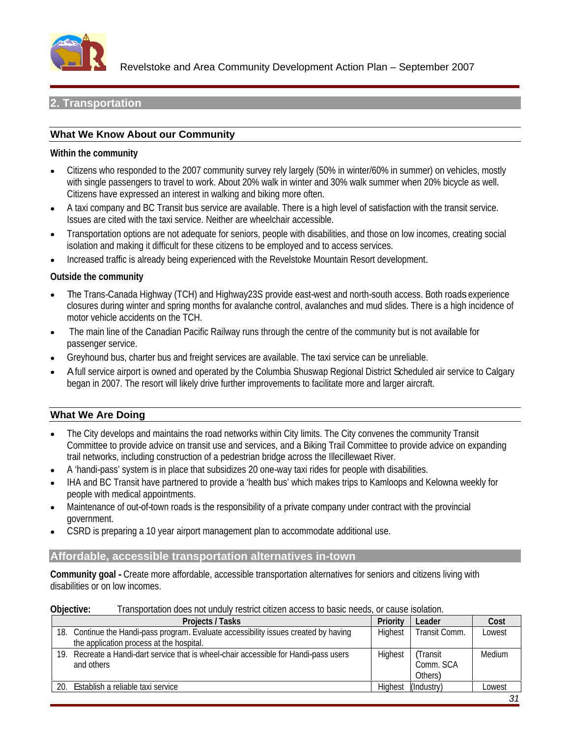## 2. Transportation

### What We Know About our Community

**Within the community**

- Citizens who responded to the 2007 community survey rely largely (50% in winter/60% in summer) on vehicles, mostly with single passengers to travel to work. About 20% walk in winter and 30% walk summer when 20% bicycle as well. Citizens have expressed an interest in walking and biking more often.
- A taxi company and BC Transit bus service are available. There is a high level of satisfaction with the transit service. Issues are cited with the taxi service. Neither are wheelchair accessible.
- Transportation options are not adequate for seniors, people with disabilities, and those on low incomes, creating social isolation and making it difficult for these citizens to be employed and to access services.
- Increased traffic is already being experienced with the Revelstoke Mountain Resort development.

**Outside the community**

- The Trans-Canada Highway (TCH) and Highway23S provide east-west and north-south access. Both roads experience closures during winter and spring months for avalanche control, avalanches and mud slides. There is a high incidence of motor vehicle accidents on the TCH.
- The main line of the Canadian Pacific Railway runs through the centre of the community but is not available for passenger service.
- Greyhound bus, charter bus and freight services are available. The taxi service can be unreliable.
- A full service airport is owned and operated by the Columbia Shuswap Regional District Scheduled air service to Calgary began in 2007. The resort will likely drive further improvements to facilitate more and larger aircraft.

### What We Are Doing

- The City develops and maintains the road networks within City limits. The City convenes the community Transit Committee to provide advice on transit use and services, and a Biking Trail Committee to provide advice on expanding trail networks, including construction of a pedestrian bridge across the Illecillewaet River.
- A 'handi-pass' system is in place that subsidizes 20 one-way taxi rides for people with disabilities.
- IHA and BC Transit have partnered to provide a 'health bus' which makes trips to Kamloops and Kelowna weekly for people with medical appointments.
- Maintenance of out-of-town roads is the responsibility of a private company under contract with the provincial government.
- CSRD is preparing a 10 year airport management plan to accommodate additional use.

## Affordable, accessible transportation alternatives in-town

**Community goal -** Create more affordable, accessible transportation alternatives for seniors and citizens living with disabilities or on low incomes.

**Objective:** Transportation does not unduly restrict citizen access to basic needs, or cause isolation.

| Projects / Tasks | Priority | Leader | Cost |
|---|---|---|---|
| 18. Continue the Handi-pass program. Evaluate accessibility issues created by having the application process at the hospital. | Highest | Transit Comm. | Lowest |
| 19. Recreate a Handi-dart service that is wheel-chair accessible for Handi-pass users and others | Highest | (Transit Comm. SCA Others) | Medium |
| 20. Establish a reliable taxi service | Highest | (Industry) | Lowest |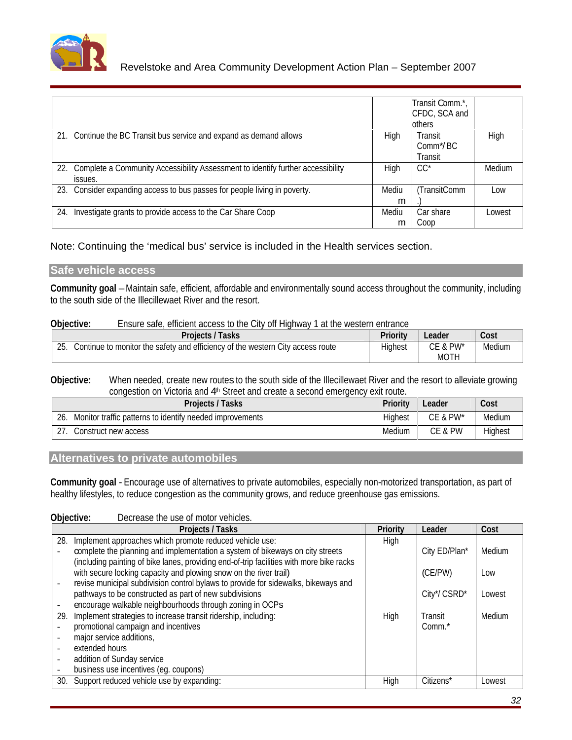| | | | |
|---|---|---|---|
| | | Transit Comm.*, CFDC, SCA and others | |
| 21. Continue the BC Transit bus service and expand as demand allows | High | Transit Comm*/ BC Transit | High |
| 22. Complete a Community Accessibility Assessment to identify further accessibility issues. | High | CC* | Medium |
| 23. Consider expanding access to bus passes for people living in poverty. | Medium | (TransitComm.) | Low |
| 24. Investigate grants to provide access to the Car Share Coop | Medium | Car share Coop | Lowest |

Note: Continuing the 'medical bus' service is included in the Health services section.

## Safe vehicle access

**Community goal** – Maintain safe, efficient, affordable and environmentally sound access throughout the community, including to the south side of the Illecillewaet River and the resort.

**Objective:** Ensure safe, efficient access to the City off Highway 1 at the western entrance

| Projects / Tasks | Priority | Leader | Cost |
|---|---|---|---|
| 25. Continue to monitor the safety and efficiency of the western City access route | Highest | CE & PW* MOTH | Medium |

**Objective:** When needed, create new routes to the south side of the Illecillewaet River and the resort to alleviate growing congestion on Victoria and 4th Street and create a second emergency exit route.

| Projects / Tasks | Priority | Leader | Cost |
|---|---|---|---|
| 26. Monitor traffic patterns to identify needed improvements | Highest | CE & PW* | Medium |
| 27. Construct new access | Medium | CE & PW | Highest |

## Alternatives to private automobiles

**Community goal** - Encourage use of alternatives to private automobiles, especially non-motorized transportation, as part of healthy lifestyles, to reduce congestion as the community grows, and reduce greenhouse gas emissions.

**Objective:** Decrease the use of motor vehicles.

| Projects / Tasks | Priority | Leader | Cost |
|---|---|---|---|
| 28. Implement approaches which promote reduced vehicle use:<br>- complete the planning and implementation a system of bikeways on city streets (including painting of bike lanes, providing end-of-trip facilities with more bike racks with secure locking capacity and plowing snow on the river trail)<br>- revise municipal subdivision control bylaws to provide for sidewalks, bikeways and pathways to be constructed as part of new subdivisions<br>- encourage walkable neighbourhoods through zoning in OCPs | High | City ED/Plan*<br>(CE/PW)<br>City*/ CSRD* | Medium<br>Low<br>Lowest |
| 29. Implement strategies to increase transit ridership, including:<br>- promotional campaign and incentives<br>- major service additions,<br>- extended hours<br>- addition of Sunday service<br>- business use incentives (eg. coupons) | High | Transit Comm.* | Medium |
| 30. Support reduced vehicle use by expanding: | High | Citizens* | Lowest |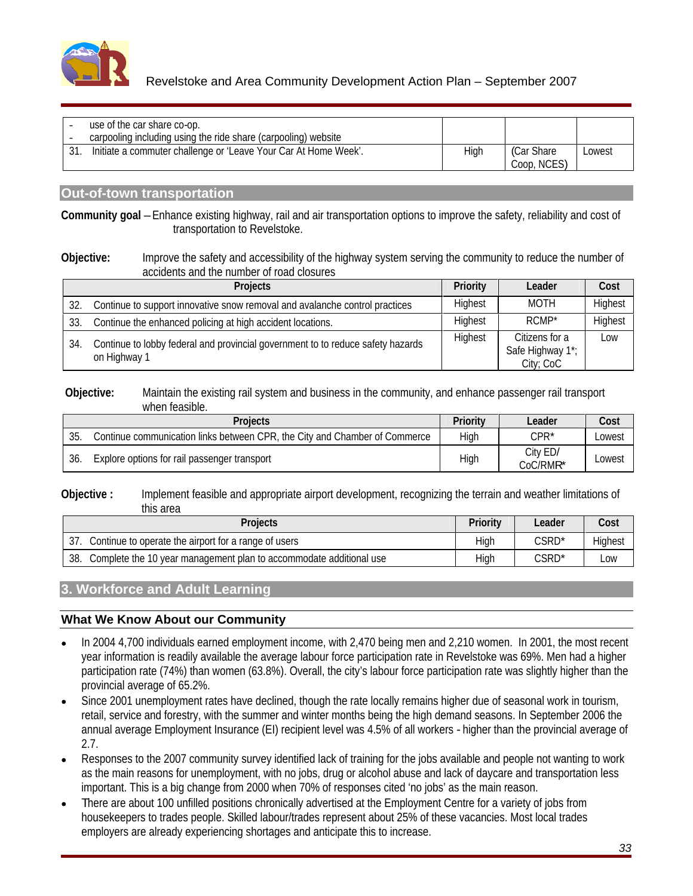| | | | |
|---|---|---|---|
| - use of the car share co-op.<br>- carpooling including using the ride share (carpooling) website | | | |
| 31. Initiate a commuter challenge or 'Leave Your Car At Home Week'. | High | (Car Share Coop, NCES) | Lowest |

## Out-of-town transportation

**Community goal** – Enhance existing highway, rail and air transportation options to improve the safety, reliability and cost of transportation to Revelstoke.

**Objective:** Improve the safety and accessibility of the highway system serving the community to reduce the number of accidents and the number of road closures

| Projects | Priority | Leader | Cost |
|---|---|---|---|
| 32. Continue to support innovative snow removal and avalanche control practices | Highest | MOTH | Highest |
| 33. Continue the enhanced policing at high accident locations. | Highest | RCMP* | Highest |
| 34. Continue to lobby federal and provincial government to to reduce safety hazards on Highway 1 | Highest | Citizens for a Safe Highway 1*; City; CoC | Low |

**Objective:** Maintain the existing rail system and business in the community, and enhance passenger rail transport when feasible.

| Projects | Priority | Leader | Cost |
|---|---|---|---|
| 35. Continue communication links between CPR, the City and Chamber of Commerce | High | CPR* | Lowest |
| 36. Explore options for rail passenger transport | High | City ED/ CoC/RMR* | Lowest |

**Objective :** Implement feasible and appropriate airport development, recognizing the terrain and weather limitations of this area

| Projects | Priority | Leader | Cost |
|---|---|---|---|
| 37. Continue to operate the airport for a range of users | High | CSRD* | Highest |
| 38. Complete the 10 year management plan to accommodate additional use | High | CSRD* | Low |

## 3. Workforce and Adult Learning

### What We Know About our Community

- In 2004 4,700 individuals earned employment income, with 2,470 being men and 2,210 women. In 2001, the most recent year information is readily available the average labour force participation rate in Revelstoke was 69%. Men had a higher participation rate (74%) than women (63.8%). Overall, the city's labour force participation rate was slightly higher than the provincial average of 65.2%.
- Since 2001 unemployment rates have declined, though the rate locally remains higher due of seasonal work in tourism, retail, service and forestry, with the summer and winter months being the high demand seasons. In September 2006 the annual average Employment Insurance (EI) recipient level was 4.5% of all workers - higher than the provincial average of 2.7.
- Responses to the 2007 community survey identified lack of training for the jobs available and people not wanting to work as the main reasons for unemployment, with no jobs, drug or alcohol abuse and lack of daycare and transportation less important. This is a big change from 2000 when 70% of responses cited 'no jobs' as the main reason.
- There are about 100 unfilled positions chronically advertised at the Employment Centre for a variety of jobs from housekeepers to trades people. Skilled labour/trades represent about 25% of these vacancies. Most local trades employers are already experiencing shortages and anticipate this to increase.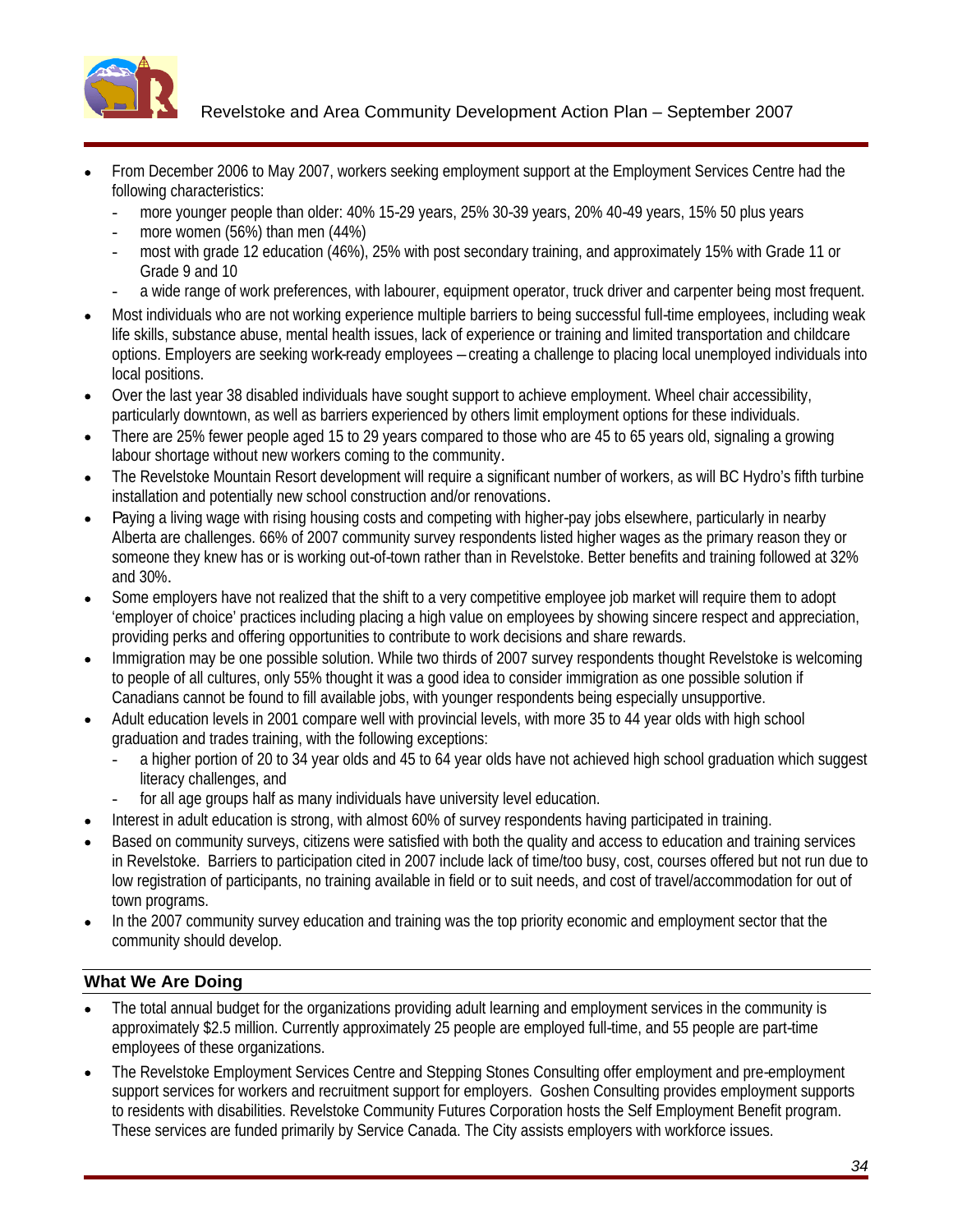- From December 2006 to May 2007, workers seeking employment support at the Employment Services Centre had the following characteristics:
  - more younger people than older: 40% 15-29 years, 25% 30-39 years, 20% 40-49 years, 15% 50 plus years
  - more women (56%) than men (44%)
  - most with grade 12 education (46%), 25% with post secondary training, and approximately 15% with Grade 11 or Grade 9 and 10
  - a wide range of work preferences, with labourer, equipment operator, truck driver and carpenter being most frequent.
- Most individuals who are not working experience multiple barriers to being successful full-time employees, including weak life skills, substance abuse, mental health issues, lack of experience or training and limited transportation and childcare options. Employers are seeking work-ready employees – creating a challenge to placing local unemployed individuals into local positions.
- Over the last year 38 disabled individuals have sought support to achieve employment. Wheel chair accessibility, particularly downtown, as well as barriers experienced by others limit employment options for these individuals.
- There are 25% fewer people aged 15 to 29 years compared to those who are 45 to 65 years old, signaling a growing labour shortage without new workers coming to the community.
- The Revelstoke Mountain Resort development will require a significant number of workers, as will BC Hydro's fifth turbine installation and potentially new school construction and/or renovations.
- Paying a living wage with rising housing costs and competing with higher-pay jobs elsewhere, particularly in nearby Alberta are challenges. 66% of 2007 community survey respondents listed higher wages as the primary reason they or someone they knew has or is working out-of-town rather than in Revelstoke. Better benefits and training followed at 32% and 30%.
- Some employers have not realized that the shift to a very competitive employee job market will require them to adopt 'employer of choice' practices including placing a high value on employees by showing sincere respect and appreciation, providing perks and offering opportunities to contribute to work decisions and share rewards.
- Immigration may be one possible solution. While two thirds of 2007 survey respondents thought Revelstoke is welcoming to people of all cultures, only 55% thought it was a good idea to consider immigration as one possible solution if Canadians cannot be found to fill available jobs, with younger respondents being especially unsupportive.
- Adult education levels in 2001 compare well with provincial levels, with more 35 to 44 year olds with high school graduation and trades training, with the following exceptions:
  - a higher portion of 20 to 34 year olds and 45 to 64 year olds have not achieved high school graduation which suggest literacy challenges, and
  - for all age groups half as many individuals have university level education.
- Interest in adult education is strong, with almost 60% of survey respondents having participated in training.
- Based on community surveys, citizens were satisfied with both the quality and access to education and training services in Revelstoke. Barriers to participation cited in 2007 include lack of time/too busy, cost, courses offered but not run due to low registration of participants, no training available in field or to suit needs, and cost of travel/accommodation for out of town programs.
- In the 2007 community survey education and training was the top priority economic and employment sector that the community should develop.

## What We Are Doing

- The total annual budget for the organizations providing adult learning and employment services in the community is approximately $2.5 million. Currently approximately 25 people are employed full-time, and 55 people are part-time employees of these organizations.
- The Revelstoke Employment Services Centre and Stepping Stones Consulting offer employment and pre-employment support services for workers and recruitment support for employers. Goshen Consulting provides employment supports to residents with disabilities. Revelstoke Community Futures Corporation hosts the Self Employment Benefit program. These services are funded primarily by Service Canada. The City assists employers with workforce issues.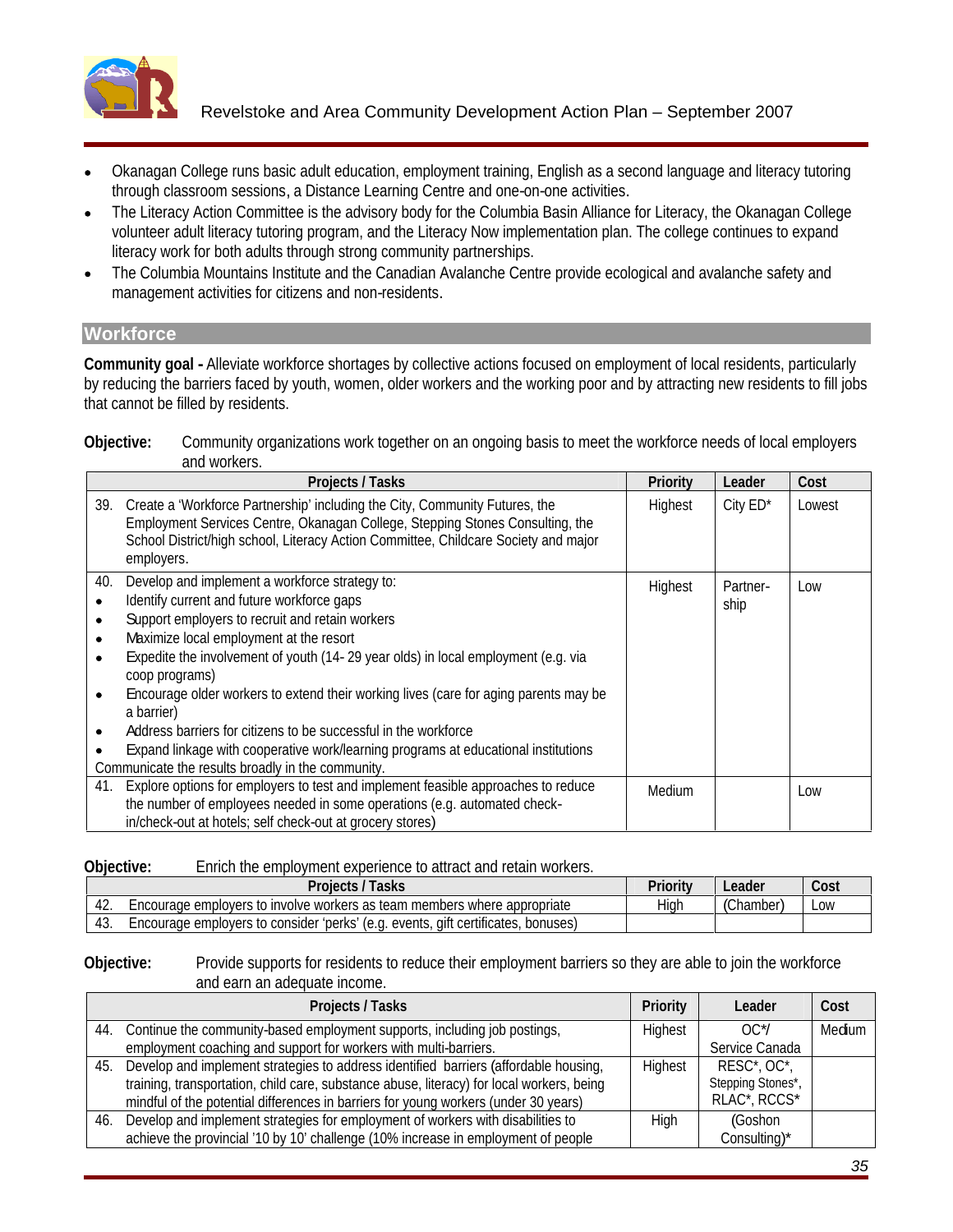- Okanagan College runs basic adult education, employment training, English as a second language and literacy tutoring through classroom sessions, a Distance Learning Centre and one-on-one activities.
- The Literacy Action Committee is the advisory body for the Columbia Basin Alliance for Literacy, the Okanagan College volunteer adult literacy tutoring program, and the Literacy Now implementation plan. The college continues to expand literacy work for both adults through strong community partnerships.
- The Columbia Mountains Institute and the Canadian Avalanche Centre provide ecological and avalanche safety and management activities for citizens and non-residents.

## Workforce

**Community goal -** Alleviate workforce shortages by collective actions focused on employment of local residents, particularly by reducing the barriers faced by youth, women, older workers and the working poor and by attracting new residents to fill jobs that cannot be filled by residents.

**Objective:** Community organizations work together on an ongoing basis to meet the workforce needs of local employers and workers.

| Projects / Tasks | Priority | Leader | Cost |
|---|---|---|---|
| 39. Create a 'Workforce Partnership' including the City, Community Futures, the Employment Services Centre, Okanagan College, Stepping Stones Consulting, the School District/high school, Literacy Action Committee, Childcare Society and major employers. | Highest | City ED* | Lowest |
| 40. Develop and implement a workforce strategy to:<br>• Identify current and future workforce gaps<br>• Support employers to recruit and retain workers<br>• Maximize local employment at the resort<br>• Expedite the involvement of youth (14- 29 year olds) in local employment (e.g. via coop programs)<br>• Encourage older workers to extend their working lives (care for aging parents may be a barrier)<br>• Address barriers for citizens to be successful in the workforce<br>• Expand linkage with cooperative work/learning programs at educational institutions<br>Communicate the results broadly in the community. | Highest | Partner-ship | Low |
| 41. Explore options for employers to test and implement feasible approaches to reduce the number of employees needed in some operations (e.g. automated check-in/check-out at hotels; self check-out at grocery stores) | Medium | | Low |

**Objective:** Enrich the employment experience to attract and retain workers.

| Projects / Tasks | Priority | Leader | Cost |
|---|---|---|---|
| 42. Encourage employers to involve workers as team members where appropriate | High | (Chamber) | Low |
| 43. Encourage employers to consider 'perks' (e.g. events, gift certificates, bonuses) | | | |

**Objective:** Provide supports for residents to reduce their employment barriers so they are able to join the workforce and earn an adequate income.

| Projects / Tasks | Priority | Leader | Cost |
|---|---|---|---|
| 44. Continue the community-based employment supports, including job postings, employment coaching and support for workers with multi-barriers. | Highest | OC*/ Service Canada | Medium |
| 45. Develop and implement strategies to address identified barriers (affordable housing, training, transportation, child care, substance abuse, literacy) for local workers, being mindful of the potential differences in barriers for young workers (under 30 years) | Highest | RESC*, OC*, Stepping Stones*, RLAC*, RCCS* | |
| 46. Develop and implement strategies for employment of workers with disabilities to achieve the provincial '10 by 10' challenge (10% increase in employment of people | High | (Goshon Consulting)* | |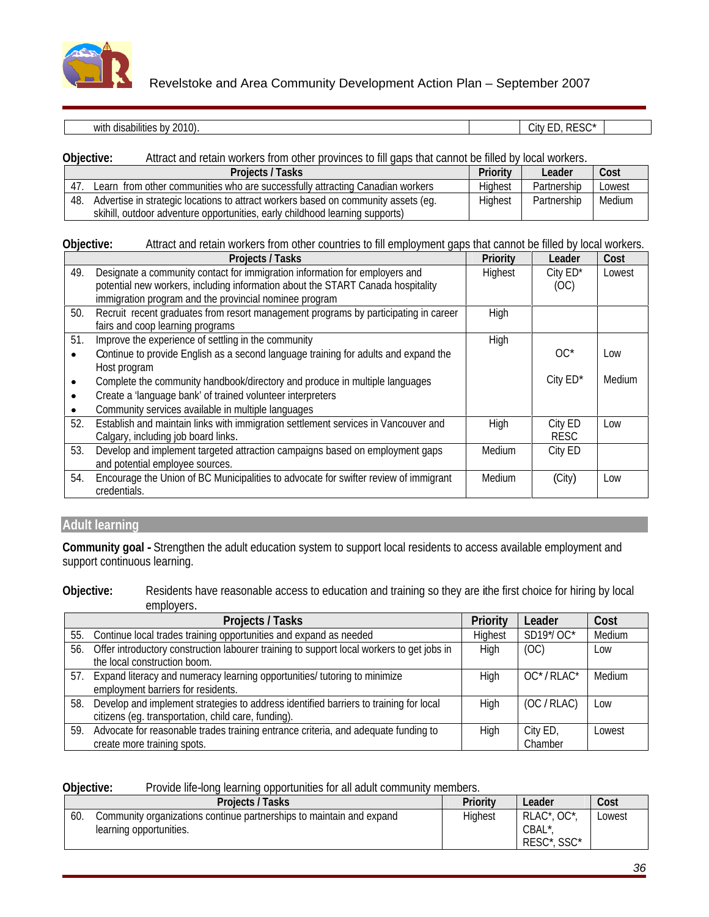| with disabilities by 2010). | | City ED, RESC* | |
|---|---|---|---|

**Objective:** Attract and retain workers from other provinces to fill gaps that cannot be filled by local workers.

| Projects / Tasks | Priority | Leader | Cost |
|---|---|---|---|
| 47. Learn from other communities who are successfully attracting Canadian workers | Highest | Partnership | Lowest |
| 48. Advertise in strategic locations to attract workers based on community assets (eg. skihill, outdoor adventure opportunities, early childhood learning supports) | Highest | Partnership | Medium |

**Objective:** Attract and retain workers from other countries to fill employment gaps that cannot be filled by local workers.

| Projects / Tasks | Priority | Leader | Cost |
|---|---|---|---|
| 49. Designate a community contact for immigration information for employers and potential new workers, including information about the START Canada hospitality immigration program and the provincial nominee program | Highest | City ED* (OC) | Lowest |
| 50. Recruit recent graduates from resort management programs by participating in career fairs and coop learning programs | High | | |
| 51. Improve the experience of settling in the community | High | | |
| • Continue to provide English as a second language training for adults and expand the Host program | | OC* | Low |
| • Complete the community handbook/directory and produce in multiple languages | | City ED* | Medium |
| • Create a 'language bank' of trained volunteer interpreters | | | |
| • Community services available in multiple languages | | | |
| 52. Establish and maintain links with immigration settlement services in Vancouver and Calgary, including job board links. | High | City ED RESC | Low |
| 53. Develop and implement targeted attraction campaigns based on employment gaps and potential employee sources. | Medium | City ED | |
| 54. Encourage the Union of BC Municipalities to advocate for swifter review of immigrant credentials. | Medium | (City) | Low |

## Adult learning

**Community goal -** Strengthen the adult education system to support local residents to access available employment and support continuous learning.

**Objective:** Residents have reasonable access to education and training so they are ithe first choice for hiring by local employers.

| Projects / Tasks | Priority | Leader | Cost |
|---|---|---|---|
| 55. Continue local trades training opportunities and expand as needed | Highest | SD19*/ OC* | Medium |
| 56. Offer introductory construction labourer training to support local workers to get jobs in the local construction boom. | High | (OC) | Low |
| 57. Expand literacy and numeracy learning opportunities/ tutoring to minimize employment barriers for residents. | High | OC* / RLAC* | Medium |
| 58. Develop and implement strategies to address identified barriers to training for local citizens (eg. transportation, child care, funding). | High | (OC / RLAC) | Low |
| 59. Advocate for reasonable trades training entrance criteria, and adequate funding to create more training spots. | High | City ED, Chamber | Lowest |

**Objective:** Provide life-long learning opportunities for all adult community members.

| Projects / Tasks | Priority | Leader | Cost |
|---|---|---|---|
| 60. Community organizations continue partnerships to maintain and expand learning opportunities. | Highest | RLAC*, OC*, CBAL*, RESC*, SSC* | Lowest |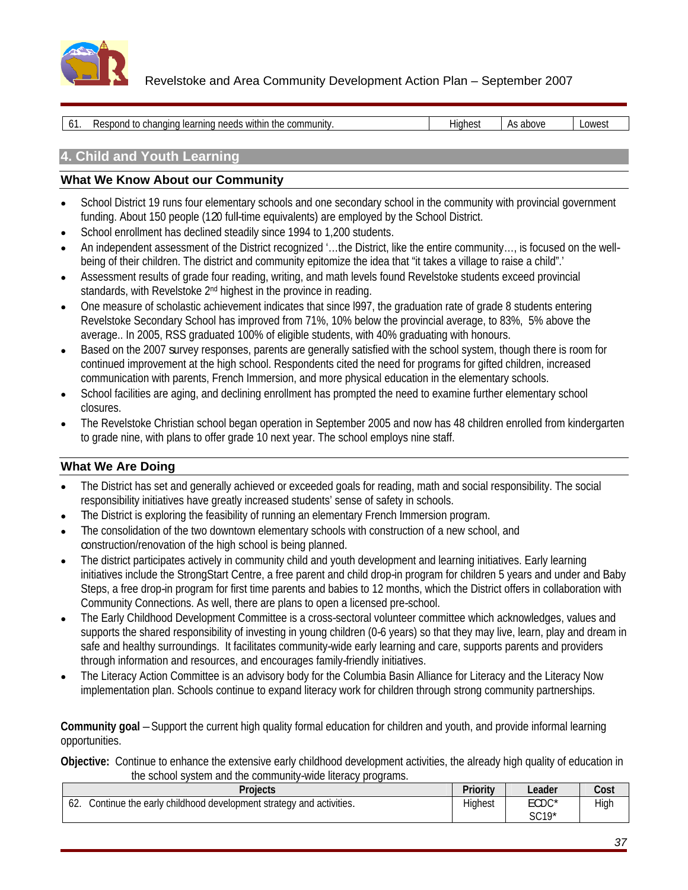| | | | |
|---|---|---|---|
| 61. Respond to changing learning needs within the community. | Highest | As above | Lowest |

## 4. Child and Youth Learning

### What We Know About our Community

- School District 19 runs four elementary schools and one secondary school in the community with provincial government funding. About 150 people (120 full-time equivalents) are employed by the School District.
- School enrollment has declined steadily since 1994 to 1,200 students.
- An independent assessment of the District recognized '…the District, like the entire community…, is focused on the well-being of their children. The district and community epitomize the idea that "it takes a village to raise a child".'
- Assessment results of grade four reading, writing, and math levels found Revelstoke students exceed provincial standards, with Revelstoke 2nd highest in the province in reading.
- One measure of scholastic achievement indicates that since l997, the graduation rate of grade 8 students entering Revelstoke Secondary School has improved from 71%, 10% below the provincial average, to 83%, 5% above the average.. In 2005, RSS graduated 100% of eligible students, with 40% graduating with honours.
- Based on the 2007 survey responses, parents are generally satisfied with the school system, though there is room for continued improvement at the high school. Respondents cited the need for programs for gifted children, increased communication with parents, French Immersion, and more physical education in the elementary schools.
- School facilities are aging, and declining enrollment has prompted the need to examine further elementary school closures.
- The Revelstoke Christian school began operation in September 2005 and now has 48 children enrolled from kindergarten to grade nine, with plans to offer grade 10 next year. The school employs nine staff.

### What We Are Doing

- The District has set and generally achieved or exceeded goals for reading, math and social responsibility. The social responsibility initiatives have greatly increased students' sense of safety in schools.
- The District is exploring the feasibility of running an elementary French Immersion program.
- The consolidation of the two downtown elementary schools with construction of a new school, and construction/renovation of the high school is being planned.
- The district participates actively in community child and youth development and learning initiatives. Early learning initiatives include the StrongStart Centre, a free parent and child drop-in program for children 5 years and under and Baby Steps, a free drop-in program for first time parents and babies to 12 months, which the District offers in collaboration with Community Connections. As well, there are plans to open a licensed pre-school.
- The Early Childhood Development Committee is a cross-sectoral volunteer committee which acknowledges, values and supports the shared responsibility of investing in young children (0-6 years) so that they may live, learn, play and dream in safe and healthy surroundings. It facilitates community-wide early learning and care, supports parents and providers through information and resources, and encourages family-friendly initiatives.
- The Literacy Action Committee is an advisory body for the Columbia Basin Alliance for Literacy and the Literacy Now implementation plan. Schools continue to expand literacy work for children through strong community partnerships.

**Community goal** – Support the current high quality formal education for children and youth, and provide informal learning opportunities.

**Objective:** Continue to enhance the extensive early childhood development activities, the already high quality of education in the school system and the community-wide literacy programs.

| Projects | Priority | Leader | Cost |
|---|---|---|---|
| 62. Continue the early childhood development strategy and activities. | Highest | ECDC* SC19* | High |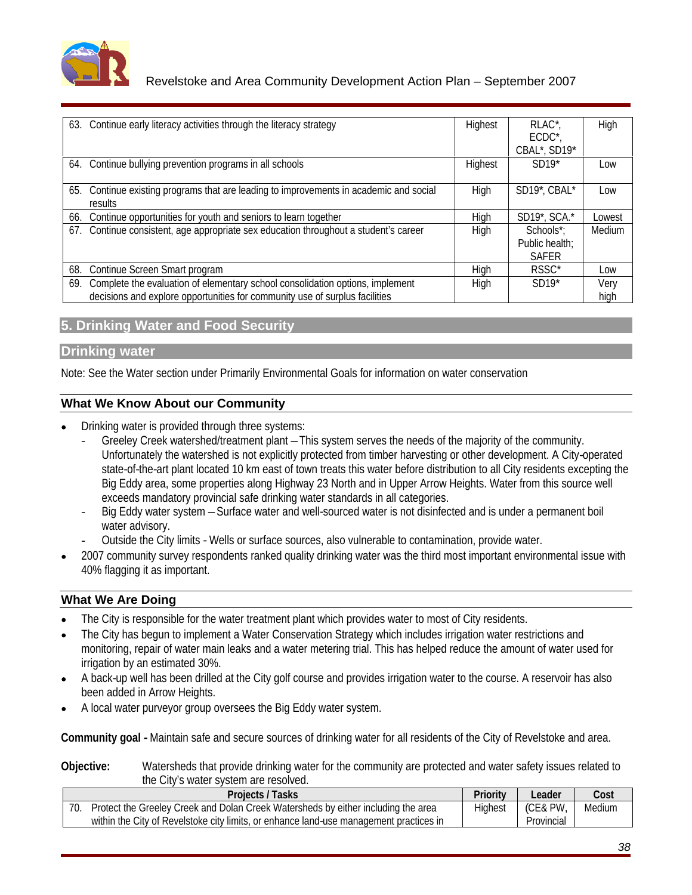| | | | |
|---|---|---|---|
| 63. Continue early literacy activities through the literacy strategy | Highest | RLAC*, ECDC*, CBAL*, SD19* | High |
| 64. Continue bullying prevention programs in all schools | Highest | SD19* | Low |
| 65. Continue existing programs that are leading to improvements in academic and social results | High | SD19*, CBAL* | Low |
| 66. Continue opportunities for youth and seniors to learn together | High | SD19*, SCA.* | Lowest |
| 67. Continue consistent, age appropriate sex education throughout a student's career | High | Schools*; Public health; SAFER | Medium |
| 68. Continue Screen Smart program | High | RSSC* | Low |
| 69. Complete the evaluation of elementary school consolidation options, implement decisions and explore opportunities for community use of surplus facilities | High | SD19* | Very high |

## 5. Drinking Water and Food Security

### Drinking water

Note: See the Water section under Primarily Environmental Goals for information on water conservation

#### What We Know About our Community

- Drinking water is provided through three systems:
  - Greeley Creek watershed/treatment plant – This system serves the needs of the majority of the community. Unfortunately the watershed is not explicitly protected from timber harvesting or other development. A City-operated state-of-the-art plant located 10 km east of town treats this water before distribution to all City residents excepting the Big Eddy area, some properties along Highway 23 North and in Upper Arrow Heights. Water from this source well exceeds mandatory provincial safe drinking water standards in all categories.
  - Big Eddy water system – Surface water and well-sourced water is not disinfected and is under a permanent boil water advisory.
  - Outside the City limits - Wells or surface sources, also vulnerable to contamination, provide water.
- 2007 community survey respondents ranked quality drinking water was the third most important environmental issue with 40% flagging it as important.

#### What We Are Doing

- The City is responsible for the water treatment plant which provides water to most of City residents.
- The City has begun to implement a Water Conservation Strategy which includes irrigation water restrictions and monitoring, repair of water main leaks and a water metering trial. This has helped reduce the amount of water used for irrigation by an estimated 30%.
- A back-up well has been drilled at the City golf course and provides irrigation water to the course. A reservoir has also been added in Arrow Heights.
- A local water purveyor group oversees the Big Eddy water system.

**Community goal -** Maintain safe and secure sources of drinking water for all residents of the City of Revelstoke and area.

**Objective:** Watersheds that provide drinking water for the community are protected and water safety issues related to the City's water system are resolved.

| Projects / Tasks | Priority | Leader | Cost |
|---|---|---|---|
| 70. Protect the Greeley Creek and Dolan Creek Watersheds by either including the area within the City of Revelstoke city limits, or enhance land-use management practices in | Highest | (CE& PW, Provincial | Medium |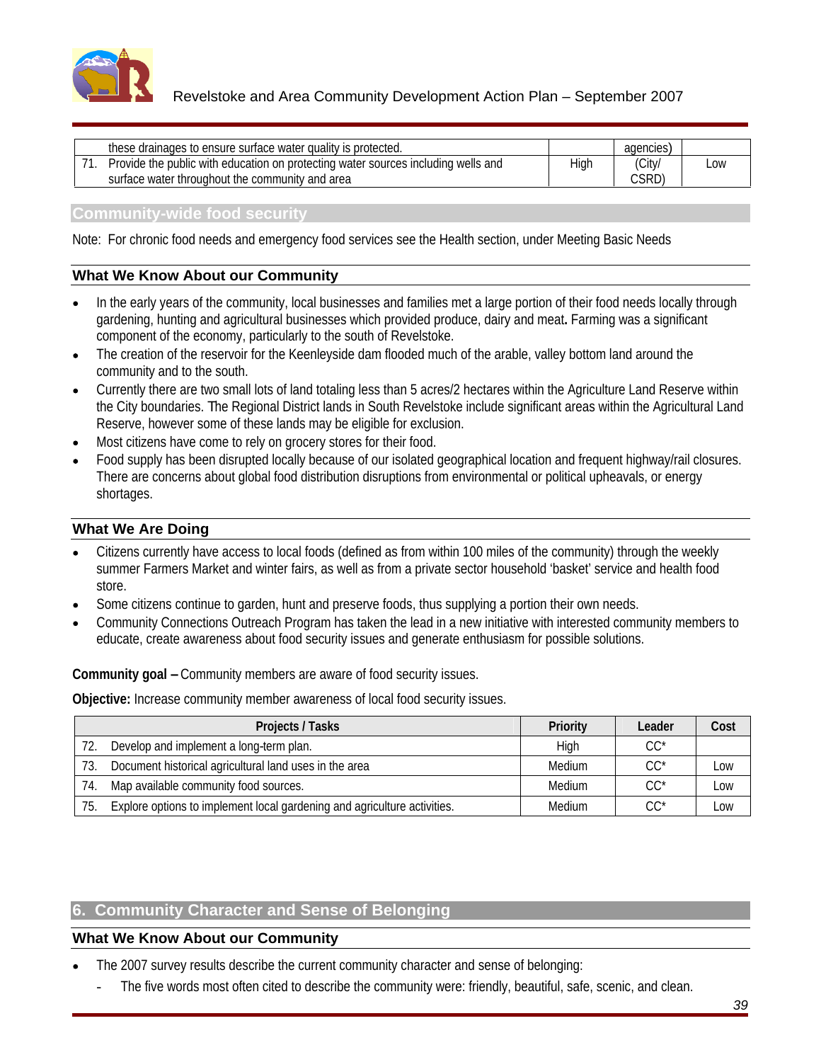|  | these drainages to ensure surface water quality is protected. |  | agencies) |  |
|---|---|---|---|---|
| 71. | Provide the public with education on protecting water sources including wells and surface water throughout the community and area | High | (City/ CSRD) | Low |

## Community-wide food security

Note: For chronic food needs and emergency food services see the Health section, under Meeting Basic Needs

### What We Know About our Community

- In the early years of the community, local businesses and families met a large portion of their food needs locally through gardening, hunting and agricultural businesses which provided produce, dairy and meat**.** Farming was a significant component of the economy, particularly to the south of Revelstoke.
- The creation of the reservoir for the Keenleyside dam flooded much of the arable, valley bottom land around the community and to the south.
- Currently there are two small lots of land totaling less than 5 acres/2 hectares within the Agriculture Land Reserve within the City boundaries. The Regional District lands in South Revelstoke include significant areas within the Agricultural Land Reserve, however some of these lands may be eligible for exclusion.
- Most citizens have come to rely on grocery stores for their food.
- Food supply has been disrupted locally because of our isolated geographical location and frequent highway/rail closures. There are concerns about global food distribution disruptions from environmental or political upheavals, or energy shortages.

### What We Are Doing

- Citizens currently have access to local foods (defined as from within 100 miles of the community) through the weekly summer Farmers Market and winter fairs, as well as from a private sector household 'basket' service and health food store.
- Some citizens continue to garden, hunt and preserve foods, thus supplying a portion their own needs.
- Community Connections Outreach Program has taken the lead in a new initiative with interested community members to educate, create awareness about food security issues and generate enthusiasm for possible solutions.

**Community goal –** Community members are aware of food security issues.

**Objective:** Increase community member awareness of local food security issues.

| Projects / Tasks | | Priority | Leader | Cost |
|---|---|---|---|---|
| 72. | Develop and implement a long-term plan. | High | CC* | |
| 73. | Document historical agricultural land uses in the area | Medium | CC* | Low |
| 74. | Map available community food sources. | Medium | CC* | Low |
| 75. | Explore options to implement local gardening and agriculture activities. | Medium | CC* | Low |

## 6. Community Character and Sense of Belonging

### What We Know About our Community

- The 2007 survey results describe the current community character and sense of belonging:
  - The five words most often cited to describe the community were: friendly, beautiful, safe, scenic, and clean.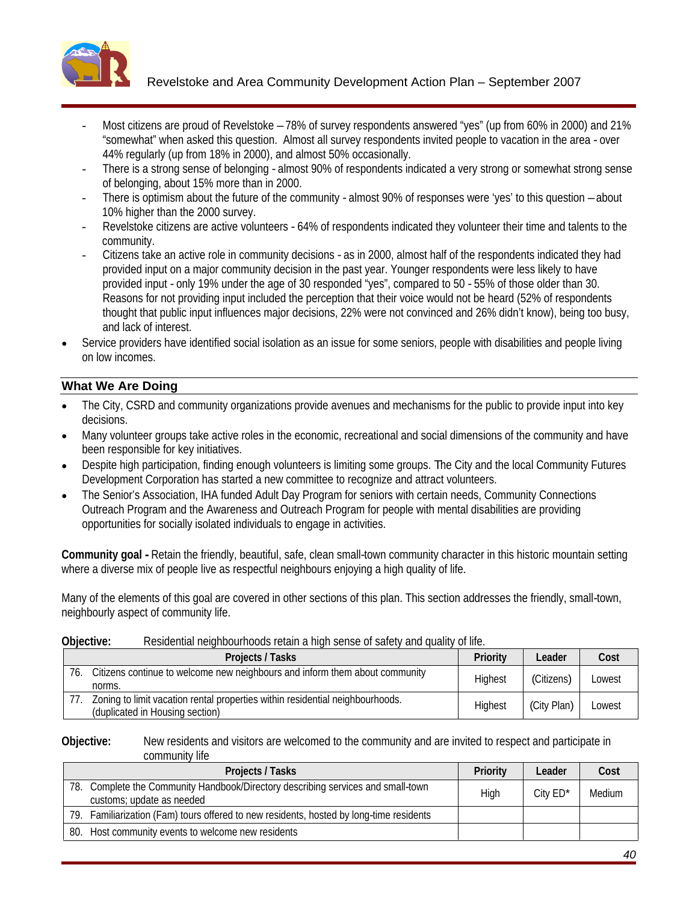- Most citizens are proud of Revelstoke – 78% of survey respondents answered “yes” (up from 60% in 2000) and 21% “somewhat” when asked this question. Almost all survey respondents invited people to vacation in the area - over 44% regularly (up from 18% in 2000), and almost 50% occasionally.
- There is a strong sense of belonging - almost 90% of respondents indicated a very strong or somewhat strong sense of belonging, about 15% more than in 2000.
- There is optimism about the future of the community - almost 90% of responses were ‘yes’ to this question – about 10% higher than the 2000 survey.
- Revelstoke citizens are active volunteers - 64% of respondents indicated they volunteer their time and talents to the community.
- Citizens take an active role in community decisions - as in 2000, almost half of the respondents indicated they had provided input on a major community decision in the past year. Younger respondents were less likely to have provided input - only 19% under the age of 30 responded “yes”, compared to 50 - 55% of those older than 30. Reasons for not providing input included the perception that their voice would not be heard (52% of respondents thought that public input influences major decisions, 22% were not convinced and 26% didn’t know), being too busy, and lack of interest.

- Service providers have identified social isolation as an issue for some seniors, people with disabilities and people living on low incomes.

## What We Are Doing

- The City, CSRD and community organizations provide avenues and mechanisms for the public to provide input into key decisions.
- Many volunteer groups take active roles in the economic, recreational and social dimensions of the community and have been responsible for key initiatives.
- Despite high participation, finding enough volunteers is limiting some groups. The City and the local Community Futures Development Corporation has started a new committee to recognize and attract volunteers.
- The Senior’s Association, IHA funded Adult Day Program for seniors with certain needs, Community Connections Outreach Program and the Awareness and Outreach Program for people with mental disabilities are providing opportunities for socially isolated individuals to engage in activities.

**Community goal -** Retain the friendly, beautiful, safe, clean small-town community character in this historic mountain setting where a diverse mix of people live as respectful neighbours enjoying a high quality of life.

Many of the elements of this goal are covered in other sections of this plan. This section addresses the friendly, small-town, neighbourly aspect of community life.

**Objective:** Residential neighbourhoods retain a high sense of safety and quality of life.

| Projects / Tasks | Priority | Leader | Cost |
|---|---|---|---|
| 76. Citizens continue to welcome new neighbours and inform them about community norms. | Highest | (Citizens) | Lowest |
| 77. Zoning to limit vacation rental properties within residential neighbourhoods. (duplicated in Housing section) | Highest | (City Plan) | Lowest |

**Objective:** New residents and visitors are welcomed to the community and are invited to respect and participate in community life

| Projects / Tasks | Priority | Leader | Cost |
|---|---|---|---|
| 78. Complete the Community Handbook/Directory describing services and small-town customs; update as needed | High | City ED* | Medium |
| 79. Familiarization (Fam) tours offered to new residents, hosted by long-time residents | | | |
| 80. Host community events to welcome new residents | | | |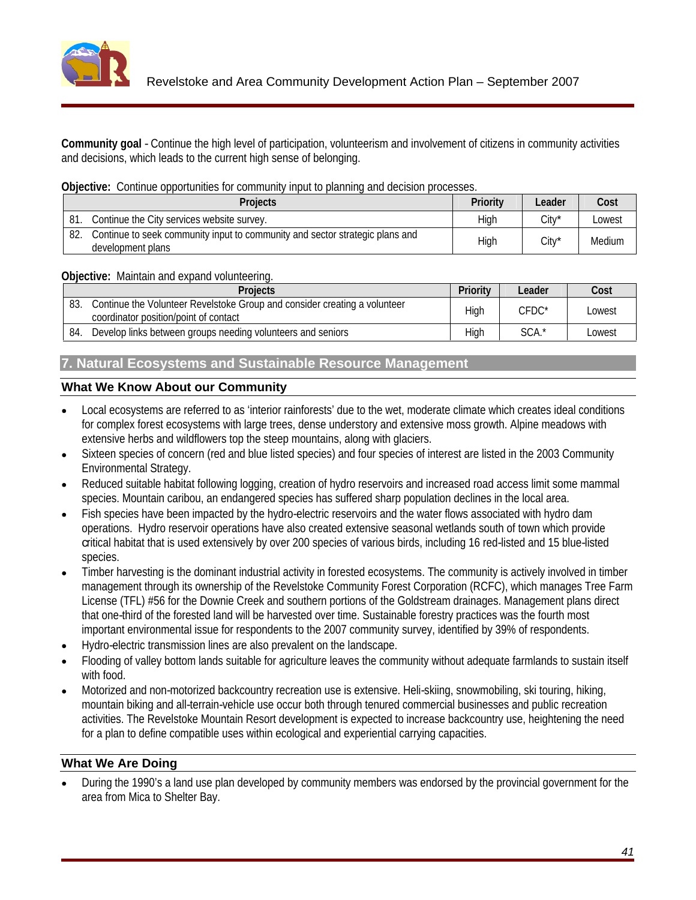**Community goal** - Continue the high level of participation, volunteerism and involvement of citizens in community activities and decisions, which leads to the current high sense of belonging.

**Objective:** Continue opportunities for community input to planning and decision processes.

| Projects | Priority | Leader | Cost |
|---|---|---|---|
| 81. Continue the City services website survey. | High | City* | Lowest |
| 82. Continue to seek community input to community and sector strategic plans and development plans | High | City* | Medium |

**Objective:** Maintain and expand volunteering.

| Projects | Priority | Leader | Cost |
|---|---|---|---|
| 83. Continue the Volunteer Revelstoke Group and consider creating a volunteer coordinator position/point of contact | High | CFDC* | Lowest |
| 84. Develop links between groups needing volunteers and seniors | High | SCA.* | Lowest |

## 7. Natural Ecosystems and Sustainable Resource Management

### What We Know About our Community

- Local ecosystems are referred to as 'interior rainforests' due to the wet, moderate climate which creates ideal conditions for complex forest ecosystems with large trees, dense understory and extensive moss growth. Alpine meadows with extensive herbs and wildflowers top the steep mountains, along with glaciers.
- Sixteen species of concern (red and blue listed species) and four species of interest are listed in the 2003 Community Environmental Strategy.
- Reduced suitable habitat following logging, creation of hydro reservoirs and increased road access limit some mammal species. Mountain caribou, an endangered species has suffered sharp population declines in the local area.
- Fish species have been impacted by the hydro-electric reservoirs and the water flows associated with hydro dam operations. Hydro reservoir operations have also created extensive seasonal wetlands south of town which provide critical habitat that is used extensively by over 200 species of various birds, including 16 red-listed and 15 blue-listed species.
- Timber harvesting is the dominant industrial activity in forested ecosystems. The community is actively involved in timber management through its ownership of the Revelstoke Community Forest Corporation (RCFC), which manages Tree Farm License (TFL) #56 for the Downie Creek and southern portions of the Goldstream drainages. Management plans direct that one-third of the forested land will be harvested over time. Sustainable forestry practices was the fourth most important environmental issue for respondents to the 2007 community survey, identified by 39% of respondents.
- Hydro-electric transmission lines are also prevalent on the landscape.
- Flooding of valley bottom lands suitable for agriculture leaves the community without adequate farmlands to sustain itself with food.
- Motorized and non-motorized backcountry recreation use is extensive. Heli-skiing, snowmobiling, ski touring, hiking, mountain biking and all-terrain-vehicle use occur both through tenured commercial businesses and public recreation activities. The Revelstoke Mountain Resort development is expected to increase backcountry use, heightening the need for a plan to define compatible uses within ecological and experiential carrying capacities.

### What We Are Doing

- During the 1990's a land use plan developed by community members was endorsed by the provincial government for the area from Mica to Shelter Bay.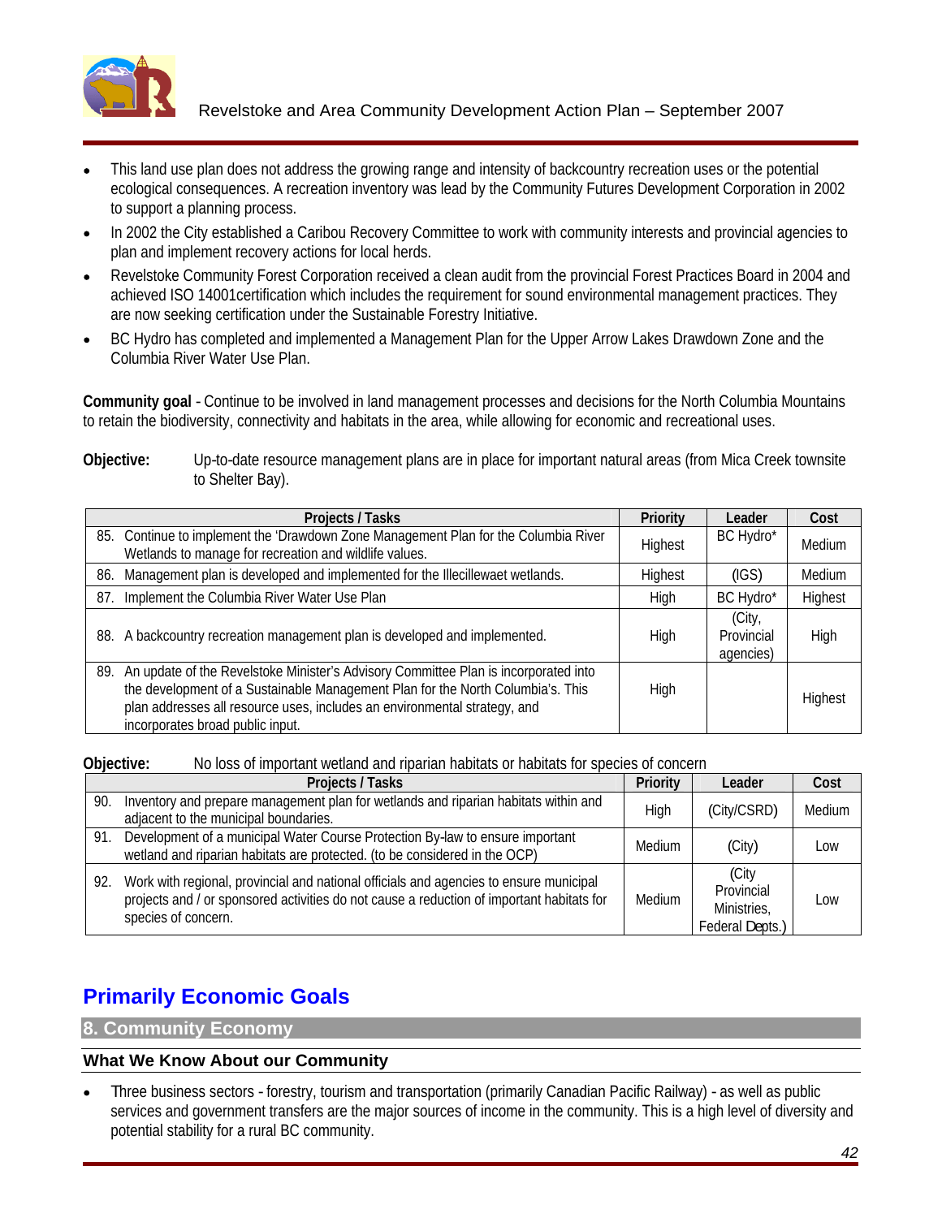- This land use plan does not address the growing range and intensity of backcountry recreation uses or the potential ecological consequences. A recreation inventory was lead by the Community Futures Development Corporation in 2002 to support a planning process.
- In 2002 the City established a Caribou Recovery Committee to work with community interests and provincial agencies to plan and implement recovery actions for local herds.
- Revelstoke Community Forest Corporation received a clean audit from the provincial Forest Practices Board in 2004 and achieved ISO 14001certification which includes the requirement for sound environmental management practices. They are now seeking certification under the Sustainable Forestry Initiative.
- BC Hydro has completed and implemented a Management Plan for the Upper Arrow Lakes Drawdown Zone and the Columbia River Water Use Plan.

**Community goal** - Continue to be involved in land management processes and decisions for the North Columbia Mountains to retain the biodiversity, connectivity and habitats in the area, while allowing for economic and recreational uses.

**Objective:** Up-to-date resource management plans are in place for important natural areas (from Mica Creek townsite to Shelter Bay).

| Projects / Tasks | Priority | Leader | Cost |
|---|---|---|---|
| 85. Continue to implement the 'Drawdown Zone Management Plan for the Columbia River Wetlands to manage for recreation and wildlife values. | Highest | BC Hydro* | Medium |
| 86. Management plan is developed and implemented for the Illecillewaet wetlands. | Highest | (IGS) | Medium |
| 87. Implement the Columbia River Water Use Plan | High | BC Hydro* | Highest |
| 88. A backcountry recreation management plan is developed and implemented. | High | (City, Provincial agencies) | High |
| 89. An update of the Revelstoke Minister's Advisory Committee Plan is incorporated into the development of a Sustainable Management Plan for the North Columbia's. This plan addresses all resource uses, includes an environmental strategy, and incorporates broad public input. | High | | Highest |

**Objective:** No loss of important wetland and riparian habitats or habitats for species of concern

| Projects / Tasks | Priority | Leader | Cost |
|---|---|---|---|
| 90. Inventory and prepare management plan for wetlands and riparian habitats within and adjacent to the municipal boundaries. | High | (City/CSRD) | Medium |
| 91. Development of a municipal Water Course Protection By-law to ensure important wetland and riparian habitats are protected. (to be considered in the OCP) | Medium | (City) | Low |
| 92. Work with regional, provincial and national officials and agencies to ensure municipal projects and / or sponsored activities do not cause a reduction of important habitats for species of concern. | Medium | (City Provincial Ministries, Federal Depts.) | Low |

# Primarily Economic Goals

## 8. Community Economy

### What We Know About our Community

- Three business sectors - forestry, tourism and transportation (primarily Canadian Pacific Railway) - as well as public services and government transfers are the major sources of income in the community. This is a high level of diversity and potential stability for a rural BC community.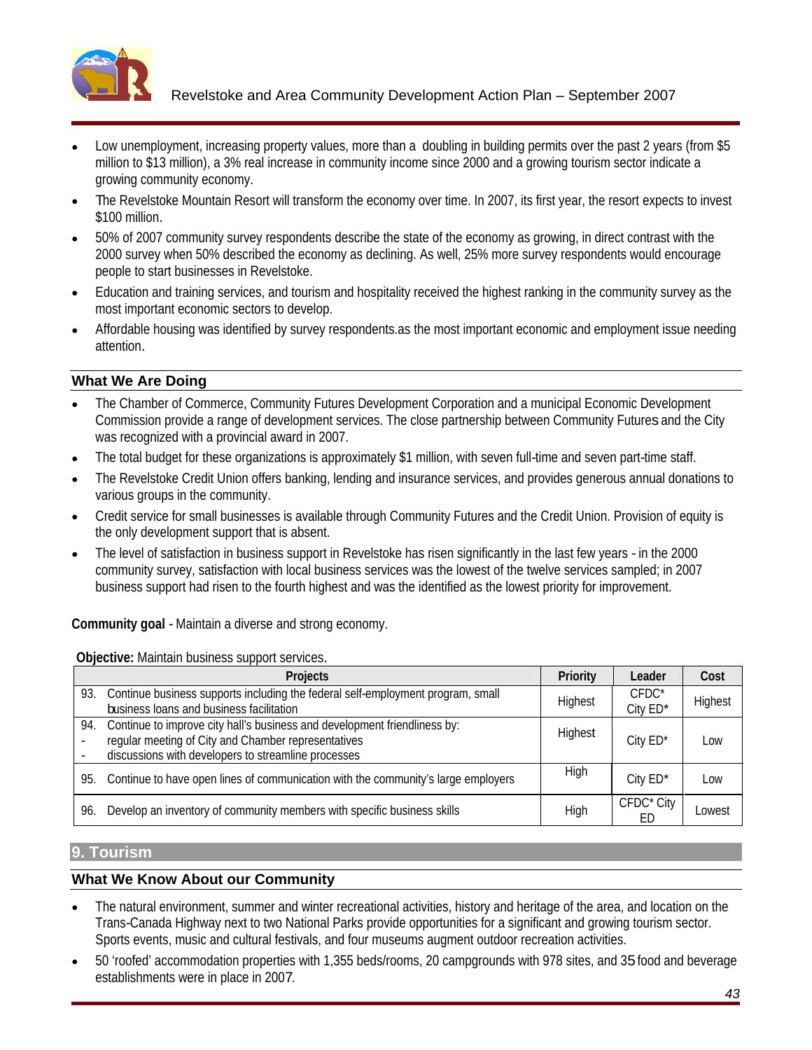- Low unemployment, increasing property values, more than a doubling in building permits over the past 2 years (from $5 million to $13 million), a 3% real increase in community income since 2000 and a growing tourism sector indicate a growing community economy.
- The Revelstoke Mountain Resort will transform the economy over time. In 2007, its first year, the resort expects to invest $100 million.
- 50% of 2007 community survey respondents describe the state of the economy as growing, in direct contrast with the 2000 survey when 50% described the economy as declining. As well, 25% more survey respondents would encourage people to start businesses in Revelstoke.
- Education and training services, and tourism and hospitality received the highest ranking in the community survey as the most important economic sectors to develop.
- Affordable housing was identified by survey respondents.as the most important economic and employment issue needing attention.

### What We Are Doing

- The Chamber of Commerce, Community Futures Development Corporation and a municipal Economic Development Commission provide a range of development services. The close partnership between Community Futures and the City was recognized with a provincial award in 2007.
- The total budget for these organizations is approximately $1 million, with seven full-time and seven part-time staff.
- The Revelstoke Credit Union offers banking, lending and insurance services, and provides generous annual donations to various groups in the community.
- Credit service for small businesses is available through Community Futures and the Credit Union. Provision of equity is the only development support that is absent.
- The level of satisfaction in business support in Revelstoke has risen significantly in the last few years - in the 2000 community survey, satisfaction with local business services was the lowest of the twelve services sampled; in 2007 business support had risen to the fourth highest and was the identified as the lowest priority for improvement.

**Community goal** - Maintain a diverse and strong economy.

**Objective:** Maintain business support services.

| Projects | Priority | Leader | Cost |
|---|---|---|---|
| 93. Continue business supports including the federal self-employment program, small business loans and business facilitation | Highest | CFDC* City ED* | Highest |
| 94. Continue to improve city hall's business and development friendliness by:<br>- regular meeting of City and Chamber representatives<br>- discussions with developers to streamline processes | Highest | City ED* | Low |
| 95. Continue to have open lines of communication with the community's large employers | High | City ED* | Low |
| 96. Develop an inventory of community members with specific business skills | High | CFDC* City ED | Lowest |

## 9. Tourism

### What We Know About our Community

- The natural environment, summer and winter recreational activities, history and heritage of the area, and location on the Trans-Canada Highway next to two National Parks provide opportunities for a significant and growing tourism sector. Sports events, music and cultural festivals, and four museums augment outdoor recreation activities.
- 50 'roofed' accommodation properties with 1,355 beds/rooms, 20 campgrounds with 978 sites, and 35 food and beverage establishments were in place in 2007.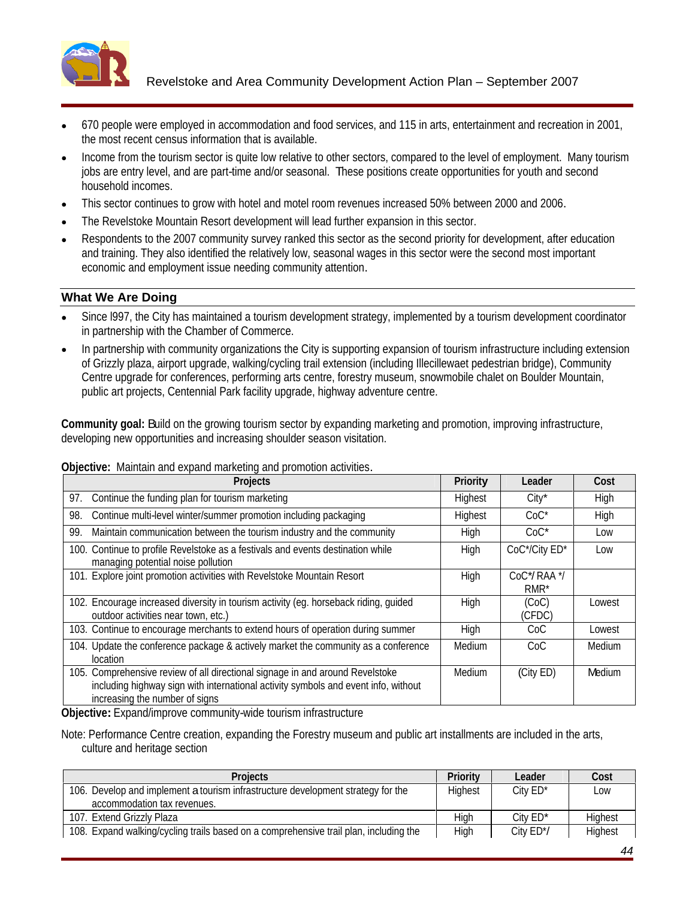- 670 people were employed in accommodation and food services, and 115 in arts, entertainment and recreation in 2001, the most recent census information that is available.
- Income from the tourism sector is quite low relative to other sectors, compared to the level of employment. Many tourism jobs are entry level, and are part-time and/or seasonal. These positions create opportunities for youth and second household incomes.
- This sector continues to grow with hotel and motel room revenues increased 50% between 2000 and 2006.
- The Revelstoke Mountain Resort development will lead further expansion in this sector.
- Respondents to the 2007 community survey ranked this sector as the second priority for development, after education and training. They also identified the relatively low, seasonal wages in this sector were the second most important economic and employment issue needing community attention.

## What We Are Doing

- Since l997, the City has maintained a tourism development strategy, implemented by a tourism development coordinator in partnership with the Chamber of Commerce.
- In partnership with community organizations the City is supporting expansion of tourism infrastructure including extension of Grizzly plaza, airport upgrade, walking/cycling trail extension (including Illecillewaet pedestrian bridge), Community Centre upgrade for conferences, performing arts centre, forestry museum, snowmobile chalet on Boulder Mountain, public art projects, Centennial Park facility upgrade, highway adventure centre.

**Community goal:** Build on the growing tourism sector by expanding marketing and promotion, improving infrastructure, developing new opportunities and increasing shoulder season visitation.

**Objective:** Maintain and expand marketing and promotion activities.

| Projects | Priority | Leader | Cost |
|---|---|---|---|
| 97. Continue the funding plan for tourism marketing | Highest | City* | High |
| 98. Continue multi-level winter/summer promotion including packaging | Highest | CoC* | High |
| 99. Maintain communication between the tourism industry and the community | High | CoC* | Low |
| 100. Continue to profile Revelstoke as a festivals and events destination while managing potential noise pollution | High | CoC*/City ED* | Low |
| 101. Explore joint promotion activities with Revelstoke Mountain Resort | High | CoC*/ RAA */ RMR* | |
| 102. Encourage increased diversity in tourism activity (eg. horseback riding, guided outdoor activities near town, etc.) | High | (CoC) (CFDC) | Lowest |
| 103. Continue to encourage merchants to extend hours of operation during summer | High | CoC | Lowest |
| 104. Update the conference package & actively market the community as a conference location | Medium | CoC | Medium |
| 105. Comprehensive review of all directional signage in and around Revelstoke including highway sign with international activity symbols and event info, without increasing the number of signs | Medium | (City ED) | Medium |

**Objective:** Expand/improve community-wide tourism infrastructure

Note: Performance Centre creation, expanding the Forestry museum and public art installments are included in the arts, culture and heritage section

| Projects | Priority | Leader | Cost |
|---|---|---|---|
| 106. Develop and implement a tourism infrastructure development strategy for the accommodation tax revenues. | Highest | City ED* | Low |
| 107. Extend Grizzly Plaza | High | City ED* | Highest |
| 108. Expand walking/cycling trails based on a comprehensive trail plan, including the | High | City ED*/ | Highest |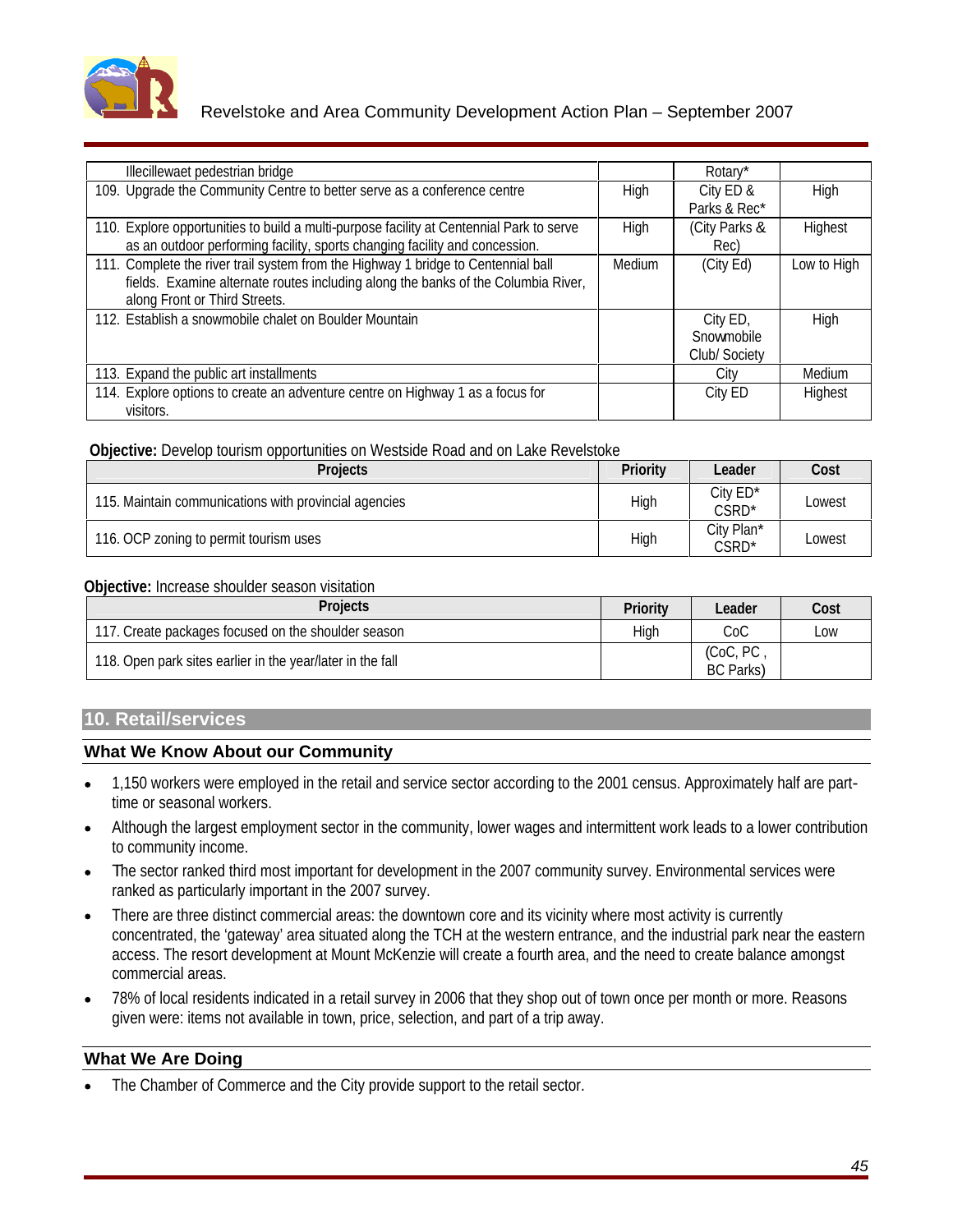| Illecillewaet pedestrian bridge | | Rotary* | |
|---|---|---|---|
| 109. Upgrade the Community Centre to better serve as a conference centre | High | City ED & Parks & Rec* | High |
| 110. Explore opportunities to build a multi-purpose facility at Centennial Park to serve as an outdoor performing facility, sports changing facility and concession. | High | (City Parks & Rec) | Highest |
| 111. Complete the river trail system from the Highway 1 bridge to Centennial ball fields. Examine alternate routes including along the banks of the Columbia River, along Front or Third Streets. | Medium | (City Ed) | Low to High |
| 112. Establish a snowmobile chalet on Boulder Mountain | | City ED, Snowmobile Club/ Society | High |
| 113. Expand the public art installments | | City | Medium |
| 114. Explore options to create an adventure centre on Highway 1 as a focus for visitors. | | City ED | Highest |

**Objective:** Develop tourism opportunities on Westside Road and on Lake Revelstoke

| Projects | Priority | Leader | Cost |
|---|---|---|---|
| 115. Maintain communications with provincial agencies | High | City ED* CSRD* | Lowest |
| 116. OCP zoning to permit tourism uses | High | City Plan* CSRD* | Lowest |

**Objective:** Increase shoulder season visitation

| Projects | Priority | Leader | Cost |
|---|---|---|---|
| 117. Create packages focused on the shoulder season | High | CoC | Low |
| 118. Open park sites earlier in the year/later in the fall | | (CoC, PC , BC Parks) | |

## 10. Retail/services

### What We Know About our Community

- 1,150 workers were employed in the retail and service sector according to the 2001 census. Approximately half are part-time or seasonal workers.
- Although the largest employment sector in the community, lower wages and intermittent work leads to a lower contribution to community income.
- The sector ranked third most important for development in the 2007 community survey. Environmental services were ranked as particularly important in the 2007 survey.
- There are three distinct commercial areas: the downtown core and its vicinity where most activity is currently concentrated, the 'gateway' area situated along the TCH at the western entrance, and the industrial park near the eastern access. The resort development at Mount McKenzie will create a fourth area, and the need to create balance amongst commercial areas.
- 78% of local residents indicated in a retail survey in 2006 that they shop out of town once per month or more. Reasons given were: items not available in town, price, selection, and part of a trip away.

### What We Are Doing

- The Chamber of Commerce and the City provide support to the retail sector.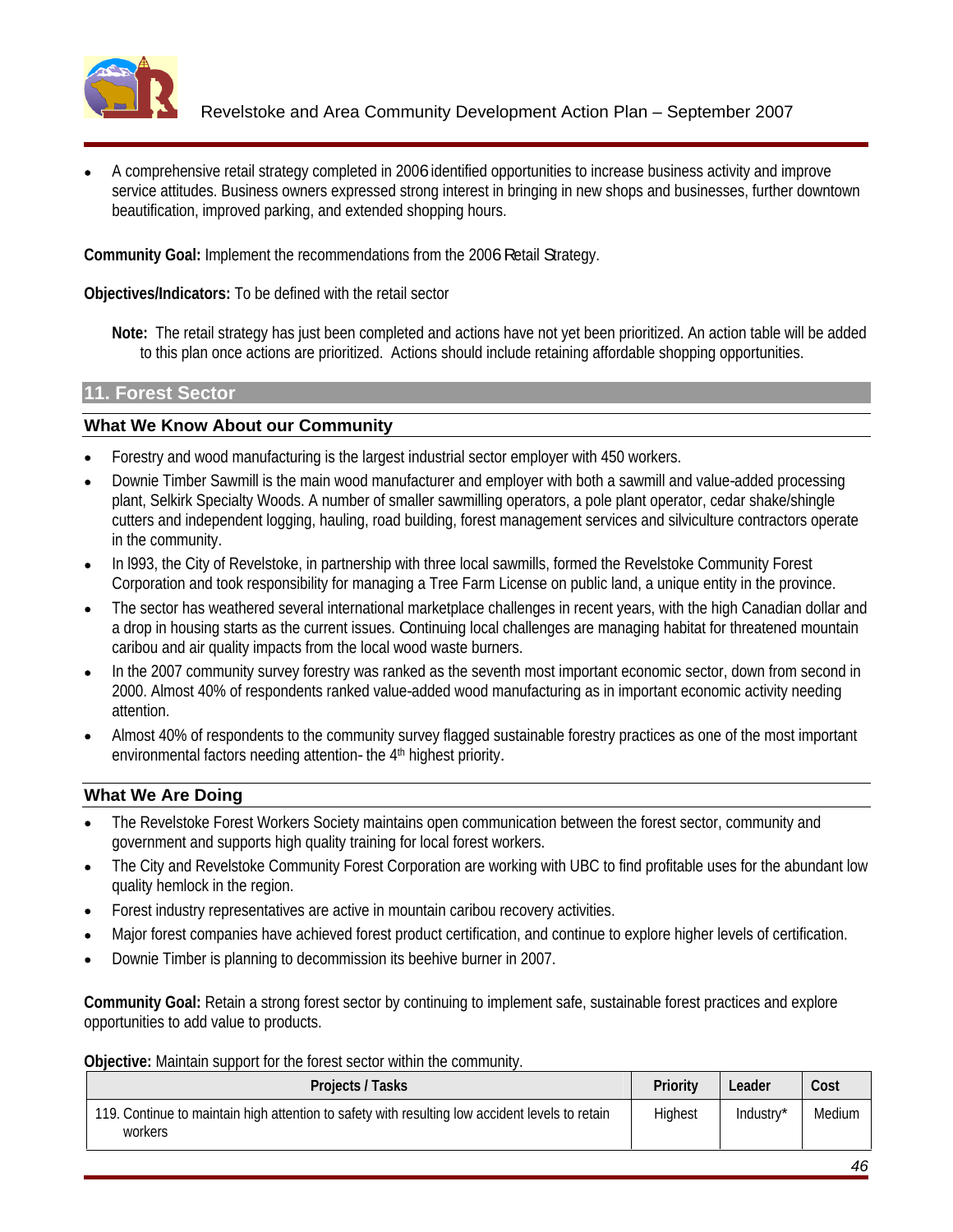- A comprehensive retail strategy completed in 2006 identified opportunities to increase business activity and improve service attitudes. Business owners expressed strong interest in bringing in new shops and businesses, further downtown beautification, improved parking, and extended shopping hours.

**Community Goal:** Implement the recommendations from the 2006 Retail Strategy.

**Objectives/Indicators:** To be defined with the retail sector

**Note:** The retail strategy has just been completed and actions have not yet been prioritized. An action table will be added to this plan once actions are prioritized. Actions should include retaining affordable shopping opportunities.

## 11. Forest Sector

### What We Know About our Community

- Forestry and wood manufacturing is the largest industrial sector employer with 450 workers.
- Downie Timber Sawmill is the main wood manufacturer and employer with both a sawmill and value-added processing plant, Selkirk Specialty Woods. A number of smaller sawmilling operators, a pole plant operator, cedar shake/shingle cutters and independent logging, hauling, road building, forest management services and silviculture contractors operate in the community.
- In l993, the City of Revelstoke, in partnership with three local sawmills, formed the Revelstoke Community Forest Corporation and took responsibility for managing a Tree Farm License on public land, a unique entity in the province.
- The sector has weathered several international marketplace challenges in recent years, with the high Canadian dollar and a drop in housing starts as the current issues. Continuing local challenges are managing habitat for threatened mountain caribou and air quality impacts from the local wood waste burners.
- In the 2007 community survey forestry was ranked as the seventh most important economic sector, down from second in 2000. Almost 40% of respondents ranked value-added wood manufacturing as in important economic activity needing attention.
- Almost 40% of respondents to the community survey flagged sustainable forestry practices as one of the most important environmental factors needing attention- the 4th highest priority.

### What We Are Doing

- The Revelstoke Forest Workers Society maintains open communication between the forest sector, community and government and supports high quality training for local forest workers.
- The City and Revelstoke Community Forest Corporation are working with UBC to find profitable uses for the abundant low quality hemlock in the region.
- Forest industry representatives are active in mountain caribou recovery activities.
- Major forest companies have achieved forest product certification, and continue to explore higher levels of certification.
- Downie Timber is planning to decommission its beehive burner in 2007.

**Community Goal:** Retain a strong forest sector by continuing to implement safe, sustainable forest practices and explore opportunities to add value to products.

**Objective:** Maintain support for the forest sector within the community.

| Projects / Tasks | Priority | Leader | Cost |
|---|---|---|---|
| 119. Continue to maintain high attention to safety with resulting low accident levels to retain workers | Highest | Industry* | Medium |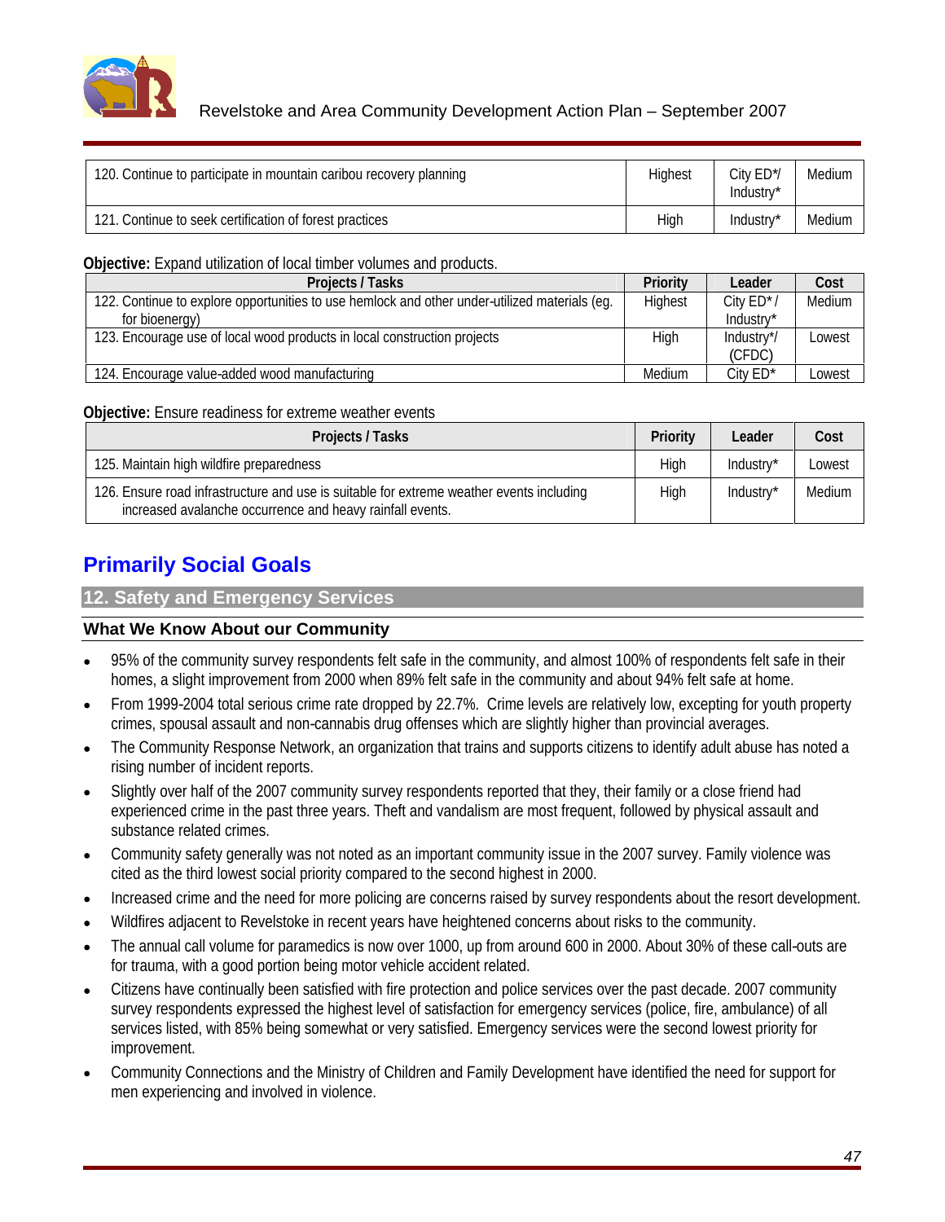| 120. Continue to participate in mountain caribou recovery planning | Highest | City ED*/ Industry* | Medium |
|---|---|---|---|
| 121. Continue to seek certification of forest practices | High | Industry* | Medium |

**Objective:** Expand utilization of local timber volumes and products.

| Projects / Tasks | Priority | Leader | Cost |
|---|---|---|---|
| 122. Continue to explore opportunities to use hemlock and other under-utilized materials (eg. for bioenergy) | Highest | City ED* / Industry* | Medium |
| 123. Encourage use of local wood products in local construction projects | High | Industry*/ (CFDC) | Lowest |
| 124. Encourage value-added wood manufacturing | Medium | City ED* | Lowest |

**Objective:** Ensure readiness for extreme weather events

| Projects / Tasks | Priority | Leader | Cost |
|---|---|---|---|
| 125. Maintain high wildfire preparedness | High | Industry* | Lowest |
| 126. Ensure road infrastructure and use is suitable for extreme weather events including increased avalanche occurrence and heavy rainfall events. | High | Industry* | Medium |

# Primarily Social Goals

## 12. Safety and Emergency Services

### What We Know About our Community

- 95% of the community survey respondents felt safe in the community, and almost 100% of respondents felt safe in their homes, a slight improvement from 2000 when 89% felt safe in the community and about 94% felt safe at home.
- From 1999-2004 total serious crime rate dropped by 22.7%. Crime levels are relatively low, excepting for youth property crimes, spousal assault and non-cannabis drug offenses which are slightly higher than provincial averages.
- The Community Response Network, an organization that trains and supports citizens to identify adult abuse has noted a rising number of incident reports.
- Slightly over half of the 2007 community survey respondents reported that they, their family or a close friend had experienced crime in the past three years. Theft and vandalism are most frequent, followed by physical assault and substance related crimes.
- Community safety generally was not noted as an important community issue in the 2007 survey. Family violence was cited as the third lowest social priority compared to the second highest in 2000.
- Increased crime and the need for more policing are concerns raised by survey respondents about the resort development.
- Wildfires adjacent to Revelstoke in recent years have heightened concerns about risks to the community.
- The annual call volume for paramedics is now over 1000, up from around 600 in 2000. About 30% of these call-outs are for trauma, with a good portion being motor vehicle accident related.
- Citizens have continually been satisfied with fire protection and police services over the past decade. 2007 community survey respondents expressed the highest level of satisfaction for emergency services (police, fire, ambulance) of all services listed, with 85% being somewhat or very satisfied. Emergency services were the second lowest priority for improvement.
- Community Connections and the Ministry of Children and Family Development have identified the need for support for men experiencing and involved in violence.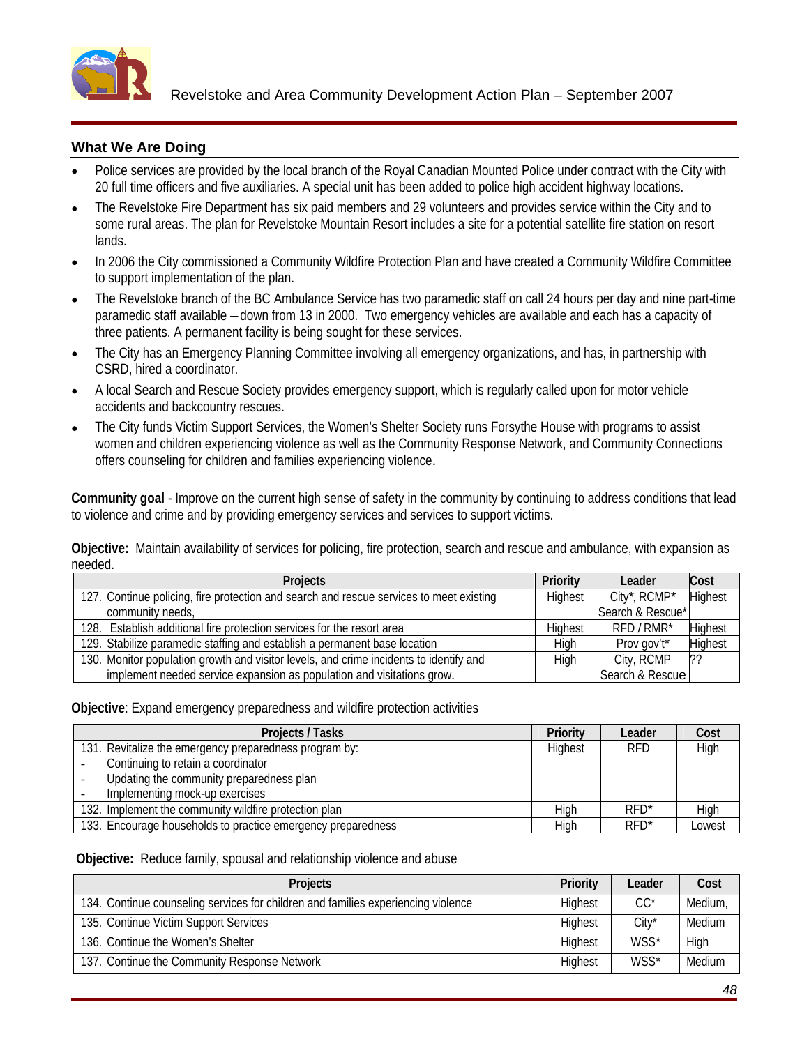## What We Are Doing

- Police services are provided by the local branch of the Royal Canadian Mounted Police under contract with the City with 20 full time officers and five auxiliaries. A special unit has been added to police high accident highway locations.
- The Revelstoke Fire Department has six paid members and 29 volunteers and provides service within the City and to some rural areas. The plan for Revelstoke Mountain Resort includes a site for a potential satellite fire station on resort lands.
- In 2006 the City commissioned a Community Wildfire Protection Plan and have created a Community Wildfire Committee to support implementation of the plan.
- The Revelstoke branch of the BC Ambulance Service has two paramedic staff on call 24 hours per day and nine part-time paramedic staff available – down from 13 in 2000. Two emergency vehicles are available and each has a capacity of three patients. A permanent facility is being sought for these services.
- The City has an Emergency Planning Committee involving all emergency organizations, and has, in partnership with CSRD, hired a coordinator.
- A local Search and Rescue Society provides emergency support, which is regularly called upon for motor vehicle accidents and backcountry rescues.
- The City funds Victim Support Services, the Women's Shelter Society runs Forsythe House with programs to assist women and children experiencing violence as well as the Community Response Network, and Community Connections offers counseling for children and families experiencing violence.

**Community goal** - Improve on the current high sense of safety in the community by continuing to address conditions that lead to violence and crime and by providing emergency services and services to support victims.

**Objective:** Maintain availability of services for policing, fire protection, search and rescue and ambulance, with expansion as needed.

| Projects | Priority | Leader | Cost |
|---|---|---|---|
| 127. Continue policing, fire protection and search and rescue services to meet existing community needs, | Highest | City*, RCMP* Search & Rescue* | Highest |
| 128. Establish additional fire protection services for the resort area | Highest | RFD / RMR* | Highest |
| 129. Stabilize paramedic staffing and establish a permanent base location | High | Prov gov't* | Highest |
| 130. Monitor population growth and visitor levels, and crime incidents to identify and implement needed service expansion as population and visitations grow. | High | City, RCMP Search & Rescue | ?? |

**Objective**: Expand emergency preparedness and wildfire protection activities

| Projects / Tasks | Priority | Leader | Cost |
|---|---|---|---|
| 131. Revitalize the emergency preparedness program by:<br>- Continuing to retain a coordinator<br>- Updating the community preparedness plan<br>- Implementing mock-up exercises | Highest | RFD | High |
| 132. Implement the community wildfire protection plan | High | RFD* | High |
| 133. Encourage households to practice emergency preparedness | High | RFD* | Lowest |

**Objective:** Reduce family, spousal and relationship violence and abuse

| Projects | Priority | Leader | Cost |
|---|---|---|---|
| 134. Continue counseling services for children and families experiencing violence | Highest | CC* | Medium, |
| 135. Continue Victim Support Services | Highest | City* | Medium |
| 136. Continue the Women's Shelter | Highest | WSS* | High |
| 137. Continue the Community Response Network | Highest | WSS* | Medium |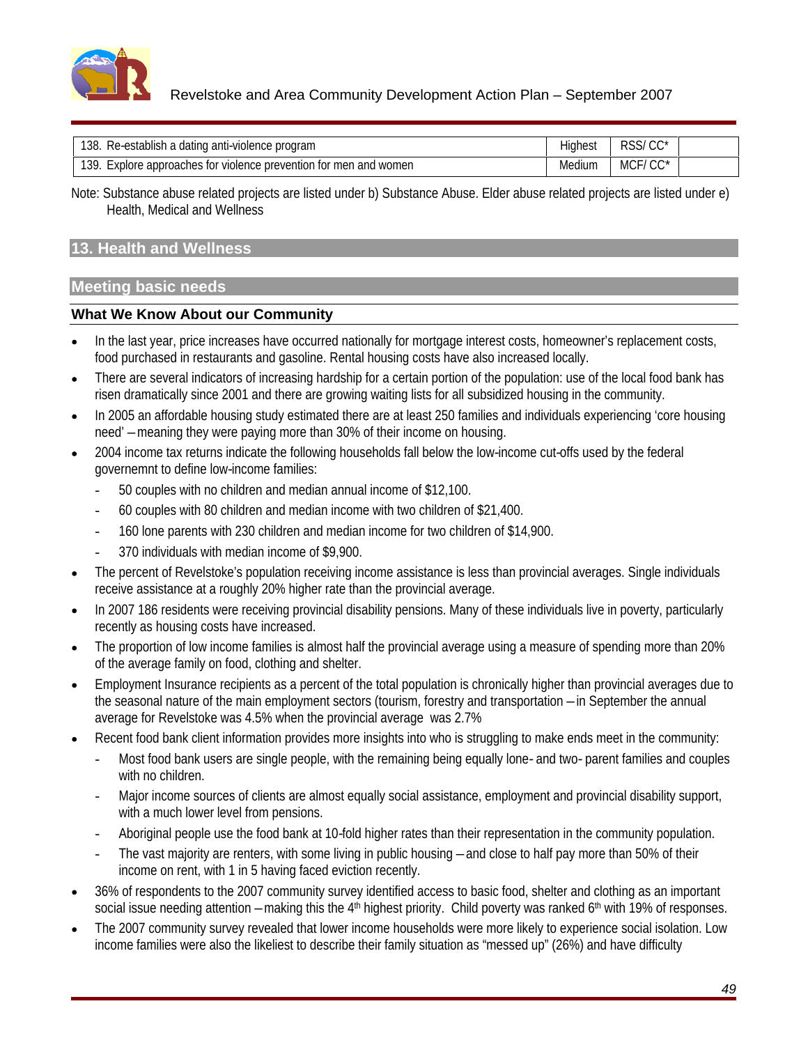| 138. Re-establish a dating anti-violence program | Highest | RSS/ CC* | |
|---|---|---|---|
| 139. Explore approaches for violence prevention for men and women | Medium | MCF/ CC* | |

Note: Substance abuse related projects are listed under b) Substance Abuse. Elder abuse related projects are listed under e) Health, Medical and Wellness

## 13. Health and Wellness

## Meeting basic needs

### What We Know About our Community

- In the last year, price increases have occurred nationally for mortgage interest costs, homeowner's replacement costs, food purchased in restaurants and gasoline. Rental housing costs have also increased locally.
- There are several indicators of increasing hardship for a certain portion of the population: use of the local food bank has risen dramatically since 2001 and there are growing waiting lists for all subsidized housing in the community.
- In 2005 an affordable housing study estimated there are at least 250 families and individuals experiencing 'core housing need' – meaning they were paying more than 30% of their income on housing.
- 2004 income tax returns indicate the following households fall below the low-income cut-offs used by the federal governemnt to define low-income families:
  - 50 couples with no children and median annual income of $12,100.
  - 60 couples with 80 children and median income with two children of $21,400.
  - 160 lone parents with 230 children and median income for two children of $14,900.
  - 370 individuals with median income of $9,900.
- The percent of Revelstoke's population receiving income assistance is less than provincial averages. Single individuals receive assistance at a roughly 20% higher rate than the provincial average.
- In 2007 186 residents were receiving provincial disability pensions. Many of these individuals live in poverty, particularly recently as housing costs have increased.
- The proportion of low income families is almost half the provincial average using a measure of spending more than 20% of the average family on food, clothing and shelter.
- Employment Insurance recipients as a percent of the total population is chronically higher than provincial averages due to the seasonal nature of the main employment sectors (tourism, forestry and transportation – in September the annual average for Revelstoke was 4.5% when the provincial average was 2.7%
- Recent food bank client information provides more insights into who is struggling to make ends meet in the community:
  - Most food bank users are single people, with the remaining being equally lone- and two- parent families and couples with no children.
  - Major income sources of clients are almost equally social assistance, employment and provincial disability support, with a much lower level from pensions.
  - Aboriginal people use the food bank at 10-fold higher rates than their representation in the community population.
  - The vast majority are renters, with some living in public housing – and close to half pay more than 50% of their income on rent, with 1 in 5 having faced eviction recently.
- 36% of respondents to the 2007 community survey identified access to basic food, shelter and clothing as an important social issue needing attention – making this the 4th highest priority. Child poverty was ranked 6th with 19% of responses.
- The 2007 community survey revealed that lower income households were more likely to experience social isolation. Low income families were also the likeliest to describe their family situation as "messed up" (26%) and have difficulty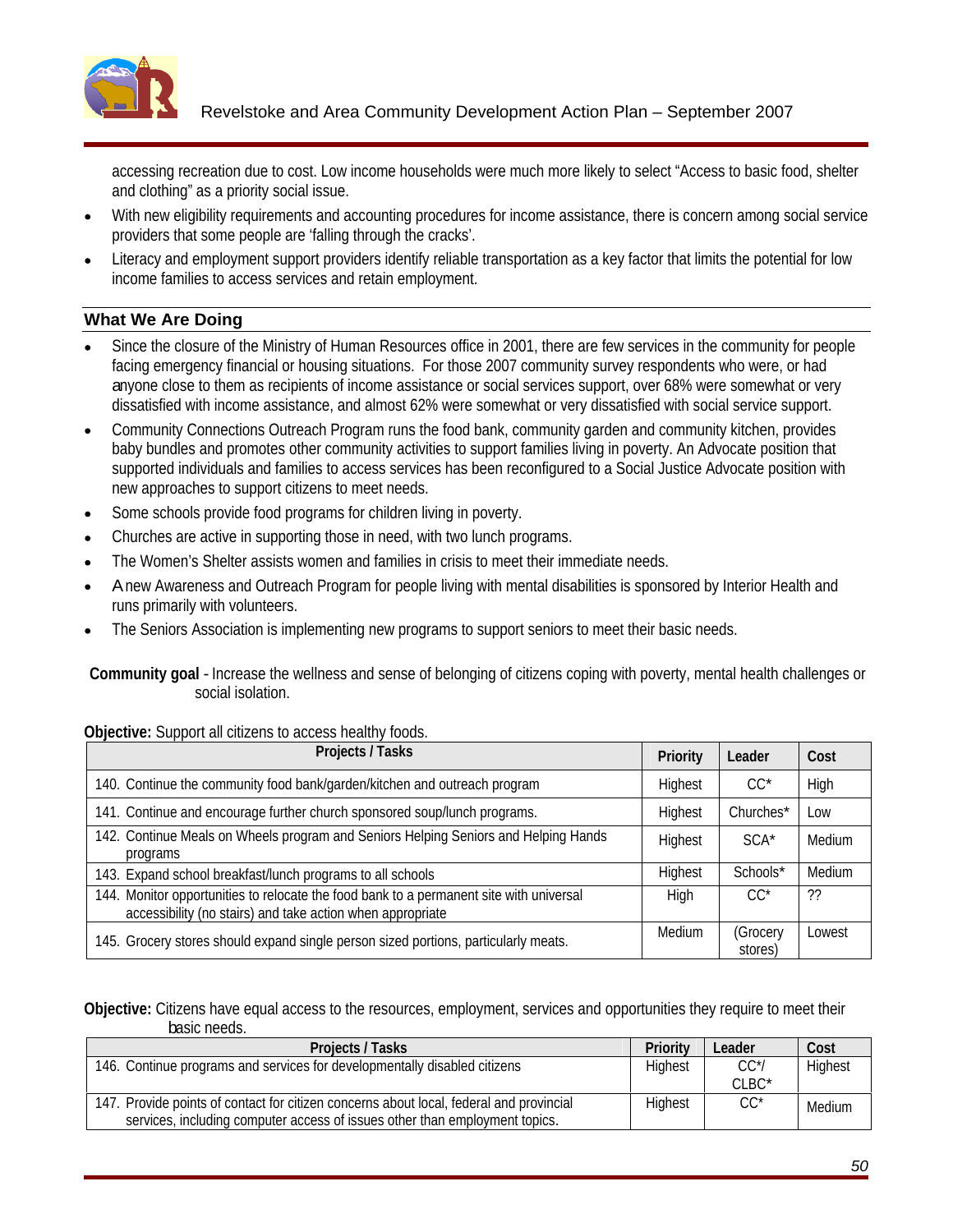accessing recreation due to cost. Low income households were much more likely to select "Access to basic food, shelter and clothing" as a priority social issue.

- With new eligibility requirements and accounting procedures for income assistance, there is concern among social service providers that some people are 'falling through the cracks'.
- Literacy and employment support providers identify reliable transportation as a key factor that limits the potential for low income families to access services and retain employment.

### What We Are Doing

- Since the closure of the Ministry of Human Resources office in 2001, there are few services in the community for people facing emergency financial or housing situations. For those 2007 community survey respondents who were, or had anyone close to them as recipients of income assistance or social services support, over 68% were somewhat or very dissatisfied with income assistance, and almost 62% were somewhat or very dissatisfied with social service support.
- Community Connections Outreach Program runs the food bank, community garden and community kitchen, provides baby bundles and promotes other community activities to support families living in poverty. An Advocate position that supported individuals and families to access services has been reconfigured to a Social Justice Advocate position with new approaches to support citizens to meet needs.
- Some schools provide food programs for children living in poverty.
- Churches are active in supporting those in need, with two lunch programs.
- The Women's Shelter assists women and families in crisis to meet their immediate needs.
- A new Awareness and Outreach Program for people living with mental disabilities is sponsored by Interior Health and runs primarily with volunteers.
- The Seniors Association is implementing new programs to support seniors to meet their basic needs.

**Community goal** - Increase the wellness and sense of belonging of citizens coping with poverty, mental health challenges or social isolation.

**Objective:** Support all citizens to access healthy foods.

| Projects / Tasks | Priority | Leader | Cost |
|---|---|---|---|
| 140. Continue the community food bank/garden/kitchen and outreach program | Highest | CC* | High |
| 141. Continue and encourage further church sponsored soup/lunch programs. | Highest | Churches* | Low |
| 142. Continue Meals on Wheels program and Seniors Helping Seniors and Helping Hands programs | Highest | SCA* | Medium |
| 143. Expand school breakfast/lunch programs to all schools | Highest | Schools* | Medium |
| 144. Monitor opportunities to relocate the food bank to a permanent site with universal accessibility (no stairs) and take action when appropriate | High | CC* | ?? |
| 145. Grocery stores should expand single person sized portions, particularly meats. | Medium | (Grocery stores) | Lowest |

**Objective:** Citizens have equal access to the resources, employment, services and opportunities they require to meet their basic needs.

| Projects / Tasks | Priority | Leader | Cost |
|---|---|---|---|
| 146. Continue programs and services for developmentally disabled citizens | Highest | CC*/ CLBC* | Highest |
| 147. Provide points of contact for citizen concerns about local, federal and provincial services, including computer access of issues other than employment topics. | Highest | CC* | Medium |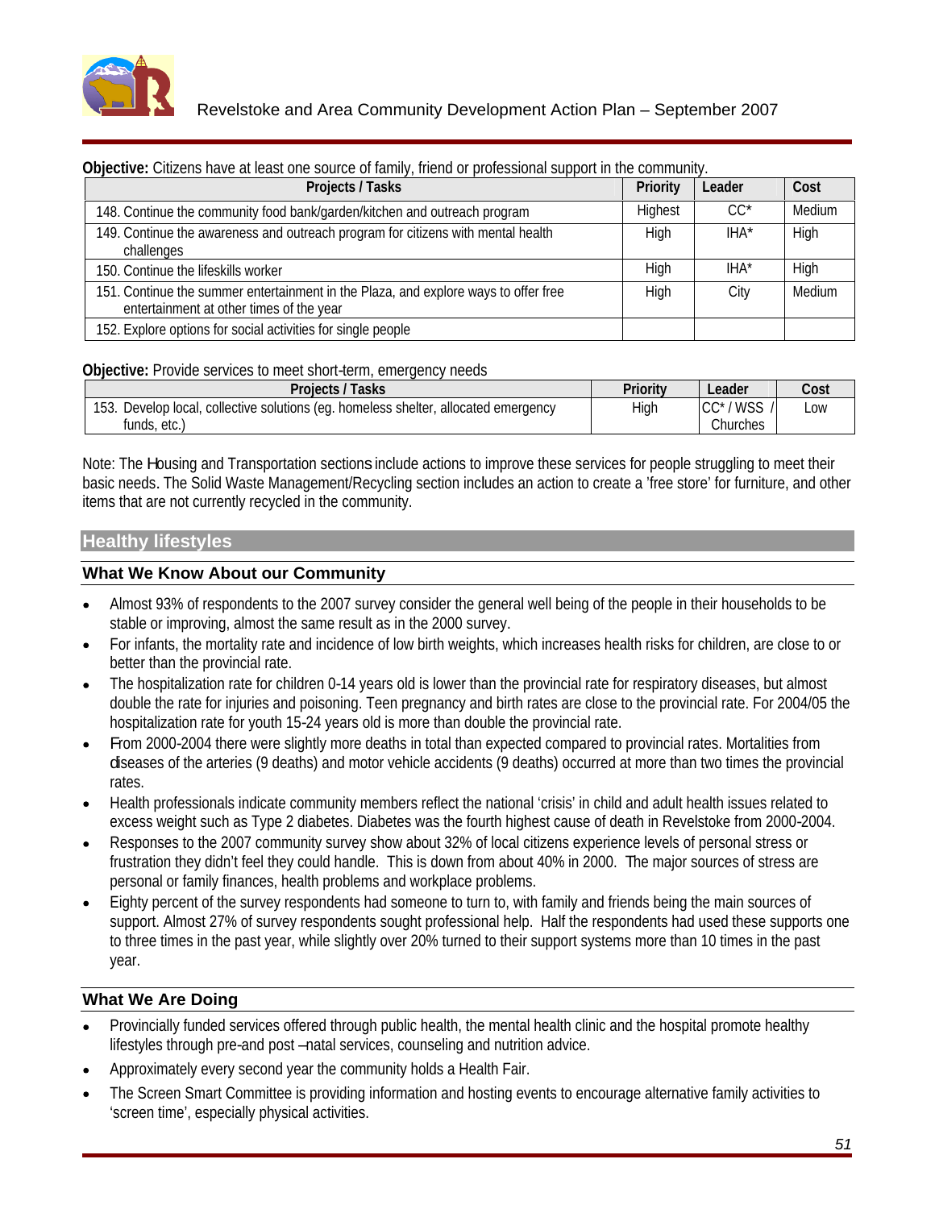**Objective:** Citizens have at least one source of family, friend or professional support in the community.

| Projects / Tasks | Priority | Leader | Cost |
|---|---|---|---|
| 148. Continue the community food bank/garden/kitchen and outreach program | Highest | CC* | Medium |
| 149. Continue the awareness and outreach program for citizens with mental health challenges | High | IHA* | High |
| 150. Continue the lifeskills worker | High | IHA* | High |
| 151. Continue the summer entertainment in the Plaza, and explore ways to offer free entertainment at other times of the year | High | City | Medium |
| 152. Explore options for social activities for single people | | | |

**Objective:** Provide services to meet short-term, emergency needs

| Projects / Tasks | Priority | Leader | Cost |
|---|---|---|---|
| 153. Develop local, collective solutions (eg. homeless shelter, allocated emergency funds, etc.) | High | CC* / WSS / Churches | Low |

Note: The Housing and Transportation sections include actions to improve these services for people struggling to meet their basic needs. The Solid Waste Management/Recycling section includes an action to create a 'free store' for furniture, and other items that are not currently recycled in the community.

## Healthy lifestyles

### What We Know About our Community

- Almost 93% of respondents to the 2007 survey consider the general well being of the people in their households to be stable or improving, almost the same result as in the 2000 survey.
- For infants, the mortality rate and incidence of low birth weights, which increases health risks for children, are close to or better than the provincial rate.
- The hospitalization rate for children 0-14 years old is lower than the provincial rate for respiratory diseases, but almost double the rate for injuries and poisoning. Teen pregnancy and birth rates are close to the provincial rate. For 2004/05 the hospitalization rate for youth 15-24 years old is more than double the provincial rate.
- From 2000-2004 there were slightly more deaths in total than expected compared to provincial rates. Mortalities from diseases of the arteries (9 deaths) and motor vehicle accidents (9 deaths) occurred at more than two times the provincial rates.
- Health professionals indicate community members reflect the national 'crisis' in child and adult health issues related to excess weight such as Type 2 diabetes. Diabetes was the fourth highest cause of death in Revelstoke from 2000-2004.
- Responses to the 2007 community survey show about 32% of local citizens experience levels of personal stress or frustration they didn't feel they could handle. This is down from about 40% in 2000. The major sources of stress are personal or family finances, health problems and workplace problems.
- Eighty percent of the survey respondents had someone to turn to, with family and friends being the main sources of support. Almost 27% of survey respondents sought professional help. Half the respondents had used these supports one to three times in the past year, while slightly over 20% turned to their support systems more than 10 times in the past year.

### What We Are Doing

- Provincially funded services offered through public health, the mental health clinic and the hospital promote healthy lifestyles through pre-and post –natal services, counseling and nutrition advice.
- Approximately every second year the community holds a Health Fair.
- The Screen Smart Committee is providing information and hosting events to encourage alternative family activities to 'screen time', especially physical activities.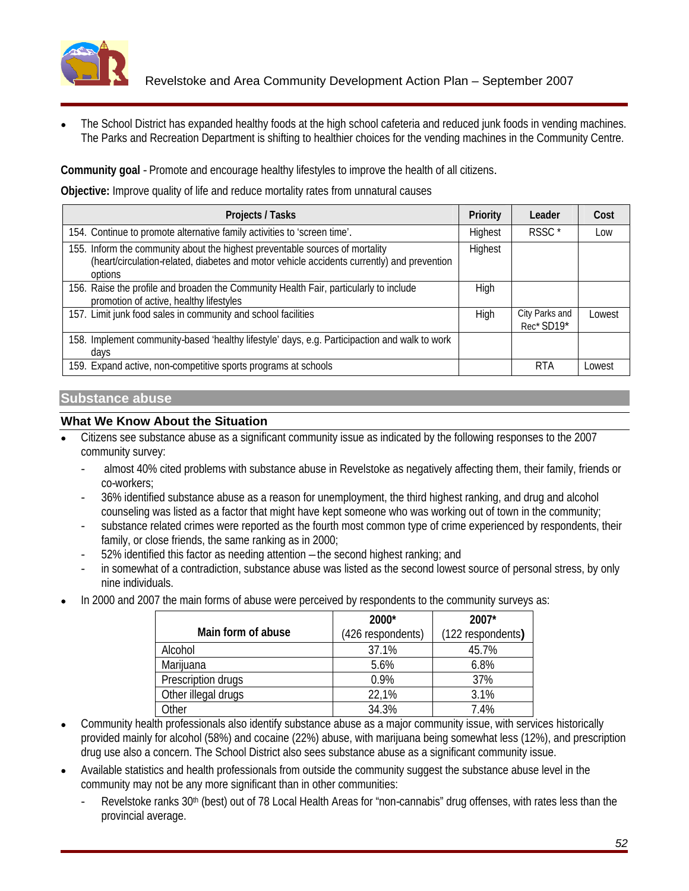- The School District has expanded healthy foods at the high school cafeteria and reduced junk foods in vending machines. The Parks and Recreation Department is shifting to healthier choices for the vending machines in the Community Centre.

**Community goal** - Promote and encourage healthy lifestyles to improve the health of all citizens.

**Objective:** Improve quality of life and reduce mortality rates from unnatural causes

| Projects / Tasks | Priority | Leader | Cost |
|---|---|---|---|
| 154. Continue to promote alternative family activities to 'screen time'. | Highest | RSSC * | Low |
| 155. Inform the community about the highest preventable sources of mortality (heart/circulation-related, diabetes and motor vehicle accidents currently) and prevention options | Highest | | |
| 156. Raise the profile and broaden the Community Health Fair, particularly to include promotion of active, healthy lifestyles | High | | |
| 157. Limit junk food sales in community and school facilities | High | City Parks and Rec* SD19* | Lowest |
| 158. Implement community-based 'healthy lifestyle' days, e.g. Participaction and walk to work days | | | |
| 159. Expand active, non-competitive sports programs at schools | | RTA | Lowest |

## Substance abuse

### What We Know About the Situation

- Citizens see substance abuse as a significant community issue as indicated by the following responses to the 2007 community survey:
  - almost 40% cited problems with substance abuse in Revelstoke as negatively affecting them, their family, friends or co-workers;
  - 36% identified substance abuse as a reason for unemployment, the third highest ranking, and drug and alcohol counseling was listed as a factor that might have kept someone who was working out of town in the community;
  - substance related crimes were reported as the fourth most common type of crime experienced by respondents, their family, or close friends, the same ranking as in 2000;
  - 52% identified this factor as needing attention – the second highest ranking; and
  - in somewhat of a contradiction, substance abuse was listed as the second lowest source of personal stress, by only nine individuals.
- In 2000 and 2007 the main forms of abuse were perceived by respondents to the community surveys as:

| Main form of abuse | 2000* (426 respondents) | 2007* (122 respondents) |
|---|---|---|
| Alcohol | 37.1% | 45.7% |
| Marijuana | 5.6% | 6.8% |
| Prescription drugs | 0.9% | 37% |
| Other illegal drugs | 22,1% | 3.1% |
| Other | 34.3% | 7.4% |

- Community health professionals also identify substance abuse as a major community issue, with services historically provided mainly for alcohol (58%) and cocaine (22%) abuse, with marijuana being somewhat less (12%), and prescription drug use also a concern. The School District also sees substance abuse as a significant community issue.
- Available statistics and health professionals from outside the community suggest the substance abuse level in the community may not be any more significant than in other communities:
  - Revelstoke ranks 30th (best) out of 78 Local Health Areas for "non-cannabis" drug offenses, with rates less than the provincial average.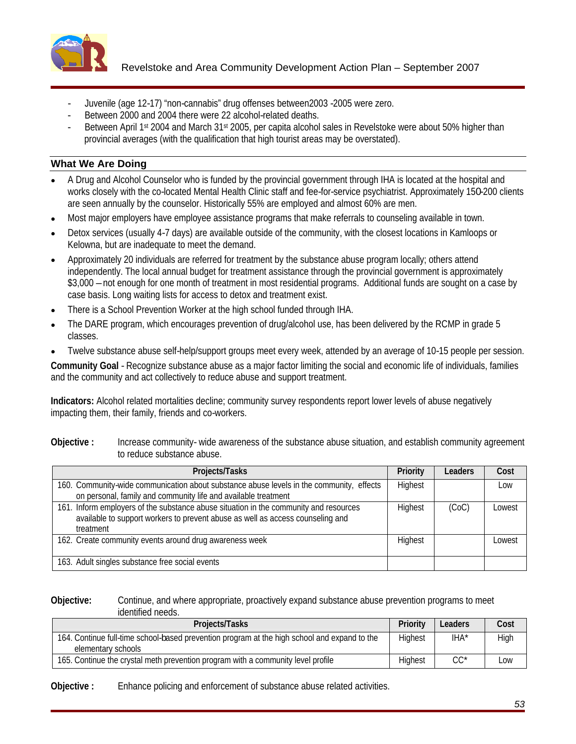- Juvenile (age 12-17) "non-cannabis" drug offenses between2003 -2005 were zero.
- Between 2000 and 2004 there were 22 alcohol-related deaths.
- Between April 1st 2004 and March 31st 2005, per capita alcohol sales in Revelstoke were about 50% higher than provincial averages (with the qualification that high tourist areas may be overstated).

## What We Are Doing

- A Drug and Alcohol Counselor who is funded by the provincial government through IHA is located at the hospital and works closely with the co-located Mental Health Clinic staff and fee-for-service psychiatrist. Approximately 150-200 clients are seen annually by the counselor. Historically 55% are employed and almost 60% are men.
- Most major employers have employee assistance programs that make referrals to counseling available in town.
- Detox services (usually 4-7 days) are available outside of the community, with the closest locations in Kamloops or Kelowna, but are inadequate to meet the demand.
- Approximately 20 individuals are referred for treatment by the substance abuse program locally; others attend independently. The local annual budget for treatment assistance through the provincial government is approximately $3,000 – not enough for one month of treatment in most residential programs. Additional funds are sought on a case by case basis. Long waiting lists for access to detox and treatment exist.
- There is a School Prevention Worker at the high school funded through IHA.
- The DARE program, which encourages prevention of drug/alcohol use, has been delivered by the RCMP in grade 5 classes.
- Twelve substance abuse self-help/support groups meet every week, attended by an average of 10-15 people per session.

**Community Goal** - Recognize substance abuse as a major factor limiting the social and economic life of individuals, families and the community and act collectively to reduce abuse and support treatment.

**Indicators:** Alcohol related mortalities decline; community survey respondents report lower levels of abuse negatively impacting them, their family, friends and co-workers.

**Objective :** Increase community- wide awareness of the substance abuse situation, and establish community agreement to reduce substance abuse.

| Projects/Tasks | Priority | Leaders | Cost |
|---|---|---|---|
| 160. Community-wide communication about substance abuse levels in the community, effects on personal, family and community life and available treatment | Highest | | Low |
| 161. Inform employers of the substance abuse situation in the community and resources available to support workers to prevent abuse as well as access counseling and treatment | Highest | (CoC) | Lowest |
| 162. Create community events around drug awareness week | Highest | | Lowest |
| 163. Adult singles substance free social events | | | |

**Objective:** Continue, and where appropriate, proactively expand substance abuse prevention programs to meet identified needs.

| Projects/Tasks | Priority | Leaders | Cost |
|---|---|---|---|
| 164. Continue full-time school-based prevention program at the high school and expand to the elementary schools | Highest | IHA* | High |
| 165. Continue the crystal meth prevention program with a community level profile | Highest | CC* | Low |

**Objective :** Enhance policing and enforcement of substance abuse related activities.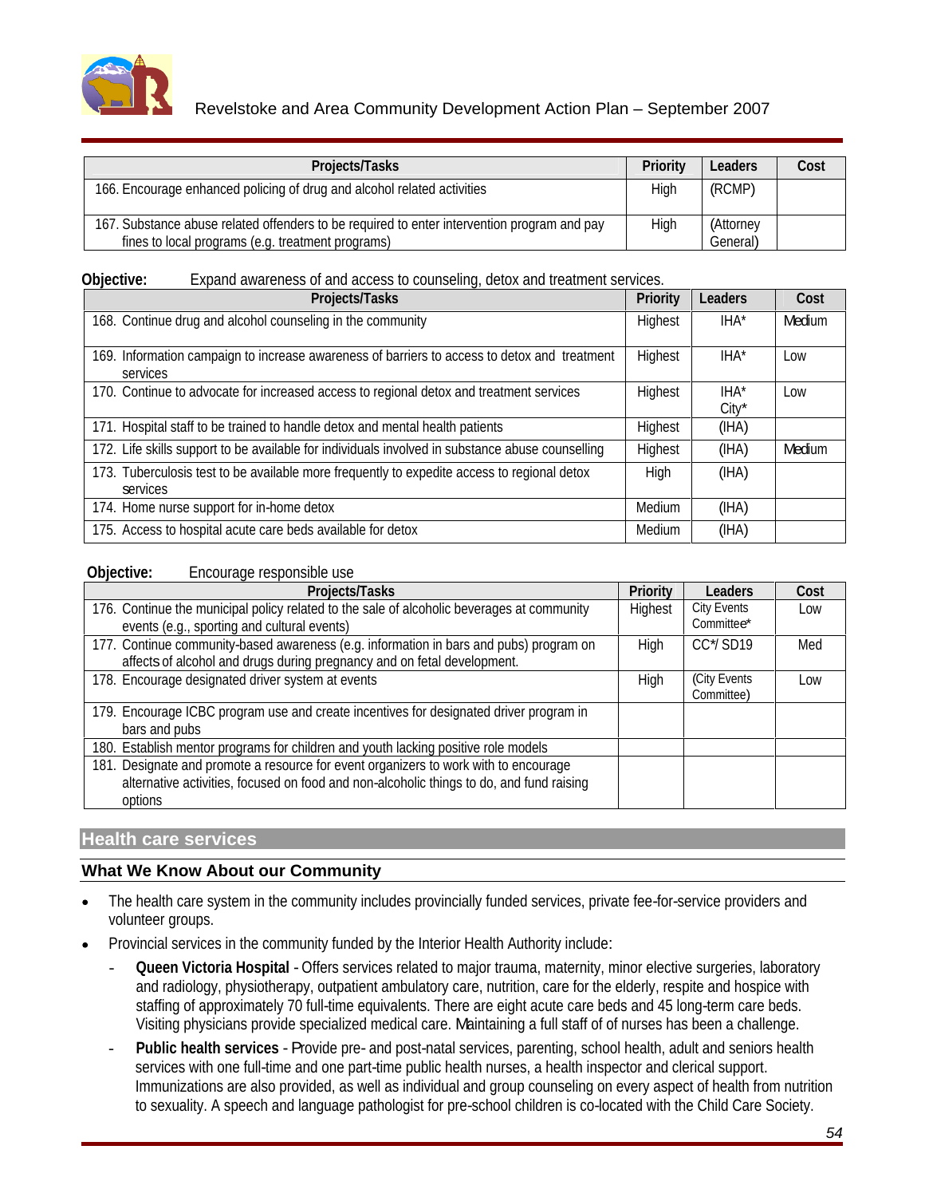| Projects/Tasks | Priority | Leaders | Cost |
|---|---|---|---|
| 166. Encourage enhanced policing of drug and alcohol related activities | High | (RCMP) | |
| 167. Substance abuse related offenders to be required to enter intervention program and pay fines to local programs (e.g. treatment programs) | High | (Attorney General) | |

**Objective:** Expand awareness of and access to counseling, detox and treatment services.

| Projects/Tasks | Priority | Leaders | Cost |
|---|---|---|---|
| 168. Continue drug and alcohol counseling in the community | Highest | IHA* | Medium |
| 169. Information campaign to increase awareness of barriers to access to detox and treatment services | Highest | IHA* | Low |
| 170. Continue to advocate for increased access to regional detox and treatment services | Highest | IHA* City* | Low |
| 171. Hospital staff to be trained to handle detox and mental health patients | Highest | (IHA) | |
| 172. Life skills support to be available for individuals involved in substance abuse counselling | Highest | (IHA) | Medium |
| 173. Tuberculosis test to be available more frequently to expedite access to regional detox services | High | (IHA) | |
| 174. Home nurse support for in-home detox | Medium | (IHA) | |
| 175. Access to hospital acute care beds available for detox | Medium | (IHA) | |

**Objective:** Encourage responsible use

| Projects/Tasks | Priority | Leaders | Cost |
|---|---|---|---|
| 176. Continue the municipal policy related to the sale of alcoholic beverages at community events (e.g., sporting and cultural events) | Highest | City Events Committee* | Low |
| 177. Continue community-based awareness (e.g. information in bars and pubs) program on affects of alcohol and drugs during pregnancy and on fetal development. | High | CC*/ SD19 | Med |
| 178. Encourage designated driver system at events | High | (City Events Committee) | Low |
| 179. Encourage ICBC program use and create incentives for designated driver program in bars and pubs | | | |
| 180. Establish mentor programs for children and youth lacking positive role models | | | |
| 181. Designate and promote a resource for event organizers to work with to encourage alternative activities, focused on food and non-alcoholic things to do, and fund raising options | | | |

## Health care services

### What We Know About our Community

- The health care system in the community includes provincially funded services, private fee-for-service providers and volunteer groups.
- Provincial services in the community funded by the Interior Health Authority include:
  - **Queen Victoria Hospital** - Offers services related to major trauma, maternity, minor elective surgeries, laboratory and radiology, physiotherapy, outpatient ambulatory care, nutrition, care for the elderly, respite and hospice with staffing of approximately 70 full-time equivalents. There are eight acute care beds and 45 long-term care beds. Visiting physicians provide specialized medical care. Maintaining a full staff of of nurses has been a challenge.
  - **Public health services** - Provide pre- and post-natal services, parenting, school health, adult and seniors health services with one full-time and one part-time public health nurses, a health inspector and clerical support. Immunizations are also provided, as well as individual and group counseling on every aspect of health from nutrition to sexuality. A speech and language pathologist for pre-school children is co-located with the Child Care Society.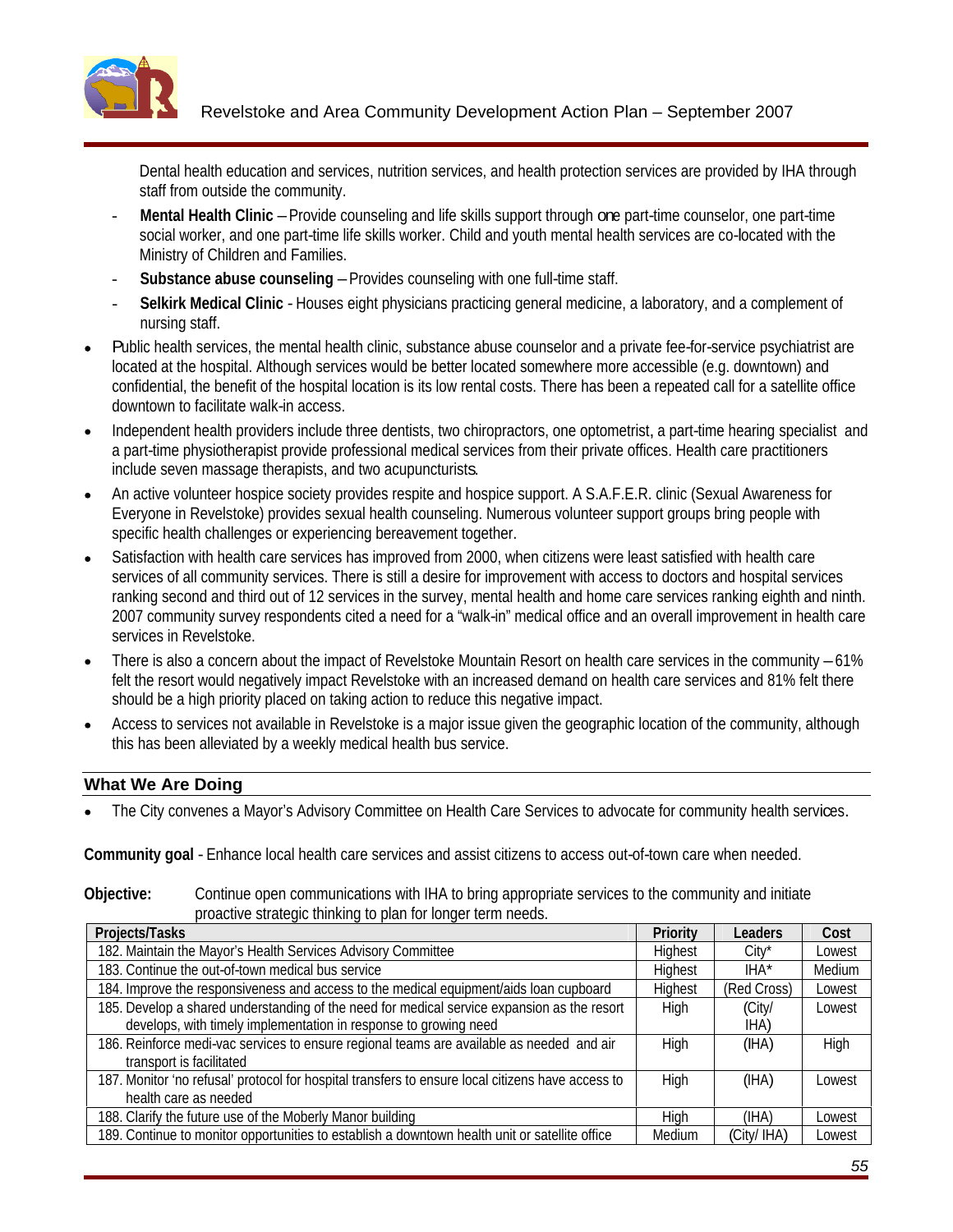Dental health education and services, nutrition services, and health protection services are provided by IHA through staff from outside the community.

- **Mental Health Clinic** – Provide counseling and life skills support through one part-time counselor, one part-time social worker, and one part-time life skills worker. Child and youth mental health services are co-located with the Ministry of Children and Families.
- **Substance abuse counseling** – Provides counseling with one full-time staff.
- **Selkirk Medical Clinic** - Houses eight physicians practicing general medicine, a laboratory, and a complement of nursing staff.

- Public health services, the mental health clinic, substance abuse counselor and a private fee-for-service psychiatrist are located at the hospital. Although services would be better located somewhere more accessible (e.g. downtown) and confidential, the benefit of the hospital location is its low rental costs. There has been a repeated call for a satellite office downtown to facilitate walk-in access.
- Independent health providers include three dentists, two chiropractors, one optometrist, a part-time hearing specialist and a part-time physiotherapist provide professional medical services from their private offices. Health care practitioners include seven massage therapists, and two acupuncturists.
- An active volunteer hospice society provides respite and hospice support. A S.A.F.E.R. clinic (Sexual Awareness for Everyone in Revelstoke) provides sexual health counseling. Numerous volunteer support groups bring people with specific health challenges or experiencing bereavement together.
- Satisfaction with health care services has improved from 2000, when citizens were least satisfied with health care services of all community services. There is still a desire for improvement with access to doctors and hospital services ranking second and third out of 12 services in the survey, mental health and home care services ranking eighth and ninth. 2007 community survey respondents cited a need for a "walk-in" medical office and an overall improvement in health care services in Revelstoke.
- There is also a concern about the impact of Revelstoke Mountain Resort on health care services in the community – 61% felt the resort would negatively impact Revelstoke with an increased demand on health care services and 81% felt there should be a high priority placed on taking action to reduce this negative impact.
- Access to services not available in Revelstoke is a major issue given the geographic location of the community, although this has been alleviated by a weekly medical health bus service.

## What We Are Doing

- The City convenes a Mayor's Advisory Committee on Health Care Services to advocate for community health services.

**Community goal** - Enhance local health care services and assist citizens to access out-of-town care when needed.

**Objective:** Continue open communications with IHA to bring appropriate services to the community and initiate proactive strategic thinking to plan for longer term needs.

| Projects/Tasks | Priority | Leaders | Cost |
|---|---|---|---|
| 182. Maintain the Mayor's Health Services Advisory Committee | Highest | City* | Lowest |
| 183. Continue the out-of-town medical bus service | Highest | IHA* | Medium |
| 184. Improve the responsiveness and access to the medical equipment/aids loan cupboard | Highest | (Red Cross) | Lowest |
| 185. Develop a shared understanding of the need for medical service expansion as the resort develops, with timely implementation in response to growing need | High | (City/ IHA) | Lowest |
| 186. Reinforce medi-vac services to ensure regional teams are available as needed and air transport is facilitated | High | (IHA) | High |
| 187. Monitor 'no refusal' protocol for hospital transfers to ensure local citizens have access to health care as needed | High | (IHA) | Lowest |
| 188. Clarify the future use of the Moberly Manor building | High | (IHA) | Lowest |
| 189. Continue to monitor opportunities to establish a downtown health unit or satellite office | Medium | (City/ IHA) | Lowest |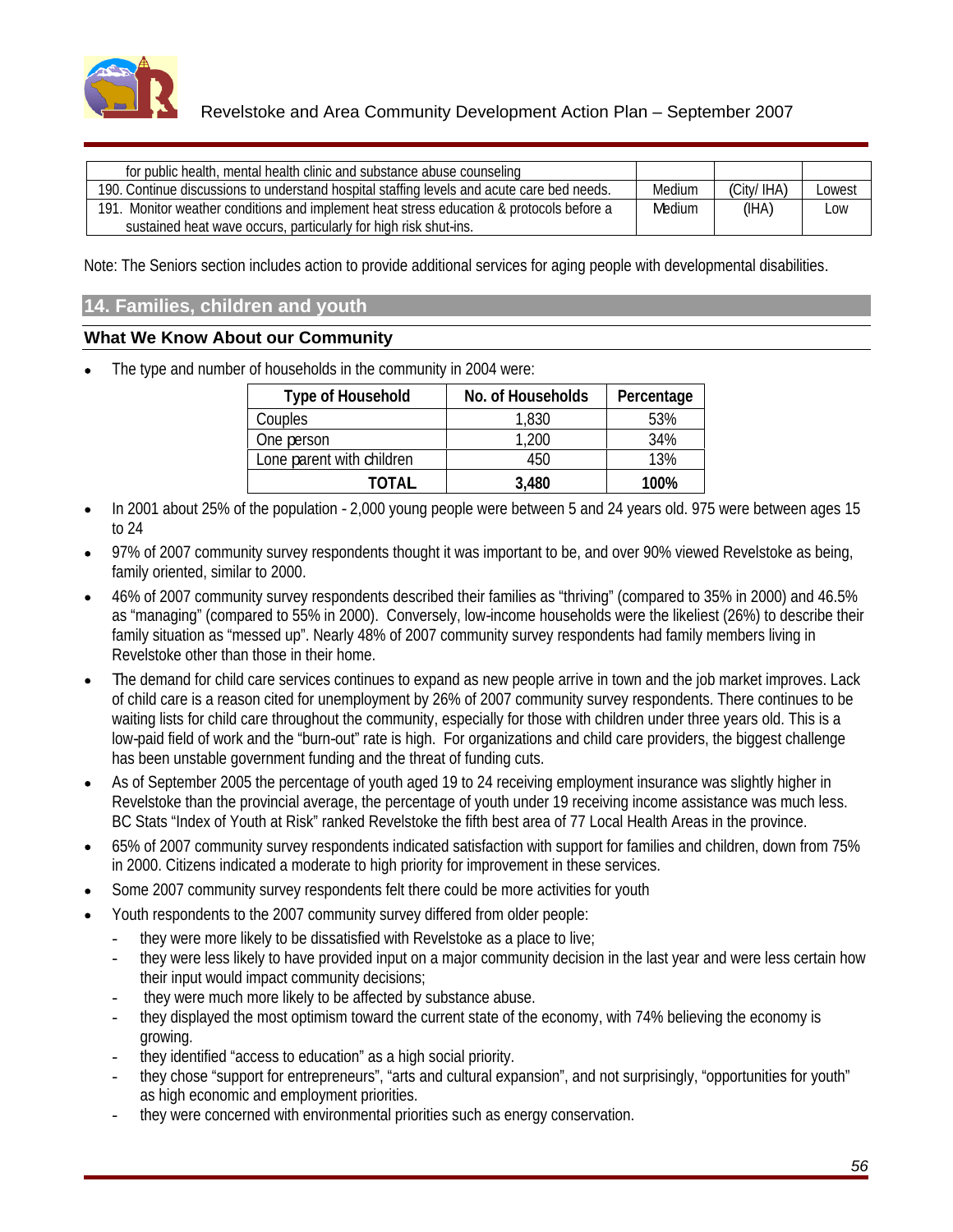| for public health, mental health clinic and substance abuse counseling | | | |
|---|---|---|---|
| 190. Continue discussions to understand hospital staffing levels and acute care bed needs. | Medium | (City/ IHA) | Lowest |
| 191. Monitor weather conditions and implement heat stress education & protocols before a sustained heat wave occurs, particularly for high risk shut-ins. | Medium | (IHA) | Low |

Note: The Seniors section includes action to provide additional services for aging people with developmental disabilities.

## 14. Families, children and youth

### What We Know About our Community

- The type and number of households in the community in 2004 were:

| Type of Household | No. of Households | Percentage |
|---|---|---|
| Couples | 1,830 | 53% |
| One person | 1,200 | 34% |
| Lone parent with children | 450 | 13% |
| **TOTAL** | **3,480** | **100%** |

- In 2001 about 25% of the population - 2,000 young people were between 5 and 24 years old. 975 were between ages 15 to 24
- 97% of 2007 community survey respondents thought it was important to be, and over 90% viewed Revelstoke as being, family oriented, similar to 2000.
- 46% of 2007 community survey respondents described their families as "thriving" (compared to 35% in 2000) and 46.5% as "managing" (compared to 55% in 2000). Conversely, low-income households were the likeliest (26%) to describe their family situation as "messed up". Nearly 48% of 2007 community survey respondents had family members living in Revelstoke other than those in their home.
- The demand for child care services continues to expand as new people arrive in town and the job market improves. Lack of child care is a reason cited for unemployment by 26% of 2007 community survey respondents. There continues to be waiting lists for child care throughout the community, especially for those with children under three years old. This is a low-paid field of work and the "burn-out" rate is high. For organizations and child care providers, the biggest challenge has been unstable government funding and the threat of funding cuts.
- As of September 2005 the percentage of youth aged 19 to 24 receiving employment insurance was slightly higher in Revelstoke than the provincial average, the percentage of youth under 19 receiving income assistance was much less. BC Stats "Index of Youth at Risk" ranked Revelstoke the fifth best area of 77 Local Health Areas in the province.
- 65% of 2007 community survey respondents indicated satisfaction with support for families and children, down from 75% in 2000. Citizens indicated a moderate to high priority for improvement in these services.
- Some 2007 community survey respondents felt there could be more activities for youth
- Youth respondents to the 2007 community survey differed from older people:
  - they were more likely to be dissatisfied with Revelstoke as a place to live;
  - they were less likely to have provided input on a major community decision in the last year and were less certain how their input would impact community decisions;
  - they were much more likely to be affected by substance abuse.
  - they displayed the most optimism toward the current state of the economy, with 74% believing the economy is growing.
  - they identified "access to education" as a high social priority.
  - they chose "support for entrepreneurs", "arts and cultural expansion", and not surprisingly, "opportunities for youth" as high economic and employment priorities.
  - they were concerned with environmental priorities such as energy conservation.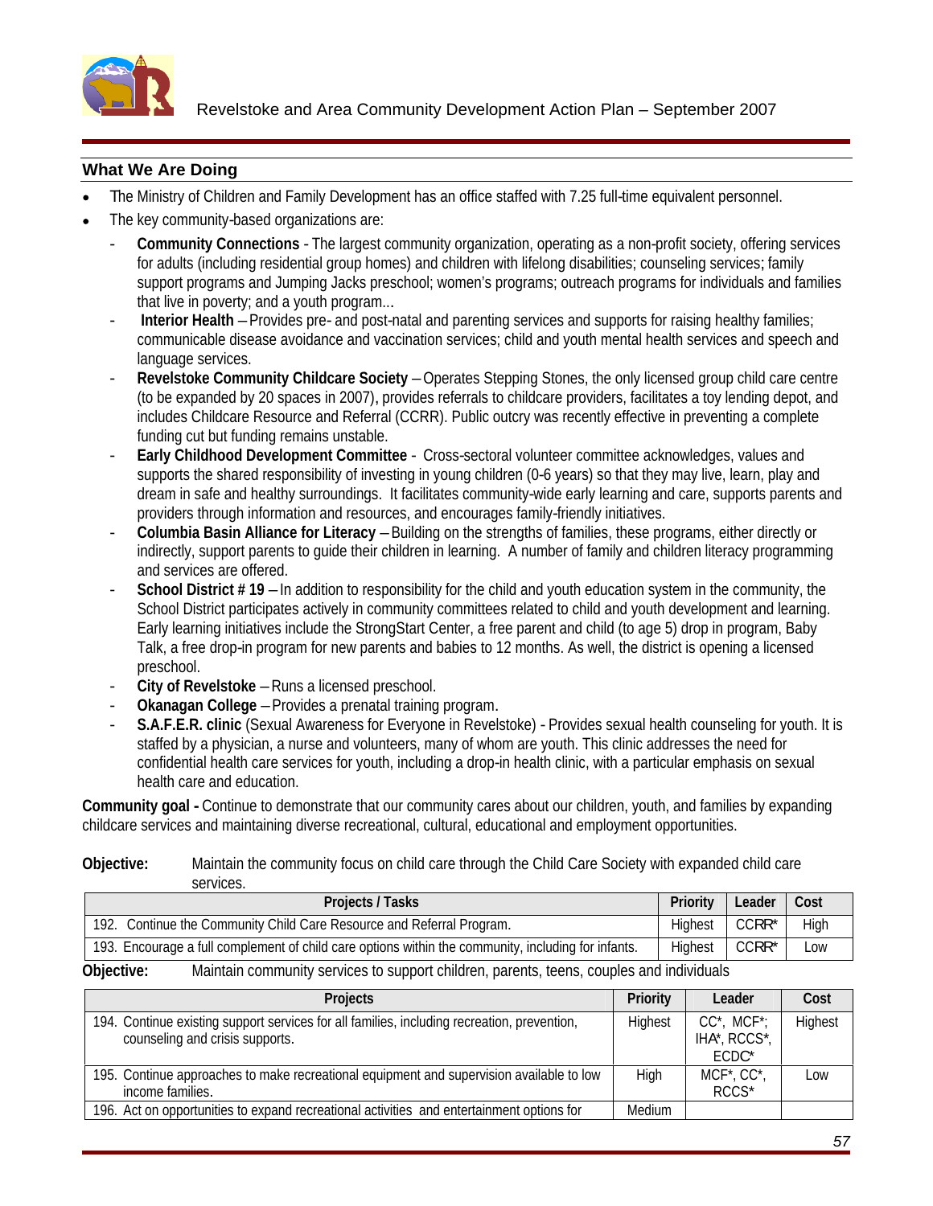## What We Are Doing

- The Ministry of Children and Family Development has an office staffed with 7.25 full-time equivalent personnel.
- The key community-based organizations are:
  - **Community Connections** - The largest community organization, operating as a non-profit society, offering services for adults (including residential group homes) and children with lifelong disabilities; counseling services; family support programs and Jumping Jacks preschool; women's programs; outreach programs for individuals and families that live in poverty; and a youth program...
  - **Interior Health** – Provides pre- and post-natal and parenting services and supports for raising healthy families; communicable disease avoidance and vaccination services; child and youth mental health services and speech and language services.
  - **Revelstoke Community Childcare Society** – Operates Stepping Stones, the only licensed group child care centre (to be expanded by 20 spaces in 2007), provides referrals to childcare providers, facilitates a toy lending depot, and includes Childcare Resource and Referral (CCRR). Public outcry was recently effective in preventing a complete funding cut but funding remains unstable.
  - **Early Childhood Development Committee** - Cross-sectoral volunteer committee acknowledges, values and supports the shared responsibility of investing in young children (0-6 years) so that they may live, learn, play and dream in safe and healthy surroundings. It facilitates community-wide early learning and care, supports parents and providers through information and resources, and encourages family-friendly initiatives.
  - **Columbia Basin Alliance for Literacy** – Building on the strengths of families, these programs, either directly or indirectly, support parents to guide their children in learning. A number of family and children literacy programming and services are offered.
  - **School District # 19** – In addition to responsibility for the child and youth education system in the community, the School District participates actively in community committees related to child and youth development and learning. Early learning initiatives include the StrongStart Center, a free parent and child (to age 5) drop in program, Baby Talk, a free drop-in program for new parents and babies to 12 months. As well, the district is opening a licensed preschool.
  - **City of Revelstoke** – Runs a licensed preschool.
  - **Okanagan College** – Provides a prenatal training program.
  - **S.A.F.E.R. clinic** (Sexual Awareness for Everyone in Revelstoke) - Provides sexual health counseling for youth. It is staffed by a physician, a nurse and volunteers, many of whom are youth. This clinic addresses the need for confidential health care services for youth, including a drop-in health clinic, with a particular emphasis on sexual health care and education.

**Community goal -** Continue to demonstrate that our community cares about our children, youth, and families by expanding childcare services and maintaining diverse recreational, cultural, educational and employment opportunities.

**Objective:** Maintain the community focus on child care through the Child Care Society with expanded child care services.

| Projects / Tasks | Priority | Leader | Cost |
|---|---|---|---|
| 192. Continue the Community Child Care Resource and Referral Program. | Highest | CCRR* | High |
| 193. Encourage a full complement of child care options within the community, including for infants. | Highest | CCRR* | Low |

**Objective:** Maintain community services to support children, parents, teens, couples and individuals

| Projects | Priority | Leader | Cost |
|---|---|---|---|
| 194. Continue existing support services for all families, including recreation, prevention, counseling and crisis supports. | Highest | CC*, MCF*; IHA*, RCCS*, ECDC* | Highest |
| 195. Continue approaches to make recreational equipment and supervision available to low income families. | High | MCF*, CC*, RCCS* | Low |
| 196. Act on opportunities to expand recreational activities and entertainment options for | Medium | | |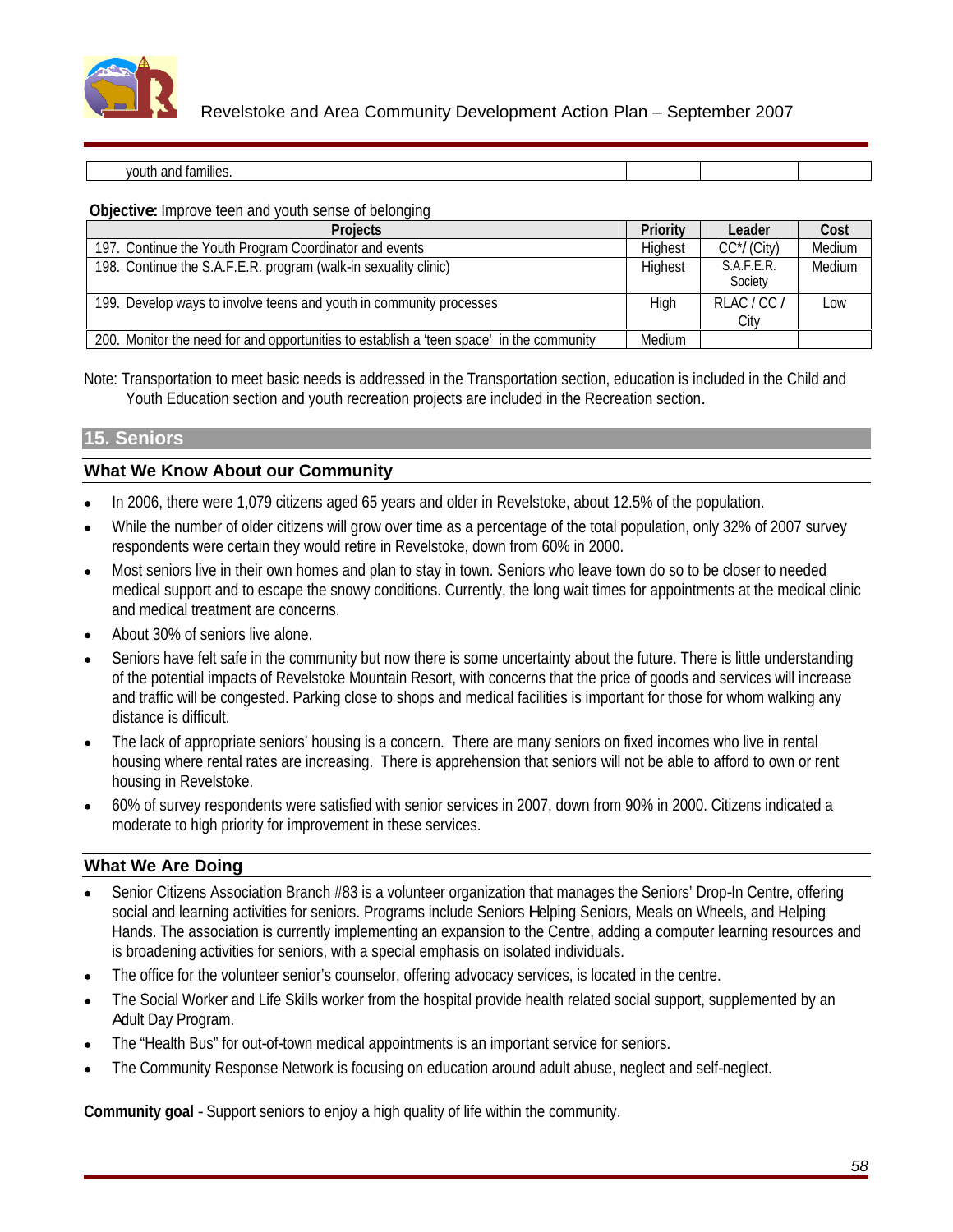| youth and families. | | | |
|---|---|---|---|

**Objective:** Improve teen and youth sense of belonging

| Projects | Priority | Leader | Cost |
|---|---|---|---|
| 197. Continue the Youth Program Coordinator and events | Highest | CC*/ (City) | Medium |
| 198. Continue the S.A.F.E.R. program (walk-in sexuality clinic) | Highest | S.A.F.E.R. Society | Medium |
| 199. Develop ways to involve teens and youth in community processes | High | RLAC / CC / City | Low |
| 200. Monitor the need for and opportunities to establish a 'teen space' in the community | Medium | | |

Note: Transportation to meet basic needs is addressed in the Transportation section, education is included in the Child and Youth Education section and youth recreation projects are included in the Recreation section.

## 15. Seniors

### What We Know About our Community

- In 2006, there were 1,079 citizens aged 65 years and older in Revelstoke, about 12.5% of the population.
- While the number of older citizens will grow over time as a percentage of the total population, only 32% of 2007 survey respondents were certain they would retire in Revelstoke, down from 60% in 2000.
- Most seniors live in their own homes and plan to stay in town. Seniors who leave town do so to be closer to needed medical support and to escape the snowy conditions. Currently, the long wait times for appointments at the medical clinic and medical treatment are concerns.
- About 30% of seniors live alone.
- Seniors have felt safe in the community but now there is some uncertainty about the future. There is little understanding of the potential impacts of Revelstoke Mountain Resort, with concerns that the price of goods and services will increase and traffic will be congested. Parking close to shops and medical facilities is important for those for whom walking any distance is difficult.
- The lack of appropriate seniors' housing is a concern. There are many seniors on fixed incomes who live in rental housing where rental rates are increasing. There is apprehension that seniors will not be able to afford to own or rent housing in Revelstoke.
- 60% of survey respondents were satisfied with senior services in 2007, down from 90% in 2000. Citizens indicated a moderate to high priority for improvement in these services.

### What We Are Doing

- Senior Citizens Association Branch #83 is a volunteer organization that manages the Seniors' Drop-In Centre, offering social and learning activities for seniors. Programs include Seniors Helping Seniors, Meals on Wheels, and Helping Hands. The association is currently implementing an expansion to the Centre, adding a computer learning resources and is broadening activities for seniors, with a special emphasis on isolated individuals.
- The office for the volunteer senior's counselor, offering advocacy services, is located in the centre.
- The Social Worker and Life Skills worker from the hospital provide health related social support, supplemented by an Adult Day Program.
- The "Health Bus" for out-of-town medical appointments is an important service for seniors.
- The Community Response Network is focusing on education around adult abuse, neglect and self-neglect.

**Community goal** - Support seniors to enjoy a high quality of life within the community.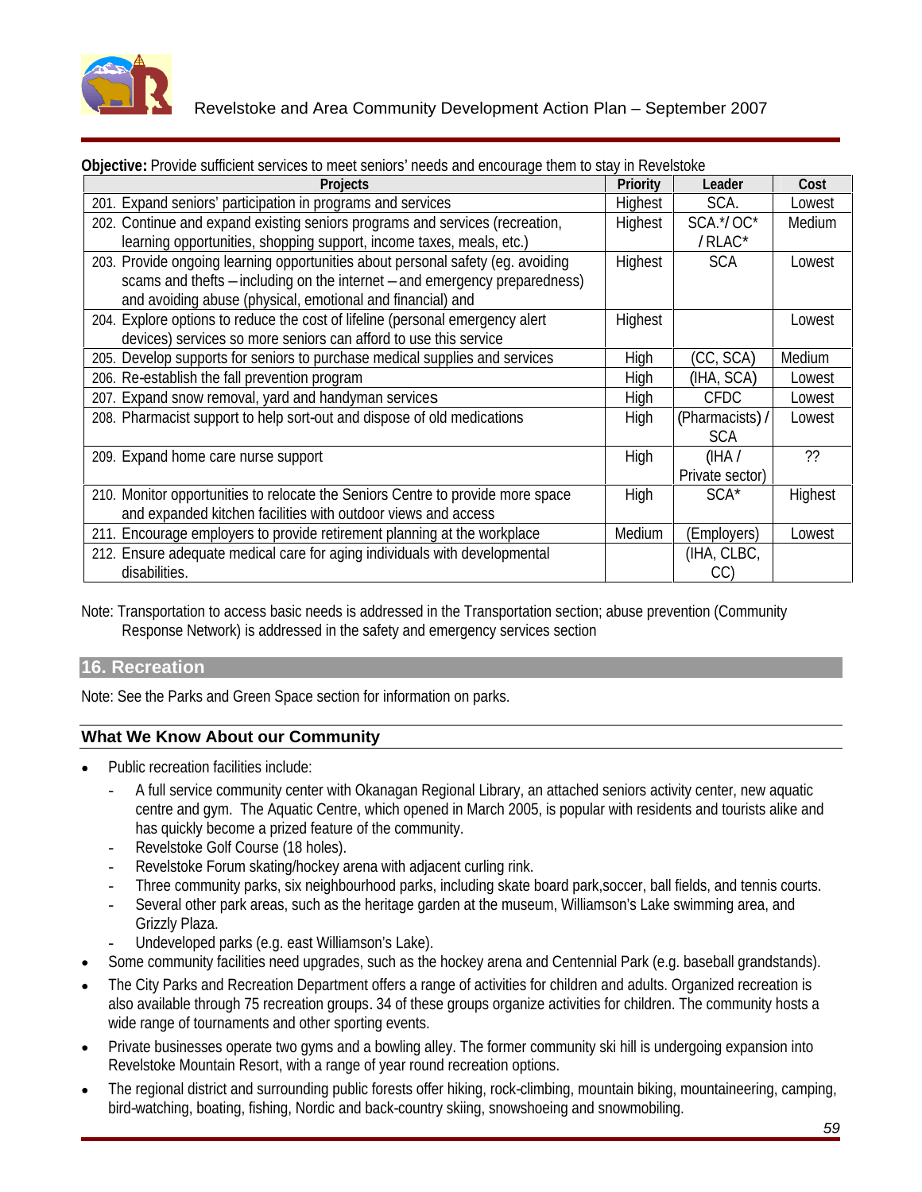**Objective:** Provide sufficient services to meet seniors' needs and encourage them to stay in Revelstoke

| Projects | Priority | Leader | Cost |
|---|---|---|---|
| 201. Expand seniors' participation in programs and services | Highest | SCA. | Lowest |
| 202. Continue and expand existing seniors programs and services (recreation, learning opportunities, shopping support, income taxes, meals, etc.) | Highest | SCA.*/ OC* / RLAC* | Medium |
| 203. Provide ongoing learning opportunities about personal safety (eg. avoiding scams and thefts – including on the internet – and emergency preparedness) and avoiding abuse (physical, emotional and financial) and | Highest | SCA | Lowest |
| 204. Explore options to reduce the cost of lifeline (personal emergency alert devices) services so more seniors can afford to use this service | Highest | | Lowest |
| 205. Develop supports for seniors to purchase medical supplies and services | High | (CC, SCA) | Medium |
| 206. Re-establish the fall prevention program | High | (IHA, SCA) | Lowest |
| 207. Expand snow removal, yard and handyman services | High | CFDC | Lowest |
| 208. Pharmacist support to help sort-out and dispose of old medications | High | (Pharmacists) / SCA | Lowest |
| 209. Expand home care nurse support | High | (IHA / Private sector) | ?? |
| 210. Monitor opportunities to relocate the Seniors Centre to provide more space and expanded kitchen facilities with outdoor views and access | High | SCA* | Highest |
| 211. Encourage employers to provide retirement planning at the workplace | Medium | (Employers) | Lowest |
| 212. Ensure adequate medical care for aging individuals with developmental disabilities. | | (IHA, CLBC, CC) | |

Note: Transportation to access basic needs is addressed in the Transportation section; abuse prevention (Community Response Network) is addressed in the safety and emergency services section

## 16. Recreation

Note: See the Parks and Green Space section for information on parks.

### What We Know About our Community

- Public recreation facilities include:
  - A full service community center with Okanagan Regional Library, an attached seniors activity center, new aquatic centre and gym. The Aquatic Centre, which opened in March 2005, is popular with residents and tourists alike and has quickly become a prized feature of the community.
  - Revelstoke Golf Course (18 holes).
  - Revelstoke Forum skating/hockey arena with adjacent curling rink.
  - Three community parks, six neighbourhood parks, including skate board park,soccer, ball fields, and tennis courts.
  - Several other park areas, such as the heritage garden at the museum, Williamson's Lake swimming area, and Grizzly Plaza.
  - Undeveloped parks (e.g. east Williamson's Lake).
- Some community facilities need upgrades, such as the hockey arena and Centennial Park (e.g. baseball grandstands).
- The City Parks and Recreation Department offers a range of activities for children and adults. Organized recreation is also available through 75 recreation groups. 34 of these groups organize activities for children. The community hosts a wide range of tournaments and other sporting events.
- Private businesses operate two gyms and a bowling alley. The former community ski hill is undergoing expansion into Revelstoke Mountain Resort, with a range of year round recreation options.
- The regional district and surrounding public forests offer hiking, rock-climbing, mountain biking, mountaineering, camping, bird-watching, boating, fishing, Nordic and back-country skiing, snowshoeing and snowmobiling.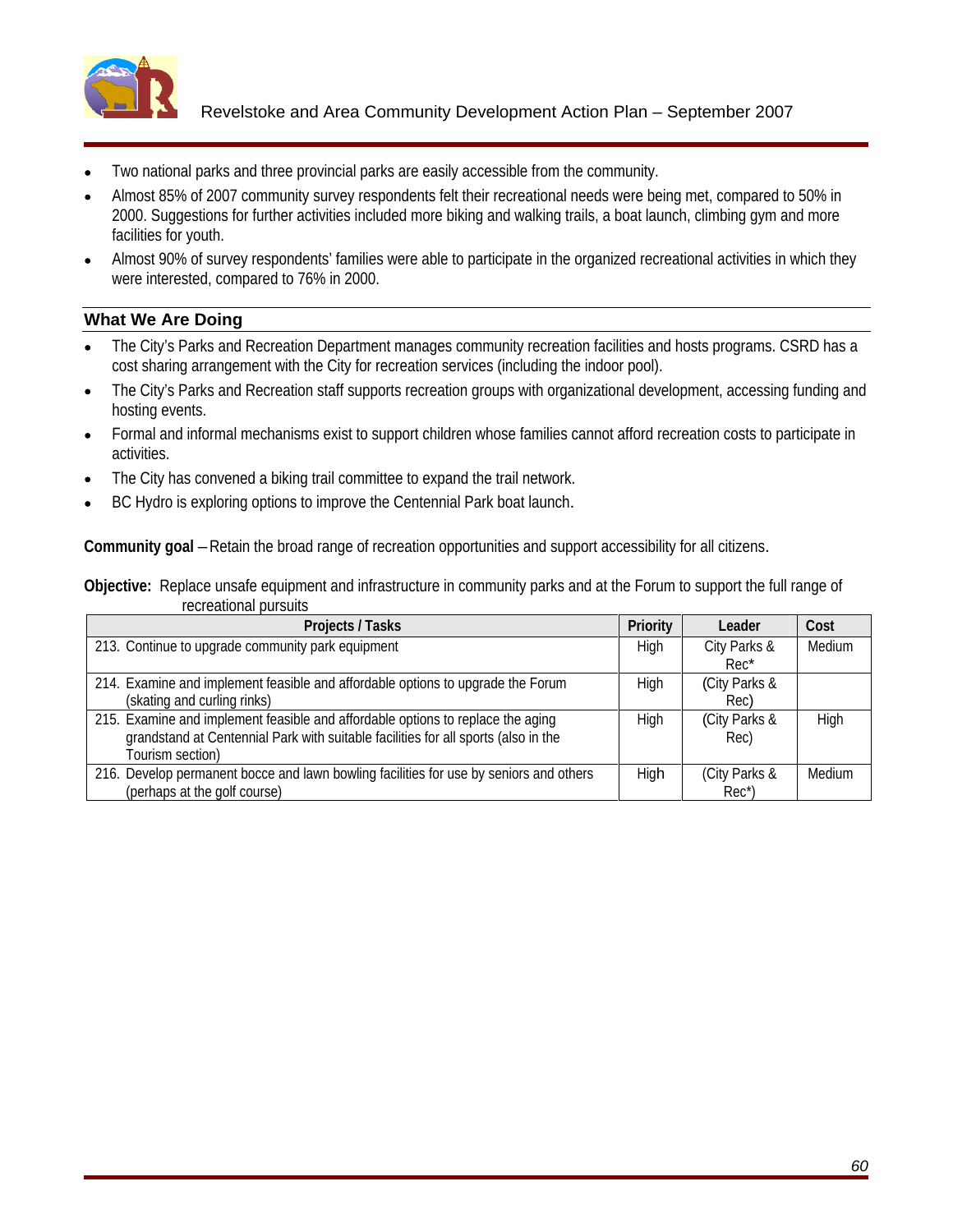- Two national parks and three provincial parks are easily accessible from the community.
- Almost 85% of 2007 community survey respondents felt their recreational needs were being met, compared to 50% in 2000. Suggestions for further activities included more biking and walking trails, a boat launch, climbing gym and more facilities for youth.
- Almost 90% of survey respondents' families were able to participate in the organized recreational activities in which they were interested, compared to 76% in 2000.

### What We Are Doing

- The City's Parks and Recreation Department manages community recreation facilities and hosts programs. CSRD has a cost sharing arrangement with the City for recreation services (including the indoor pool).
- The City's Parks and Recreation staff supports recreation groups with organizational development, accessing funding and hosting events.
- Formal and informal mechanisms exist to support children whose families cannot afford recreation costs to participate in activities.
- The City has convened a biking trail committee to expand the trail network.
- BC Hydro is exploring options to improve the Centennial Park boat launch.

**Community goal** – Retain the broad range of recreation opportunities and support accessibility for all citizens.

**Objective:** Replace unsafe equipment and infrastructure in community parks and at the Forum to support the full range of recreational pursuits

| Projects / Tasks | Priority | Leader | Cost |
|---|---|---|---|
| 213. Continue to upgrade community park equipment | High | City Parks & Rec* | Medium |
| 214. Examine and implement feasible and affordable options to upgrade the Forum (skating and curling rinks) | High | (City Parks & Rec) | |
| 215. Examine and implement feasible and affordable options to replace the aging grandstand at Centennial Park with suitable facilities for all sports (also in the Tourism section) | High | (City Parks & Rec) | High |
| 216. Develop permanent bocce and lawn bowling facilities for use by seniors and others (perhaps at the golf course) | High | (City Parks & Rec*) | Medium |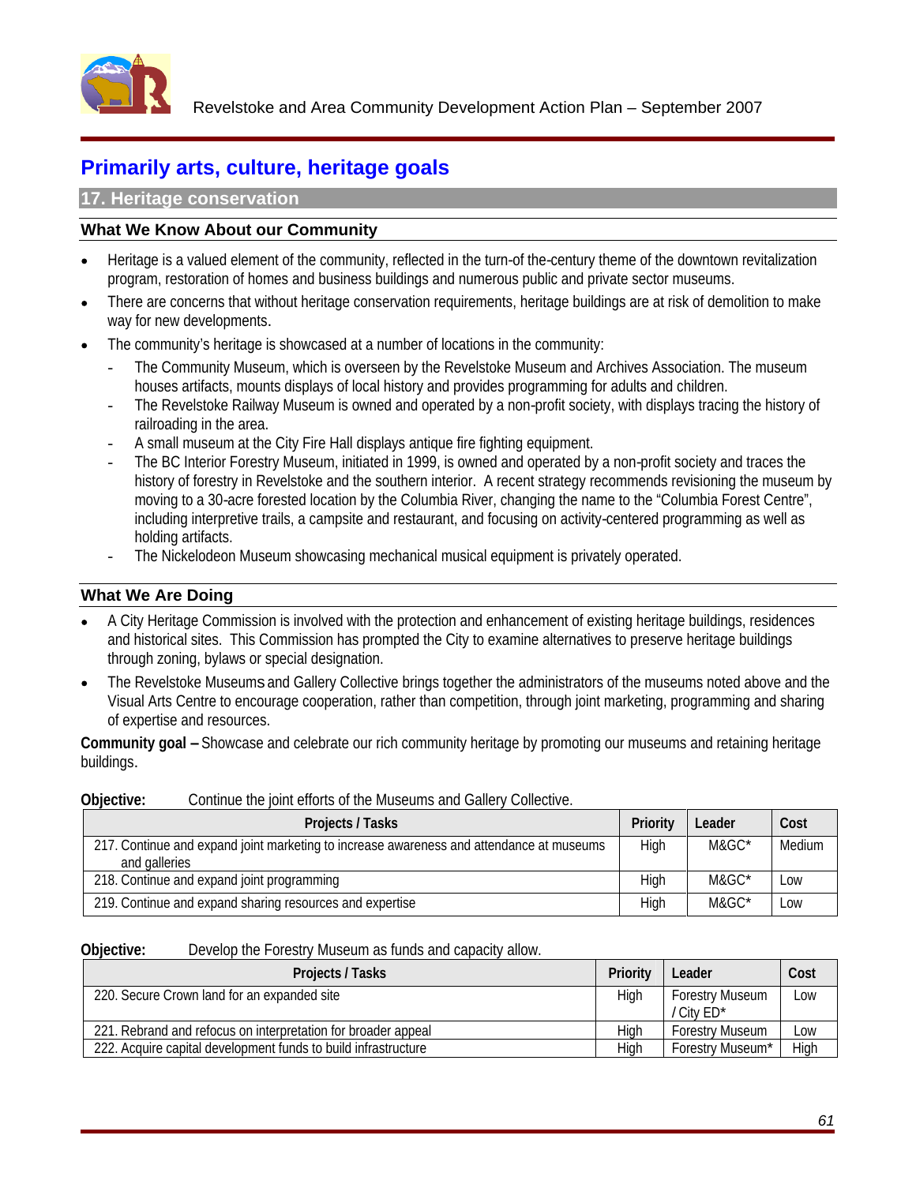# Primarily arts, culture, heritage goals

## 17. Heritage conservation

### What We Know About our Community

- Heritage is a valued element of the community, reflected in the turn-of the-century theme of the downtown revitalization program, restoration of homes and business buildings and numerous public and private sector museums.
- There are concerns that without heritage conservation requirements, heritage buildings are at risk of demolition to make way for new developments.
- The community's heritage is showcased at a number of locations in the community:
  - The Community Museum, which is overseen by the Revelstoke Museum and Archives Association. The museum houses artifacts, mounts displays of local history and provides programming for adults and children.
  - The Revelstoke Railway Museum is owned and operated by a non-profit society, with displays tracing the history of railroading in the area.
  - A small museum at the City Fire Hall displays antique fire fighting equipment.
  - The BC Interior Forestry Museum, initiated in 1999, is owned and operated by a non-profit society and traces the history of forestry in Revelstoke and the southern interior. A recent strategy recommends revisioning the museum by moving to a 30-acre forested location by the Columbia River, changing the name to the "Columbia Forest Centre", including interpretive trails, a campsite and restaurant, and focusing on activity-centered programming as well as holding artifacts.
  - The Nickelodeon Museum showcasing mechanical musical equipment is privately operated.

### What We Are Doing

- A City Heritage Commission is involved with the protection and enhancement of existing heritage buildings, residences and historical sites. This Commission has prompted the City to examine alternatives to preserve heritage buildings through zoning, bylaws or special designation.
- The Revelstoke Museums and Gallery Collective brings together the administrators of the museums noted above and the Visual Arts Centre to encourage cooperation, rather than competition, through joint marketing, programming and sharing of expertise and resources.

**Community goal –** Showcase and celebrate our rich community heritage by promoting our museums and retaining heritage buildings.

**Objective:** Continue the joint efforts of the Museums and Gallery Collective.

| Projects / Tasks | Priority | Leader | Cost |
|---|---|---|---|
| 217. Continue and expand joint marketing to increase awareness and attendance at museums and galleries | High | M&GC* | Medium |
| 218. Continue and expand joint programming | High | M&GC* | Low |
| 219. Continue and expand sharing resources and expertise | High | M&GC* | Low |

**Objective:** Develop the Forestry Museum as funds and capacity allow.

| Projects / Tasks | Priority | Leader | Cost |
|---|---|---|---|
| 220. Secure Crown land for an expanded site | High | Forestry Museum / City ED* | Low |
| 221. Rebrand and refocus on interpretation for broader appeal | High | Forestry Museum | Low |
| 222. Acquire capital development funds to build infrastructure | High | Forestry Museum* | High |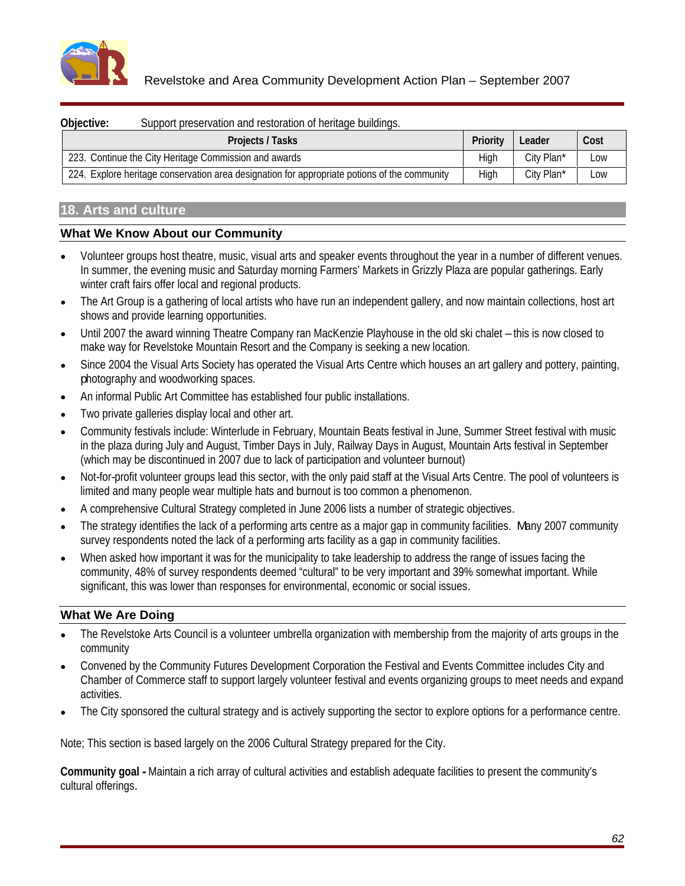**Objective:** Support preservation and restoration of heritage buildings.

| Projects / Tasks | Priority | Leader | Cost |
|---|---|---|---|
| 223. Continue the City Heritage Commission and awards | High | City Plan* | Low |
| 224. Explore heritage conservation area designation for appropriate potions of the community | High | City Plan* | Low |

## 18. Arts and culture

### What We Know About our Community

- Volunteer groups host theatre, music, visual arts and speaker events throughout the year in a number of different venues. In summer, the evening music and Saturday morning Farmers' Markets in Grizzly Plaza are popular gatherings. Early winter craft fairs offer local and regional products.
- The Art Group is a gathering of local artists who have run an independent gallery, and now maintain collections, host art shows and provide learning opportunities.
- Until 2007 the award winning Theatre Company ran MacKenzie Playhouse in the old ski chalet – this is now closed to make way for Revelstoke Mountain Resort and the Company is seeking a new location.
- Since 2004 the Visual Arts Society has operated the Visual Arts Centre which houses an art gallery and pottery, painting, photography and woodworking spaces.
- An informal Public Art Committee has established four public installations.
- Two private galleries display local and other art.
- Community festivals include: Winterlude in February, Mountain Beats festival in June, Summer Street festival with music in the plaza during July and August, Timber Days in July, Railway Days in August, Mountain Arts festival in September (which may be discontinued in 2007 due to lack of participation and volunteer burnout)
- Not-for-profit volunteer groups lead this sector, with the only paid staff at the Visual Arts Centre. The pool of volunteers is limited and many people wear multiple hats and burnout is too common a phenomenon.
- A comprehensive Cultural Strategy completed in June 2006 lists a number of strategic objectives.
- The strategy identifies the lack of a performing arts centre as a major gap in community facilities. Many 2007 community survey respondents noted the lack of a performing arts facility as a gap in community facilities.
- When asked how important it was for the municipality to take leadership to address the range of issues facing the community, 48% of survey respondents deemed "cultural" to be very important and 39% somewhat important. While significant, this was lower than responses for environmental, economic or social issues.

### What We Are Doing

- The Revelstoke Arts Council is a volunteer umbrella organization with membership from the majority of arts groups in the community
- Convened by the Community Futures Development Corporation the Festival and Events Committee includes City and Chamber of Commerce staff to support largely volunteer festival and events organizing groups to meet needs and expand activities.
- The City sponsored the cultural strategy and is actively supporting the sector to explore options for a performance centre.

Note; This section is based largely on the 2006 Cultural Strategy prepared for the City.

**Community goal -** Maintain a rich array of cultural activities and establish adequate facilities to present the community's cultural offerings.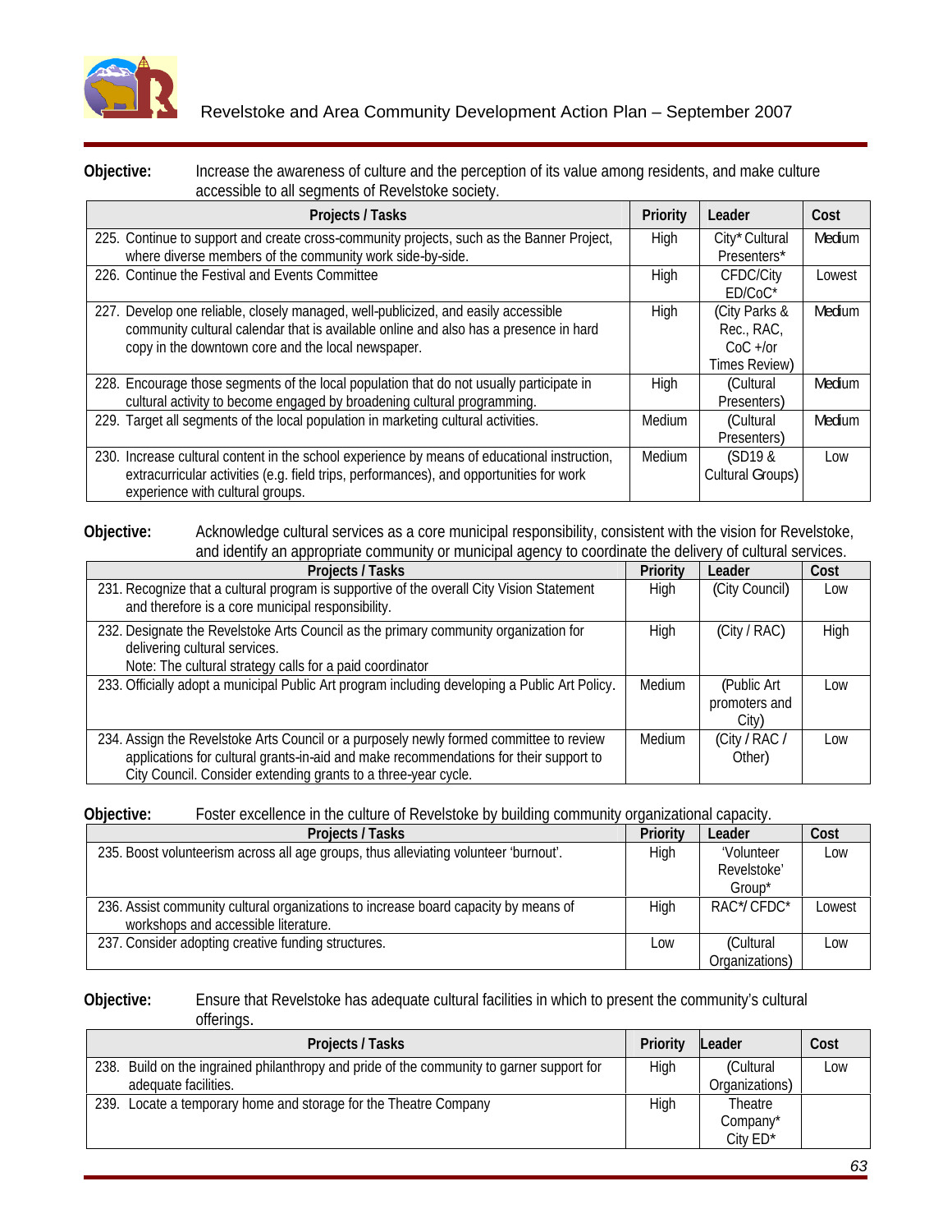**Objective:** Increase the awareness of culture and the perception of its value among residents, and make culture accessible to all segments of Revelstoke society.

| Projects / Tasks | Priority | Leader | Cost |
|---|---|---|---|
| 225. Continue to support and create cross-community projects, such as the Banner Project, where diverse members of the community work side-by-side. | High | City* Cultural Presenters* | Medium |
| 226. Continue the Festival and Events Committee | High | CFDC/City ED/CoC* | Lowest |
| 227. Develop one reliable, closely managed, well-publicized, and easily accessible community cultural calendar that is available online and also has a presence in hard copy in the downtown core and the local newspaper. | High | (City Parks & Rec., RAC, CoC +/or Times Review) | Medium |
| 228. Encourage those segments of the local population that do not usually participate in cultural activity to become engaged by broadening cultural programming. | High | (Cultural Presenters) | Medium |
| 229. Target all segments of the local population in marketing cultural activities. | Medium | (Cultural Presenters) | Medium |
| 230. Increase cultural content in the school experience by means of educational instruction, extracurricular activities (e.g. field trips, performances), and opportunities for work experience with cultural groups. | Medium | (SD19 & Cultural Groups) | Low |

**Objective:** Acknowledge cultural services as a core municipal responsibility, consistent with the vision for Revelstoke, and identify an appropriate community or municipal agency to coordinate the delivery of cultural services.

| Projects / Tasks | Priority | Leader | Cost |
|---|---|---|---|
| 231. Recognize that a cultural program is supportive of the overall City Vision Statement and therefore is a core municipal responsibility. | High | (City Council) | Low |
| 232. Designate the Revelstoke Arts Council as the primary community organization for delivering cultural services.<br>Note: The cultural strategy calls for a paid coordinator | High | (City / RAC) | High |
| 233. Officially adopt a municipal Public Art program including developing a Public Art Policy. | Medium | (Public Art promoters and City) | Low |
| 234. Assign the Revelstoke Arts Council or a purposely newly formed committee to review applications for cultural grants-in-aid and make recommendations for their support to City Council. Consider extending grants to a three-year cycle. | Medium | (City / RAC / Other) | Low |

**Objective:** Foster excellence in the culture of Revelstoke by building community organizational capacity.

| Projects / Tasks | Priority | Leader | Cost |
|---|---|---|---|
| 235. Boost volunteerism across all age groups, thus alleviating volunteer 'burnout'. | High | 'Volunteer Revelstoke' Group* | Low |
| 236. Assist community cultural organizations to increase board capacity by means of workshops and accessible literature. | High | RAC*/ CFDC* | Lowest |
| 237. Consider adopting creative funding structures. | Low | (Cultural Organizations) | Low |

**Objective:** Ensure that Revelstoke has adequate cultural facilities in which to present the community's cultural offerings.

| Projects / Tasks | Priority | Leader | Cost |
|---|---|---|---|
| 238. Build on the ingrained philanthropy and pride of the community to garner support for adequate facilities. | High | (Cultural Organizations) | Low |
| 239. Locate a temporary home and storage for the Theatre Company | High | Theatre Company* City ED* | |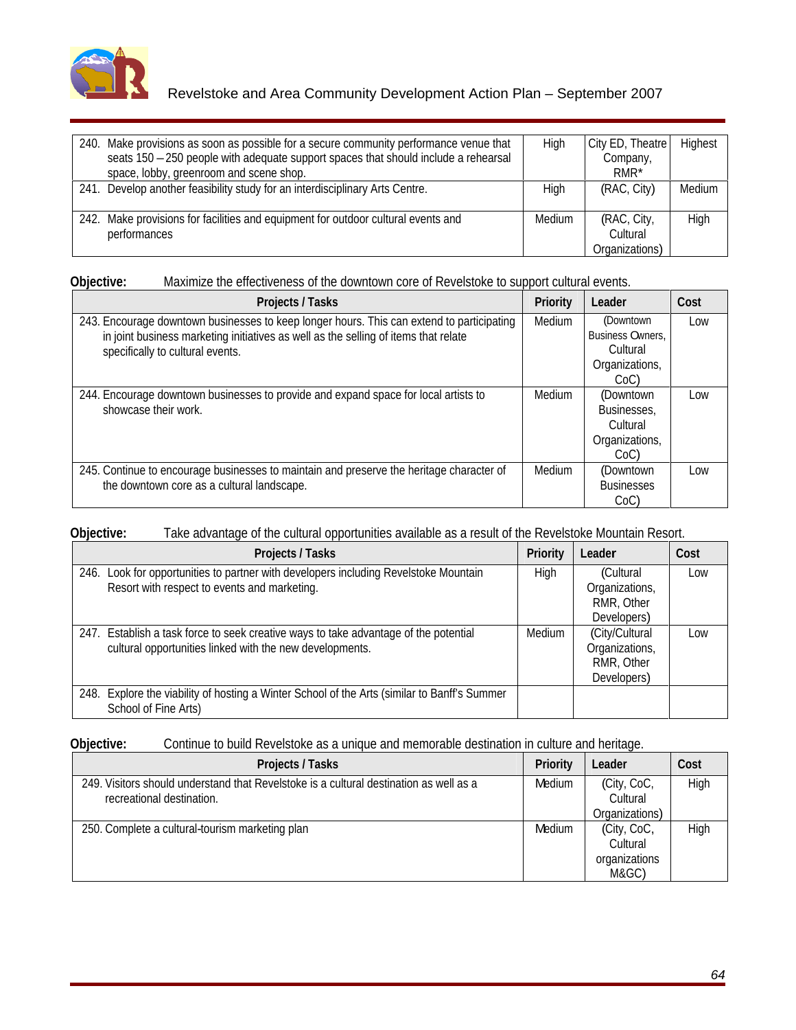| | | | |
|---|---|---|---|
| 240. Make provisions as soon as possible for a secure community performance venue that seats 150 – 250 people with adequate support spaces that should include a rehearsal space, lobby, greenroom and scene shop. | High | City ED, Theatre Company, RMR* | Highest |
| 241. Develop another feasibility study for an interdisciplinary Arts Centre. | High | (RAC, City) | Medium |
| 242. Make provisions for facilities and equipment for outdoor cultural events and performances | Medium | (RAC, City, Cultural Organizations) | High |

**Objective:** Maximize the effectiveness of the downtown core of Revelstoke to support cultural events.

| Projects / Tasks | Priority | Leader | Cost |
|---|---|---|---|
| 243. Encourage downtown businesses to keep longer hours. This can extend to participating in joint business marketing initiatives as well as the selling of items that relate specifically to cultural events. | Medium | (Downtown Business Owners, Cultural Organizations, CoC) | Low |
| 244. Encourage downtown businesses to provide and expand space for local artists to showcase their work. | Medium | (Downtown Businesses, Cultural Organizations, CoC) | Low |
| 245. Continue to encourage businesses to maintain and preserve the heritage character of the downtown core as a cultural landscape. | Medium | (Downtown Businesses CoC) | Low |

**Objective:** Take advantage of the cultural opportunities available as a result of the Revelstoke Mountain Resort.

| Projects / Tasks | Priority | Leader | Cost |
|---|---|---|---|
| 246. Look for opportunities to partner with developers including Revelstoke Mountain Resort with respect to events and marketing. | High | (Cultural Organizations, RMR, Other Developers) | Low |
| 247. Establish a task force to seek creative ways to take advantage of the potential cultural opportunities linked with the new developments. | Medium | (City/Cultural Organizations, RMR, Other Developers) | Low |
| 248. Explore the viability of hosting a Winter School of the Arts (similar to Banff's Summer School of Fine Arts) | | | |

**Objective:** Continue to build Revelstoke as a unique and memorable destination in culture and heritage.

| Projects / Tasks | Priority | Leader | Cost |
|---|---|---|---|
| 249. Visitors should understand that Revelstoke is a cultural destination as well as a recreational destination. | Medium | (City, CoC, Cultural Organizations) | High |
| 250. Complete a cultural-tourism marketing plan | Medium | (City, CoC, Cultural organizations M&GC) | High |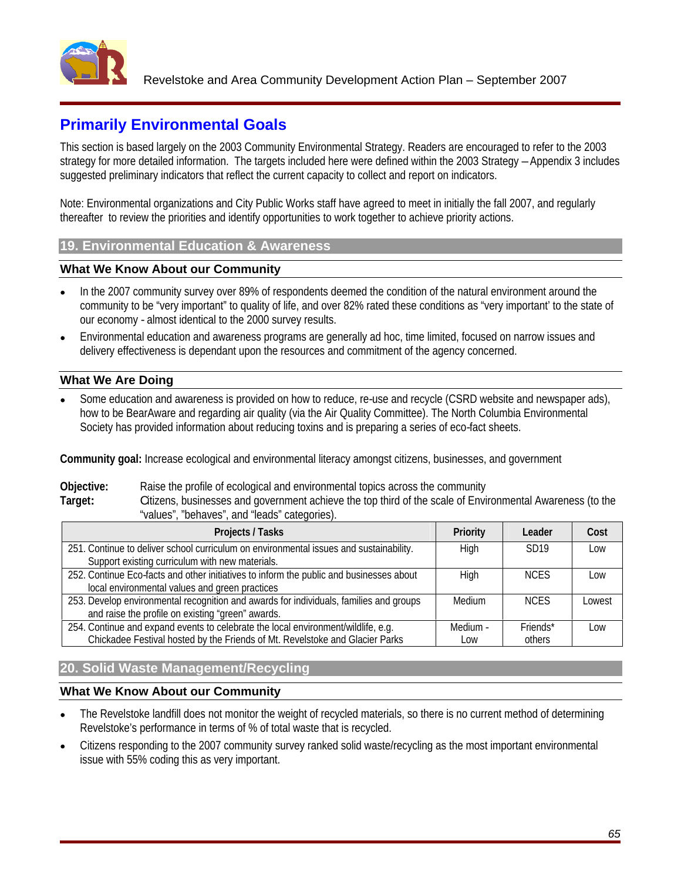## Primarily Environmental Goals

This section is based largely on the 2003 Community Environmental Strategy. Readers are encouraged to refer to the 2003 strategy for more detailed information. The targets included here were defined within the 2003 Strategy – Appendix 3 includes suggested preliminary indicators that reflect the current capacity to collect and report on indicators.

Note: Environmental organizations and City Public Works staff have agreed to meet in initially the fall 2007, and regularly thereafter to review the priorities and identify opportunities to work together to achieve priority actions.

### 19. Environmental Education & Awareness

#### What We Know About our Community

- In the 2007 community survey over 89% of respondents deemed the condition of the natural environment around the community to be "very important" to quality of life, and over 82% rated these conditions as "very important' to the state of our economy - almost identical to the 2000 survey results.
- Environmental education and awareness programs are generally ad hoc, time limited, focused on narrow issues and delivery effectiveness is dependant upon the resources and commitment of the agency concerned.

#### What We Are Doing

- Some education and awareness is provided on how to reduce, re-use and recycle (CSRD website and newspaper ads), how to be BearAware and regarding air quality (via the Air Quality Committee). The North Columbia Environmental Society has provided information about reducing toxins and is preparing a series of eco-fact sheets.

**Community goal:** Increase ecological and environmental literacy amongst citizens, businesses, and government

**Objective:** Raise the profile of ecological and environmental topics across the community
**Target:** Citizens, businesses and government achieve the top third of the scale of Environmental Awareness (to the "values", "behaves", and "leads" categories).

| Projects / Tasks | Priority | Leader | Cost |
|---|---|---|---|
| 251. Continue to deliver school curriculum on environmental issues and sustainability. Support existing curriculum with new materials. | High | SD19 | Low |
| 252. Continue Eco-facts and other initiatives to inform the public and businesses about local environmental values and green practices | High | NCES | Low |
| 253. Develop environmental recognition and awards for individuals, families and groups and raise the profile on existing "green" awards. | Medium | NCES | Lowest |
| 254. Continue and expand events to celebrate the local environment/wildlife, e.g. Chickadee Festival hosted by the Friends of Mt. Revelstoke and Glacier Parks | Medium - Low | Friends* others | Low |

### 20. Solid Waste Management/Recycling

#### What We Know About our Community

- The Revelstoke landfill does not monitor the weight of recycled materials, so there is no current method of determining Revelstoke's performance in terms of % of total waste that is recycled.
- Citizens responding to the 2007 community survey ranked solid waste/recycling as the most important environmental issue with 55% coding this as very important.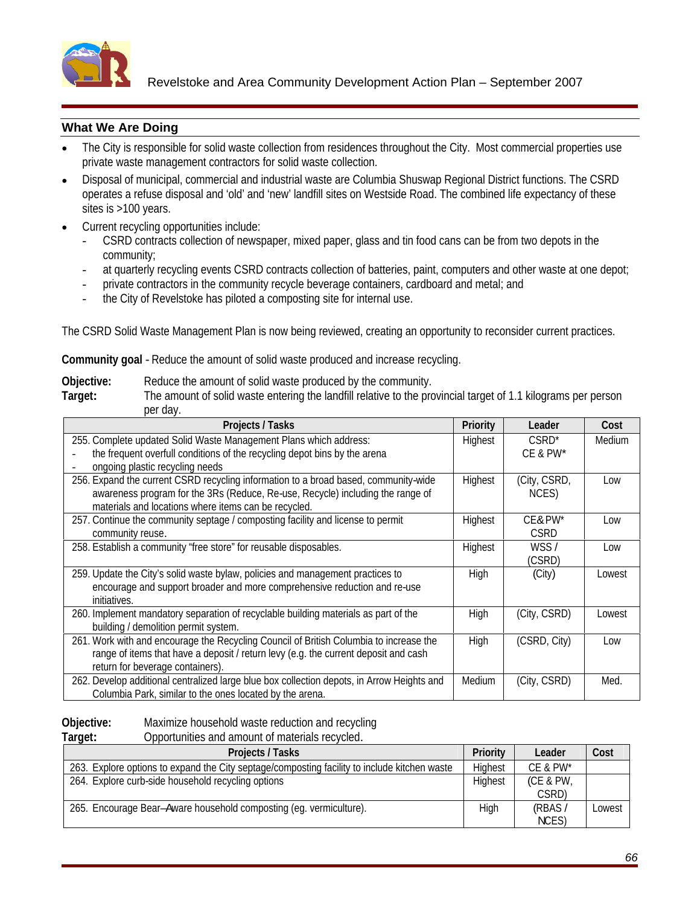## What We Are Doing

- The City is responsible for solid waste collection from residences throughout the City. Most commercial properties use private waste management contractors for solid waste collection.
- Disposal of municipal, commercial and industrial waste are Columbia Shuswap Regional District functions. The CSRD operates a refuse disposal and 'old' and 'new' landfill sites on Westside Road. The combined life expectancy of these sites is >100 years.
- Current recycling opportunities include:
  - CSRD contracts collection of newspaper, mixed paper, glass and tin food cans can be from two depots in the community;
  - at quarterly recycling events CSRD contracts collection of batteries, paint, computers and other waste at one depot;
  - private contractors in the community recycle beverage containers, cardboard and metal; and
  - the City of Revelstoke has piloted a composting site for internal use.

The CSRD Solid Waste Management Plan is now being reviewed, creating an opportunity to reconsider current practices.

**Community goal** - Reduce the amount of solid waste produced and increase recycling.

**Objective:** Reduce the amount of solid waste produced by the community.
**Target:** The amount of solid waste entering the landfill relative to the provincial target of 1.1 kilograms per person per day.

| Projects / Tasks | Priority | Leader | Cost |
|---|---|---|---|
| 255. Complete updated Solid Waste Management Plans which address:<br>- the frequent overfull conditions of the recycling depot bins by the arena<br>- ongoing plastic recycling needs | Highest | CSRD*<br>CE & PW* | Medium |
| 256. Expand the current CSRD recycling information to a broad based, community-wide awareness program for the 3Rs (Reduce, Re-use, Recycle) including the range of materials and locations where items can be recycled. | Highest | (City, CSRD, NCES) | Low |
| 257. Continue the community septage / composting facility and license to permit community reuse. | Highest | CE&PW*<br>CSRD | Low |
| 258. Establish a community "free store" for reusable disposables. | Highest | WSS / (CSRD) | Low |
| 259. Update the City's solid waste bylaw, policies and management practices to encourage and support broader and more comprehensive reduction and re-use initiatives. | High | (City) | Lowest |
| 260. Implement mandatory separation of recyclable building materials as part of the building / demolition permit system. | High | (City, CSRD) | Lowest |
| 261. Work with and encourage the Recycling Council of British Columbia to increase the range of items that have a deposit / return levy (e.g. the current deposit and cash return for beverage containers). | High | (CSRD, City) | Low |
| 262. Develop additional centralized large blue box collection depots, in Arrow Heights and Columbia Park, similar to the ones located by the arena. | Medium | (City, CSRD) | Med. |

**Objective:** Maximize household waste reduction and recycling
**Target:** Opportunities and amount of materials recycled.

| Projects / Tasks | Priority | Leader | Cost |
|---|---|---|---|
| 263. Explore options to expand the City septage/composting facility to include kitchen waste | Highest | CE & PW* | |
| 264. Explore curb-side household recycling options | Highest | (CE & PW, CSRD) | |
| 265. Encourage Bear–Aware household composting (eg. vermiculture). | High | (RBAS / NCES) | Lowest |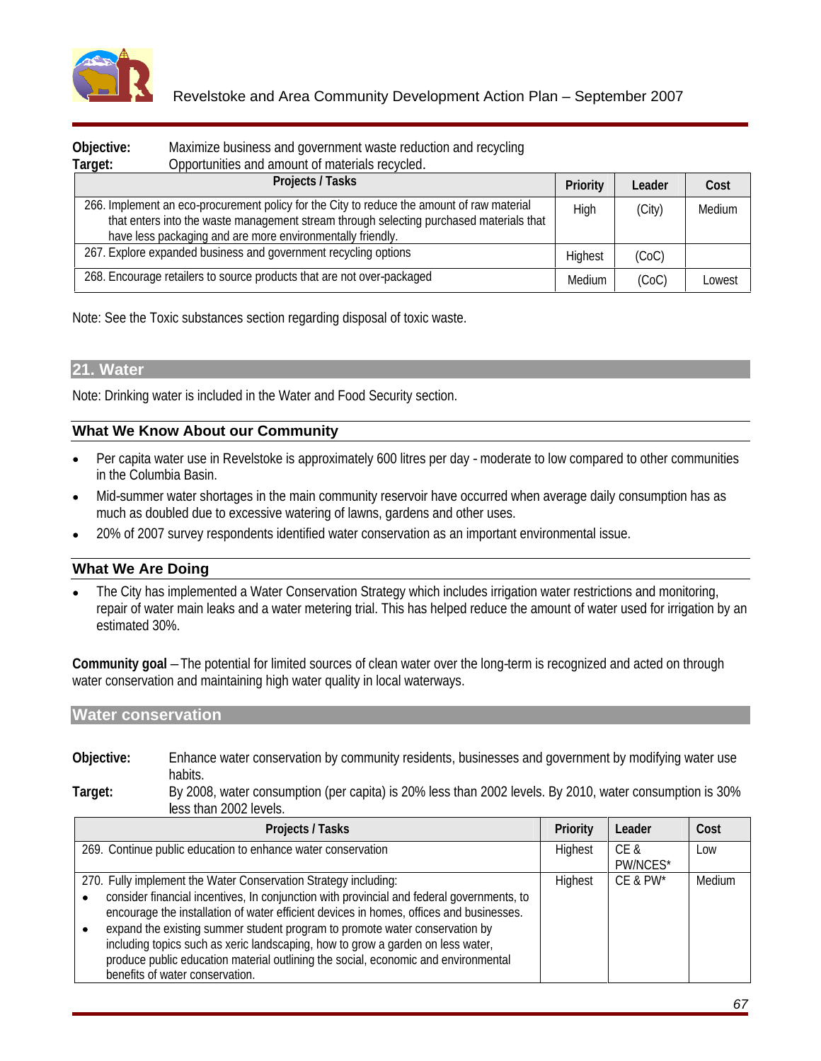**Objective:** Maximize business and government waste reduction and recycling

**Target:** Opportunities and amount of materials recycled.

| Projects / Tasks | Priority | Leader | Cost |
|---|---|---|---|
| 266. Implement an eco-procurement policy for the City to reduce the amount of raw material that enters into the waste management stream through selecting purchased materials that have less packaging and are more environmentally friendly. | High | (City) | Medium |
| 267. Explore expanded business and government recycling options | Highest | (CoC) | |
| 268. Encourage retailers to source products that are not over-packaged | Medium | (CoC) | Lowest |

Note: See the Toxic substances section regarding disposal of toxic waste.

## 21. Water

Note: Drinking water is included in the Water and Food Security section.

### What We Know About our Community

- Per capita water use in Revelstoke is approximately 600 litres per day - moderate to low compared to other communities in the Columbia Basin.
- Mid-summer water shortages in the main community reservoir have occurred when average daily consumption has as much as doubled due to excessive watering of lawns, gardens and other uses.
- 20% of 2007 survey respondents identified water conservation as an important environmental issue.

### What We Are Doing

- The City has implemented a Water Conservation Strategy which includes irrigation water restrictions and monitoring, repair of water main leaks and a water metering trial. This has helped reduce the amount of water used for irrigation by an estimated 30%.

**Community goal** – The potential for limited sources of clean water over the long-term is recognized and acted on through water conservation and maintaining high water quality in local waterways.

### Water conservation

**Objective:** Enhance water conservation by community residents, businesses and government by modifying water use habits.

**Target:** By 2008, water consumption (per capita) is 20% less than 2002 levels. By 2010, water consumption is 30% less than 2002 levels.

| Projects / Tasks | Priority | Leader | Cost |
|---|---|---|---|
| 269. Continue public education to enhance water conservation | Highest | CE & PW/NCES* | Low |
| 270. Fully implement the Water Conservation Strategy including:<br>• consider financial incentives, In conjunction with provincial and federal governments, to encourage the installation of water efficient devices in homes, offices and businesses.<br>• expand the existing summer student program to promote water conservation by including topics such as xeric landscaping, how to grow a garden on less water, produce public education material outlining the social, economic and environmental benefits of water conservation. | Highest | CE & PW* | Medium |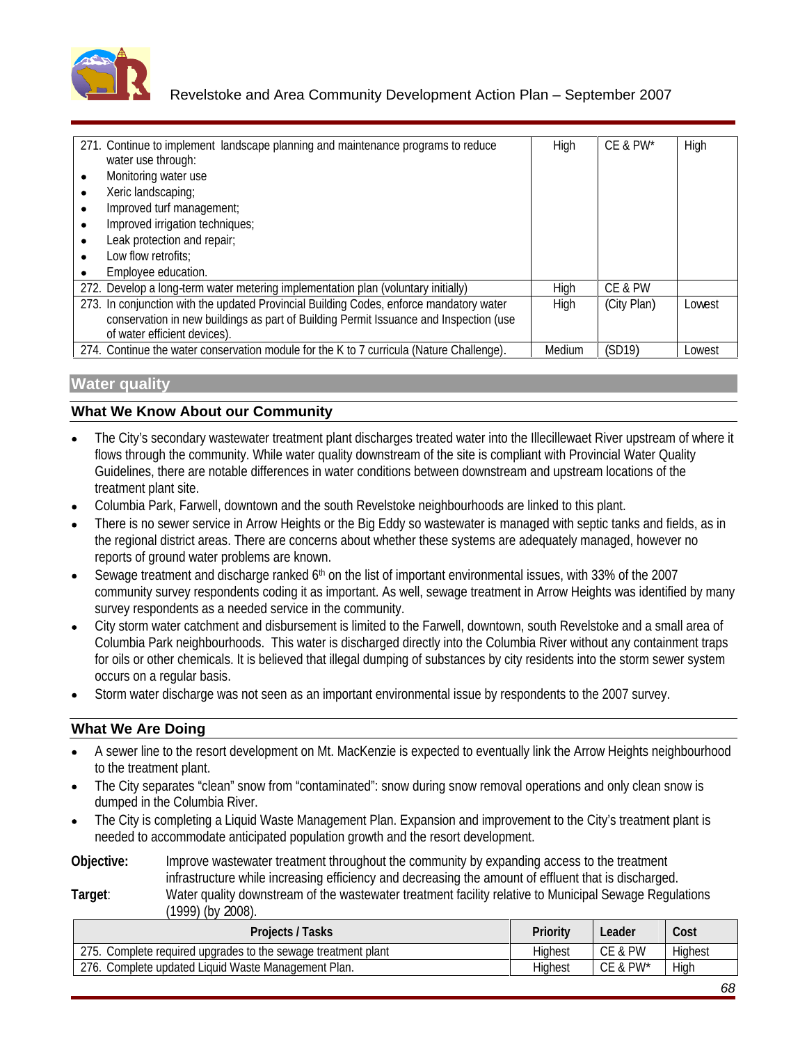| | | | |
|---|---|---|---|
| 271. Continue to implement landscape planning and maintenance programs to reduce water use through:<br>• Monitoring water use<br>• Xeric landscaping;<br>• Improved turf management;<br>• Improved irrigation techniques;<br>• Leak protection and repair;<br>• Low flow retrofits;<br>• Employee education. | High | CE & PW* | High |
| 272. Develop a long-term water metering implementation plan (voluntary initially) | High | CE & PW | |
| 273. In conjunction with the updated Provincial Building Codes, enforce mandatory water conservation in new buildings as part of Building Permit Issuance and Inspection (use of water efficient devices). | High | (City Plan) | Lowest |
| 274. Continue the water conservation module for the K to 7 curricula (Nature Challenge). | Medium | (SD19) | Lowest |

## Water quality

### What We Know About our Community

- The City's secondary wastewater treatment plant discharges treated water into the Illecillewaet River upstream of where it flows through the community. While water quality downstream of the site is compliant with Provincial Water Quality Guidelines, there are notable differences in water conditions between downstream and upstream locations of the treatment plant site.
- Columbia Park, Farwell, downtown and the south Revelstoke neighbourhoods are linked to this plant.
- There is no sewer service in Arrow Heights or the Big Eddy so wastewater is managed with septic tanks and fields, as in the regional district areas. There are concerns about whether these systems are adequately managed, however no reports of ground water problems are known.
- Sewage treatment and discharge ranked 6th on the list of important environmental issues, with 33% of the 2007 community survey respondents coding it as important. As well, sewage treatment in Arrow Heights was identified by many survey respondents as a needed service in the community.
- City storm water catchment and disbursement is limited to the Farwell, downtown, south Revelstoke and a small area of Columbia Park neighbourhoods. This water is discharged directly into the Columbia River without any containment traps for oils or other chemicals. It is believed that illegal dumping of substances by city residents into the storm sewer system occurs on a regular basis.
- Storm water discharge was not seen as an important environmental issue by respondents to the 2007 survey.

### What We Are Doing

- A sewer line to the resort development on Mt. MacKenzie is expected to eventually link the Arrow Heights neighbourhood to the treatment plant.
- The City separates "clean" snow from "contaminated": snow during snow removal operations and only clean snow is dumped in the Columbia River.
- The City is completing a Liquid Waste Management Plan. Expansion and improvement to the City's treatment plant is needed to accommodate anticipated population growth and the resort development.

**Objective:** Improve wastewater treatment throughout the community by expanding access to the treatment infrastructure while increasing efficiency and decreasing the amount of effluent that is discharged.

**Target:** Water quality downstream of the wastewater treatment facility relative to Municipal Sewage Regulations (1999) (by 2008).

| Projects / Tasks | Priority | Leader | Cost |
|---|---|---|---|
| 275. Complete required upgrades to the sewage treatment plant | Highest | CE & PW | Highest |
| 276. Complete updated Liquid Waste Management Plan. | Highest | CE & PW* | High |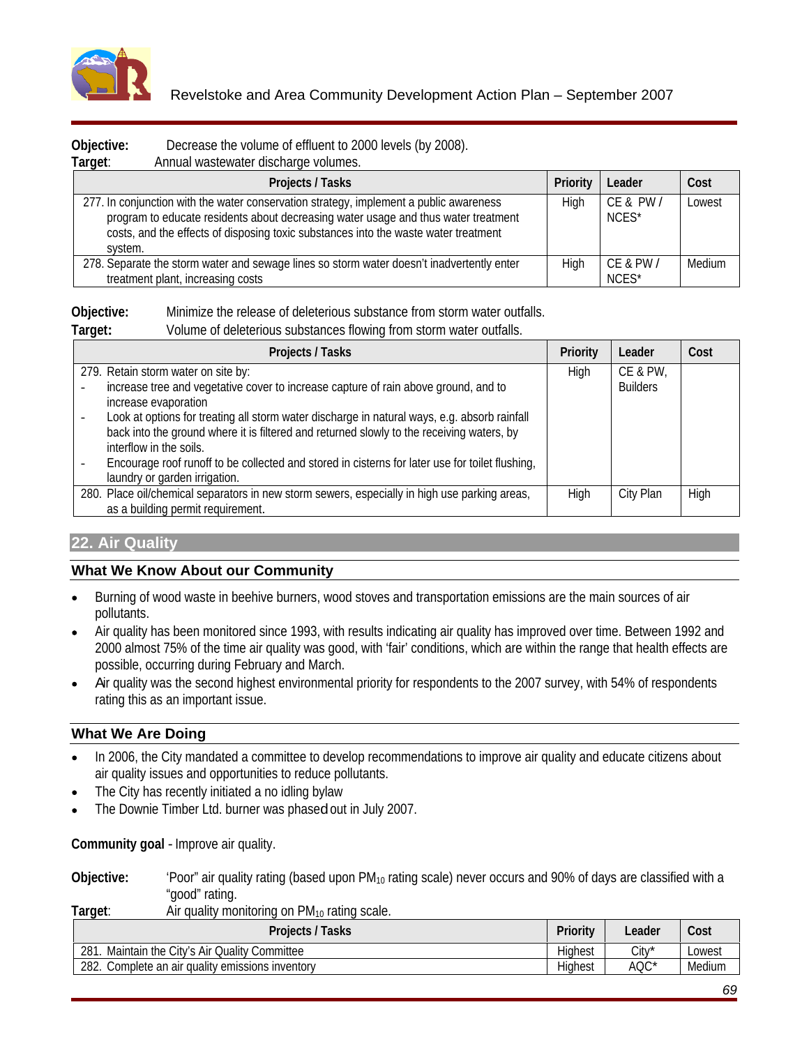**Objective:** Decrease the volume of effluent to 2000 levels (by 2008).
**Target**: Annual wastewater discharge volumes.

| Projects / Tasks | Priority | Leader | Cost |
|---|---|---|---|
| 277. In conjunction with the water conservation strategy, implement a public awareness program to educate residents about decreasing water usage and thus water treatment costs, and the effects of disposing toxic substances into the waste water treatment system. | High | CE & PW / NCES* | Lowest |
| 278. Separate the storm water and sewage lines so storm water doesn't inadvertently enter treatment plant, increasing costs | High | CE & PW / NCES* | Medium |

**Objective:** Minimize the release of deleterious substance from storm water outfalls.
**Target:** Volume of deleterious substances flowing from storm water outfalls.

| Projects / Tasks | Priority | Leader | Cost |
|---|---|---|---|
| 279. Retain storm water on site by:<br>- increase tree and vegetative cover to increase capture of rain above ground, and to increase evaporation<br>- Look at options for treating all storm water discharge in natural ways, e.g. absorb rainfall back into the ground where it is filtered and returned slowly to the receiving waters, by interflow in the soils.<br>- Encourage roof runoff to be collected and stored in cisterns for later use for toilet flushing, laundry or garden irrigation. | High | CE & PW, Builders | |
| 280. Place oil/chemical separators in new storm sewers, especially in high use parking areas, as a building permit requirement. | High | City Plan | High |

## 22. Air Quality

### What We Know About our Community

- Burning of wood waste in beehive burners, wood stoves and transportation emissions are the main sources of air pollutants.
- Air quality has been monitored since 1993, with results indicating air quality has improved over time. Between 1992 and 2000 almost 75% of the time air quality was good, with 'fair' conditions, which are within the range that health effects are possible, occurring during February and March.
- Air quality was the second highest environmental priority for respondents to the 2007 survey, with 54% of respondents rating this as an important issue.

### What We Are Doing

- In 2006, the City mandated a committee to develop recommendations to improve air quality and educate citizens about air quality issues and opportunities to reduce pollutants.
- The City has recently initiated a no idling bylaw
- The Downie Timber Ltd. burner was phased out in July 2007.

**Community goal** - Improve air quality.

**Objective:** 'Poor" air quality rating (based upon $PM_{10}$ rating scale) never occurs and 90% of days are classified with a "good" rating.
**Target**: Air quality monitoring on $PM_{10}$ rating scale.

| Projects / Tasks | Priority | Leader | Cost |
|---|---|---|---|
| 281. Maintain the City's Air Quality Committee | Highest | City* | Lowest |
| 282. Complete an air quality emissions inventory | Highest | AQC* | Medium |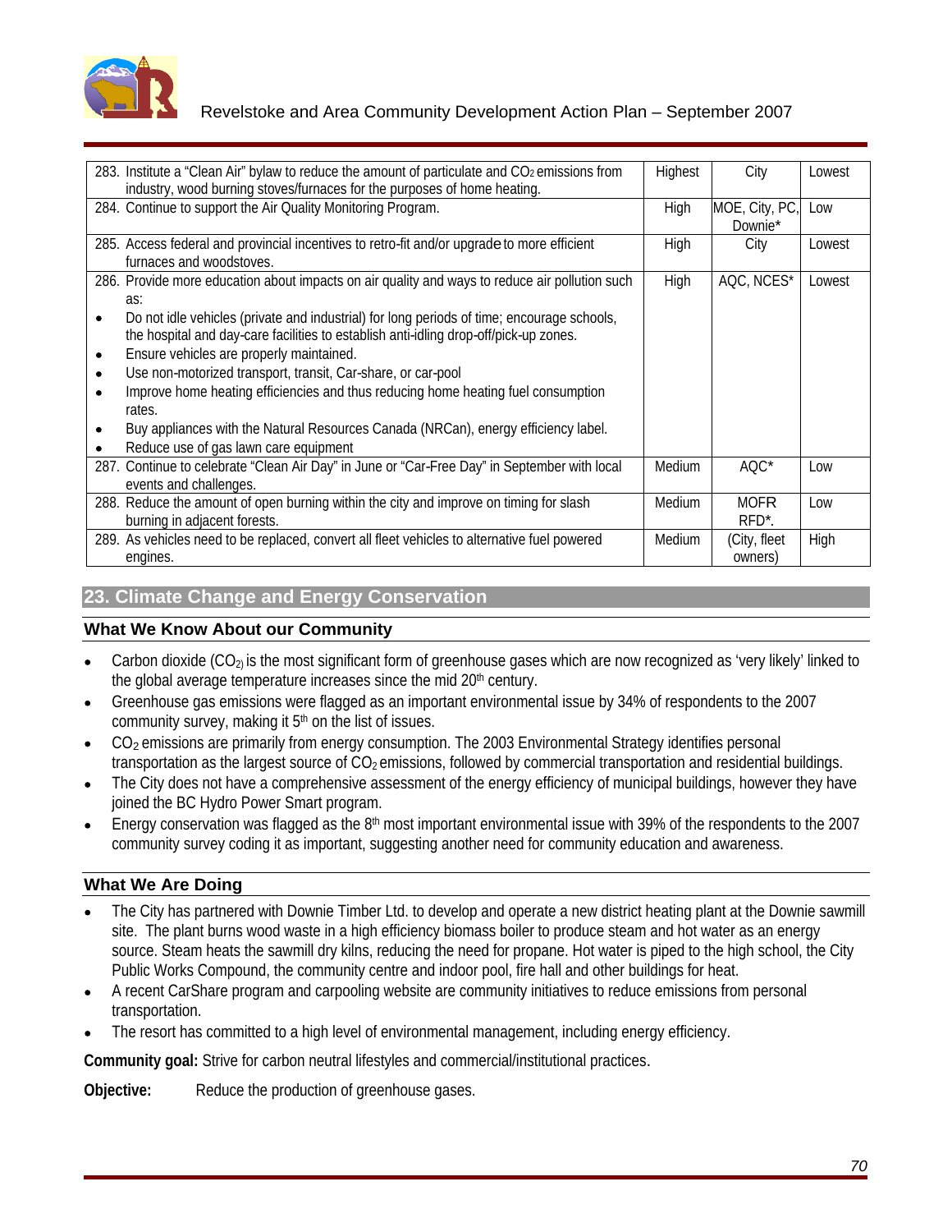| | | | |
|---|---|---|---|
| 283. Institute a "Clean Air" bylaw to reduce the amount of particulate and $CO_2$ emissions from industry, wood burning stoves/furnaces for the purposes of home heating. | Highest | City | Lowest |
| 284. Continue to support the Air Quality Monitoring Program. | High | MOE, City, PC, Downie* | Low |
| 285. Access federal and provincial incentives to retro-fit and/or upgrade to more efficient furnaces and woodstoves. | High | City | Lowest |
| 286. Provide more education about impacts on air quality and ways to reduce air pollution such as: <br>• Do not idle vehicles (private and industrial) for long periods of time; encourage schools, the hospital and day-care facilities to establish anti-idling drop-off/pick-up zones. <br>• Ensure vehicles are properly maintained. <br>• Use non-motorized transport, transit, Car-share, or car-pool <br>• Improve home heating efficiencies and thus reducing home heating fuel consumption rates. <br>• Buy appliances with the Natural Resources Canada (NRCan), energy efficiency label. <br>• Reduce use of gas lawn care equipment | High | AQC, NCES* | Lowest |
| 287. Continue to celebrate "Clean Air Day" in June or "Car-Free Day" in September with local events and challenges. | Medium | AQC* | Low |
| 288. Reduce the amount of open burning within the city and improve on timing for slash burning in adjacent forests. | Medium | MOFR RFD*. | Low |
| 289. As vehicles need to be replaced, convert all fleet vehicles to alternative fuel powered engines. | Medium | (City, fleet owners) | High |

## 23. Climate Change and Energy Conservation

### What We Know About our Community

- Carbon dioxide ($CO_2$) is the most significant form of greenhouse gases which are now recognized as 'very likely' linked to the global average temperature increases since the mid 20th century.
- Greenhouse gas emissions were flagged as an important environmental issue by 34% of respondents to the 2007 community survey, making it 5th on the list of issues.
- $CO_2$ emissions are primarily from energy consumption. The 2003 Environmental Strategy identifies personal transportation as the largest source of $CO_2$ emissions, followed by commercial transportation and residential buildings.
- The City does not have a comprehensive assessment of the energy efficiency of municipal buildings, however they have joined the BC Hydro Power Smart program.
- Energy conservation was flagged as the 8th most important environmental issue with 39% of the respondents to the 2007 community survey coding it as important, suggesting another need for community education and awareness.

### What We Are Doing

- The City has partnered with Downie Timber Ltd. to develop and operate a new district heating plant at the Downie sawmill site. The plant burns wood waste in a high efficiency biomass boiler to produce steam and hot water as an energy source. Steam heats the sawmill dry kilns, reducing the need for propane. Hot water is piped to the high school, the City Public Works Compound, the community centre and indoor pool, fire hall and other buildings for heat.
- A recent CarShare program and carpooling website are community initiatives to reduce emissions from personal transportation.
- The resort has committed to a high level of environmental management, including energy efficiency.

**Community goal:** Strive for carbon neutral lifestyles and commercial/institutional practices.

**Objective:** Reduce the production of greenhouse gases.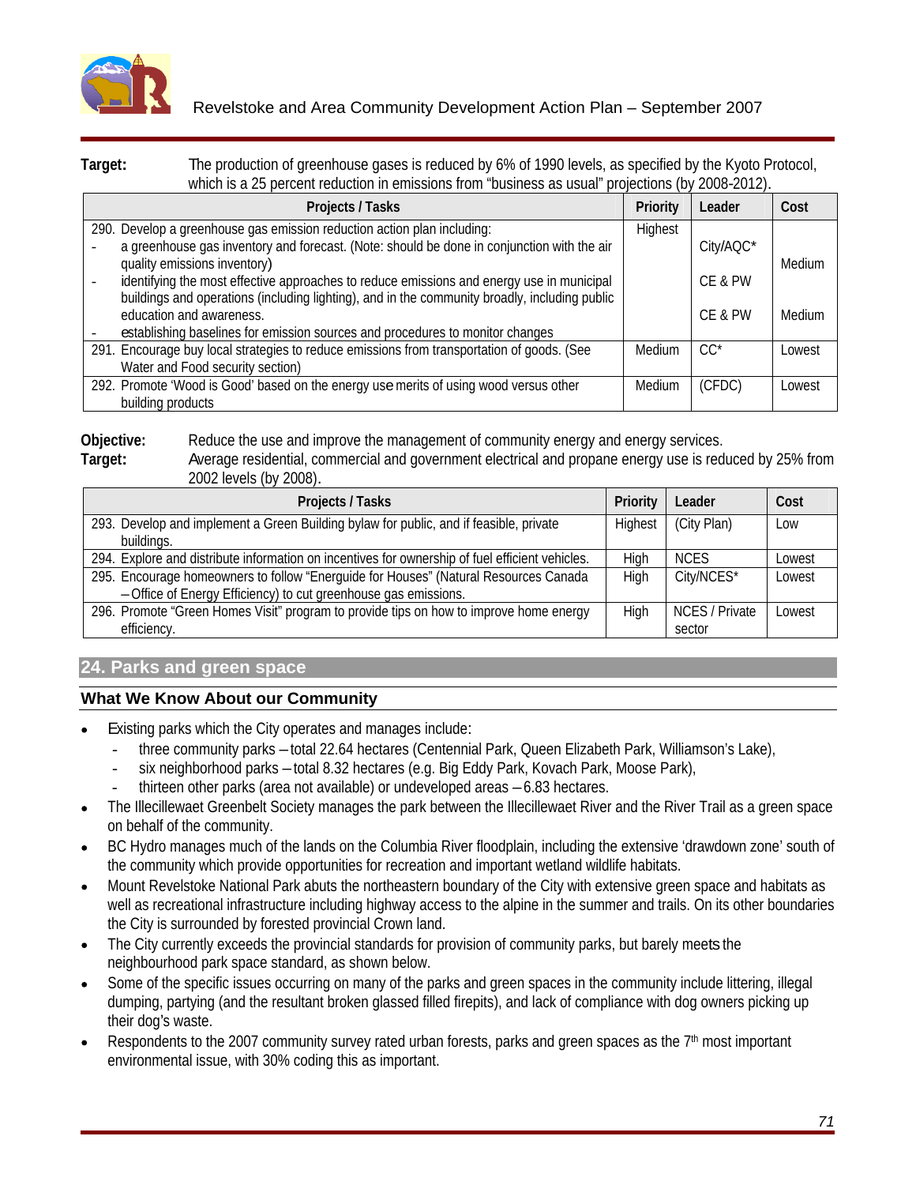**Target:** The production of greenhouse gases is reduced by 6% of 1990 levels, as specified by the Kyoto Protocol, which is a 25 percent reduction in emissions from "business as usual" projections (by 2008-2012).

| Projects / Tasks | Priority | Leader | Cost |
|---|---|---|---|
| 290. Develop a greenhouse gas emission reduction action plan including: | Highest | | |
| - a greenhouse gas inventory and forecast. (Note: should be done in conjunction with the air quality emissions inventory) | | City/AQC* | Medium |
| - identifying the most effective approaches to reduce emissions and energy use in municipal buildings and operations (including lighting), and in the community broadly, including public education and awareness. | | CE & PW | |
| - establishing baselines for emission sources and procedures to monitor changes | | CE & PW | Medium |
| 291. Encourage buy local strategies to reduce emissions from transportation of goods. (See Water and Food security section) | Medium | CC* | Lowest |
| 292. Promote 'Wood is Good' based on the energy use merits of using wood versus other building products | Medium | (CFDC) | Lowest |

**Objective:** Reduce the use and improve the management of community energy and energy services.
**Target:** Average residential, commercial and government electrical and propane energy use is reduced by 25% from 2002 levels (by 2008).

| Projects / Tasks | Priority | Leader | Cost |
|---|---|---|---|
| 293. Develop and implement a Green Building bylaw for public, and if feasible, private buildings. | Highest | (City Plan) | Low |
| 294. Explore and distribute information on incentives for ownership of fuel efficient vehicles. | High | NCES | Lowest |
| 295. Encourage homeowners to follow "Energuide for Houses" (Natural Resources Canada – Office of Energy Efficiency) to cut greenhouse gas emissions. | High | City/NCES* | Lowest |
| 296. Promote "Green Homes Visit" program to provide tips on how to improve home energy efficiency. | High | NCES / Private sector | Lowest |

## 24. Parks and green space

### What We Know About our Community

- Existing parks which the City operates and manages include:
  - three community parks – total 22.64 hectares (Centennial Park, Queen Elizabeth Park, Williamson's Lake),
  - six neighborhood parks – total 8.32 hectares (e.g. Big Eddy Park, Kovach Park, Moose Park),
  - thirteen other parks (area not available) or undeveloped areas – 6.83 hectares.
- The Illecillewaet Greenbelt Society manages the park between the Illecillewaet River and the River Trail as a green space on behalf of the community.
- BC Hydro manages much of the lands on the Columbia River floodplain, including the extensive 'drawdown zone' south of the community which provide opportunities for recreation and important wetland wildlife habitats.
- Mount Revelstoke National Park abuts the northeastern boundary of the City with extensive green space and habitats as well as recreational infrastructure including highway access to the alpine in the summer and trails. On its other boundaries the City is surrounded by forested provincial Crown land.
- The City currently exceeds the provincial standards for provision of community parks, but barely meets the neighbourhood park space standard, as shown below.
- Some of the specific issues occurring on many of the parks and green spaces in the community include littering, illegal dumping, partying (and the resultant broken glassed filled firepits), and lack of compliance with dog owners picking up their dog's waste.
- Respondents to the 2007 community survey rated urban forests, parks and green spaces as the 7th most important environmental issue, with 30% coding this as important.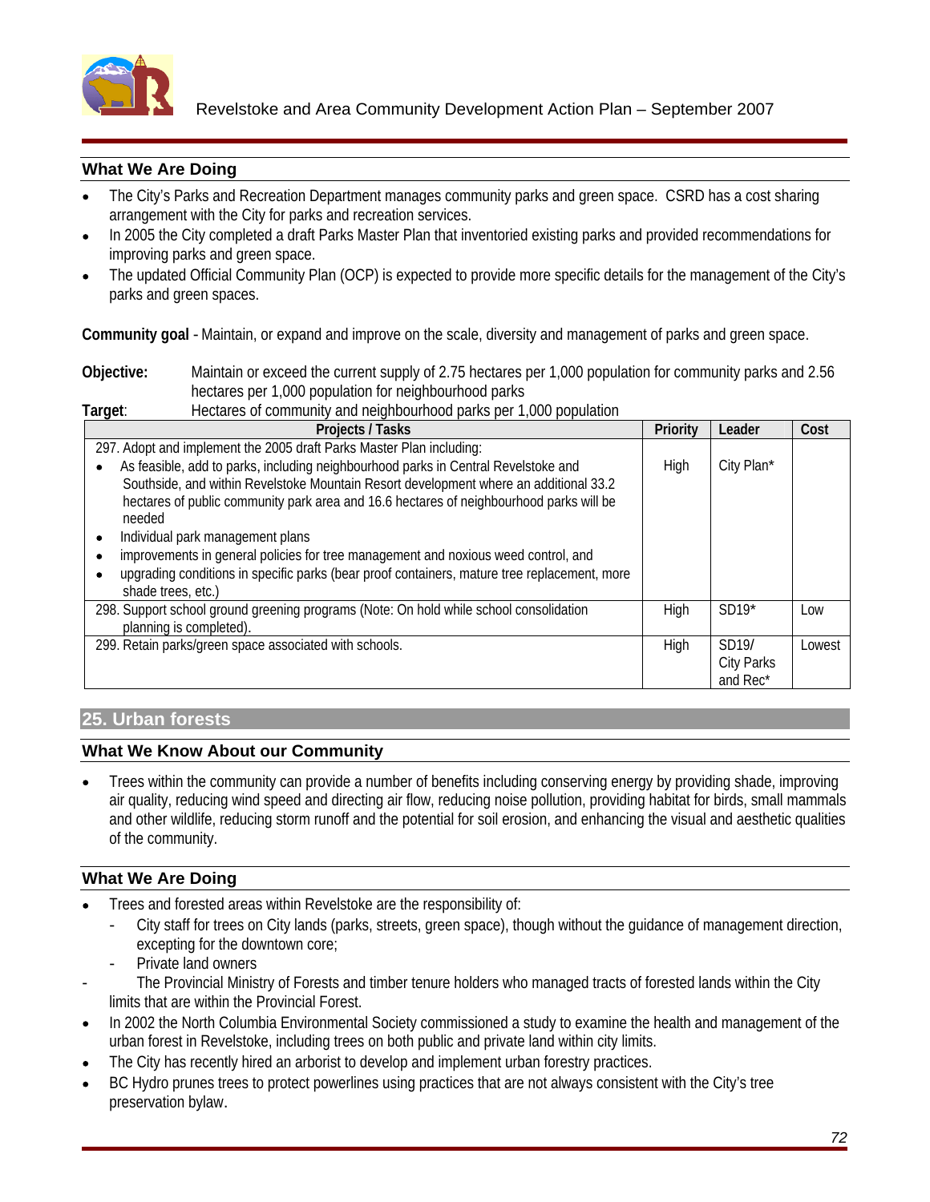### What We Are Doing

- The City's Parks and Recreation Department manages community parks and green space. CSRD has a cost sharing arrangement with the City for parks and recreation services.
- In 2005 the City completed a draft Parks Master Plan that inventoried existing parks and provided recommendations for improving parks and green space.
- The updated Official Community Plan (OCP) is expected to provide more specific details for the management of the City's parks and green spaces.

**Community goal** - Maintain, or expand and improve on the scale, diversity and management of parks and green space.

**Objective:** Maintain or exceed the current supply of 2.75 hectares per 1,000 population for community parks and 2.56 hectares per 1,000 population for neighbourhood parks

**Target**: Hectares of community and neighbourhood parks per 1,000 population

| Projects / Tasks | Priority | Leader | Cost |
|---|---|---|---|
| 297. Adopt and implement the 2005 draft Parks Master Plan including:<br>• As feasible, add to parks, including neighbourhood parks in Central Revelstoke and Southside, and within Revelstoke Mountain Resort development where an additional 33.2 hectares of public community park area and 16.6 hectares of neighbourhood parks will be needed<br>• Individual park management plans<br>• improvements in general policies for tree management and noxious weed control, and<br>• upgrading conditions in specific parks (bear proof containers, mature tree replacement, more shade trees, etc.) | High | City Plan* | |
| 298. Support school ground greening programs (Note: On hold while school consolidation planning is completed). | High | SD19* | Low |
| 299. Retain parks/green space associated with schools. | High | SD19/ City Parks and Rec* | Lowest |

## 25. Urban forests

### What We Know About our Community

- Trees within the community can provide a number of benefits including conserving energy by providing shade, improving air quality, reducing wind speed and directing air flow, reducing noise pollution, providing habitat for birds, small mammals and other wildlife, reducing storm runoff and the potential for soil erosion, and enhancing the visual and aesthetic qualities of the community.

### What We Are Doing

- Trees and forested areas within Revelstoke are the responsibility of:
  - City staff for trees on City lands (parks, streets, green space), though without the guidance of management direction, excepting for the downtown core;
  - Private land owners
  - The Provincial Ministry of Forests and timber tenure holders who managed tracts of forested lands within the City limits that are within the Provincial Forest.
- In 2002 the North Columbia Environmental Society commissioned a study to examine the health and management of the urban forest in Revelstoke, including trees on both public and private land within city limits.
- The City has recently hired an arborist to develop and implement urban forestry practices.
- BC Hydro prunes trees to protect powerlines using practices that are not always consistent with the City's tree preservation bylaw.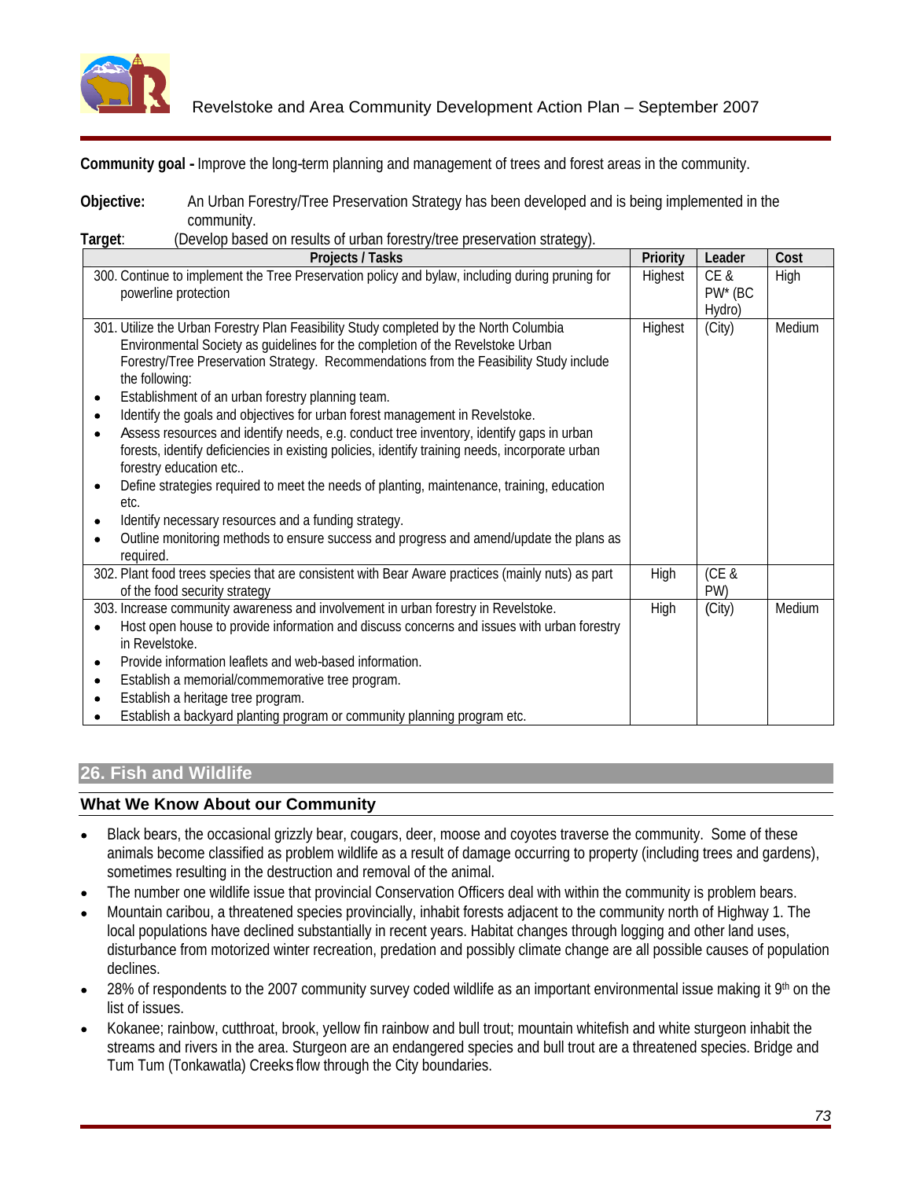**Community goal -** Improve the long-term planning and management of trees and forest areas in the community.

**Objective:** An Urban Forestry/Tree Preservation Strategy has been developed and is being implemented in the community.

**Target**: (Develop based on results of urban forestry/tree preservation strategy).

| Projects / Tasks | Priority | Leader | Cost |
|---|---|---|---|
| 300. Continue to implement the Tree Preservation policy and bylaw, including during pruning for powerline protection | Highest | CE & PW* (BC Hydro) | High |
| 301. Utilize the Urban Forestry Plan Feasibility Study completed by the North Columbia Environmental Society as guidelines for the completion of the Revelstoke Urban Forestry/Tree Preservation Strategy. Recommendations from the Feasibility Study include the following:<br>• Establishment of an urban forestry planning team.<br>• Identify the goals and objectives for urban forest management in Revelstoke.<br>• Assess resources and identify needs, e.g. conduct tree inventory, identify gaps in urban forests, identify deficiencies in existing policies, identify training needs, incorporate urban forestry education etc..<br>• Define strategies required to meet the needs of planting, maintenance, training, education etc.<br>• Identify necessary resources and a funding strategy.<br>• Outline monitoring methods to ensure success and progress and amend/update the plans as required. | Highest | (City) | Medium |
| 302. Plant food trees species that are consistent with Bear Aware practices (mainly nuts) as part of the food security strategy | High | (CE & PW) | |
| 303. Increase community awareness and involvement in urban forestry in Revelstoke.<br>• Host open house to provide information and discuss concerns and issues with urban forestry in Revelstoke.<br>• Provide information leaflets and web-based information.<br>• Establish a memorial/commemorative tree program.<br>• Establish a heritage tree program.<br>• Establish a backyard planting program or community planning program etc. | High | (City) | Medium |

## 26. Fish and Wildlife

### What We Know About our Community

- Black bears, the occasional grizzly bear, cougars, deer, moose and coyotes traverse the community. Some of these animals become classified as problem wildlife as a result of damage occurring to property (including trees and gardens), sometimes resulting in the destruction and removal of the animal.
- The number one wildlife issue that provincial Conservation Officers deal with within the community is problem bears.
- Mountain caribou, a threatened species provincially, inhabit forests adjacent to the community north of Highway 1. The local populations have declined substantially in recent years. Habitat changes through logging and other land uses, disturbance from motorized winter recreation, predation and possibly climate change are all possible causes of population declines.
- 28% of respondents to the 2007 community survey coded wildlife as an important environmental issue making it 9th on the list of issues.
- Kokanee; rainbow, cutthroat, brook, yellow fin rainbow and bull trout; mountain whitefish and white sturgeon inhabit the streams and rivers in the area. Sturgeon are an endangered species and bull trout are a threatened species. Bridge and Tum Tum (Tonkawatla) Creeks flow through the City boundaries.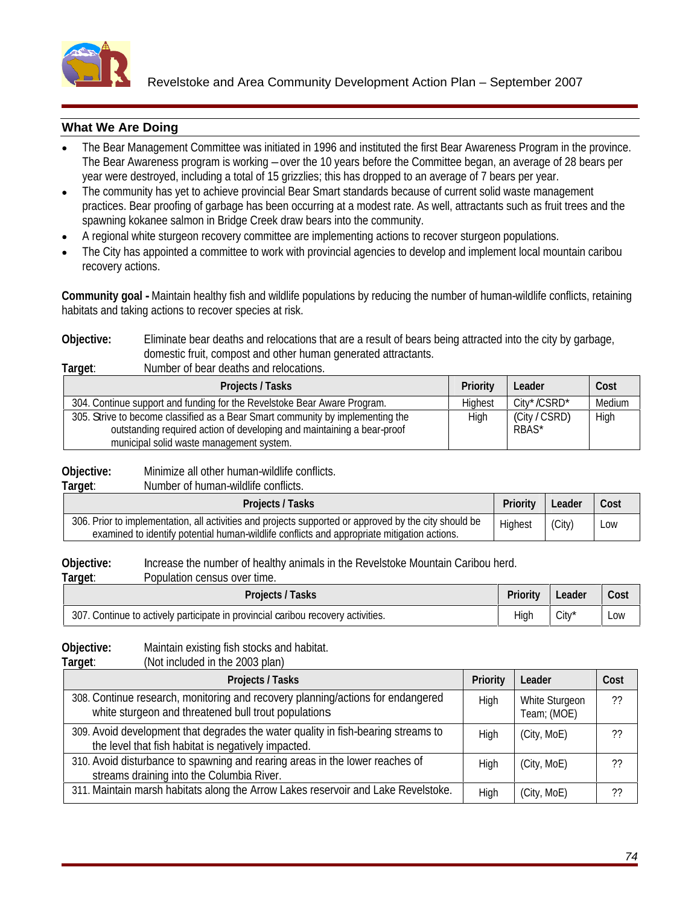## What We Are Doing

- The Bear Management Committee was initiated in 1996 and instituted the first Bear Awareness Program in the province. The Bear Awareness program is working – over the 10 years before the Committee began, an average of 28 bears per year were destroyed, including a total of 15 grizzlies; this has dropped to an average of 7 bears per year.
- The community has yet to achieve provincial Bear Smart standards because of current solid waste management practices. Bear proofing of garbage has been occurring at a modest rate. As well, attractants such as fruit trees and the spawning kokanee salmon in Bridge Creek draw bears into the community.
- A regional white sturgeon recovery committee are implementing actions to recover sturgeon populations.
- The City has appointed a committee to work with provincial agencies to develop and implement local mountain caribou recovery actions.

**Community goal -** Maintain healthy fish and wildlife populations by reducing the number of human-wildlife conflicts, retaining habitats and taking actions to recover species at risk.

**Objective:** Eliminate bear deaths and relocations that are a result of bears being attracted into the city by garbage, domestic fruit, compost and other human generated attractants.
**Target**: Number of bear deaths and relocations.

| Projects / Tasks | Priority | Leader | Cost |
|---|---|---|---|
| 304. Continue support and funding for the Revelstoke Bear Aware Program. | Highest | City* /CSRD* | Medium |
| 305. Strive to become classified as a Bear Smart community by implementing the outstanding required action of developing and maintaining a bear-proof municipal solid waste management system. | High | (City / CSRD) RBAS* | High |

**Objective:** Minimize all other human-wildlife conflicts.
**Target**: Number of human-wildlife conflicts.

| Projects / Tasks | Priority | Leader | Cost |
|---|---|---|---|
| 306. Prior to implementation, all activities and projects supported or approved by the city should be examined to identify potential human-wildlife conflicts and appropriate mitigation actions. | Highest | (City) | Low |

**Objective:** Increase the number of healthy animals in the Revelstoke Mountain Caribou herd.
**Target**: Population census over time.

| Projects / Tasks | Priority | Leader | Cost |
|---|---|---|---|
| 307. Continue to actively participate in provincial caribou recovery activities. | High | City* | Low |

**Objective:** Maintain existing fish stocks and habitat.
**Target**: (Not included in the 2003 plan)

| Projects / Tasks | Priority | Leader | Cost |
|---|---|---|---|
| 308. Continue research, monitoring and recovery planning/actions for endangered white sturgeon and threatened bull trout populations | High | White Sturgeon Team; (MOE) | ?? |
| 309. Avoid development that degrades the water quality in fish-bearing streams to the level that fish habitat is negatively impacted. | High | (City, MoE) | ?? |
| 310. Avoid disturbance to spawning and rearing areas in the lower reaches of streams draining into the Columbia River. | High | (City, MoE) | ?? |
| 311. Maintain marsh habitats along the Arrow Lakes reservoir and Lake Revelstoke. | High | (City, MoE) | ?? |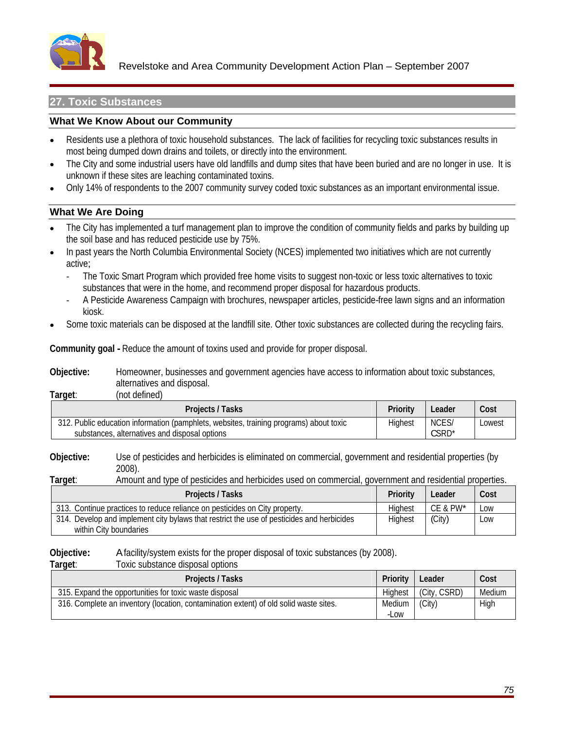## 27. Toxic Substances

### What We Know About our Community

- Residents use a plethora of toxic household substances. The lack of facilities for recycling toxic substances results in most being dumped down drains and toilets, or directly into the environment.
- The City and some industrial users have old landfills and dump sites that have been buried and are no longer in use. It is unknown if these sites are leaching contaminated toxins.
- Only 14% of respondents to the 2007 community survey coded toxic substances as an important environmental issue.

### What We Are Doing

- The City has implemented a turf management plan to improve the condition of community fields and parks by building up the soil base and has reduced pesticide use by 75%.
- In past years the North Columbia Environmental Society (NCES) implemented two initiatives which are not currently active;
  - The Toxic Smart Program which provided free home visits to suggest non-toxic or less toxic alternatives to toxic substances that were in the home, and recommend proper disposal for hazardous products.
  - A Pesticide Awareness Campaign with brochures, newspaper articles, pesticide-free lawn signs and an information kiosk.
- Some toxic materials can be disposed at the landfill site. Other toxic substances are collected during the recycling fairs.

**Community goal -** Reduce the amount of toxins used and provide for proper disposal.

**Objective:** Homeowner, businesses and government agencies have access to information about toxic substances, alternatives and disposal.
**Target**: (not defined)

| Projects / Tasks | Priority | Leader | Cost |
|---|---|---|---|
| 312. Public education information (pamphlets, websites, training programs) about toxic substances, alternatives and disposal options | Highest | NCES/ CSRD* | Lowest |

**Objective:** Use of pesticides and herbicides is eliminated on commercial, government and residential properties (by 2008).
**Target**: Amount and type of pesticides and herbicides used on commercial, government and residential properties.

| Projects / Tasks | Priority | Leader | Cost |
|---|---|---|---|
| 313. Continue practices to reduce reliance on pesticides on City property. | Highest | CE & PW* | Low |
| 314. Develop and implement city bylaws that restrict the use of pesticides and herbicides within City boundaries | Highest | (City) | Low |

**Objective:** A facility/system exists for the proper disposal of toxic substances (by 2008).
**Target**: Toxic substance disposal options

| Projects / Tasks | Priority | Leader | Cost |
|---|---|---|---|
| 315. Expand the opportunities for toxic waste disposal | Highest | (City, CSRD) | Medium |
| 316. Complete an inventory (location, contamination extent) of old solid waste sites. | Medium -Low | (City) | High |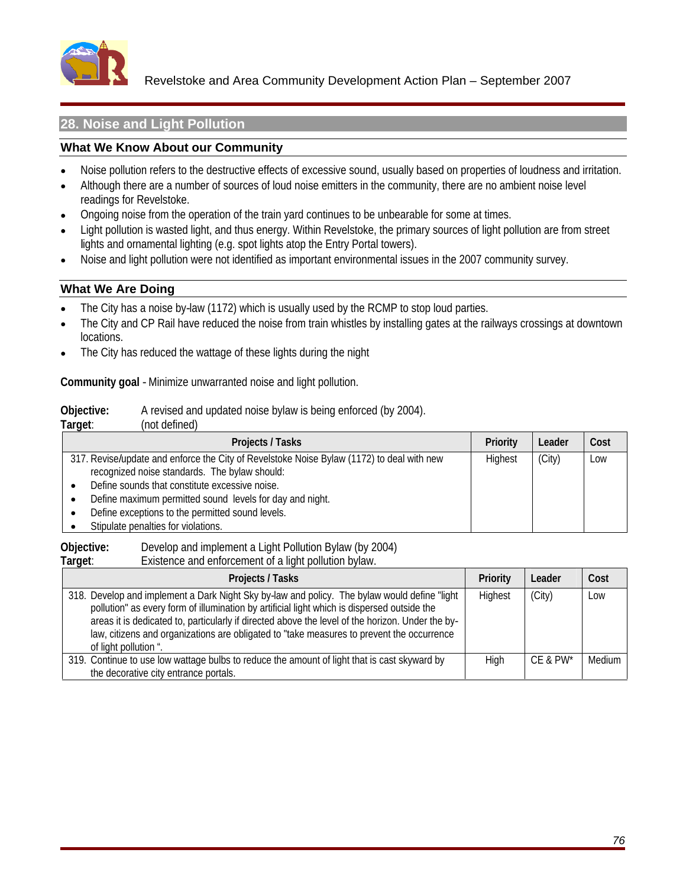## 28. Noise and Light Pollution

### What We Know About our Community

- Noise pollution refers to the destructive effects of excessive sound, usually based on properties of loudness and irritation.
- Although there are a number of sources of loud noise emitters in the community, there are no ambient noise level readings for Revelstoke.
- Ongoing noise from the operation of the train yard continues to be unbearable for some at times.
- Light pollution is wasted light, and thus energy. Within Revelstoke, the primary sources of light pollution are from street lights and ornamental lighting (e.g. spot lights atop the Entry Portal towers).
- Noise and light pollution were not identified as important environmental issues in the 2007 community survey.

### What We Are Doing

- The City has a noise by-law (1172) which is usually used by the RCMP to stop loud parties.
- The City and CP Rail have reduced the noise from train whistles by installing gates at the railways crossings at downtown locations.
- The City has reduced the wattage of these lights during the night

**Community goal** - Minimize unwarranted noise and light pollution.

**Objective:** A revised and updated noise bylaw is being enforced (by 2004).
**Target**: (not defined)

| Projects / Tasks | Priority | Leader | Cost |
|---|---|---|---|
| 317. Revise/update and enforce the City of Revelstoke Noise Bylaw (1172) to deal with new recognized noise standards. The bylaw should:<br>• Define sounds that constitute excessive noise.<br>• Define maximum permitted sound levels for day and night.<br>• Define exceptions to the permitted sound levels.<br>• Stipulate penalties for violations. | Highest | (City) | Low |

**Objective:** Develop and implement a Light Pollution Bylaw (by 2004)
**Target**: Existence and enforcement of a light pollution bylaw.

| Projects / Tasks | Priority | Leader | Cost |
|---|---|---|---|
| 318. Develop and implement a Dark Night Sky by-law and policy. The bylaw would define "light pollution" as every form of illumination by artificial light which is dispersed outside the areas it is dedicated to, particularly if directed above the level of the horizon. Under the by-law, citizens and organizations are obligated to "take measures to prevent the occurrence of light pollution ". | Highest | (City) | Low |
| 319. Continue to use low wattage bulbs to reduce the amount of light that is cast skyward by the decorative city entrance portals. | High | CE & PW* | Medium |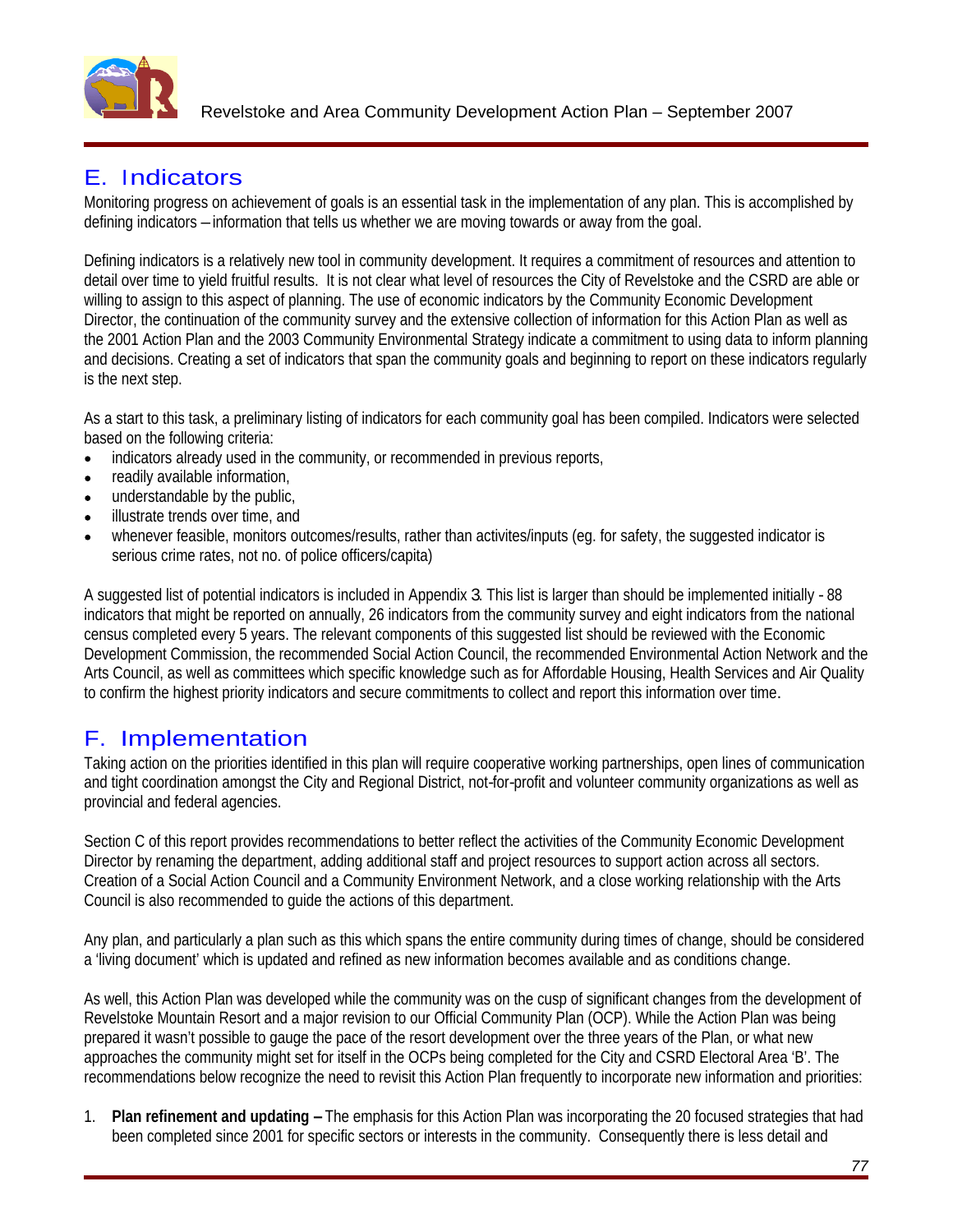## E. Indicators

Monitoring progress on achievement of goals is an essential task in the implementation of any plan. This is accomplished by defining indicators – information that tells us whether we are moving towards or away from the goal.

Defining indicators is a relatively new tool in community development. It requires a commitment of resources and attention to detail over time to yield fruitful results. It is not clear what level of resources the City of Revelstoke and the CSRD are able or willing to assign to this aspect of planning. The use of economic indicators by the Community Economic Development Director, the continuation of the community survey and the extensive collection of information for this Action Plan as well as the 2001 Action Plan and the 2003 Community Environmental Strategy indicate a commitment to using data to inform planning and decisions. Creating a set of indicators that span the community goals and beginning to report on these indicators regularly is the next step.

As a start to this task, a preliminary listing of indicators for each community goal has been compiled. Indicators were selected based on the following criteria:

- indicators already used in the community, or recommended in previous reports,
- readily available information,
- understandable by the public,
- illustrate trends over time, and
- whenever feasible, monitors outcomes/results, rather than activites/inputs (eg. for safety, the suggested indicator is serious crime rates, not no. of police officers/capita)

A suggested list of potential indicators is included in Appendix 3. This list is larger than should be implemented initially - 88 indicators that might be reported on annually, 26 indicators from the community survey and eight indicators from the national census completed every 5 years. The relevant components of this suggested list should be reviewed with the Economic Development Commission, the recommended Social Action Council, the recommended Environmental Action Network and the Arts Council, as well as committees which specific knowledge such as for Affordable Housing, Health Services and Air Quality to confirm the highest priority indicators and secure commitments to collect and report this information over time.

## F. Implementation

Taking action on the priorities identified in this plan will require cooperative working partnerships, open lines of communication and tight coordination amongst the City and Regional District, not-for-profit and volunteer community organizations as well as provincial and federal agencies.

Section C of this report provides recommendations to better reflect the activities of the Community Economic Development Director by renaming the department, adding additional staff and project resources to support action across all sectors. Creation of a Social Action Council and a Community Environment Network, and a close working relationship with the Arts Council is also recommended to guide the actions of this department.

Any plan, and particularly a plan such as this which spans the entire community during times of change, should be considered a 'living document' which is updated and refined as new information becomes available and as conditions change.

As well, this Action Plan was developed while the community was on the cusp of significant changes from the development of Revelstoke Mountain Resort and a major revision to our Official Community Plan (OCP). While the Action Plan was being prepared it wasn't possible to gauge the pace of the resort development over the three years of the Plan, or what new approaches the community might set for itself in the OCPs being completed for the City and CSRD Electoral Area 'B'. The recommendations below recognize the need to revisit this Action Plan frequently to incorporate new information and priorities:

1. **Plan refinement and updating –** The emphasis for this Action Plan was incorporating the 20 focused strategies that had been completed since 2001 for specific sectors or interests in the community. Consequently there is less detail and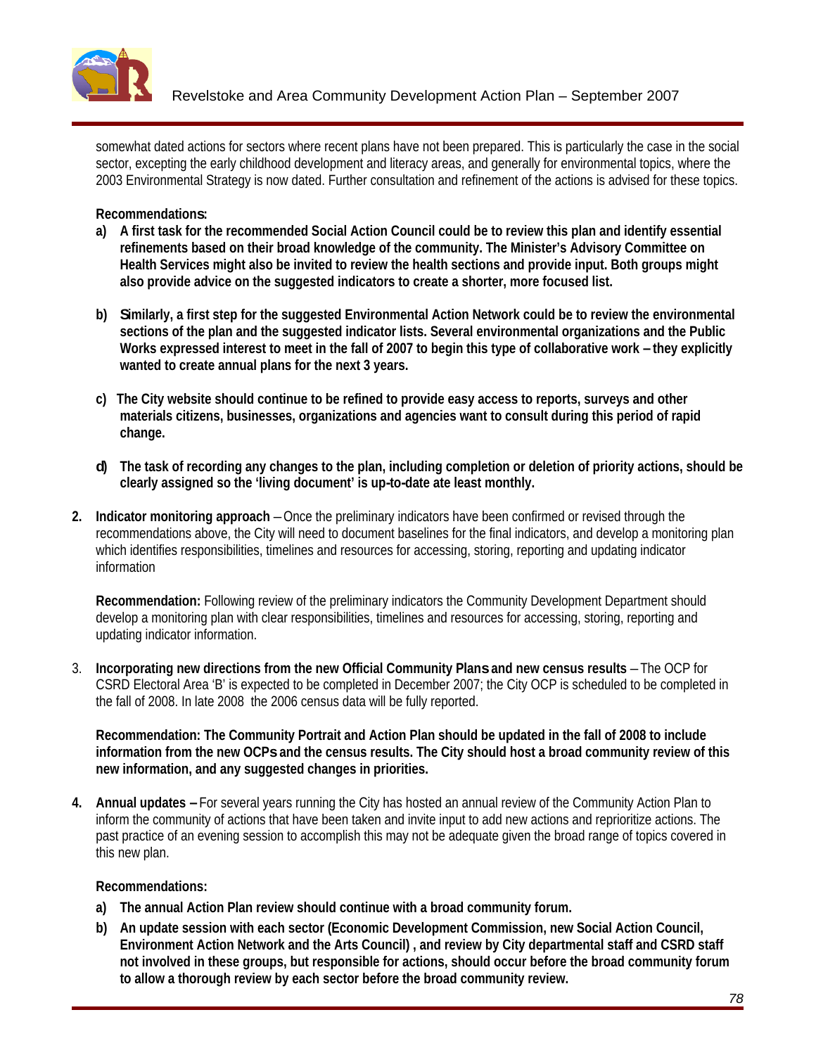somewhat dated actions for sectors where recent plans have not been prepared. This is particularly the case in the social sector, excepting the early childhood development and literacy areas, and generally for environmental topics, where the 2003 Environmental Strategy is now dated. Further consultation and refinement of the actions is advised for these topics.

**Recommendations:**

**a) A first task for the recommended Social Action Council could be to review this plan and identify essential refinements based on their broad knowledge of the community. The Minister's Advisory Committee on Health Services might also be invited to review the health sections and provide input. Both groups might also provide advice on the suggested indicators to create a shorter, more focused list.**

**b) Similarly, a first step for the suggested Environmental Action Network could be to review the environmental sections of the plan and the suggested indicator lists. Several environmental organizations and the Public Works expressed interest to meet in the fall of 2007 to begin this type of collaborative work – they explicitly wanted to create annual plans for the next 3 years.**

**c) The City website should continue to be refined to provide easy access to reports, surveys and other materials citizens, businesses, organizations and agencies want to consult during this period of rapid change.**

**d) The task of recording any changes to the plan, including completion or deletion of priority actions, should be clearly assigned so the 'living document' is up-to-date ate least monthly.**

2. **Indicator monitoring approach** – Once the preliminary indicators have been confirmed or revised through the recommendations above, the City will need to document baselines for the final indicators, and develop a monitoring plan which identifies responsibilities, timelines and resources for accessing, storing, reporting and updating indicator information

   **Recommendation:** Following review of the preliminary indicators the Community Development Department should develop a monitoring plan with clear responsibilities, timelines and resources for accessing, storing, reporting and updating indicator information.

3. **Incorporating new directions from the new Official Community Plans and new census results** – The OCP for CSRD Electoral Area 'B' is expected to be completed in December 2007; the City OCP is scheduled to be completed in the fall of 2008. In late 2008 the 2006 census data will be fully reported.

   **Recommendation: The Community Portrait and Action Plan should be updated in the fall of 2008 to include information from the new OCPs and the census results. The City should host a broad community review of this new information, and any suggested changes in priorities.**

4. **Annual updates** – For several years running the City has hosted an annual review of the Community Action Plan to inform the community of actions that have been taken and invite input to add new actions and reprioritize actions. The past practice of an evening session to accomplish this may not be adequate given the broad range of topics covered in this new plan.

   **Recommendations:**

   **a) The annual Action Plan review should continue with a broad community forum.**

   **b) An update session with each sector (Economic Development Commission, new Social Action Council, Environment Action Network and the Arts Council) , and review by City departmental staff and CSRD staff not involved in these groups, but responsible for actions, should occur before the broad community forum to allow a thorough review by each sector before the broad community review.**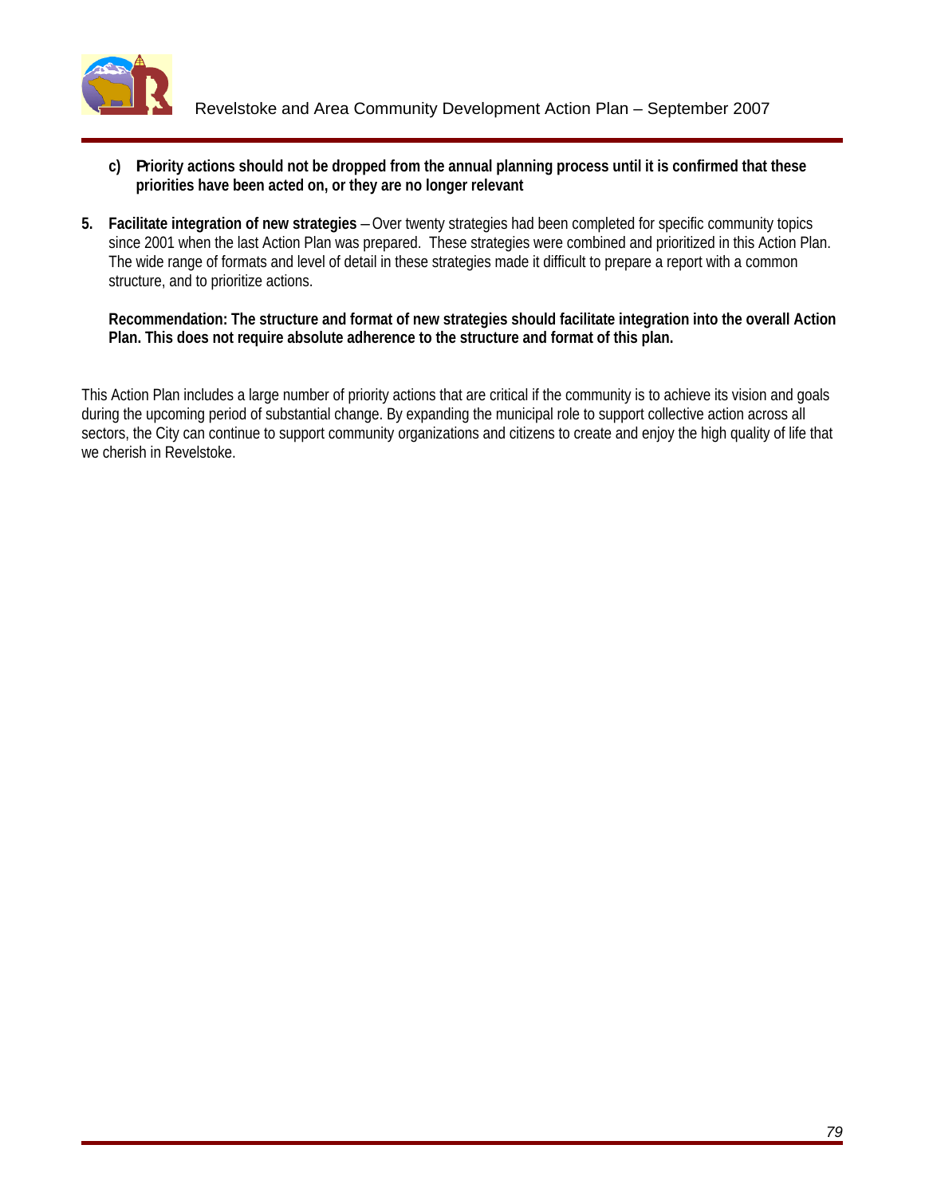c) **Priority actions should not be dropped from the annual planning process until it is confirmed that these priorities have been acted on, or they are no longer relevant**

5. **Facilitate integration of new strategies** – Over twenty strategies had been completed for specific community topics since 2001 when the last Action Plan was prepared. These strategies were combined and prioritized in this Action Plan. The wide range of formats and level of detail in these strategies made it difficult to prepare a report with a common structure, and to prioritize actions.

   **Recommendation: The structure and format of new strategies should facilitate integration into the overall Action Plan. This does not require absolute adherence to the structure and format of this plan.**

This Action Plan includes a large number of priority actions that are critical if the community is to achieve its vision and goals during the upcoming period of substantial change. By expanding the municipal role to support collective action across all sectors, the City can continue to support community organizations and citizens to create and enjoy the high quality of life that we cherish in Revelstoke.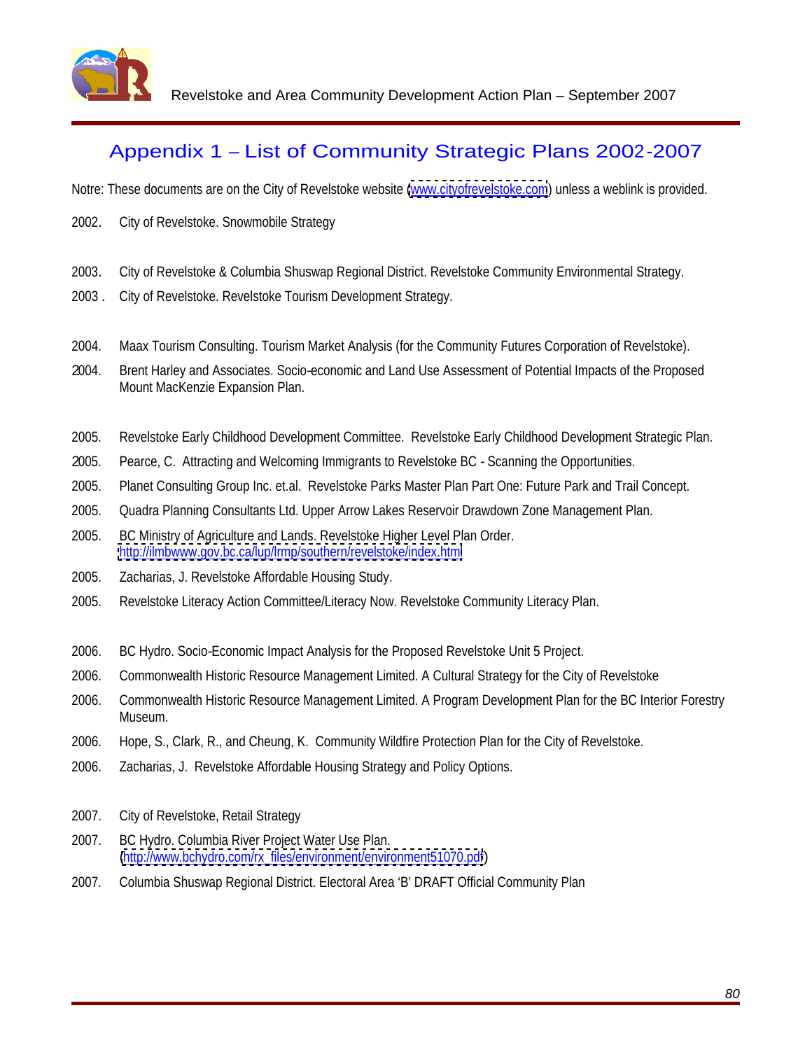## Appendix 1 – List of Community Strategic Plans 2002-2007

Notre: These documents are on the City of Revelstoke website (www.cityofrevelstoke.com) unless a weblink is provided.

2002. City of Revelstoke. Snowmobile Strategy

2003. City of Revelstoke & Columbia Shuswap Regional District. Revelstoke Community Environmental Strategy.

2003 . City of Revelstoke. Revelstoke Tourism Development Strategy.

2004. Maax Tourism Consulting. Tourism Market Analysis (for the Community Futures Corporation of Revelstoke).

2004. Brent Harley and Associates. Socio-economic and Land Use Assessment of Potential Impacts of the Proposed Mount MacKenzie Expansion Plan.

2005. Revelstoke Early Childhood Development Committee. Revelstoke Early Childhood Development Strategic Plan.

2005. Pearce, C. Attracting and Welcoming Immigrants to Revelstoke BC - Scanning the Opportunities.

2005. Planet Consulting Group Inc. et.al. Revelstoke Parks Master Plan Part One: Future Park and Trail Concept.

2005. Quadra Planning Consultants Ltd. Upper Arrow Lakes Reservoir Drawdown Zone Management Plan.

2005. BC Ministry of Agriculture and Lands. Revelstoke Higher Level Plan Order. http://ilmbwww.gov.bc.ca/lup/lrmp/southern/revelstoke/index.html

2005. Zacharias, J. Revelstoke Affordable Housing Study.

2005. Revelstoke Literacy Action Committee/Literacy Now. Revelstoke Community Literacy Plan.

2006. BC Hydro. Socio-Economic Impact Analysis for the Proposed Revelstoke Unit 5 Project.

2006. Commonwealth Historic Resource Management Limited. A Cultural Strategy for the City of Revelstoke

2006. Commonwealth Historic Resource Management Limited. A Program Development Plan for the BC Interior Forestry Museum.

2006. Hope, S., Clark, R., and Cheung, K. Community Wildfire Protection Plan for the City of Revelstoke.

2006. Zacharias, J. Revelstoke Affordable Housing Strategy and Policy Options.

2007. City of Revelstoke, Retail Strategy

2007. BC Hydro. Columbia River Project Water Use Plan. (http://www.bchydro.com/rx_files/environment/environment51070.pdf)

2007. Columbia Shuswap Regional District. Electoral Area 'B' DRAFT Official Community Plan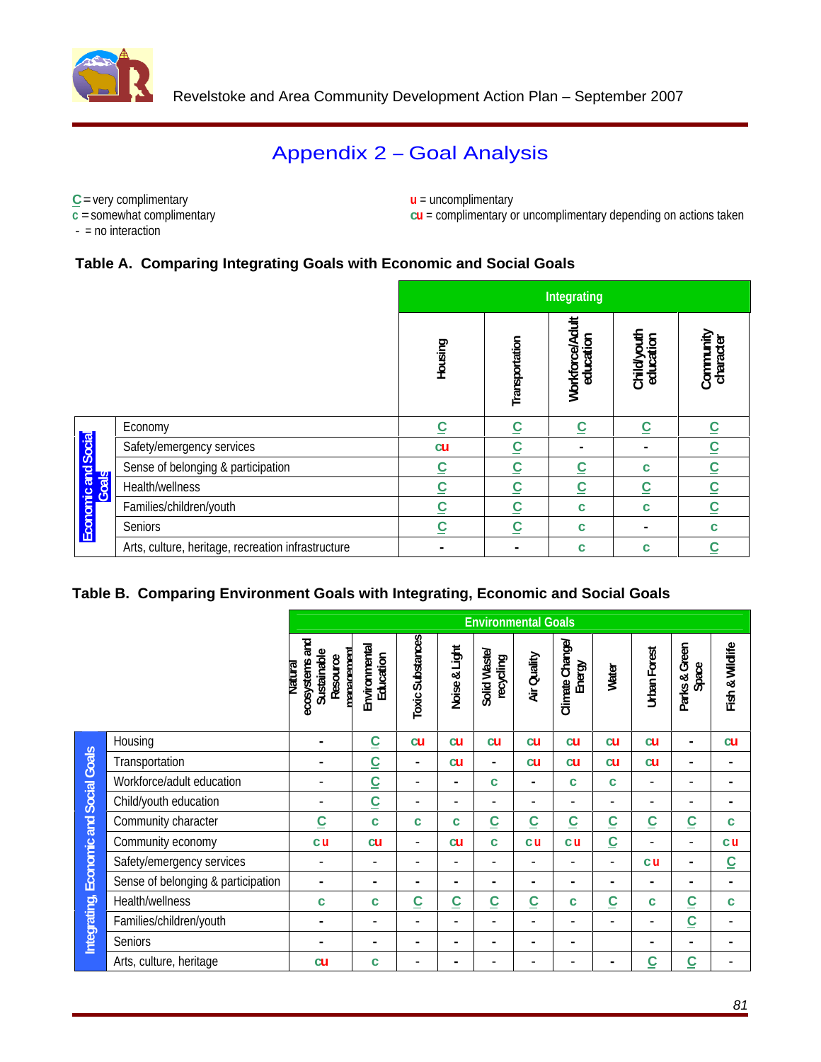# Appendix 2 – Goal Analysis

C = very complimentary
c = somewhat complimentary
- = no interaction

u = uncomplimentary
cu = complimentary or uncomplimentary depending on actions taken

### Table A. Comparing Integrating Goals with Economic and Social Goals

| | | Integrating | | | | |
|---|---|---|---|---|---|---|
| | | Housing | Transportation | Workforce/Adult education | Child/youth education | Community character |
| Economic and Social Goals | Economy | C | C | C | C | C |
| | Safety/emergency services | cu | C | - | - | C |
| | Sense of belonging & participation | C | C | C | c | C |
| | Health/wellness | C | C | C | C | C |
| | Families/children/youth | C | C | c | c | C |
| | Seniors | C | C | c | - | c |
| | Arts, culture, heritage, recreation infrastructure | - | - | c | c | C |

### Table B. Comparing Environment Goals with Integrating, Economic and Social Goals

| | | Environmental Goals | | | | | | | | | | |
|---|---|---|---|---|---|---|---|---|---|---|---|---|
| | | Natural ecosystems and Sustainable Resource management | Environmental Education | Toxic Substances | Noise & Light | Solid Waste/ recycling | Air Quality | Climate Change/ Energy | Water | Urban Forest | Parks & Green Space | Fish & Wildlife |
| Integrating, Economic and Social Goals | Housing | - | C | cu | cu | cu | cu | cu | cu | cu | - | cu |
| | Transportation | - | C | - | cu | - | cu | cu | cu | cu | - | - |
| | Workforce/adult education | - | C | - | - | c | - | c | c | - | - | - |
| | Child/youth education | - | C | - | - | - | - | - | - | - | - | - |
| | Community character | C | c | c | c | C | C | C | C | C | C | c |
| | Community economy | cu | cu | - | cu | c | cu | cu | C | - | - | cu |
| | Safety/emergency services | - | - | - | - | - | - | - | - | cu | - | C |
| | Sense of belonging & participation | - | - | - | - | - | - | - | - | - | - | - |
| | Health/wellness | c | c | C | C | C | C | c | C | c | C | c |
| | Families/children/youth | - | - | - | - | - | - | - | - | - | C | - |
| | Seniors | - | - | - | - | - | - | - | | - | - | - |
| | Arts, culture, heritage | cu | c | - | - | - | - | - | - | C | C | - |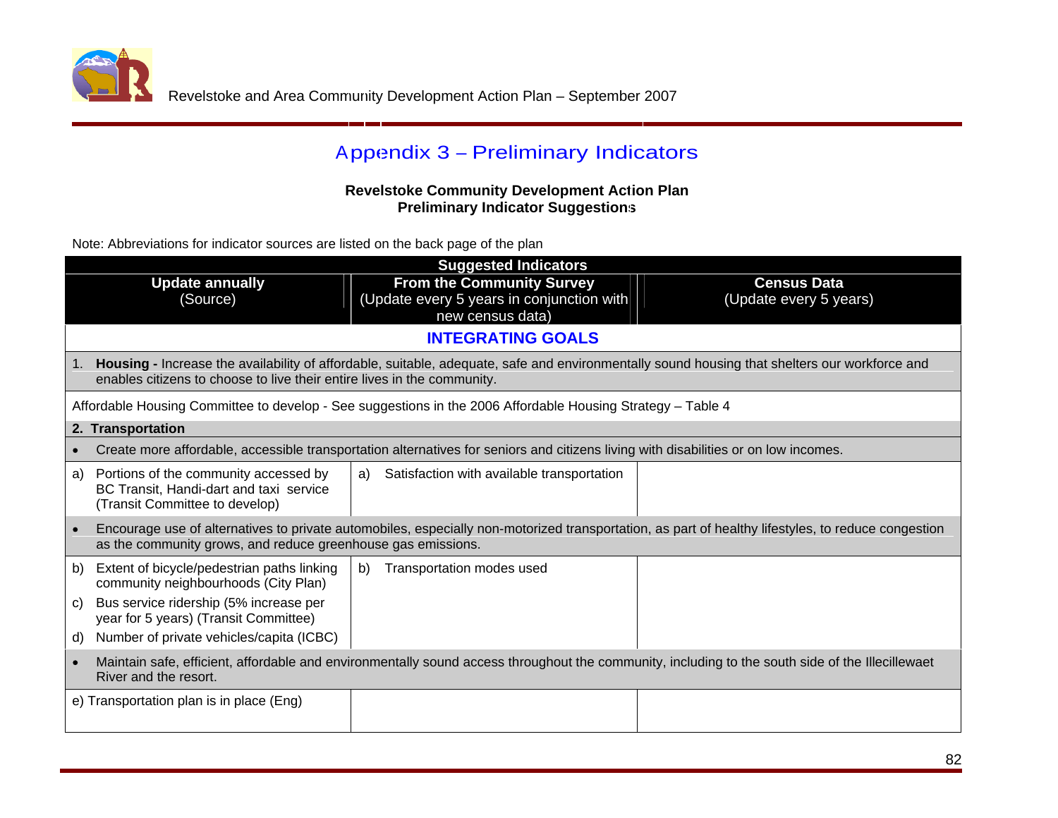# Appendix 3 – Preliminary Indicators

**Revelstoke Community Development Action Plan**
**Preliminary Indicator Suggestions**

Note: Abbreviations for indicator sources are listed on the back page of the plan

| **Suggested Indicators** | | |
|---|---|---|
| **Update annually** (Source) | **From the Community Survey** (Update every 5 years in conjunction with new census data) | **Census Data** (Update every 5 years) |
| **INTEGRATING GOALS** | | |
| 1. **Housing -** Increase the availability of affordable, suitable, adequate, safe and environmentally sound housing that shelters our workforce and enables citizens to choose to live their entire lives in the community. | | |
| Affordable Housing Committee to develop - See suggestions in the 2006 Affordable Housing Strategy – Table 4 | | |
| **2. Transportation** | | |
| • Create more affordable, accessible transportation alternatives for seniors and citizens living with disabilities or on low incomes. | | |
| a) Portions of the community accessed by BC Transit, Handi-dart and taxi service (Transit Committee to develop) | a) Satisfaction with available transportation | |
| • Encourage use of alternatives to private automobiles, especially non-motorized transportation, as part of healthy lifestyles, to reduce congestion as the community grows, and reduce greenhouse gas emissions. | | |
| b) Extent of bicycle/pedestrian paths linking community neighbourhoods (City Plan)<br>c) Bus service ridership (5% increase per year for 5 years) (Transit Committee)<br>d) Number of private vehicles/capita (ICBC) | b) Transportation modes used | |
| • Maintain safe, efficient, affordable and environmentally sound access throughout the community, including to the south side of the Illecillewaet River and the resort. | | |
| e) Transportation plan is in place (Eng) | | |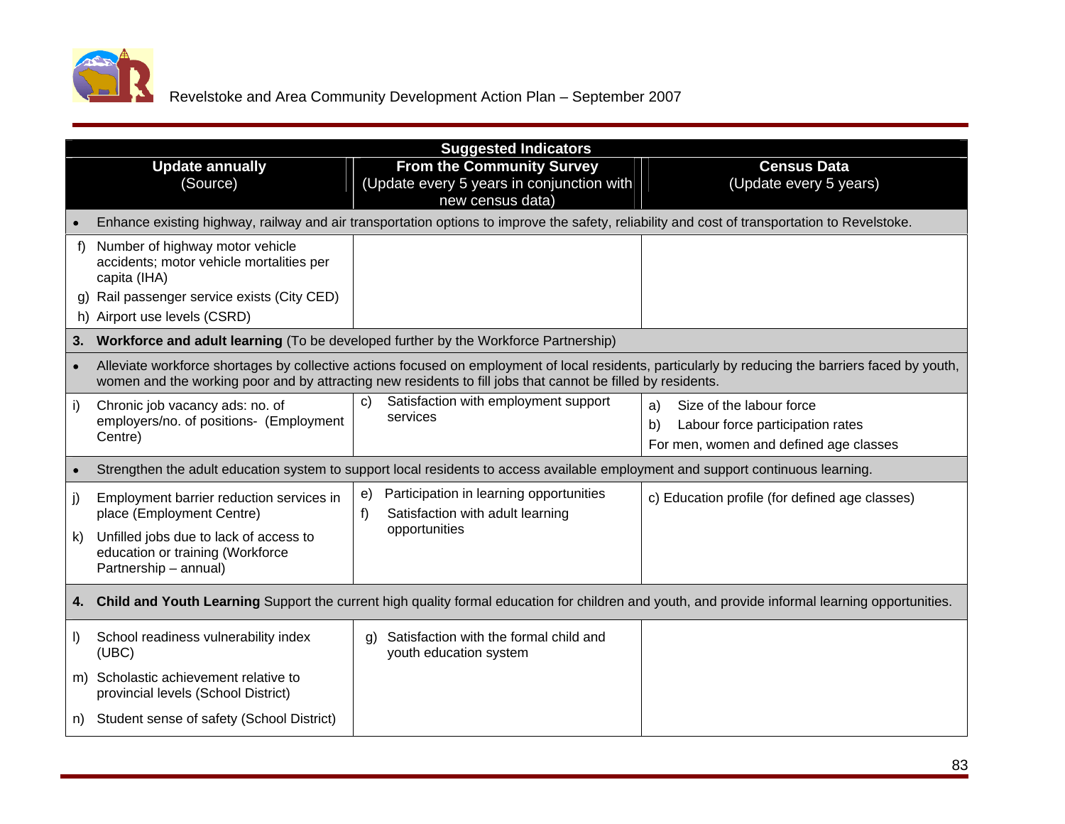| Suggested Indicators | | |
|---|---|---|
| **Update annually** (Source) | **From the Community Survey** (Update every 5 years in conjunction with new census data) | **Census Data** (Update every 5 years) |
| • Enhance existing highway, railway and air transportation options to improve the safety, reliability and cost of transportation to Revelstoke. | | |
| f) Number of highway motor vehicle accidents; motor vehicle mortalities per capita (IHA)<br>g) Rail passenger service exists (City CED)<br>h) Airport use levels (CSRD) | | |
| **3. Workforce and adult learning** (To be developed further by the Workforce Partnership) | | |
| • Alleviate workforce shortages by collective actions focused on employment of local residents, particularly by reducing the barriers faced by youth, women and the working poor and by attracting new residents to fill jobs that cannot be filled by residents. | | |
| i) Chronic job vacancy ads: no. of employers/no. of positions- (Employment Centre) | c) Satisfaction with employment support services | a) Size of the labour force<br>b) Labour force participation rates<br>For men, women and defined age classes |
| • Strengthen the adult education system to support local residents to access available employment and support continuous learning. | | |
| j) Employment barrier reduction services in place (Employment Centre)<br>k) Unfilled jobs due to lack of access to education or training (Workforce Partnership – annual) | e) Participation in learning opportunities<br>f) Satisfaction with adult learning opportunities | c) Education profile (for defined age classes) |
| **4. Child and Youth Learning** Support the current high quality formal education for children and youth, and provide informal learning opportunities. | | |
| l) School readiness vulnerability index (UBC)<br>m) Scholastic achievement relative to provincial levels (School District)<br>n) Student sense of safety (School District) | g) Satisfaction with the formal child and youth education system | |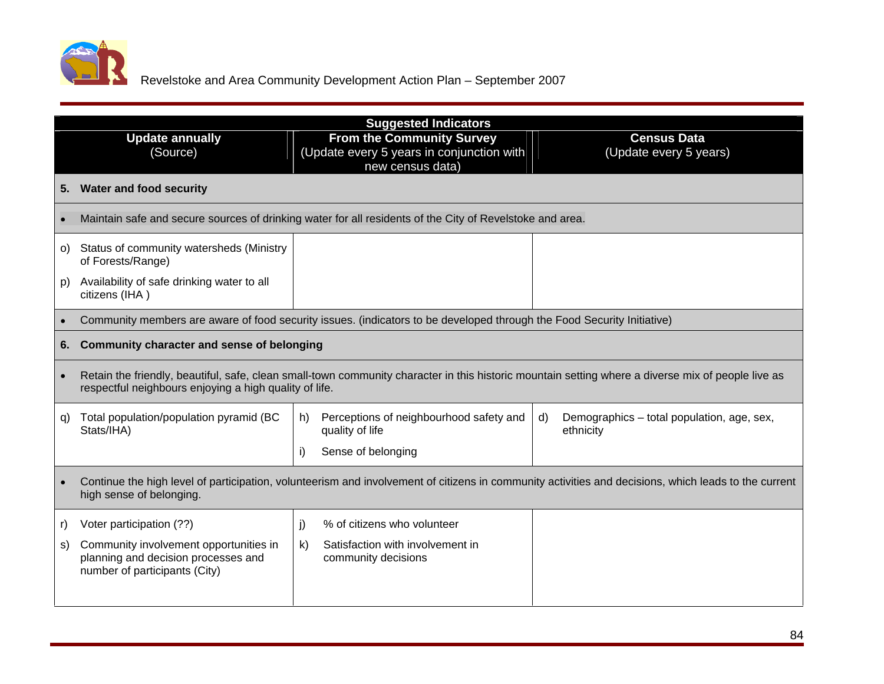| Suggested Indicators | | |
|---|---|---|
| **Update annually** (Source) | **From the Community Survey** (Update every 5 years in conjunction with new census data) | **Census Data** (Update every 5 years) |
| **5. Water and food security** | | |
| • Maintain safe and secure sources of drinking water for all residents of the City of Revelstoke and area. | | |
| o) Status of community watersheds (Ministry of Forests/Range)<br>p) Availability of safe drinking water to all citizens (IHA ) | | |
| • Community members are aware of food security issues. (indicators to be developed through the Food Security Initiative) | | |
| **6. Community character and sense of belonging** | | |
| • Retain the friendly, beautiful, safe, clean small-town community character in this historic mountain setting where a diverse mix of people live as respectful neighbours enjoying a high quality of life. | | |
| q) Total population/population pyramid (BC Stats/IHA) | h) Perceptions of neighbourhood safety and quality of life<br>i) Sense of belonging | d) Demographics – total population, age, sex, ethnicity |
| • Continue the high level of participation, volunteerism and involvement of citizens in community activities and decisions, which leads to the current high sense of belonging. | | |
| r) Voter participation (??)<br>s) Community involvement opportunities in planning and decision processes and number of participants (City) | j) % of citizens who volunteer<br>k) Satisfaction with involvement in community decisions | |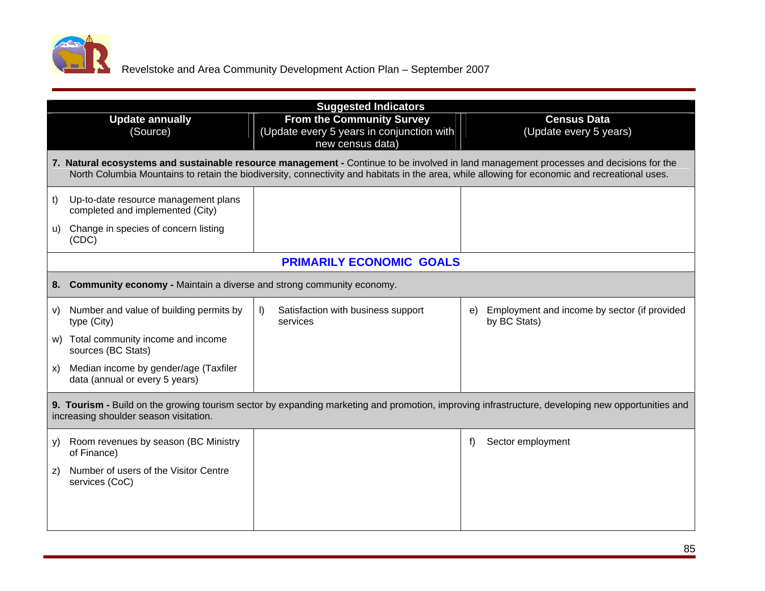| Suggested Indicators | | |
|---|---|---|
| **Update annually** (Source) | **From the Community Survey** (Update every 5 years in conjunction with new census data) | **Census Data** (Update every 5 years) |
| **7. Natural ecosystems and sustainable resource management -** Continue to be involved in land management processes and decisions for the North Columbia Mountains to retain the biodiversity, connectivity and habitats in the area, while allowing for economic and recreational uses. | | |
| t) Up-to-date resource management plans completed and implemented (City)<br>u) Change in species of concern listing (CDC) | | |
| **PRIMARILY ECONOMIC GOALS** | | |
| **8. Community economy -** Maintain a diverse and strong community economy. | | |
| v) Number and value of building permits by type (City)<br>w) Total community income and income sources (BC Stats)<br>x) Median income by gender/age (Taxfiler data (annual or every 5 years) | l) Satisfaction with business support services | e) Employment and income by sector (if provided by BC Stats) |
| **9. Tourism -** Build on the growing tourism sector by expanding marketing and promotion, improving infrastructure, developing new opportunities and increasing shoulder season visitation. | | |
| y) Room revenues by season (BC Ministry of Finance)<br>z) Number of users of the Visitor Centre services (CoC) | | f) Sector employment |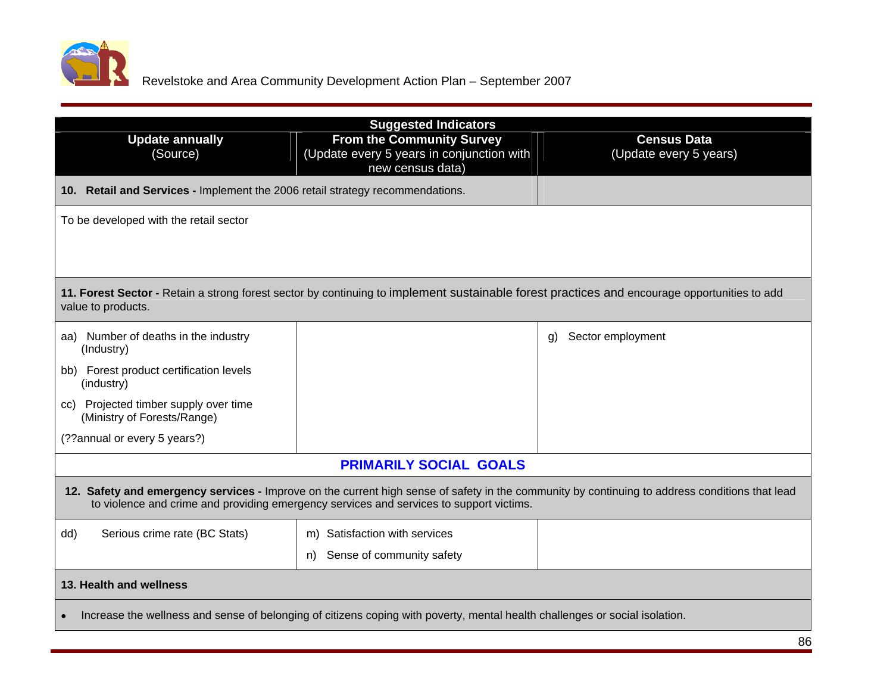| Suggested Indicators | | |
|---|---|---|
| **Update annually** (Source) | **From the Community Survey** (Update every 5 years in conjunction with new census data) | **Census Data** (Update every 5 years) |
| **10. Retail and Services -** Implement the 2006 retail strategy recommendations. | | |
| To be developed with the retail sector | | |
| **11. Forest Sector -** Retain a strong forest sector by continuing to implement sustainable forest practices and encourage opportunities to add value to products. | | |
| aa) Number of deaths in the industry (Industry)<br>bb) Forest product certification levels (industry)<br>cc) Projected timber supply over time (Ministry of Forests/Range)<br>(??annual or every 5 years?) | | g) Sector employment |
| **PRIMARILY SOCIAL GOALS** | | |
| **12. Safety and emergency services -** Improve on the current high sense of safety in the community by continuing to address conditions that lead to violence and crime and providing emergency services and services to support victims. | | |
| dd) Serious crime rate (BC Stats) | m) Satisfaction with services<br>n) Sense of community safety | |
| **13. Health and wellness** | | |
| • Increase the wellness and sense of belonging of citizens coping with poverty, mental health challenges or social isolation. | | |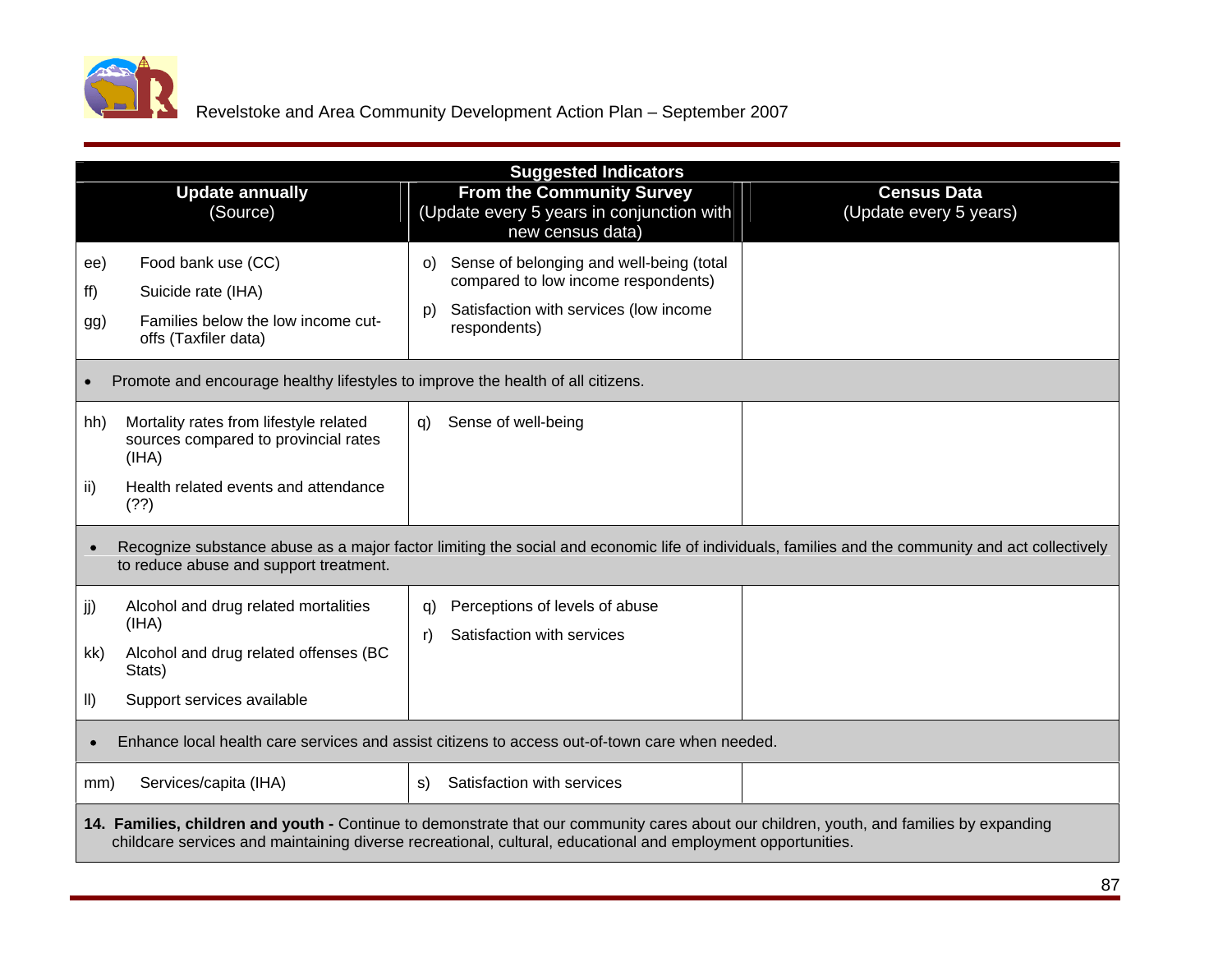| Suggested Indicators | | |
|---|---|---|
| **Update annually** (Source) | **From the Community Survey** (Update every 5 years in conjunction with new census data) | **Census Data** (Update every 5 years) |
| ee) Food bank use (CC)<br>ff) Suicide rate (IHA)<br>gg) Families below the low income cut-offs (Taxfiler data) | o) Sense of belonging and well-being (total compared to low income respondents)<br>p) Satisfaction with services (low income respondents) | |
| • Promote and encourage healthy lifestyles to improve the health of all citizens. | | |
| hh) Mortality rates from lifestyle related sources compared to provincial rates (IHA)<br>ii) Health related events and attendance (??) | q) Sense of well-being | |
| • Recognize substance abuse as a major factor limiting the social and economic life of individuals, families and the community and act collectively to reduce abuse and support treatment. | | |
| jj) Alcohol and drug related mortalities (IHA)<br>kk) Alcohol and drug related offenses (BC Stats)<br>ll) Support services available | q) Perceptions of levels of abuse<br>r) Satisfaction with services | |
| • Enhance local health care services and assist citizens to access out-of-town care when needed. | | |
| mm) Services/capita (IHA) | s) Satisfaction with services | |
| **14. Families, children and youth -** Continue to demonstrate that our community cares about our children, youth, and families by expanding childcare services and maintaining diverse recreational, cultural, educational and employment opportunities. | | |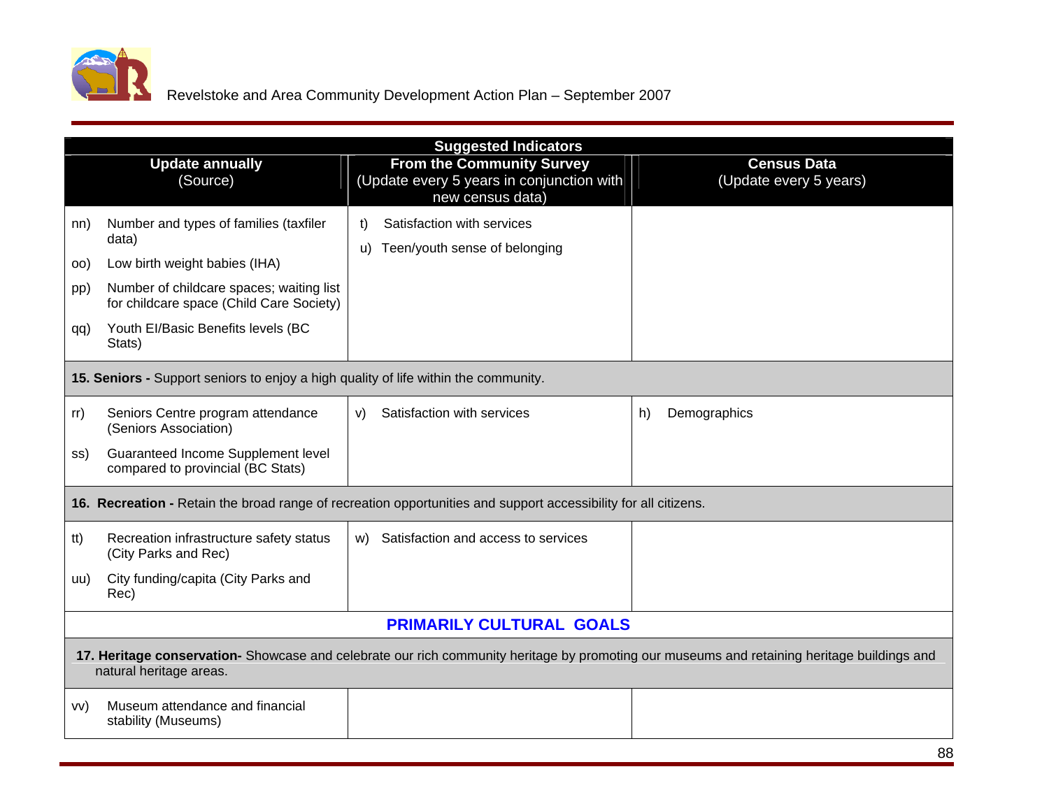| Suggested Indicators | | |
|---|---|---|
| **Update annually** (Source) | **From the Community Survey** (Update every 5 years in conjunction with new census data) | **Census Data** (Update every 5 years) |
| nn) Number and types of families (taxfiler data)<br>oo) Low birth weight babies (IHA)<br>pp) Number of childcare spaces; waiting list for childcare space (Child Care Society)<br>qq) Youth EI/Basic Benefits levels (BC Stats) | t) Satisfaction with services<br>u) Teen/youth sense of belonging | |
| **15. Seniors -** Support seniors to enjoy a high quality of life within the community. | | |
| rr) Seniors Centre program attendance (Seniors Association)<br>ss) Guaranteed Income Supplement level compared to provincial (BC Stats) | v) Satisfaction with services | h) Demographics |
| **16. Recreation -** Retain the broad range of recreation opportunities and support accessibility for all citizens. | | |
| tt) Recreation infrastructure safety status (City Parks and Rec)<br>uu) City funding/capita (City Parks and Rec) | w) Satisfaction and access to services | |
| **PRIMARILY CULTURAL GOALS** | | |
| **17. Heritage conservation-** Showcase and celebrate our rich community heritage by promoting our museums and retaining heritage buildings and natural heritage areas. | | |
| vv) Museum attendance and financial stability (Museums) | | |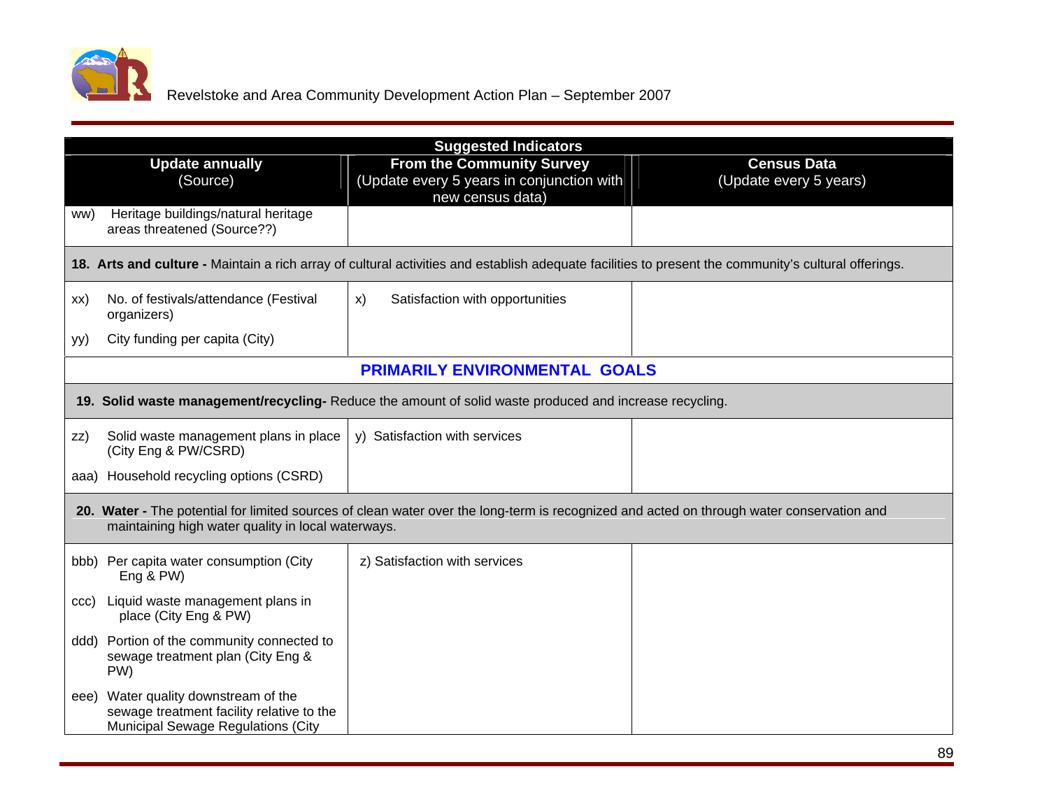| Suggested Indicators | | |
|---|---|---|
| **Update annually** (Source) | **From the Community Survey** (Update every 5 years in conjunction with new census data) | **Census Data** (Update every 5 years) |
| ww) Heritage buildings/natural heritage areas threatened (Source??) | | |
| **18. Arts and culture -** Maintain a rich array of cultural activities and establish adequate facilities to present the community's cultural offerings. | | |
| xx) No. of festivals/attendance (Festival organizers)<br>yy) City funding per capita (City) | x) Satisfaction with opportunities | |
| **PRIMARILY ENVIRONMENTAL GOALS** | | |
| **19. Solid waste management/recycling-** Reduce the amount of solid waste produced and increase recycling. | | |
| zz) Solid waste management plans in place (City Eng & PW/CSRD)<br>aaa) Household recycling options (CSRD) | y) Satisfaction with services | |
| **20. Water -** The potential for limited sources of clean water over the long-term is recognized and acted on through water conservation and maintaining high water quality in local waterways. | | |
| bbb) Per capita water consumption (City Eng & PW)<br>ccc) Liquid waste management plans in place (City Eng & PW)<br>ddd) Portion of the community connected to sewage treatment plan (City Eng & PW)<br>eee) Water quality downstream of the sewage treatment facility relative to the Municipal Sewage Regulations (City | z) Satisfaction with services | |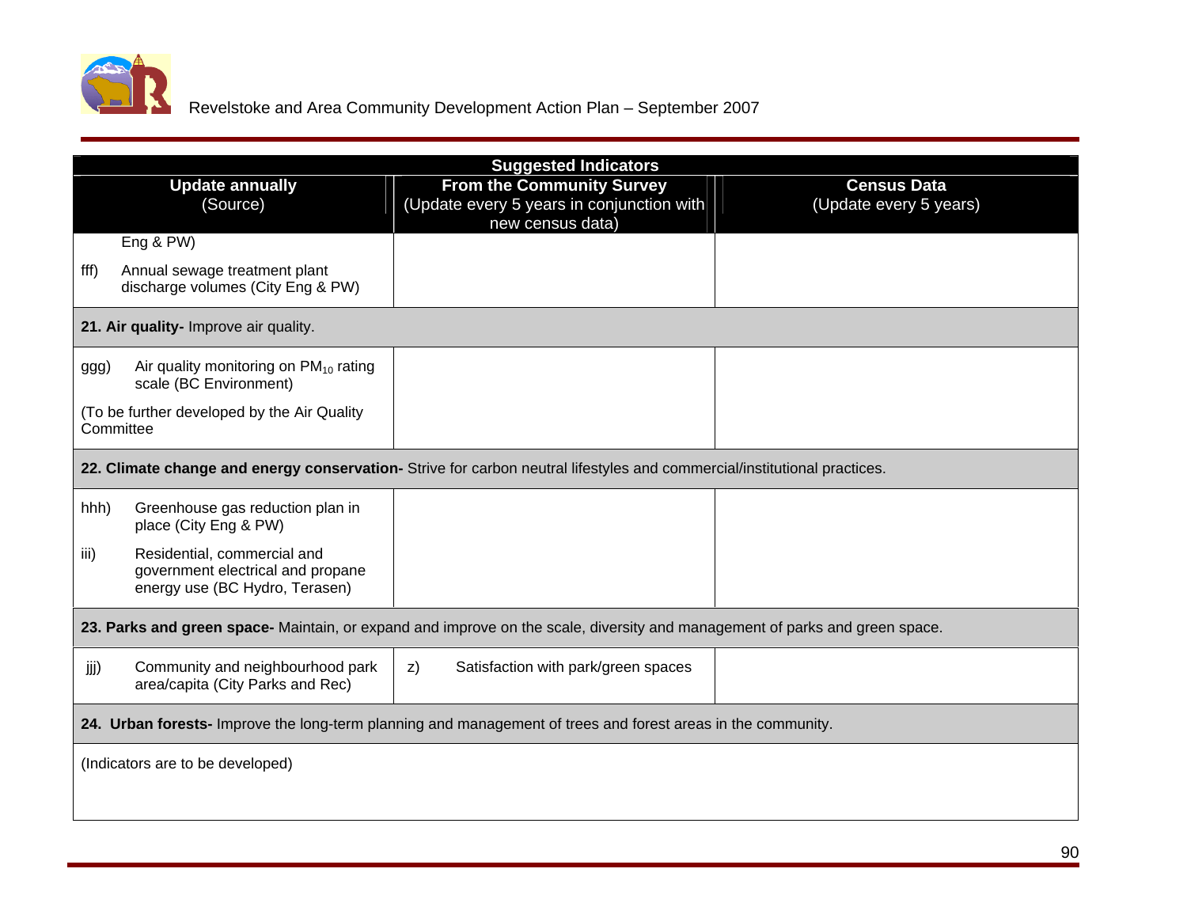| Suggested Indicators | | |
|---|---|---|
| **Update annually** (Source) | **From the Community Survey** (Update every 5 years in conjunction with new census data) | **Census Data** (Update every 5 years) |
| Eng & PW)<br>fff) Annual sewage treatment plant discharge volumes (City Eng & PW) | | |
| **21. Air quality-** Improve air quality. | | |
| ggg) Air quality monitoring on $PM_{10}$ rating scale (BC Environment)<br>(To be further developed by the Air Quality Committee | | |
| **22. Climate change and energy conservation-** Strive for carbon neutral lifestyles and commercial/institutional practices. | | |
| hhh) Greenhouse gas reduction plan in place (City Eng & PW)<br>iii) Residential, commercial and government electrical and propane energy use (BC Hydro, Terasen) | | |
| **23. Parks and green space-** Maintain, or expand and improve on the scale, diversity and management of parks and green space. | | |
| jjj) Community and neighbourhood park area/capita (City Parks and Rec) | z) Satisfaction with park/green spaces | |
| **24. Urban forests-** Improve the long-term planning and management of trees and forest areas in the community. | | |
| (Indicators are to be developed) | | |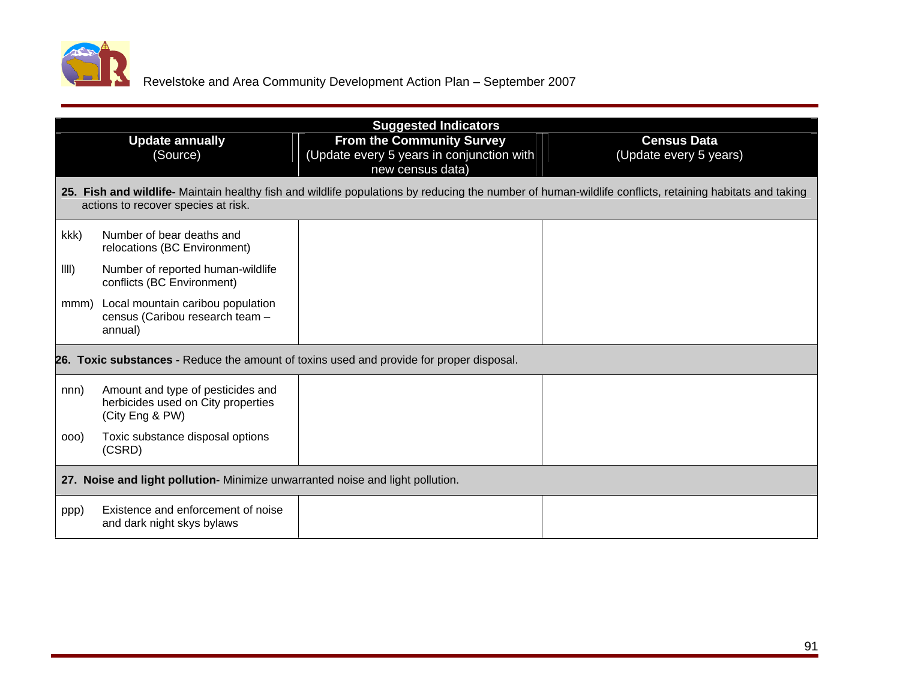| Suggested Indicators | | |
|---|---|---|
| **Update annually** (Source) | **From the Community Survey** (Update every 5 years in conjunction with new census data) | **Census Data** (Update every 5 years) |
| **25. Fish and wildlife-** Maintain healthy fish and wildlife populations by reducing the number of human-wildlife conflicts, retaining habitats and taking actions to recover species at risk. | | |
| kkk) Number of bear deaths and relocations (BC Environment)<br>llll) Number of reported human-wildlife conflicts (BC Environment)<br>mmm) Local mountain caribou population census (Caribou research team – annual) | | |
| **26. Toxic substances -** Reduce the amount of toxins used and provide for proper disposal. | | |
| nnn) Amount and type of pesticides and herbicides used on City properties (City Eng & PW)<br>ooo) Toxic substance disposal options (CSRD) | | |
| **27. Noise and light pollution-** Minimize unwarranted noise and light pollution. | | |
| ppp) Existence and enforcement of noise and dark night skys bylaws | | |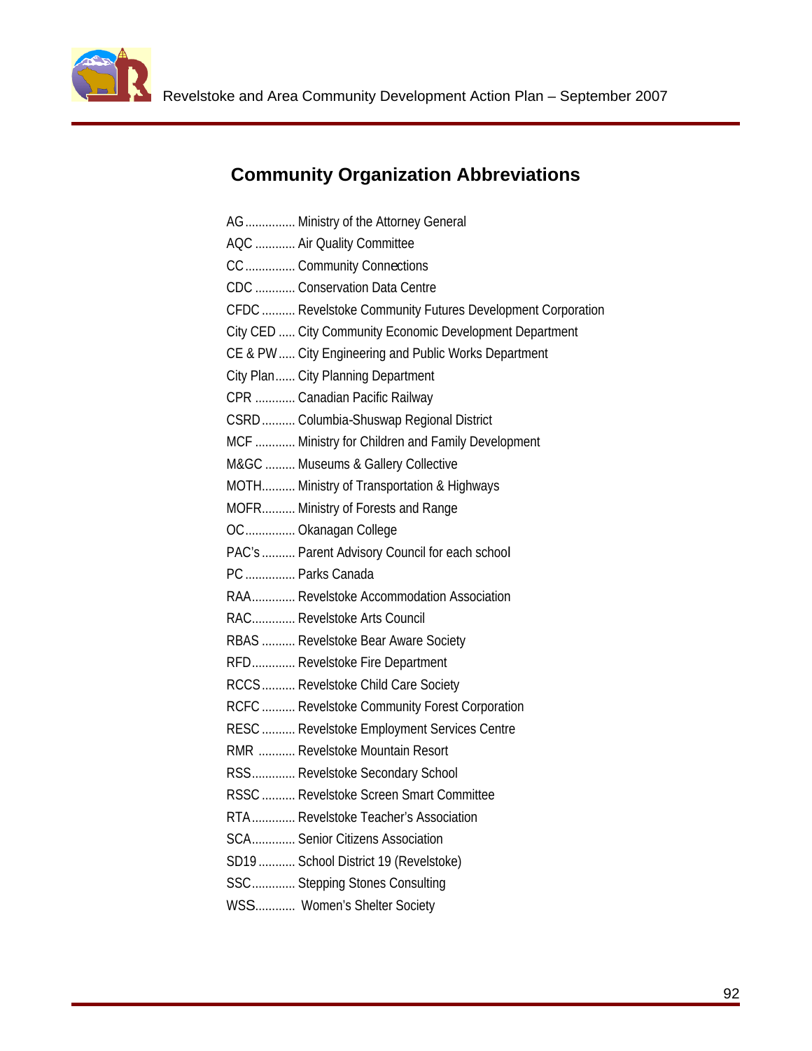## Community Organization Abbreviations

AG............... Ministry of the Attorney General
AQC ............ Air Quality Committee
CC............... Community Connections
CDC ............ Conservation Data Centre
CFDC .......... Revelstoke Community Futures Development Corporation
City CED ..... City Community Economic Development Department
CE & PW..... City Engineering and Public Works Department
City Plan...... City Planning Department
CPR ............ Canadian Pacific Railway
CSRD.......... Columbia-Shuswap Regional District
MCF ............ Ministry for Children and Family Development
M&GC ......... Museums & Gallery Collective
MOTH.......... Ministry of Transportation & Highways
MOFR.......... Ministry of Forests and Range
OC............... Okanagan College
PAC's .......... Parent Advisory Council for each school
PC ............... Parks Canada
RAA............. Revelstoke Accommodation Association
RAC............. Revelstoke Arts Council
RBAS .......... Revelstoke Bear Aware Society
RFD............. Revelstoke Fire Department
RCCS.......... Revelstoke Child Care Society
RCFC .......... Revelstoke Community Forest Corporation
RESC .......... Revelstoke Employment Services Centre
RMR ........... Revelstoke Mountain Resort
RSS............. Revelstoke Secondary School
RSSC .......... Revelstoke Screen Smart Committee
RTA............. Revelstoke Teacher's Association
SCA............. Senior Citizens Association
SD19 ........... School District 19 (Revelstoke)
SSC............. Stepping Stones Consulting
WSS............ Women's Shelter Society